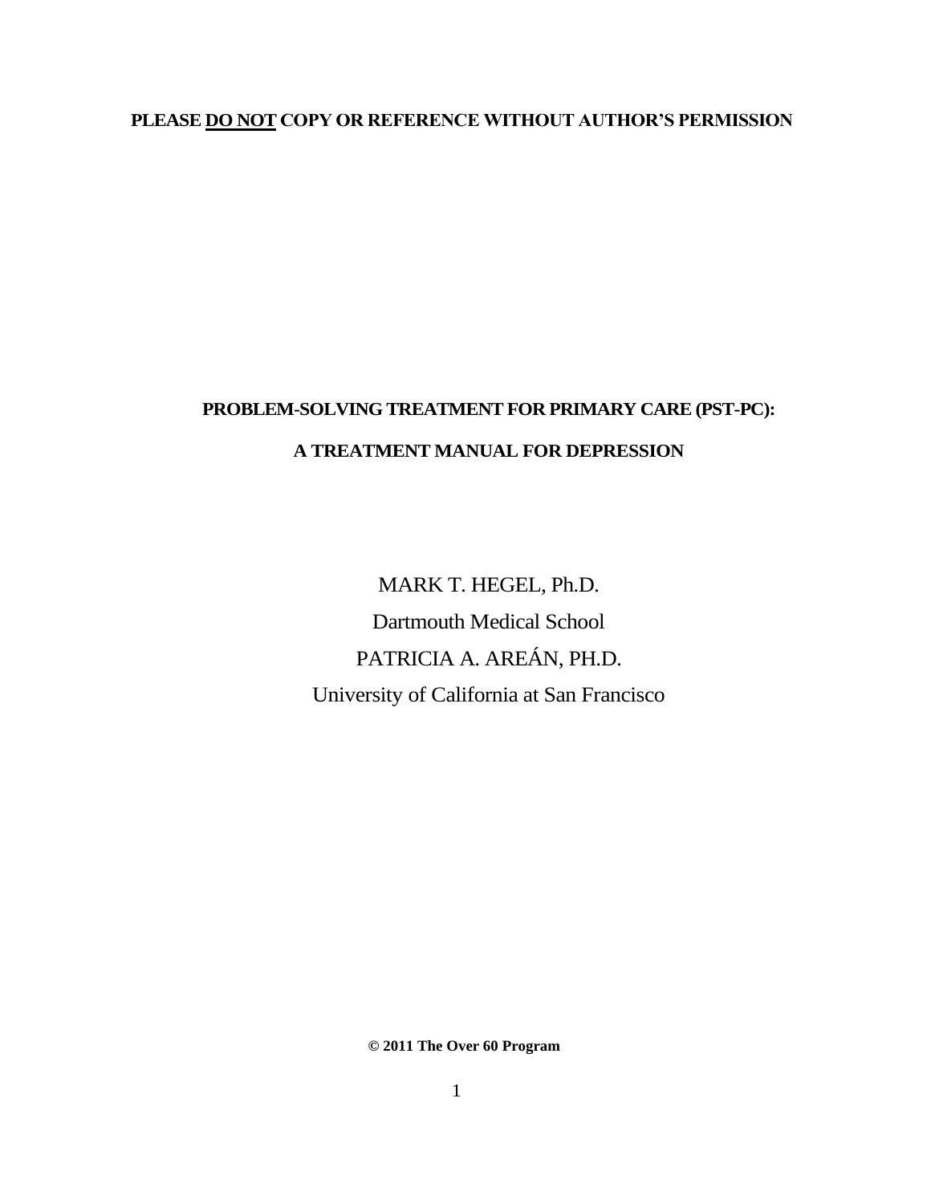**PLEASE DO NOT COPY OR REFERENCE WITHOUT AUTHOR'S PERMISSION**

# PROBLEM-SOLVING TREATMENT FOR PRIMARY CARE (PST-PC):

# A TREATMENT MANUAL FOR DEPRESSION

MARK T. HEGEL, Ph.D.

Dartmouth Medical School

PATRICIA A. AREÁN, PH.D.

University of California at San Francisco

**© 2011 The Over 60 Program**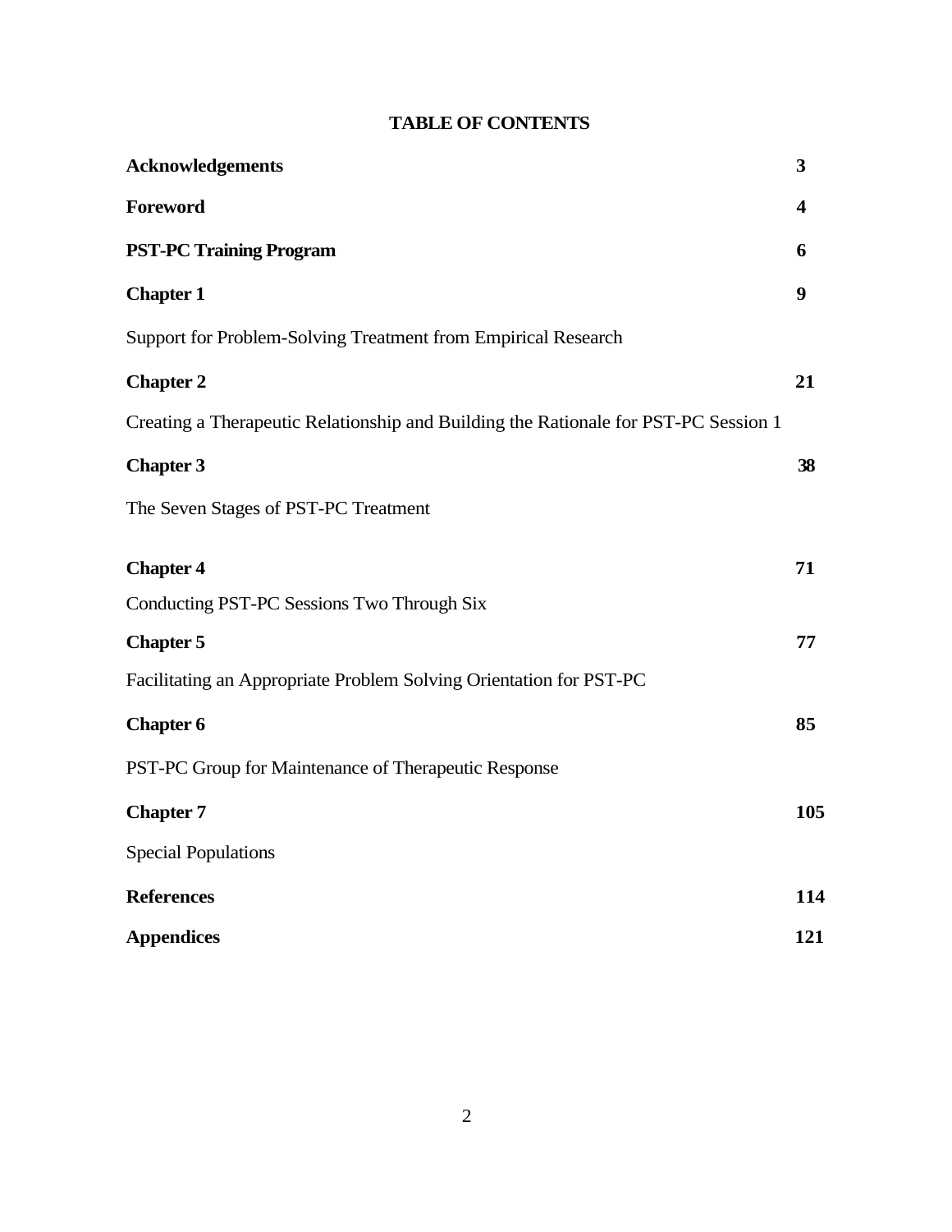# TABLE OF CONTENTS

**Acknowledgements** **3**

**Foreword** **4**

**PST-PC Training Program** **6**

**Chapter 1** **9**

Support for Problem-Solving Treatment from Empirical Research

**Chapter 2** **21**

Creating a Therapeutic Relationship and Building the Rationale for PST-PC Session 1

**Chapter 3** **38**

The Seven Stages of PST-PC Treatment

**Chapter 4** **71**

Conducting PST-PC Sessions Two Through Six

**Chapter 5** **77**

Facilitating an Appropriate Problem Solving Orientation for PST-PC

**Chapter 6** **85**

PST-PC Group for Maintenance of Therapeutic Response

**Chapter 7** **105**

Special Populations

**References** **114**

**Appendices** **121**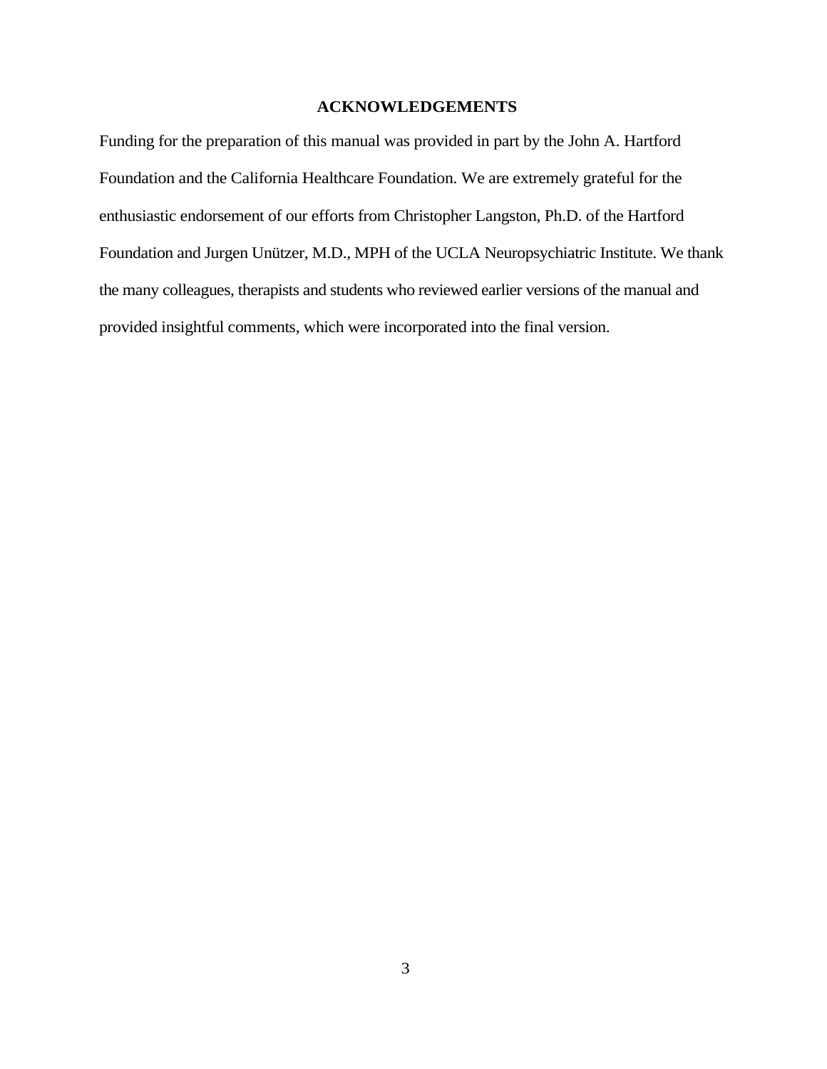# ACKNOWLEDGEMENTS

Funding for the preparation of this manual was provided in part by the John A. Hartford Foundation and the California Healthcare Foundation. We are extremely grateful for the enthusiastic endorsement of our efforts from Christopher Langston, Ph.D. of the Hartford Foundation and Jurgen Unützer, M.D., MPH of the UCLA Neuropsychiatric Institute. We thank the many colleagues, therapists and students who reviewed earlier versions of the manual and provided insightful comments, which were incorporated into the final version.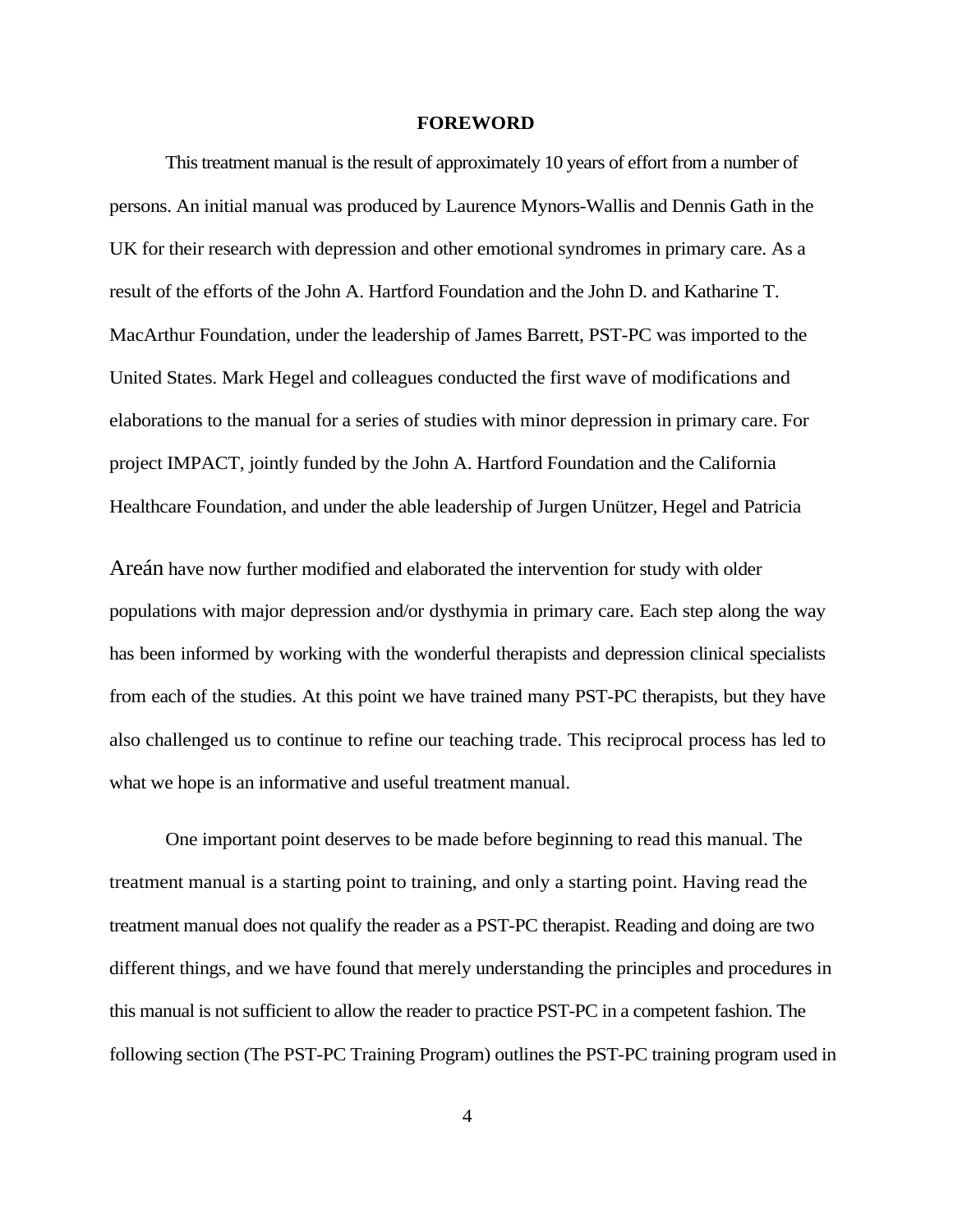## FOREWORD

This treatment manual is the result of approximately 10 years of effort from a number of persons. An initial manual was produced by Laurence Mynors-Wallis and Dennis Gath in the UK for their research with depression and other emotional syndromes in primary care. As a result of the efforts of the John A. Hartford Foundation and the John D. and Katharine T. MacArthur Foundation, under the leadership of James Barrett, PST-PC was imported to the United States. Mark Hegel and colleagues conducted the first wave of modifications and elaborations to the manual for a series of studies with minor depression in primary care. For project IMPACT, jointly funded by the John A. Hartford Foundation and the California Healthcare Foundation, and under the able leadership of Jurgen Unützer, Hegel and Patricia Areán have now further modified and elaborated the intervention for study with older populations with major depression and/or dysthymia in primary care. Each step along the way has been informed by working with the wonderful therapists and depression clinical specialists from each of the studies. At this point we have trained many PST-PC therapists, but they have also challenged us to continue to refine our teaching trade. This reciprocal process has led to what we hope is an informative and useful treatment manual.

One important point deserves to be made before beginning to read this manual. The treatment manual is a starting point to training, and only a starting point. Having read the treatment manual does not qualify the reader as a PST-PC therapist. Reading and doing are two different things, and we have found that merely understanding the principles and procedures in this manual is not sufficient to allow the reader to practice PST-PC in a competent fashion. The following section (The PST-PC Training Program) outlines the PST-PC training program used in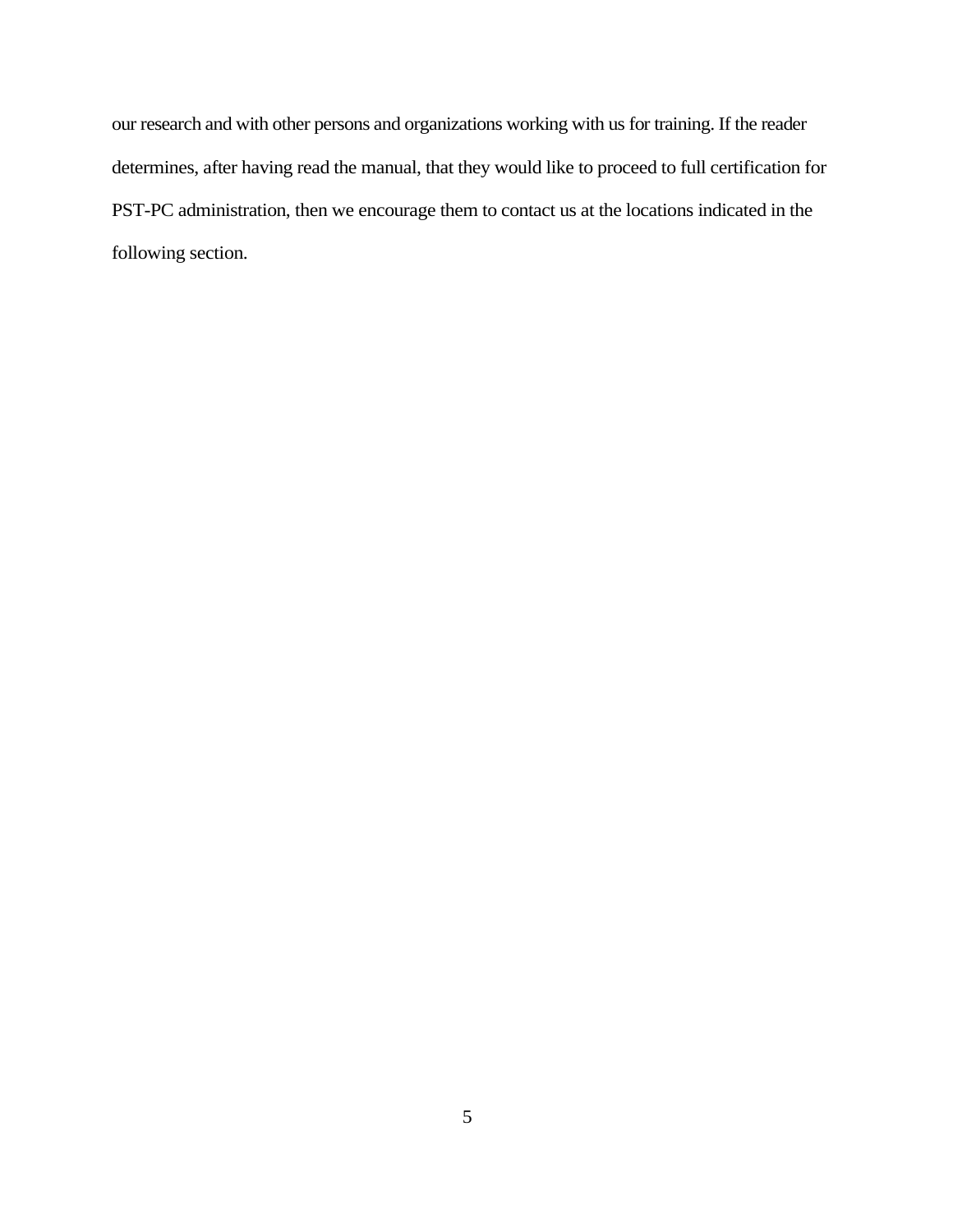our research and with other persons and organizations working with us for training. If the reader determines, after having read the manual, that they would like to proceed to full certification for PST-PC administration, then we encourage them to contact us at the locations indicated in the following section.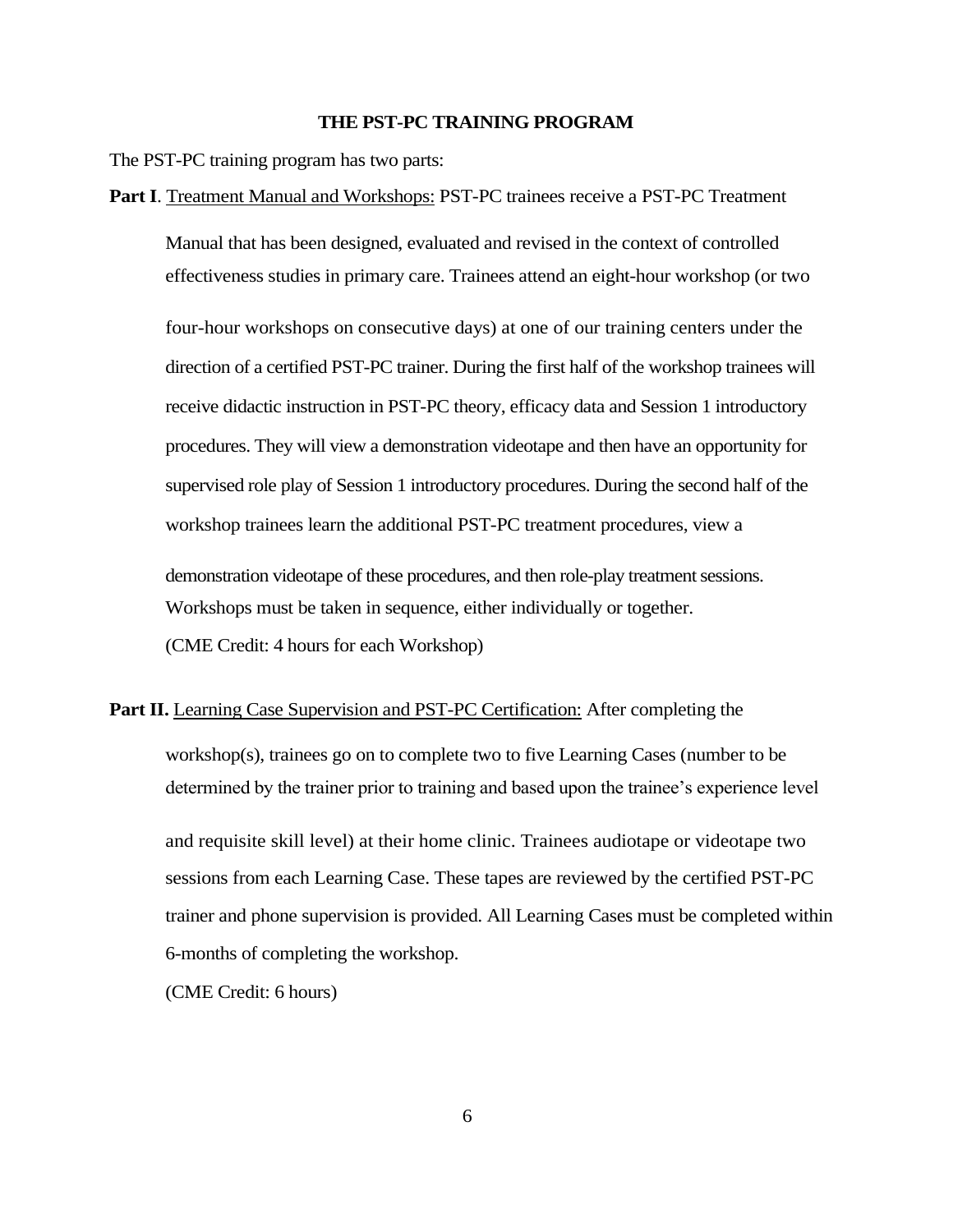## THE PST-PC TRAINING PROGRAM

The PST-PC training program has two parts:

**Part I**. Treatment Manual and Workshops: PST-PC trainees receive a PST-PC Treatment Manual that has been designed, evaluated and revised in the context of controlled effectiveness studies in primary care. Trainees attend an eight-hour workshop (or two four-hour workshops on consecutive days) at one of our training centers under the direction of a certified PST-PC trainer. During the first half of the workshop trainees will receive didactic instruction in PST-PC theory, efficacy data and Session 1 introductory procedures. They will view a demonstration videotape and then have an opportunity for supervised role play of Session 1 introductory procedures. During the second half of the workshop trainees learn the additional PST-PC treatment procedures, view a demonstration videotape of these procedures, and then role-play treatment sessions. Workshops must be taken in sequence, either individually or together.
(CME Credit: 4 hours for each Workshop)

**Part II.** Learning Case Supervision and PST-PC Certification: After completing the workshop(s), trainees go on to complete two to five Learning Cases (number to be determined by the trainer prior to training and based upon the trainee's experience level and requisite skill level) at their home clinic. Trainees audiotape or videotape two sessions from each Learning Case. These tapes are reviewed by the certified PST-PC trainer and phone supervision is provided. All Learning Cases must be completed within 6-months of completing the workshop.
(CME Credit: 6 hours)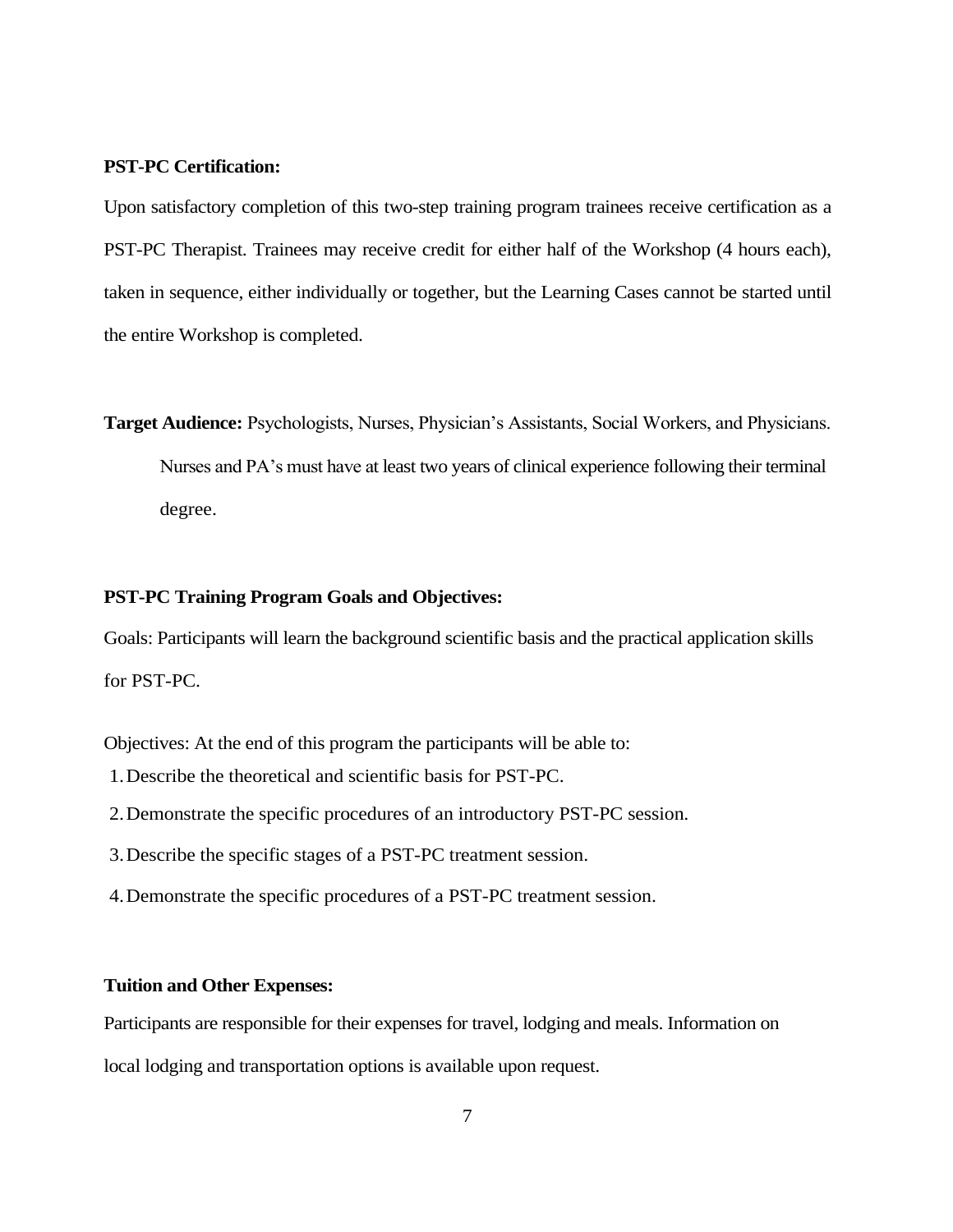**PST-PC Certification:**

Upon satisfactory completion of this two-step training program trainees receive certification as a PST-PC Therapist. Trainees may receive credit for either half of the Workshop (4 hours each), taken in sequence, either individually or together, but the Learning Cases cannot be started until the entire Workshop is completed.

**Target Audience:** Psychologists, Nurses, Physician's Assistants, Social Workers, and Physicians. Nurses and PA's must have at least two years of clinical experience following their terminal degree.

**PST-PC Training Program Goals and Objectives:**

Goals: Participants will learn the background scientific basis and the practical application skills for PST-PC.

Objectives: At the end of this program the participants will be able to:

1. Describe the theoretical and scientific basis for PST-PC.
2. Demonstrate the specific procedures of an introductory PST-PC session.
3. Describe the specific stages of a PST-PC treatment session.
4. Demonstrate the specific procedures of a PST-PC treatment session.

**Tuition and Other Expenses:**

Participants are responsible for their expenses for travel, lodging and meals. Information on local lodging and transportation options is available upon request.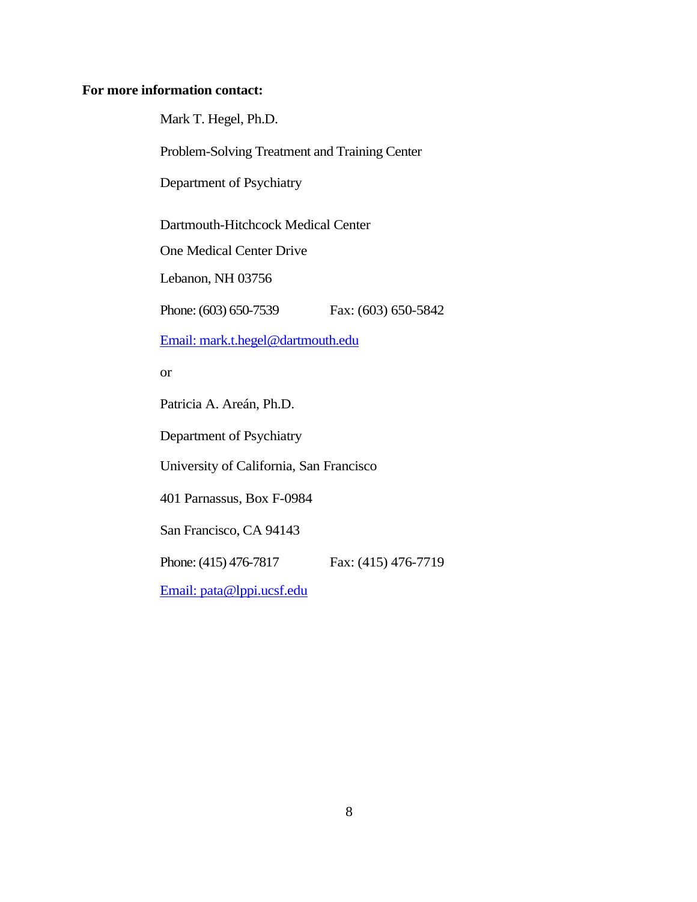**For more information contact:**

Mark T. Hegel, Ph.D.

Problem-Solving Treatment and Training Center

Department of Psychiatry

Dartmouth-Hitchcock Medical Center

One Medical Center Drive

Lebanon, NH 03756

Phone: (603) 650-7539 Fax: (603) 650-5842

Email: mark.t.hegel@dartmouth.edu

or

Patricia A. Areán, Ph.D.

Department of Psychiatry

University of California, San Francisco

401 Parnassus, Box F-0984

San Francisco, CA 94143

Phone: (415) 476-7817 Fax: (415) 476-7719

Email: pata@lppi.ucsf.edu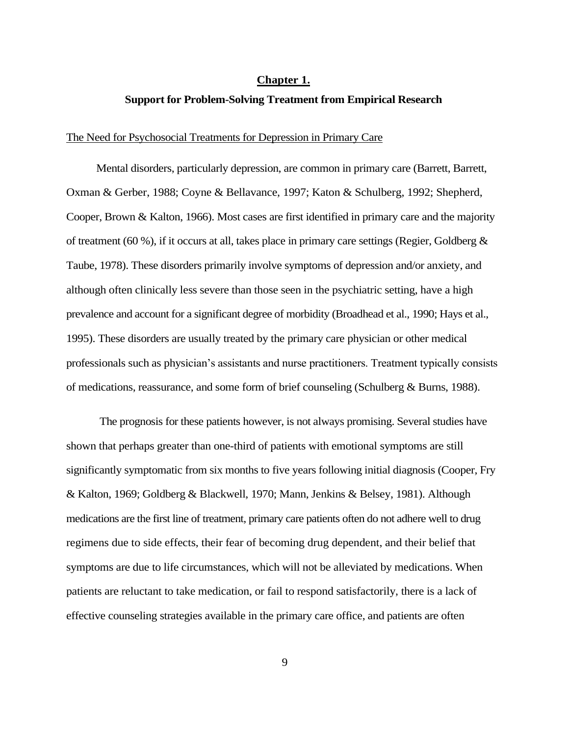# Chapter 1.

## Support for Problem-Solving Treatment from Empirical Research

### The Need for Psychosocial Treatments for Depression in Primary Care

Mental disorders, particularly depression, are common in primary care (Barrett, Barrett, Oxman & Gerber, 1988; Coyne & Bellavance, 1997; Katon & Schulberg, 1992; Shepherd, Cooper, Brown & Kalton, 1966). Most cases are first identified in primary care and the majority of treatment (60 %), if it occurs at all, takes place in primary care settings (Regier, Goldberg & Taube, 1978). These disorders primarily involve symptoms of depression and/or anxiety, and although often clinically less severe than those seen in the psychiatric setting, have a high prevalence and account for a significant degree of morbidity (Broadhead et al., 1990; Hays et al., 1995). These disorders are usually treated by the primary care physician or other medical professionals such as physician's assistants and nurse practitioners. Treatment typically consists of medications, reassurance, and some form of brief counseling (Schulberg & Burns, 1988).

The prognosis for these patients however, is not always promising. Several studies have shown that perhaps greater than one-third of patients with emotional symptoms are still significantly symptomatic from six months to five years following initial diagnosis (Cooper, Fry & Kalton, 1969; Goldberg & Blackwell, 1970; Mann, Jenkins & Belsey, 1981). Although medications are the first line of treatment, primary care patients often do not adhere well to drug regimens due to side effects, their fear of becoming drug dependent, and their belief that symptoms are due to life circumstances, which will not be alleviated by medications. When patients are reluctant to take medication, or fail to respond satisfactorily, there is a lack of effective counseling strategies available in the primary care office, and patients are often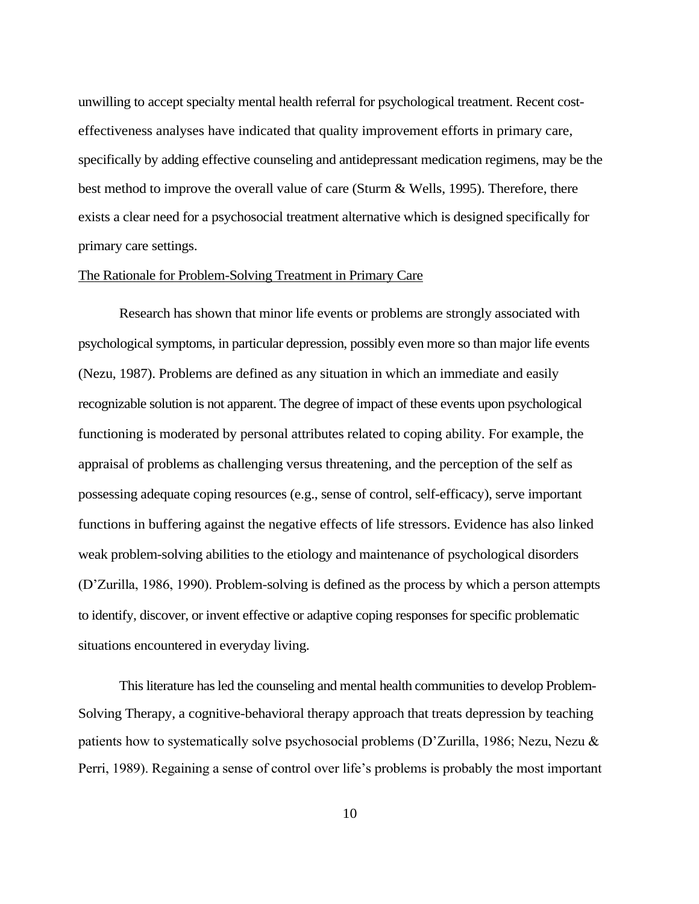unwilling to accept specialty mental health referral for psychological treatment. Recent cost-effectiveness analyses have indicated that quality improvement efforts in primary care, specifically by adding effective counseling and antidepressant medication regimens, may be the best method to improve the overall value of care (Sturm & Wells, 1995). Therefore, there exists a clear need for a psychosocial treatment alternative which is designed specifically for primary care settings.

## The Rationale for Problem-Solving Treatment in Primary Care

Research has shown that minor life events or problems are strongly associated with psychological symptoms, in particular depression, possibly even more so than major life events (Nezu, 1987). Problems are defined as any situation in which an immediate and easily recognizable solution is not apparent. The degree of impact of these events upon psychological functioning is moderated by personal attributes related to coping ability. For example, the appraisal of problems as challenging versus threatening, and the perception of the self as possessing adequate coping resources (e.g., sense of control, self-efficacy), serve important functions in buffering against the negative effects of life stressors. Evidence has also linked weak problem-solving abilities to the etiology and maintenance of psychological disorders (D'Zurilla, 1986, 1990). Problem-solving is defined as the process by which a person attempts to identify, discover, or invent effective or adaptive coping responses for specific problematic situations encountered in everyday living.

This literature has led the counseling and mental health communities to develop Problem-Solving Therapy, a cognitive-behavioral therapy approach that treats depression by teaching patients how to systematically solve psychosocial problems (D'Zurilla, 1986; Nezu, Nezu & Perri, 1989). Regaining a sense of control over life's problems is probably the most important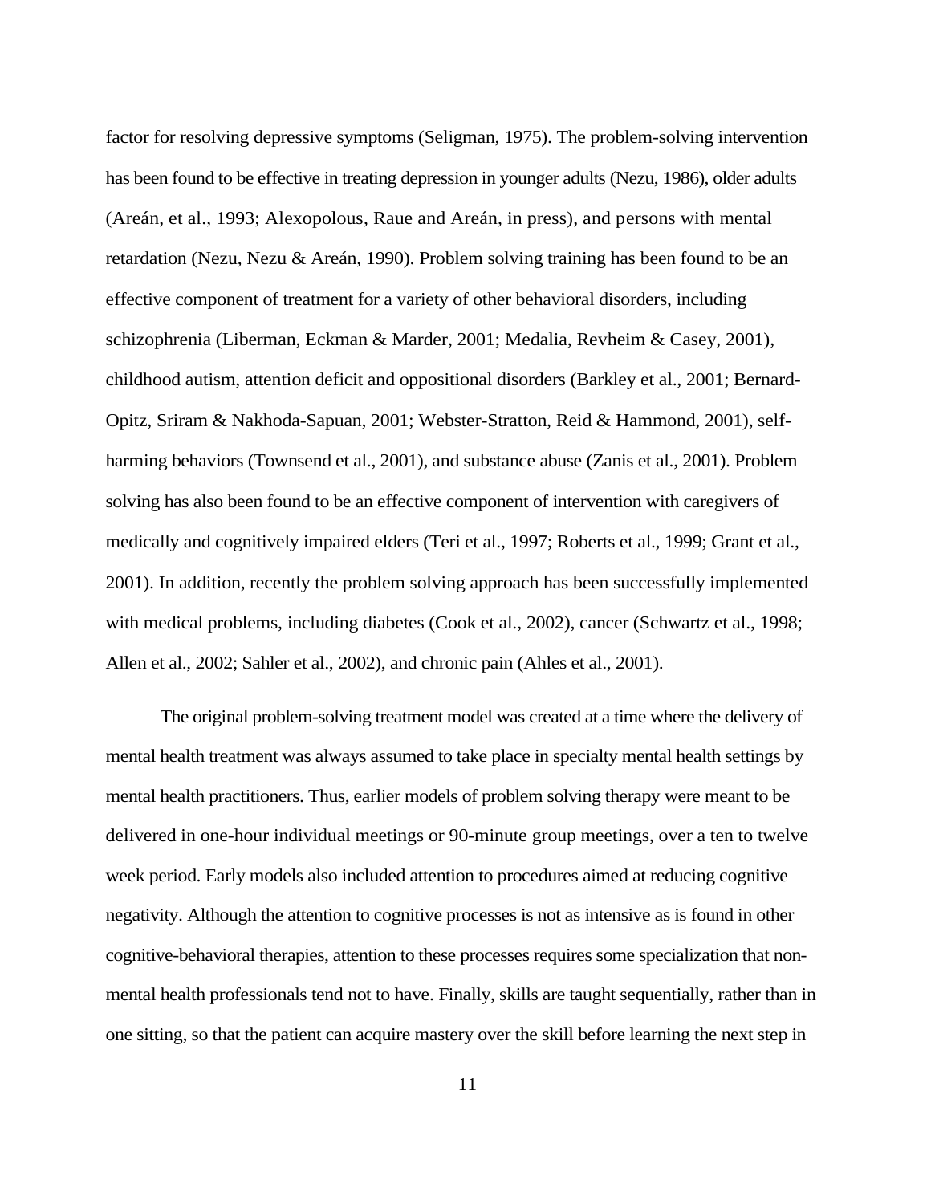factor for resolving depressive symptoms (Seligman, 1975). The problem-solving intervention has been found to be effective in treating depression in younger adults (Nezu, 1986), older adults (Areán, et al., 1993; Alexopolous, Raue and Areán, in press), and persons with mental retardation (Nezu, Nezu & Areán, 1990). Problem solving training has been found to be an effective component of treatment for a variety of other behavioral disorders, including schizophrenia (Liberman, Eckman & Marder, 2001; Medalia, Revheim & Casey, 2001), childhood autism, attention deficit and oppositional disorders (Barkley et al., 2001; Bernard-Opitz, Sriram & Nakhoda-Sapuan, 2001; Webster-Stratton, Reid & Hammond, 2001), self-harming behaviors (Townsend et al., 2001), and substance abuse (Zanis et al., 2001). Problem solving has also been found to be an effective component of intervention with caregivers of medically and cognitively impaired elders (Teri et al., 1997; Roberts et al., 1999; Grant et al., 2001). In addition, recently the problem solving approach has been successfully implemented with medical problems, including diabetes (Cook et al., 2002), cancer (Schwartz et al., 1998; Allen et al., 2002; Sahler et al., 2002), and chronic pain (Ahles et al., 2001).

The original problem-solving treatment model was created at a time where the delivery of mental health treatment was always assumed to take place in specialty mental health settings by mental health practitioners. Thus, earlier models of problem solving therapy were meant to be delivered in one-hour individual meetings or 90-minute group meetings, over a ten to twelve week period. Early models also included attention to procedures aimed at reducing cognitive negativity. Although the attention to cognitive processes is not as intensive as is found in other cognitive-behavioral therapies, attention to these processes requires some specialization that non-mental health professionals tend not to have. Finally, skills are taught sequentially, rather than in one sitting, so that the patient can acquire mastery over the skill before learning the next step in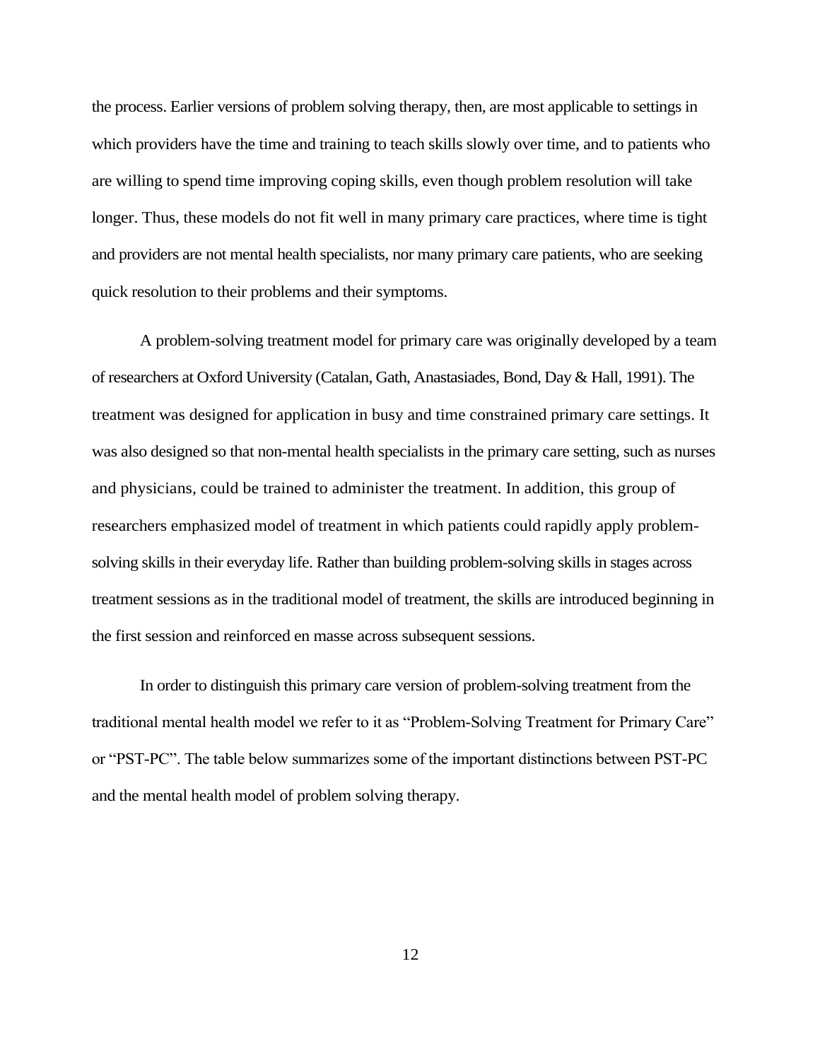the process. Earlier versions of problem solving therapy, then, are most applicable to settings in which providers have the time and training to teach skills slowly over time, and to patients who are willing to spend time improving coping skills, even though problem resolution will take longer. Thus, these models do not fit well in many primary care practices, where time is tight and providers are not mental health specialists, nor many primary care patients, who are seeking quick resolution to their problems and their symptoms.

A problem-solving treatment model for primary care was originally developed by a team of researchers at Oxford University (Catalan, Gath, Anastasiades, Bond, Day & Hall, 1991). The treatment was designed for application in busy and time constrained primary care settings. It was also designed so that non-mental health specialists in the primary care setting, such as nurses and physicians, could be trained to administer the treatment. In addition, this group of researchers emphasized model of treatment in which patients could rapidly apply problem-solving skills in their everyday life. Rather than building problem-solving skills in stages across treatment sessions as in the traditional model of treatment, the skills are introduced beginning in the first session and reinforced en masse across subsequent sessions.

In order to distinguish this primary care version of problem-solving treatment from the traditional mental health model we refer to it as "Problem-Solving Treatment for Primary Care" or "PST-PC". The table below summarizes some of the important distinctions between PST-PC and the mental health model of problem solving therapy.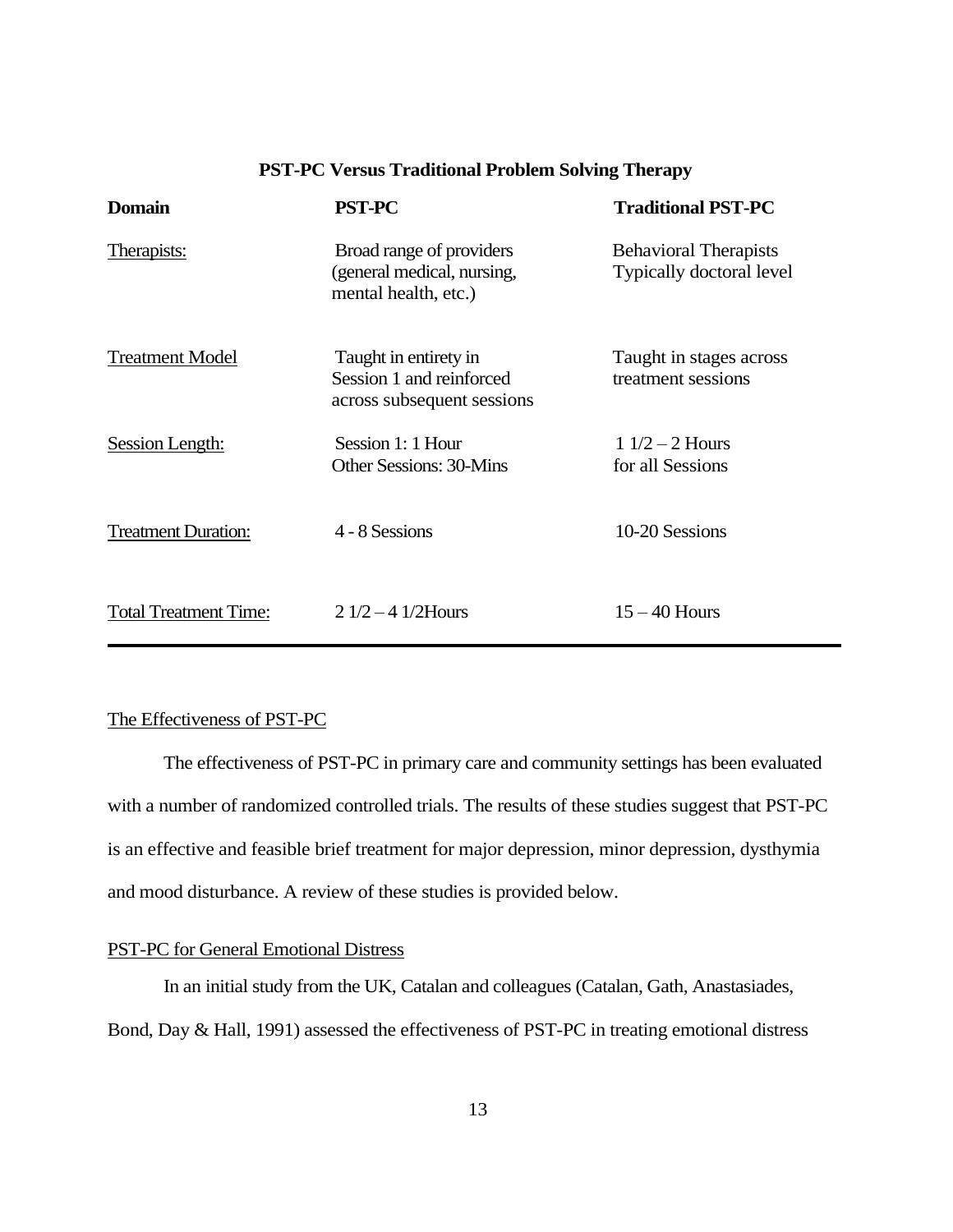**PST-PC Versus Traditional Problem Solving Therapy**

| Domain | PST-PC | Traditional PST-PC |
|---|---|---|
| Therapists: | Broad range of providers (general medical, nursing, mental health, etc.) | Behavioral Therapists Typically doctoral level |
| Treatment Model | Taught in entirety in Session 1 and reinforced across subsequent sessions | Taught in stages across treatment sessions |
| Session Length: | Session 1: 1 Hour Other Sessions: 30-Mins | 1 1/2 – 2 Hours for all Sessions |
| Treatment Duration: | 4 - 8 Sessions | 10-20 Sessions |
| Total Treatment Time: | 2 1/2 – 4 1/2Hours | 15 – 40 Hours |

The Effectiveness of PST-PC

The effectiveness of PST-PC in primary care and community settings has been evaluated with a number of randomized controlled trials. The results of these studies suggest that PST-PC is an effective and feasible brief treatment for major depression, minor depression, dysthymia and mood disturbance. A review of these studies is provided below.

PST-PC for General Emotional Distress

In an initial study from the UK, Catalan and colleagues (Catalan, Gath, Anastasiades, Bond, Day & Hall, 1991) assessed the effectiveness of PST-PC in treating emotional distress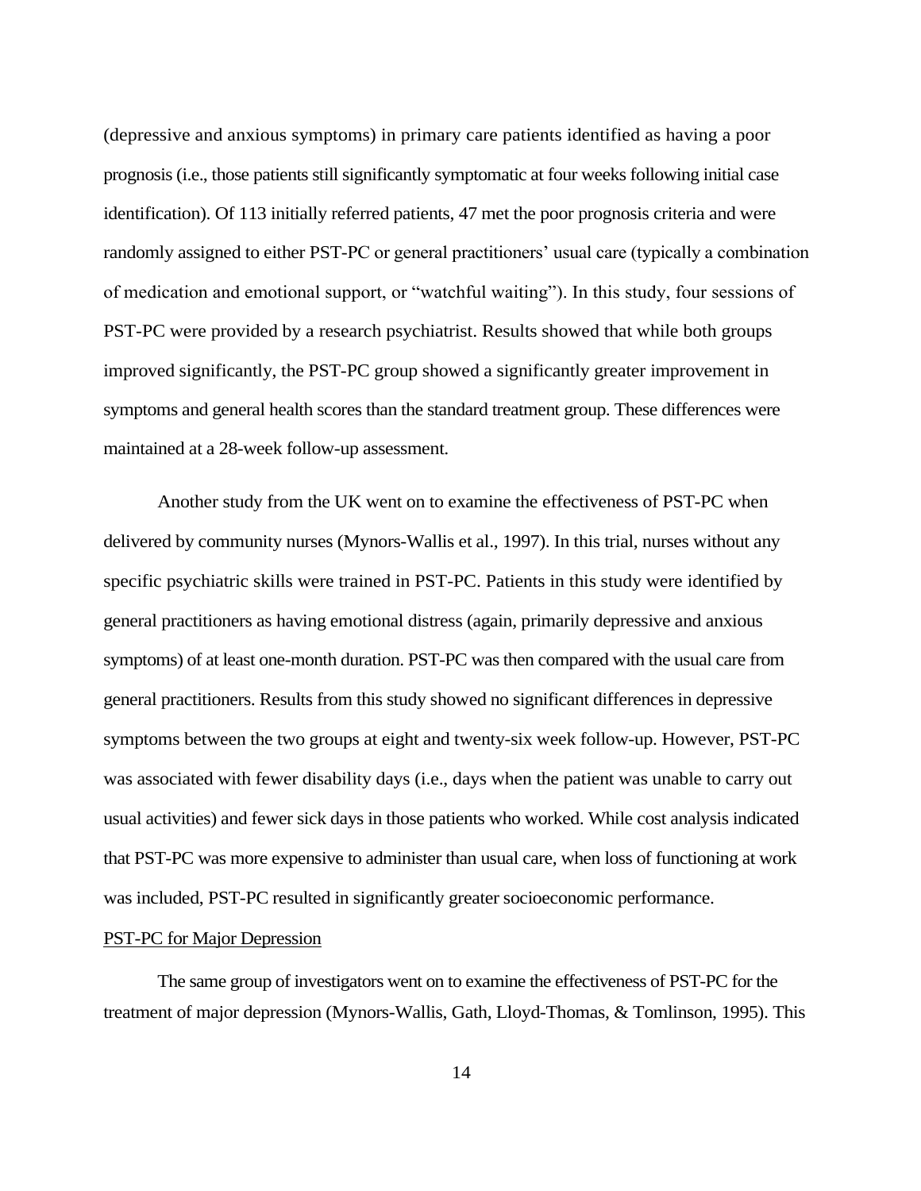(depressive and anxious symptoms) in primary care patients identified as having a poor prognosis (i.e., those patients still significantly symptomatic at four weeks following initial case identification). Of 113 initially referred patients, 47 met the poor prognosis criteria and were randomly assigned to either PST-PC or general practitioners' usual care (typically a combination of medication and emotional support, or "watchful waiting"). In this study, four sessions of PST-PC were provided by a research psychiatrist. Results showed that while both groups improved significantly, the PST-PC group showed a significantly greater improvement in symptoms and general health scores than the standard treatment group. These differences were maintained at a 28-week follow-up assessment.

Another study from the UK went on to examine the effectiveness of PST-PC when delivered by community nurses (Mynors-Wallis et al., 1997). In this trial, nurses without any specific psychiatric skills were trained in PST-PC. Patients in this study were identified by general practitioners as having emotional distress (again, primarily depressive and anxious symptoms) of at least one-month duration. PST-PC was then compared with the usual care from general practitioners. Results from this study showed no significant differences in depressive symptoms between the two groups at eight and twenty-six week follow-up. However, PST-PC was associated with fewer disability days (i.e., days when the patient was unable to carry out usual activities) and fewer sick days in those patients who worked. While cost analysis indicated that PST-PC was more expensive to administer than usual care, when loss of functioning at work was included, PST-PC resulted in significantly greater socioeconomic performance.

PST-PC for Major Depression

The same group of investigators went on to examine the effectiveness of PST-PC for the treatment of major depression (Mynors-Wallis, Gath, Lloyd-Thomas, & Tomlinson, 1995). This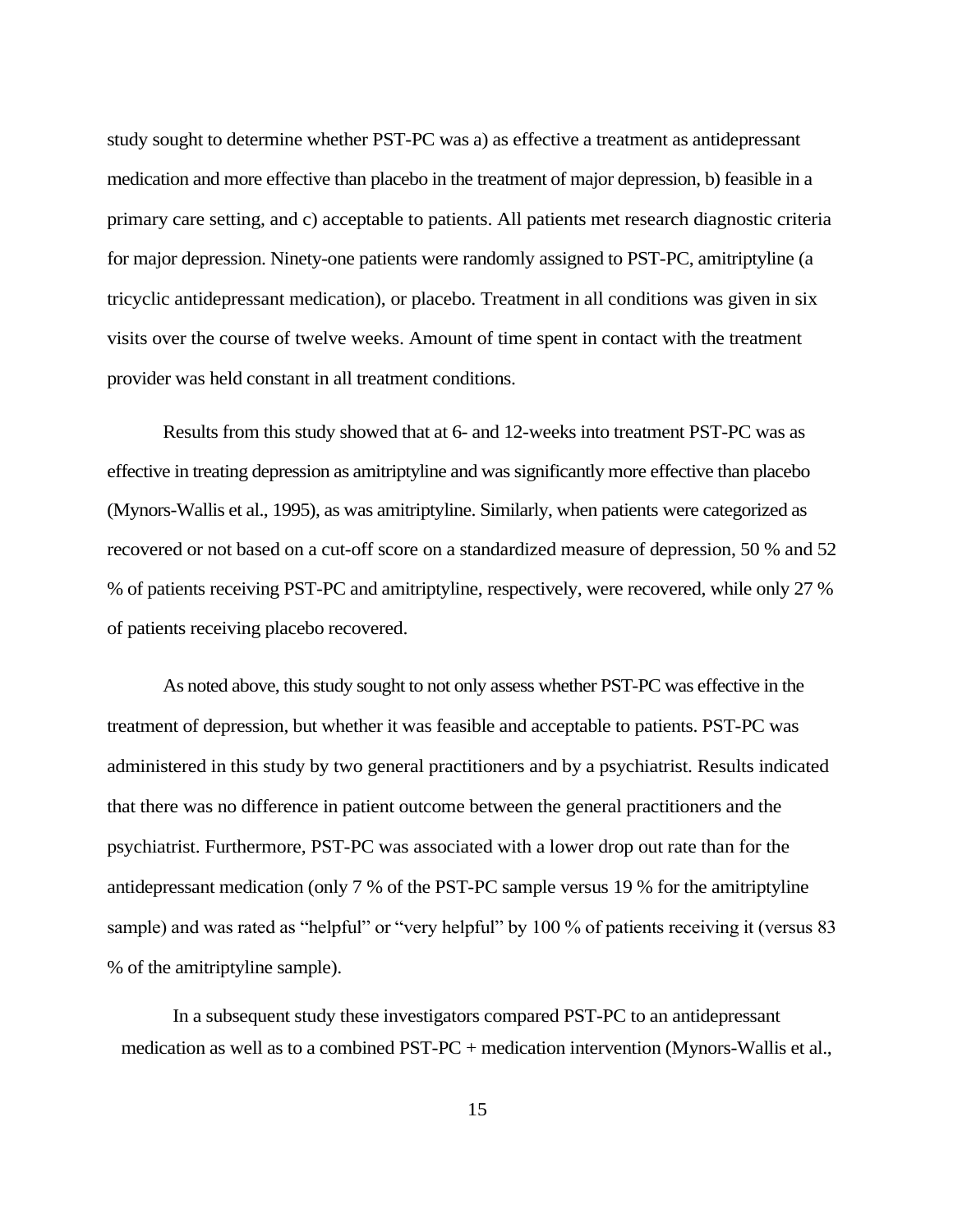study sought to determine whether PST-PC was a) as effective a treatment as antidepressant medication and more effective than placebo in the treatment of major depression, b) feasible in a primary care setting, and c) acceptable to patients. All patients met research diagnostic criteria for major depression. Ninety-one patients were randomly assigned to PST-PC, amitriptyline (a tricyclic antidepressant medication), or placebo. Treatment in all conditions was given in six visits over the course of twelve weeks. Amount of time spent in contact with the treatment provider was held constant in all treatment conditions.

Results from this study showed that at 6- and 12-weeks into treatment PST-PC was as effective in treating depression as amitriptyline and was significantly more effective than placebo (Mynors-Wallis et al., 1995), as was amitriptyline. Similarly, when patients were categorized as recovered or not based on a cut-off score on a standardized measure of depression, 50 % and 52 % of patients receiving PST-PC and amitriptyline, respectively, were recovered, while only 27 % of patients receiving placebo recovered.

As noted above, this study sought to not only assess whether PST-PC was effective in the treatment of depression, but whether it was feasible and acceptable to patients. PST-PC was administered in this study by two general practitioners and by a psychiatrist. Results indicated that there was no difference in patient outcome between the general practitioners and the psychiatrist. Furthermore, PST-PC was associated with a lower drop out rate than for the antidepressant medication (only 7 % of the PST-PC sample versus 19 % for the amitriptyline sample) and was rated as "helpful" or "very helpful" by 100 % of patients receiving it (versus 83 % of the amitriptyline sample).

In a subsequent study these investigators compared PST-PC to an antidepressant medication as well as to a combined PST-PC + medication intervention (Mynors-Wallis et al.,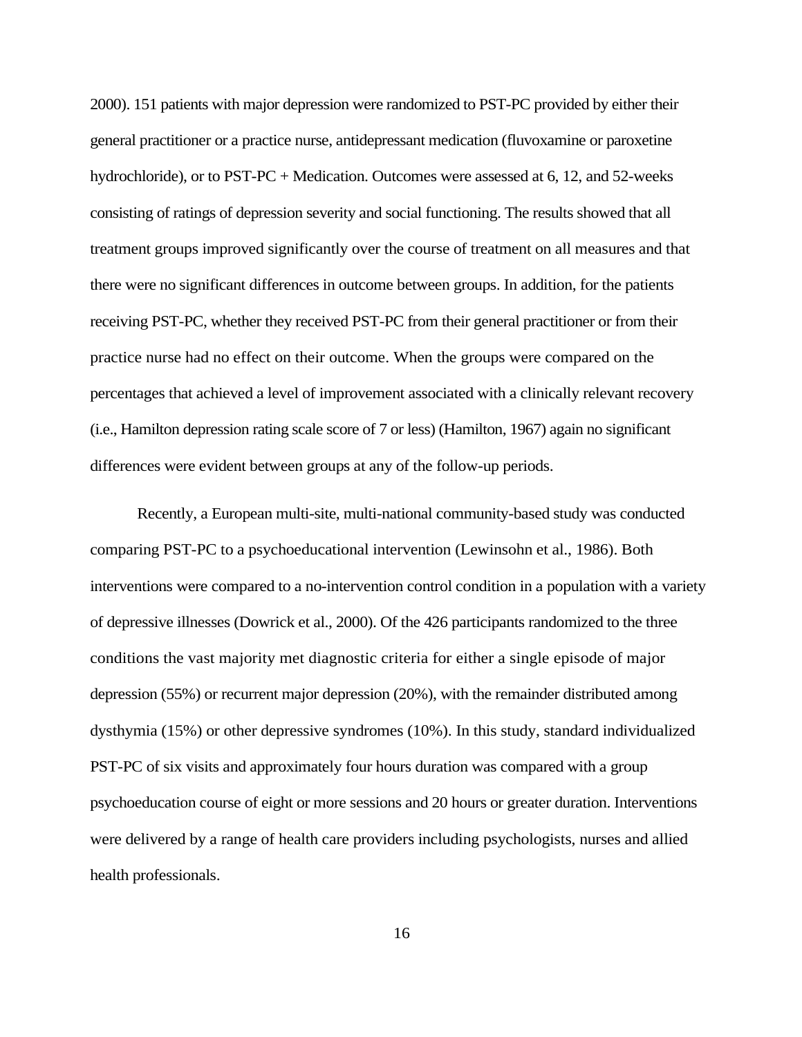2000). 151 patients with major depression were randomized to PST-PC provided by either their general practitioner or a practice nurse, antidepressant medication (fluvoxamine or paroxetine hydrochloride), or to PST-PC + Medication. Outcomes were assessed at 6, 12, and 52-weeks consisting of ratings of depression severity and social functioning. The results showed that all treatment groups improved significantly over the course of treatment on all measures and that there were no significant differences in outcome between groups. In addition, for the patients receiving PST-PC, whether they received PST-PC from their general practitioner or from their practice nurse had no effect on their outcome. When the groups were compared on the percentages that achieved a level of improvement associated with a clinically relevant recovery (i.e., Hamilton depression rating scale score of 7 or less) (Hamilton, 1967) again no significant differences were evident between groups at any of the follow-up periods.

Recently, a European multi-site, multi-national community-based study was conducted comparing PST-PC to a psychoeducational intervention (Lewinsohn et al., 1986). Both interventions were compared to a no-intervention control condition in a population with a variety of depressive illnesses (Dowrick et al., 2000). Of the 426 participants randomized to the three conditions the vast majority met diagnostic criteria for either a single episode of major depression (55%) or recurrent major depression (20%), with the remainder distributed among dysthymia (15%) or other depressive syndromes (10%). In this study, standard individualized PST-PC of six visits and approximately four hours duration was compared with a group psychoeducation course of eight or more sessions and 20 hours or greater duration. Interventions were delivered by a range of health care providers including psychologists, nurses and allied health professionals.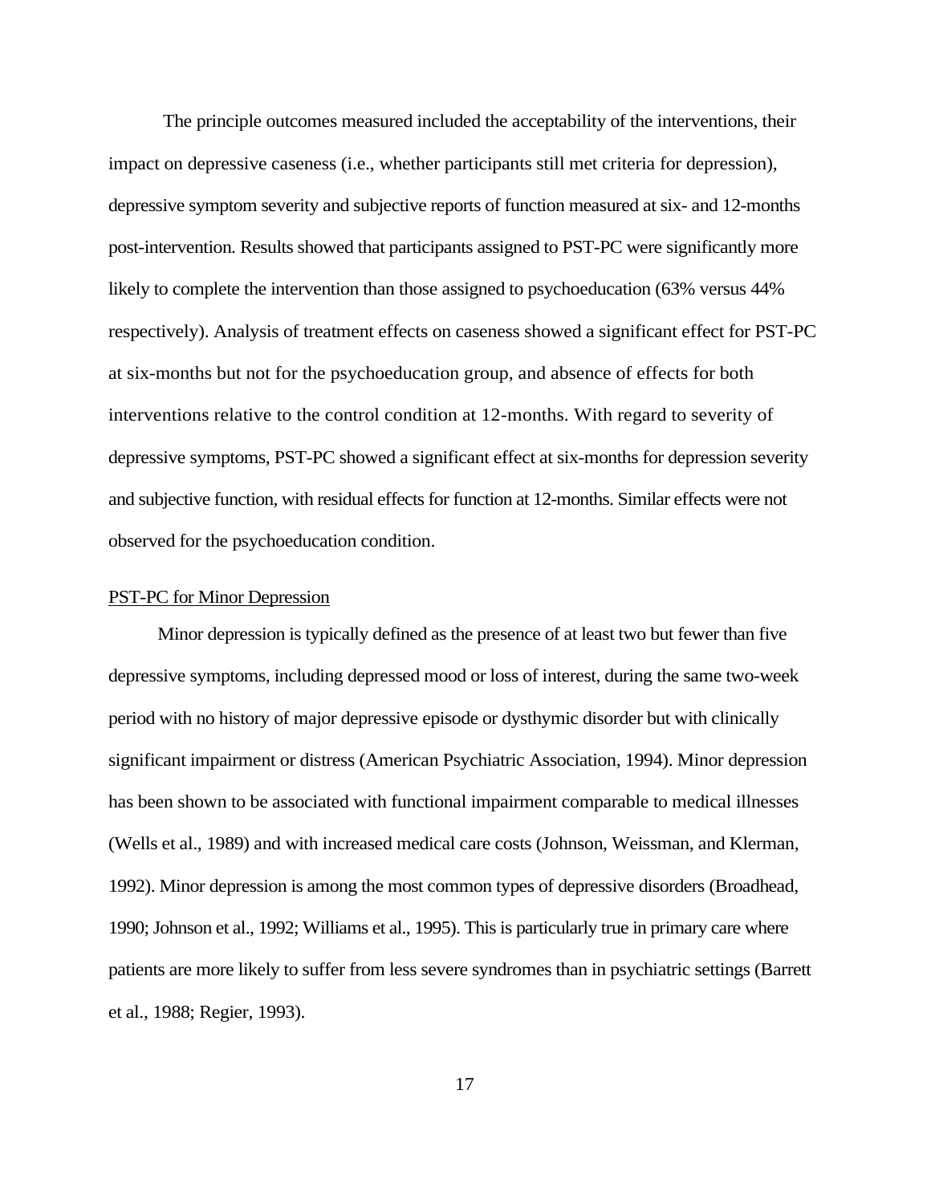The principle outcomes measured included the acceptability of the interventions, their impact on depressive caseness (i.e., whether participants still met criteria for depression), depressive symptom severity and subjective reports of function measured at six- and 12-months post-intervention. Results showed that participants assigned to PST-PC were significantly more likely to complete the intervention than those assigned to psychoeducation (63% versus 44% respectively). Analysis of treatment effects on caseness showed a significant effect for PST-PC at six-months but not for the psychoeducation group, and absence of effects for both interventions relative to the control condition at 12-months. With regard to severity of depressive symptoms, PST-PC showed a significant effect at six-months for depression severity and subjective function, with residual effects for function at 12-months. Similar effects were not observed for the psychoeducation condition.

PST-PC for Minor Depression

Minor depression is typically defined as the presence of at least two but fewer than five depressive symptoms, including depressed mood or loss of interest, during the same two-week period with no history of major depressive episode or dysthymic disorder but with clinically significant impairment or distress (American Psychiatric Association, 1994). Minor depression has been shown to be associated with functional impairment comparable to medical illnesses (Wells et al., 1989) and with increased medical care costs (Johnson, Weissman, and Klerman, 1992). Minor depression is among the most common types of depressive disorders (Broadhead, 1990; Johnson et al., 1992; Williams et al., 1995). This is particularly true in primary care where patients are more likely to suffer from less severe syndromes than in psychiatric settings (Barrett et al., 1988; Regier, 1993).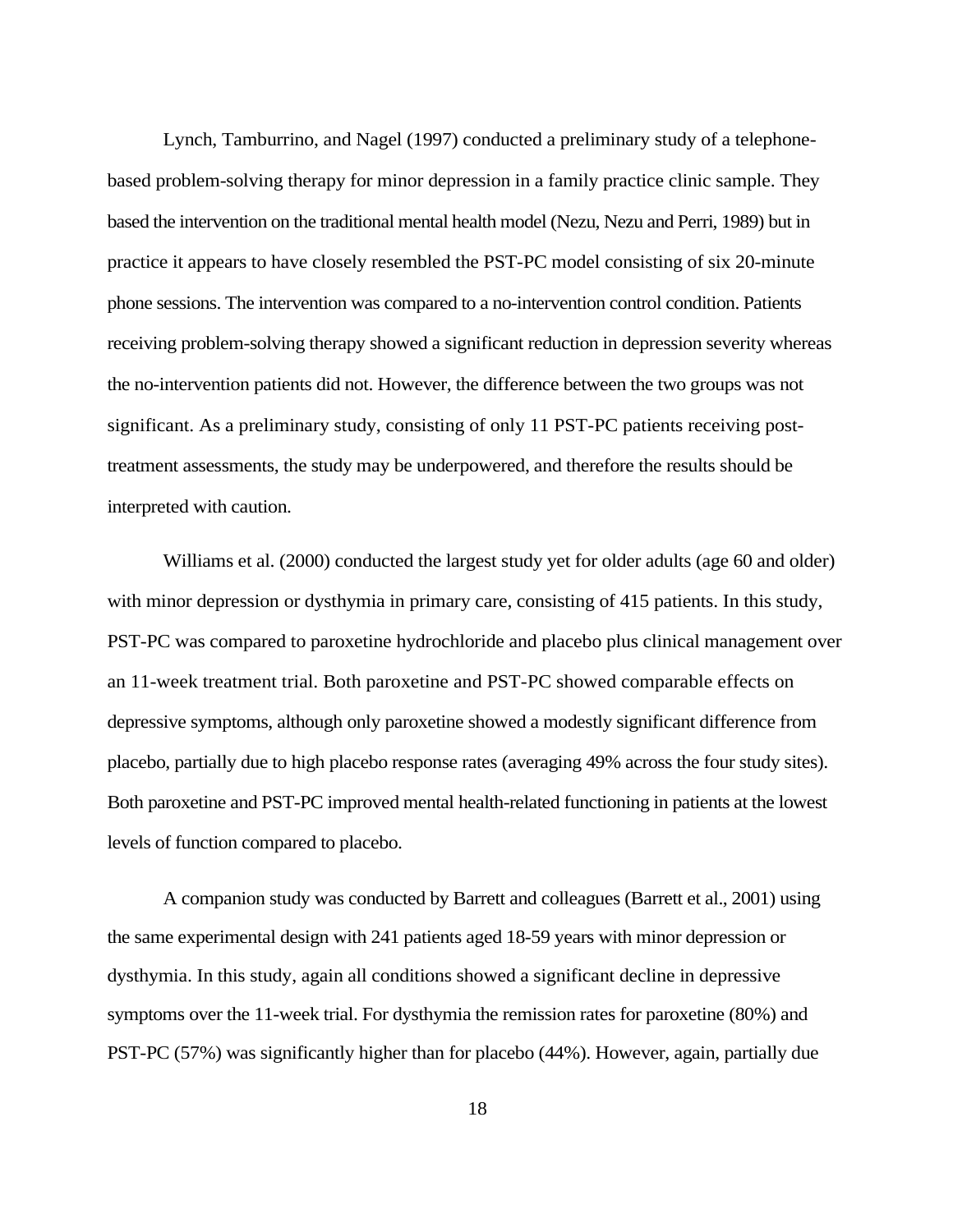Lynch, Tamburrino, and Nagel (1997) conducted a preliminary study of a telephone-based problem-solving therapy for minor depression in a family practice clinic sample. They based the intervention on the traditional mental health model (Nezu, Nezu and Perri, 1989) but in practice it appears to have closely resembled the PST-PC model consisting of six 20-minute phone sessions. The intervention was compared to a no-intervention control condition. Patients receiving problem-solving therapy showed a significant reduction in depression severity whereas the no-intervention patients did not. However, the difference between the two groups was not significant. As a preliminary study, consisting of only 11 PST-PC patients receiving post-treatment assessments, the study may be underpowered, and therefore the results should be interpreted with caution.

Williams et al. (2000) conducted the largest study yet for older adults (age 60 and older) with minor depression or dysthymia in primary care, consisting of 415 patients. In this study, PST-PC was compared to paroxetine hydrochloride and placebo plus clinical management over an 11-week treatment trial. Both paroxetine and PST-PC showed comparable effects on depressive symptoms, although only paroxetine showed a modestly significant difference from placebo, partially due to high placebo response rates (averaging 49% across the four study sites). Both paroxetine and PST-PC improved mental health-related functioning in patients at the lowest levels of function compared to placebo.

A companion study was conducted by Barrett and colleagues (Barrett et al., 2001) using the same experimental design with 241 patients aged 18-59 years with minor depression or dysthymia. In this study, again all conditions showed a significant decline in depressive symptoms over the 11-week trial. For dysthymia the remission rates for paroxetine (80%) and PST-PC (57%) was significantly higher than for placebo (44%). However, again, partially due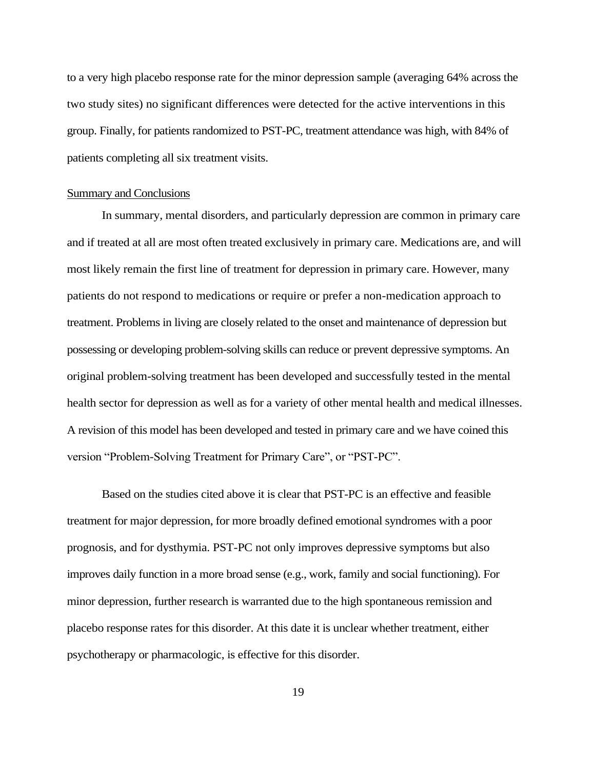to a very high placebo response rate for the minor depression sample (averaging 64% across the two study sites) no significant differences were detected for the active interventions in this group. Finally, for patients randomized to PST-PC, treatment attendance was high, with 84% of patients completing all six treatment visits.

## Summary and Conclusions

In summary, mental disorders, and particularly depression are common in primary care and if treated at all are most often treated exclusively in primary care. Medications are, and will most likely remain the first line of treatment for depression in primary care. However, many patients do not respond to medications or require or prefer a non-medication approach to treatment. Problems in living are closely related to the onset and maintenance of depression but possessing or developing problem-solving skills can reduce or prevent depressive symptoms. An original problem-solving treatment has been developed and successfully tested in the mental health sector for depression as well as for a variety of other mental health and medical illnesses. A revision of this model has been developed and tested in primary care and we have coined this version "Problem-Solving Treatment for Primary Care", or "PST-PC".

Based on the studies cited above it is clear that PST-PC is an effective and feasible treatment for major depression, for more broadly defined emotional syndromes with a poor prognosis, and for dysthymia. PST-PC not only improves depressive symptoms but also improves daily function in a more broad sense (e.g., work, family and social functioning). For minor depression, further research is warranted due to the high spontaneous remission and placebo response rates for this disorder. At this date it is unclear whether treatment, either psychotherapy or pharmacologic, is effective for this disorder.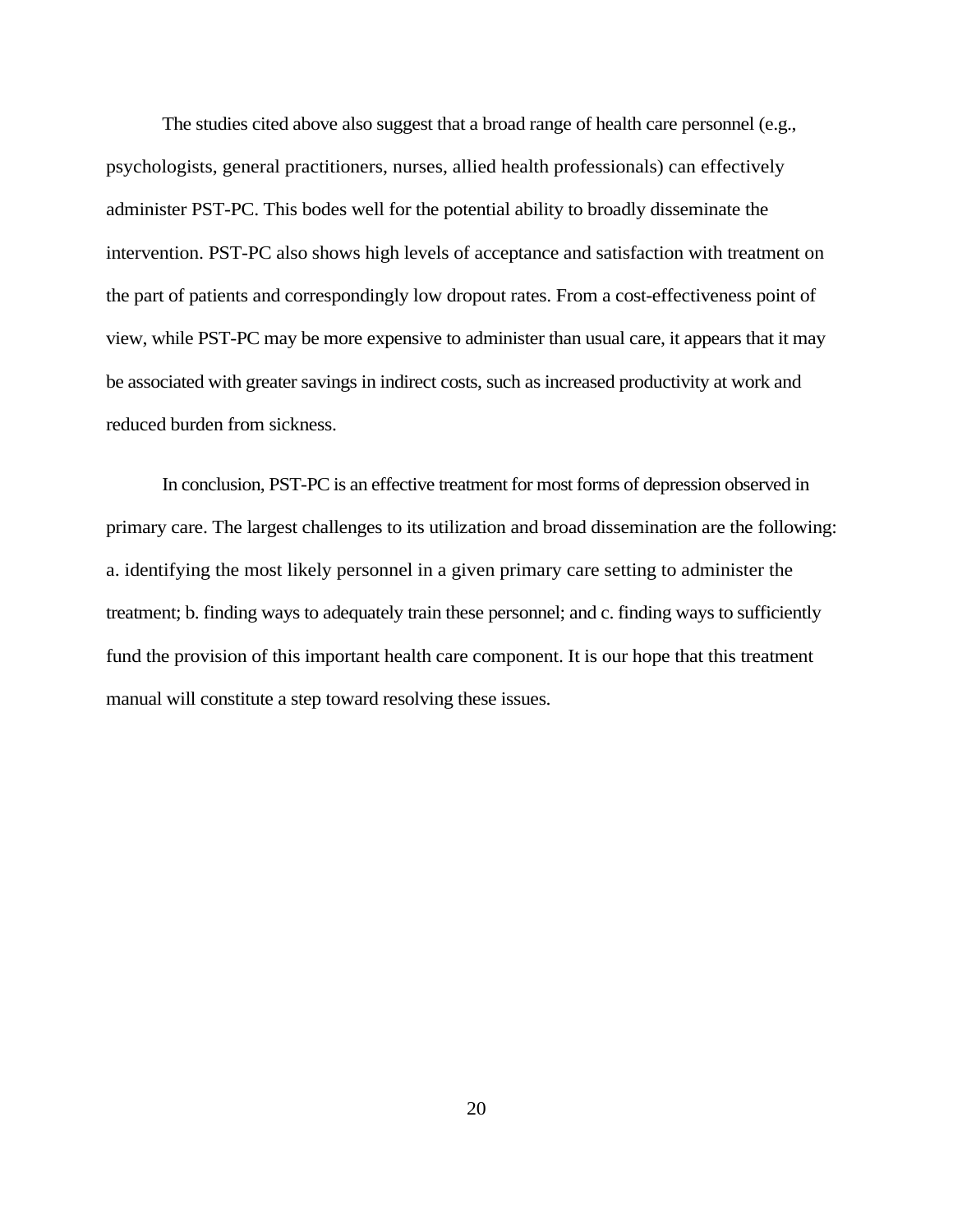The studies cited above also suggest that a broad range of health care personnel (e.g., psychologists, general practitioners, nurses, allied health professionals) can effectively administer PST-PC. This bodes well for the potential ability to broadly disseminate the intervention. PST-PC also shows high levels of acceptance and satisfaction with treatment on the part of patients and correspondingly low dropout rates. From a cost-effectiveness point of view, while PST-PC may be more expensive to administer than usual care, it appears that it may be associated with greater savings in indirect costs, such as increased productivity at work and reduced burden from sickness.

In conclusion, PST-PC is an effective treatment for most forms of depression observed in primary care. The largest challenges to its utilization and broad dissemination are the following: a. identifying the most likely personnel in a given primary care setting to administer the treatment; b. finding ways to adequately train these personnel; and c. finding ways to sufficiently fund the provision of this important health care component. It is our hope that this treatment manual will constitute a step toward resolving these issues.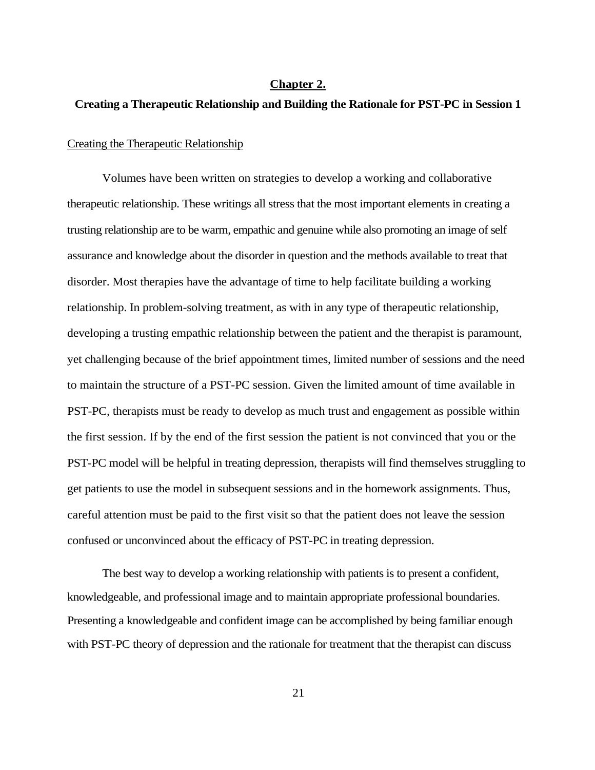## Chapter 2.

### Creating a Therapeutic Relationship and Building the Rationale for PST-PC in Session 1

Creating the Therapeutic Relationship

Volumes have been written on strategies to develop a working and collaborative therapeutic relationship. These writings all stress that the most important elements in creating a trusting relationship are to be warm, empathic and genuine while also promoting an image of self assurance and knowledge about the disorder in question and the methods available to treat that disorder. Most therapies have the advantage of time to help facilitate building a working relationship. In problem-solving treatment, as with in any type of therapeutic relationship, developing a trusting empathic relationship between the patient and the therapist is paramount, yet challenging because of the brief appointment times, limited number of sessions and the need to maintain the structure of a PST-PC session. Given the limited amount of time available in PST-PC, therapists must be ready to develop as much trust and engagement as possible within the first session. If by the end of the first session the patient is not convinced that you or the PST-PC model will be helpful in treating depression, therapists will find themselves struggling to get patients to use the model in subsequent sessions and in the homework assignments. Thus, careful attention must be paid to the first visit so that the patient does not leave the session confused or unconvinced about the efficacy of PST-PC in treating depression.

The best way to develop a working relationship with patients is to present a confident, knowledgeable, and professional image and to maintain appropriate professional boundaries. Presenting a knowledgeable and confident image can be accomplished by being familiar enough with PST-PC theory of depression and the rationale for treatment that the therapist can discuss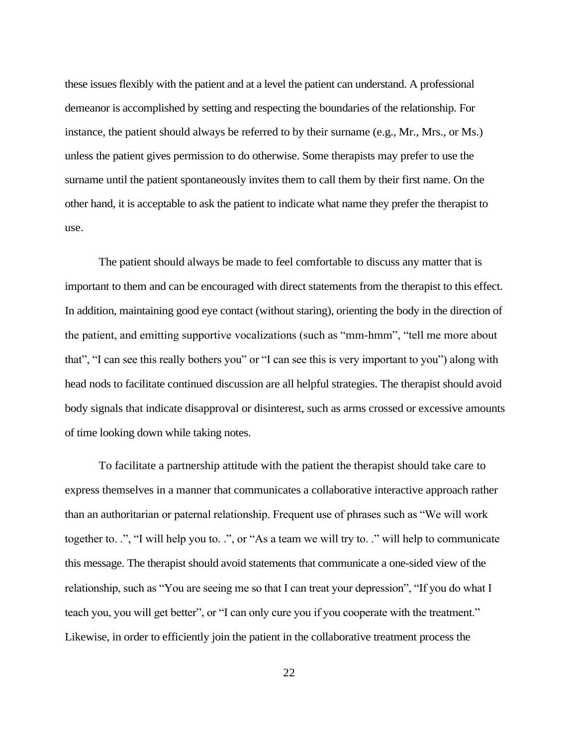these issues flexibly with the patient and at a level the patient can understand. A professional demeanor is accomplished by setting and respecting the boundaries of the relationship. For instance, the patient should always be referred to by their surname (e.g., Mr., Mrs., or Ms.) unless the patient gives permission to do otherwise. Some therapists may prefer to use the surname until the patient spontaneously invites them to call them by their first name. On the other hand, it is acceptable to ask the patient to indicate what name they prefer the therapist to use.

The patient should always be made to feel comfortable to discuss any matter that is important to them and can be encouraged with direct statements from the therapist to this effect. In addition, maintaining good eye contact (without staring), orienting the body in the direction of the patient, and emitting supportive vocalizations (such as "mm-hmm", "tell me more about that", "I can see this really bothers you" or "I can see this is very important to you") along with head nods to facilitate continued discussion are all helpful strategies. The therapist should avoid body signals that indicate disapproval or disinterest, such as arms crossed or excessive amounts of time looking down while taking notes.

To facilitate a partnership attitude with the patient the therapist should take care to express themselves in a manner that communicates a collaborative interactive approach rather than an authoritarian or paternal relationship. Frequent use of phrases such as "We will work together to. .", "I will help you to. .", or "As a team we will try to. ." will help to communicate this message. The therapist should avoid statements that communicate a one-sided view of the relationship, such as "You are seeing me so that I can treat your depression", "If you do what I teach you, you will get better", or "I can only cure you if you cooperate with the treatment." Likewise, in order to efficiently join the patient in the collaborative treatment process the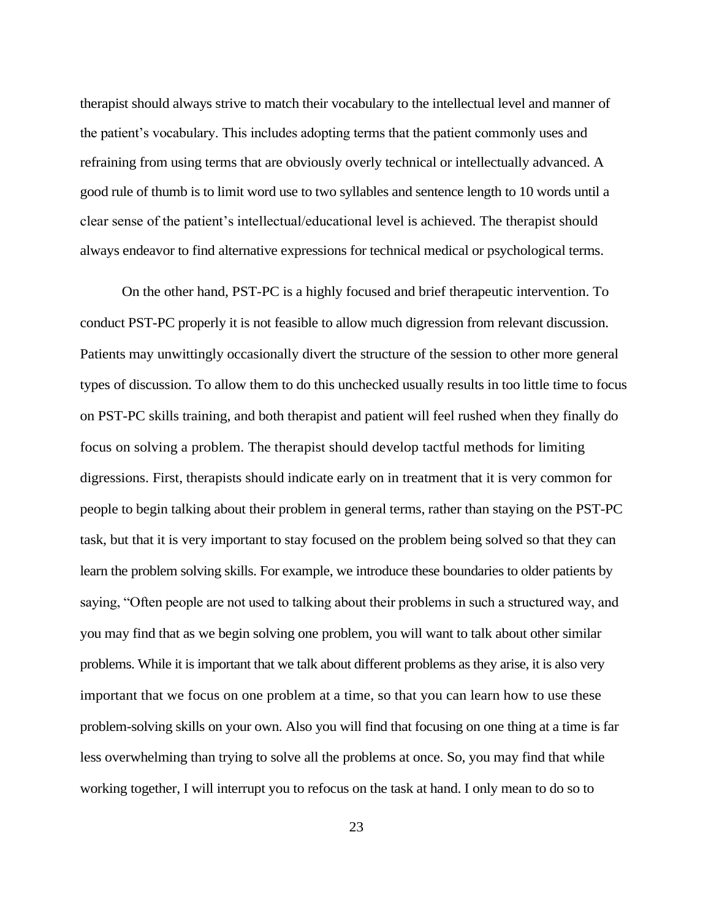therapist should always strive to match their vocabulary to the intellectual level and manner of the patient's vocabulary. This includes adopting terms that the patient commonly uses and refraining from using terms that are obviously overly technical or intellectually advanced. A good rule of thumb is to limit word use to two syllables and sentence length to 10 words until a clear sense of the patient's intellectual/educational level is achieved. The therapist should always endeavor to find alternative expressions for technical medical or psychological terms.

On the other hand, PST-PC is a highly focused and brief therapeutic intervention. To conduct PST-PC properly it is not feasible to allow much digression from relevant discussion. Patients may unwittingly occasionally divert the structure of the session to other more general types of discussion. To allow them to do this unchecked usually results in too little time to focus on PST-PC skills training, and both therapist and patient will feel rushed when they finally do focus on solving a problem. The therapist should develop tactful methods for limiting digressions. First, therapists should indicate early on in treatment that it is very common for people to begin talking about their problem in general terms, rather than staying on the PST-PC task, but that it is very important to stay focused on the problem being solved so that they can learn the problem solving skills. For example, we introduce these boundaries to older patients by saying, "Often people are not used to talking about their problems in such a structured way, and you may find that as we begin solving one problem, you will want to talk about other similar problems. While it is important that we talk about different problems as they arise, it is also very important that we focus on one problem at a time, so that you can learn how to use these problem-solving skills on your own. Also you will find that focusing on one thing at a time is far less overwhelming than trying to solve all the problems at once. So, you may find that while working together, I will interrupt you to refocus on the task at hand. I only mean to do so to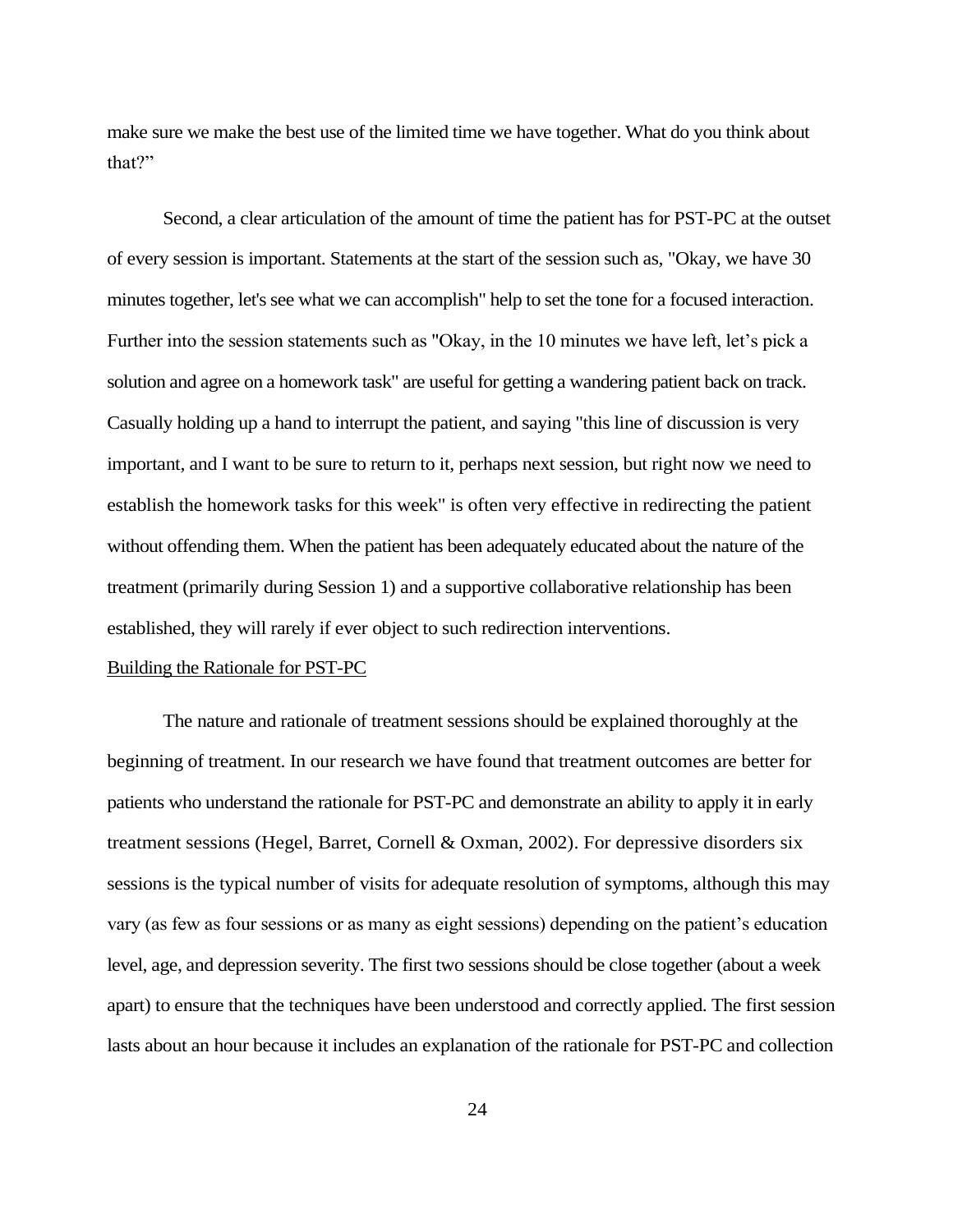make sure we make the best use of the limited time we have together. What do you think about that?"

Second, a clear articulation of the amount of time the patient has for PST-PC at the outset of every session is important. Statements at the start of the session such as, "Okay, we have 30 minutes together, let's see what we can accomplish" help to set the tone for a focused interaction. Further into the session statements such as "Okay, in the 10 minutes we have left, let's pick a solution and agree on a homework task" are useful for getting a wandering patient back on track. Casually holding up a hand to interrupt the patient, and saying "this line of discussion is very important, and I want to be sure to return to it, perhaps next session, but right now we need to establish the homework tasks for this week" is often very effective in redirecting the patient without offending them. When the patient has been adequately educated about the nature of the treatment (primarily during Session 1) and a supportive collaborative relationship has been established, they will rarely if ever object to such redirection interventions.

<u>Building the Rationale for PST-PC</u>

The nature and rationale of treatment sessions should be explained thoroughly at the beginning of treatment. In our research we have found that treatment outcomes are better for patients who understand the rationale for PST-PC and demonstrate an ability to apply it in early treatment sessions (Hegel, Barret, Cornell & Oxman, 2002). For depressive disorders six sessions is the typical number of visits for adequate resolution of symptoms, although this may vary (as few as four sessions or as many as eight sessions) depending on the patient's education level, age, and depression severity. The first two sessions should be close together (about a week apart) to ensure that the techniques have been understood and correctly applied. The first session lasts about an hour because it includes an explanation of the rationale for PST-PC and collection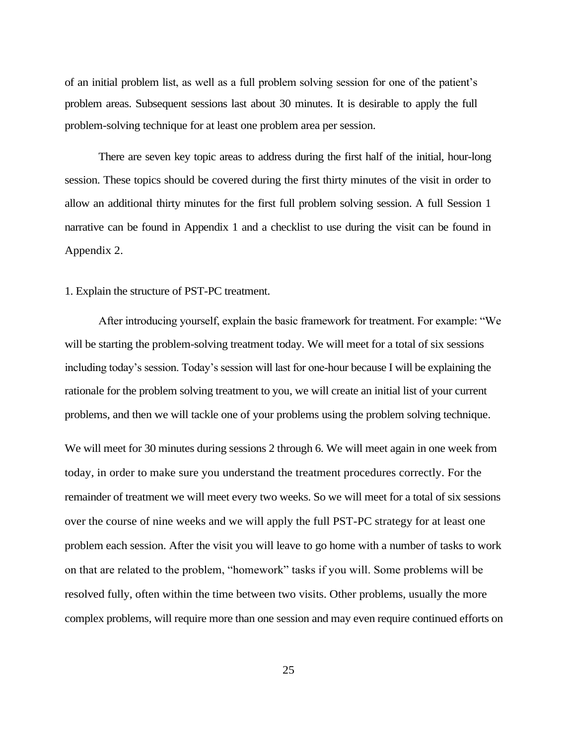of an initial problem list, as well as a full problem solving session for one of the patient's problem areas. Subsequent sessions last about 30 minutes. It is desirable to apply the full problem-solving technique for at least one problem area per session.

There are seven key topic areas to address during the first half of the initial, hour-long session. These topics should be covered during the first thirty minutes of the visit in order to allow an additional thirty minutes for the first full problem solving session. A full Session 1 narrative can be found in Appendix 1 and a checklist to use during the visit can be found in Appendix 2.

1. Explain the structure of PST-PC treatment.

After introducing yourself, explain the basic framework for treatment. For example: "We will be starting the problem-solving treatment today. We will meet for a total of six sessions including today's session. Today's session will last for one-hour because I will be explaining the rationale for the problem solving treatment to you, we will create an initial list of your current problems, and then we will tackle one of your problems using the problem solving technique.

We will meet for 30 minutes during sessions 2 through 6. We will meet again in one week from today, in order to make sure you understand the treatment procedures correctly. For the remainder of treatment we will meet every two weeks. So we will meet for a total of six sessions over the course of nine weeks and we will apply the full PST-PC strategy for at least one problem each session. After the visit you will leave to go home with a number of tasks to work on that are related to the problem, "homework" tasks if you will. Some problems will be resolved fully, often within the time between two visits. Other problems, usually the more complex problems, will require more than one session and may even require continued efforts on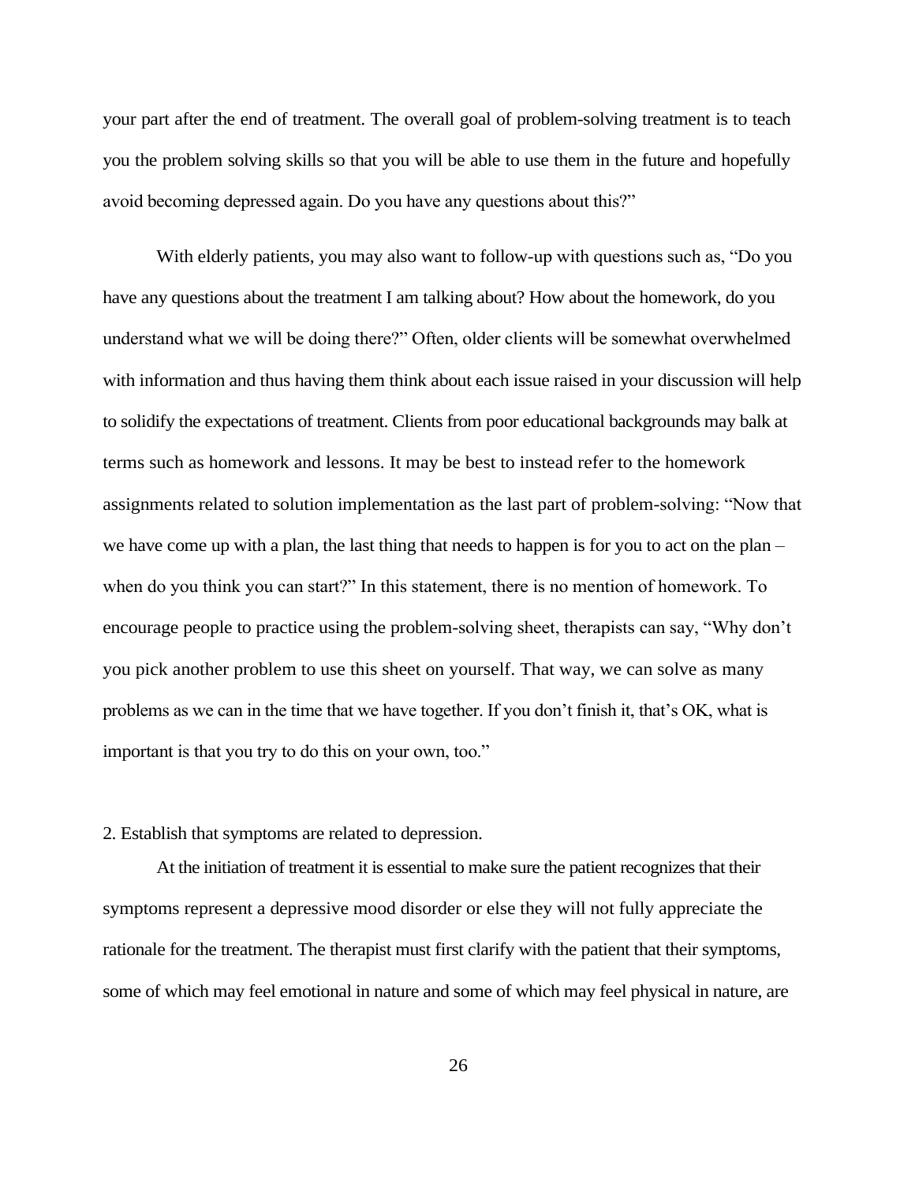your part after the end of treatment. The overall goal of problem-solving treatment is to teach you the problem solving skills so that you will be able to use them in the future and hopefully avoid becoming depressed again. Do you have any questions about this?"

With elderly patients, you may also want to follow-up with questions such as, "Do you have any questions about the treatment I am talking about? How about the homework, do you understand what we will be doing there?" Often, older clients will be somewhat overwhelmed with information and thus having them think about each issue raised in your discussion will help to solidify the expectations of treatment. Clients from poor educational backgrounds may balk at terms such as homework and lessons. It may be best to instead refer to the homework assignments related to solution implementation as the last part of problem-solving: "Now that we have come up with a plan, the last thing that needs to happen is for you to act on the plan – when do you think you can start?" In this statement, there is no mention of homework. To encourage people to practice using the problem-solving sheet, therapists can say, "Why don't you pick another problem to use this sheet on yourself. That way, we can solve as many problems as we can in the time that we have together. If you don't finish it, that's OK, what is important is that you try to do this on your own, too."

2. Establish that symptoms are related to depression.

At the initiation of treatment it is essential to make sure the patient recognizes that their symptoms represent a depressive mood disorder or else they will not fully appreciate the rationale for the treatment. The therapist must first clarify with the patient that their symptoms, some of which may feel emotional in nature and some of which may feel physical in nature, are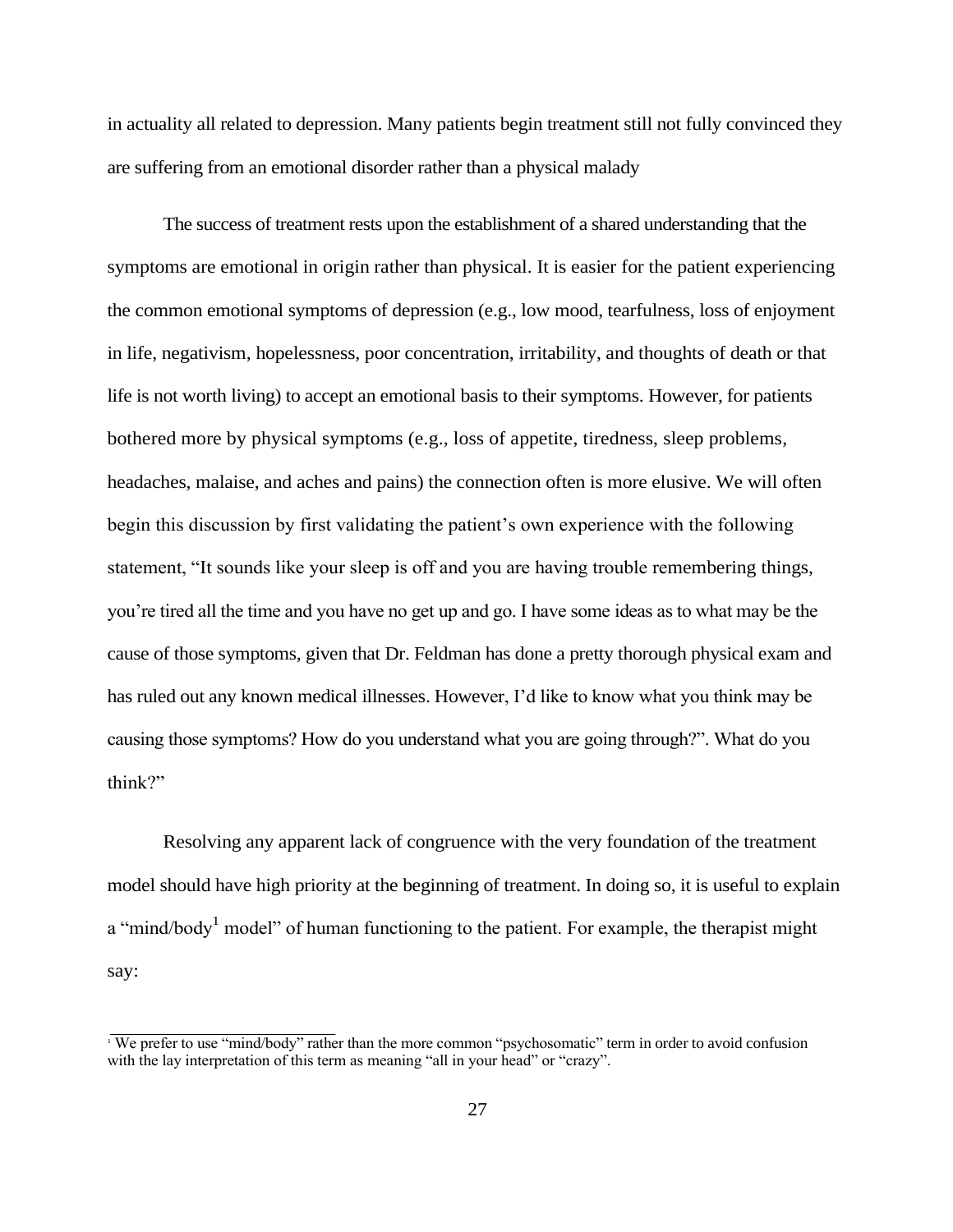in actuality all related to depression. Many patients begin treatment still not fully convinced they are suffering from an emotional disorder rather than a physical malady

The success of treatment rests upon the establishment of a shared understanding that the symptoms are emotional in origin rather than physical. It is easier for the patient experiencing the common emotional symptoms of depression (e.g., low mood, tearfulness, loss of enjoyment in life, negativism, hopelessness, poor concentration, irritability, and thoughts of death or that life is not worth living) to accept an emotional basis to their symptoms. However, for patients bothered more by physical symptoms (e.g., loss of appetite, tiredness, sleep problems, headaches, malaise, and aches and pains) the connection often is more elusive. We will often begin this discussion by first validating the patient's own experience with the following statement, "It sounds like your sleep is off and you are having trouble remembering things, you're tired all the time and you have no get up and go. I have some ideas as to what may be the cause of those symptoms, given that Dr. Feldman has done a pretty thorough physical exam and has ruled out any known medical illnesses. However, I'd like to know what you think may be causing those symptoms? How do you understand what you are going through?". What do you think?"

Resolving any apparent lack of congruence with the very foundation of the treatment model should have high priority at the beginning of treatment. In doing so, it is useful to explain a "mind/body[1] model" of human functioning to the patient. For example, the therapist might say:

[1] We prefer to use "mind/body" rather than the more common "psychosomatic" term in order to avoid confusion with the lay interpretation of this term as meaning "all in your head" or "crazy".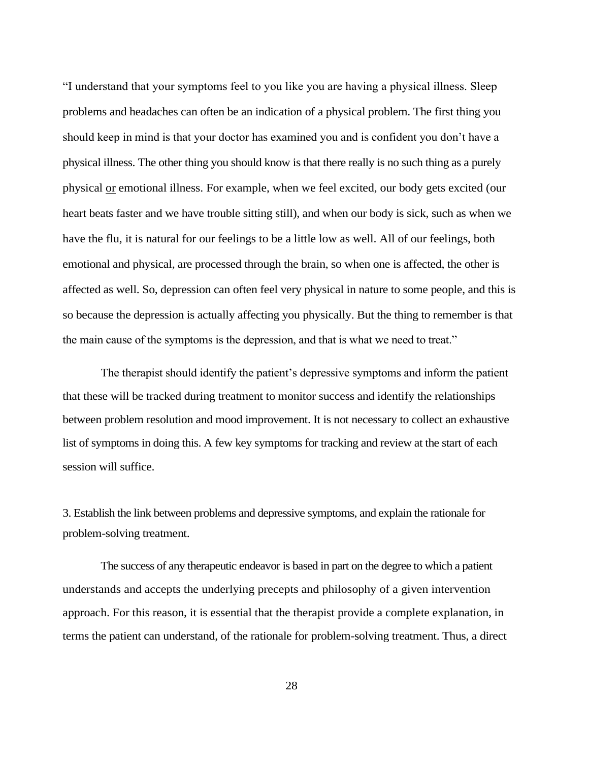"I understand that your symptoms feel to you like you are having a physical illness. Sleep problems and headaches can often be an indication of a physical problem. The first thing you should keep in mind is that your doctor has examined you and is confident you don't have a physical illness. The other thing you should know is that there really is no such thing as a purely physical <u>or</u> emotional illness. For example, when we feel excited, our body gets excited (our heart beats faster and we have trouble sitting still), and when our body is sick, such as when we have the flu, it is natural for our feelings to be a little low as well. All of our feelings, both emotional and physical, are processed through the brain, so when one is affected, the other is affected as well. So, depression can often feel very physical in nature to some people, and this is so because the depression is actually affecting you physically. But the thing to remember is that the main cause of the symptoms is the depression, and that is what we need to treat."

The therapist should identify the patient's depressive symptoms and inform the patient that these will be tracked during treatment to monitor success and identify the relationships between problem resolution and mood improvement. It is not necessary to collect an exhaustive list of symptoms in doing this. A few key symptoms for tracking and review at the start of each session will suffice.

3. Establish the link between problems and depressive symptoms, and explain the rationale for problem-solving treatment.

The success of any therapeutic endeavor is based in part on the degree to which a patient understands and accepts the underlying precepts and philosophy of a given intervention approach. For this reason, it is essential that the therapist provide a complete explanation, in terms the patient can understand, of the rationale for problem-solving treatment. Thus, a direct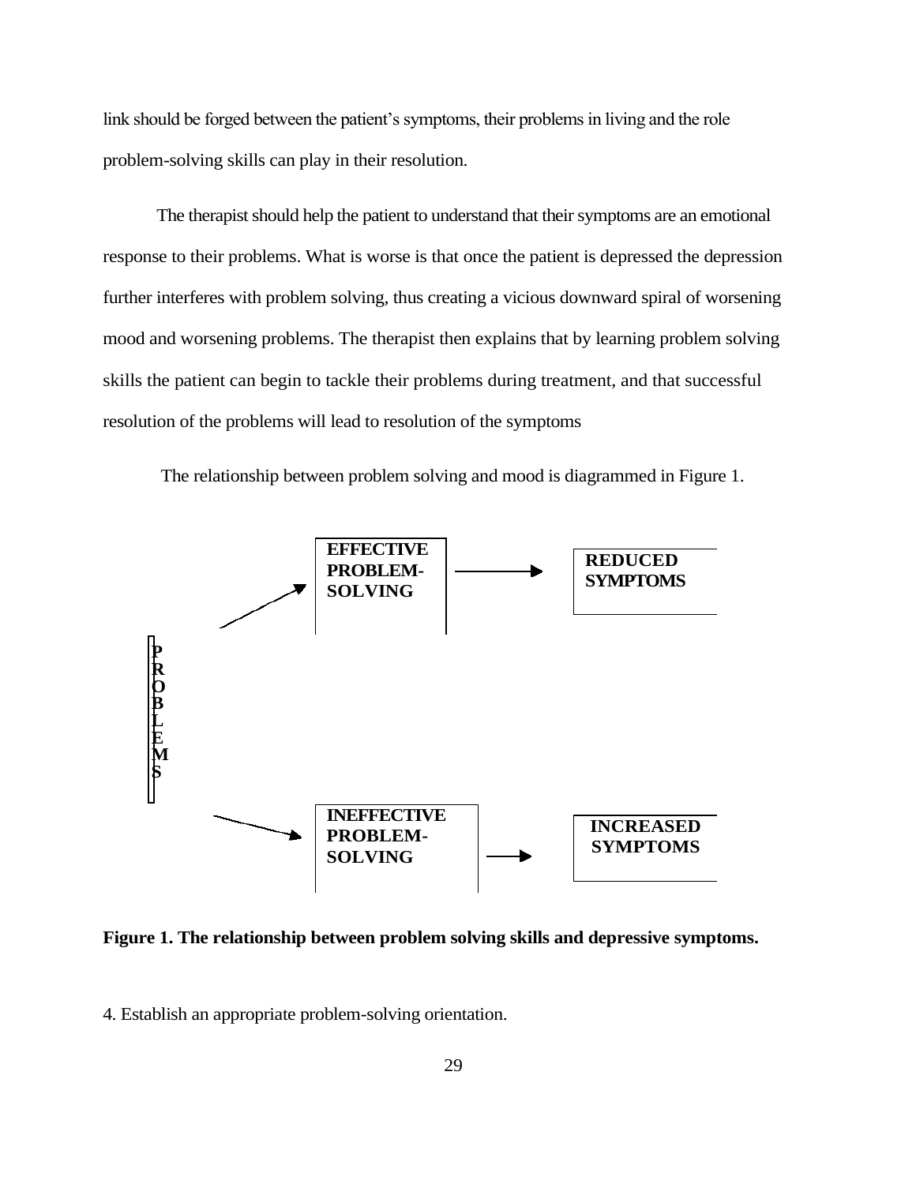link should be forged between the patient's symptoms, their problems in living and the role problem-solving skills can play in their resolution.

The therapist should help the patient to understand that their symptoms are an emotional response to their problems. What is worse is that once the patient is depressed the depression further interferes with problem solving, thus creating a vicious downward spiral of worsening mood and worsening problems. The therapist then explains that by learning problem solving skills the patient can begin to tackle their problems during treatment, and that successful resolution of the problems will lead to resolution of the symptoms

The relationship between problem solving and mood is diagrammed in Figure 1.

PROBLEMS → EFFECTIVE PROBLEM-SOLVING → REDUCED SYMPTOMS

PROBLEMS → INEFFECTIVE PROBLEM-SOLVING → INCREASED SYMPTOMS

**Figure 1. The relationship between problem solving skills and depressive symptoms.**

4. Establish an appropriate problem-solving orientation.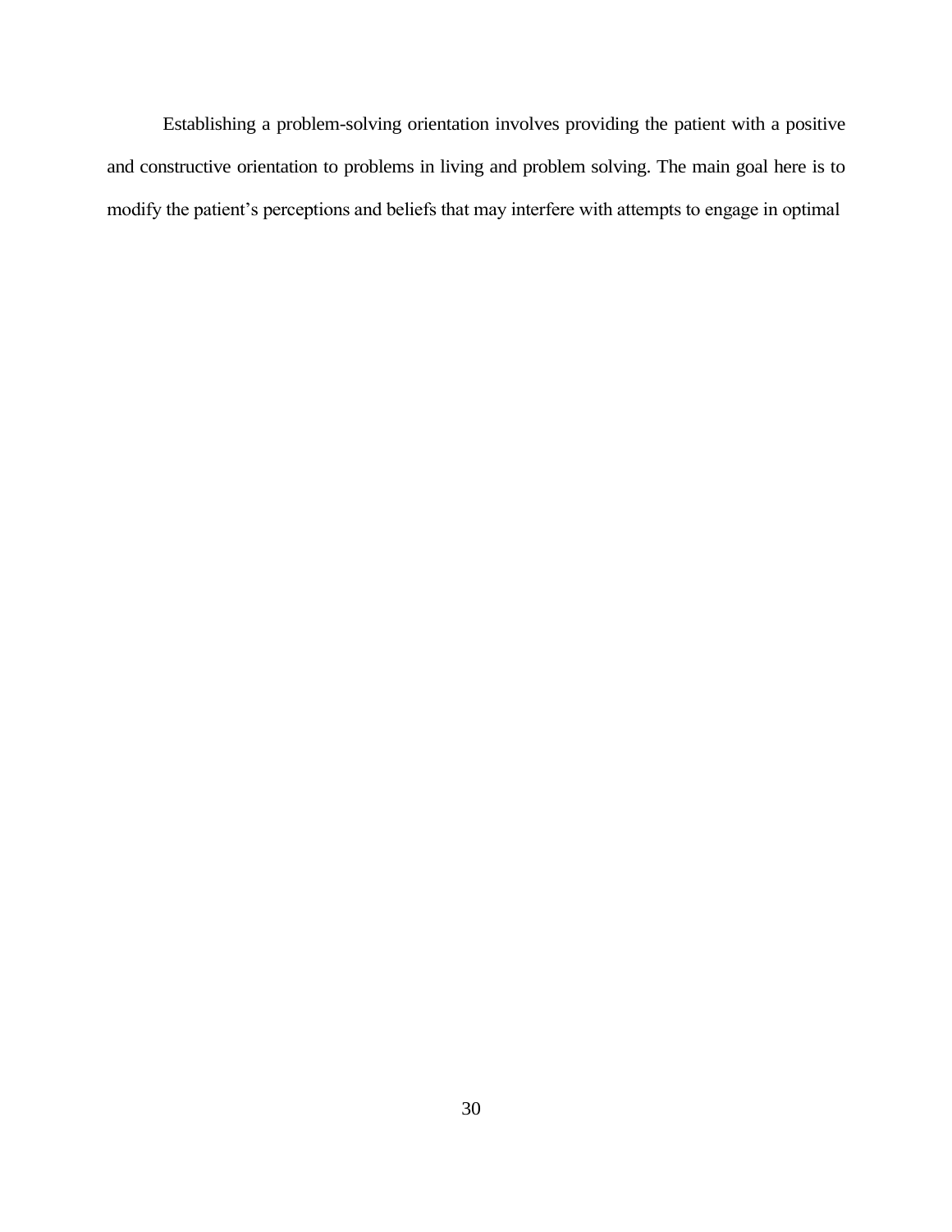Establishing a problem-solving orientation involves providing the patient with a positive and constructive orientation to problems in living and problem solving. The main goal here is to modify the patient's perceptions and beliefs that may interfere with attempts to engage in optimal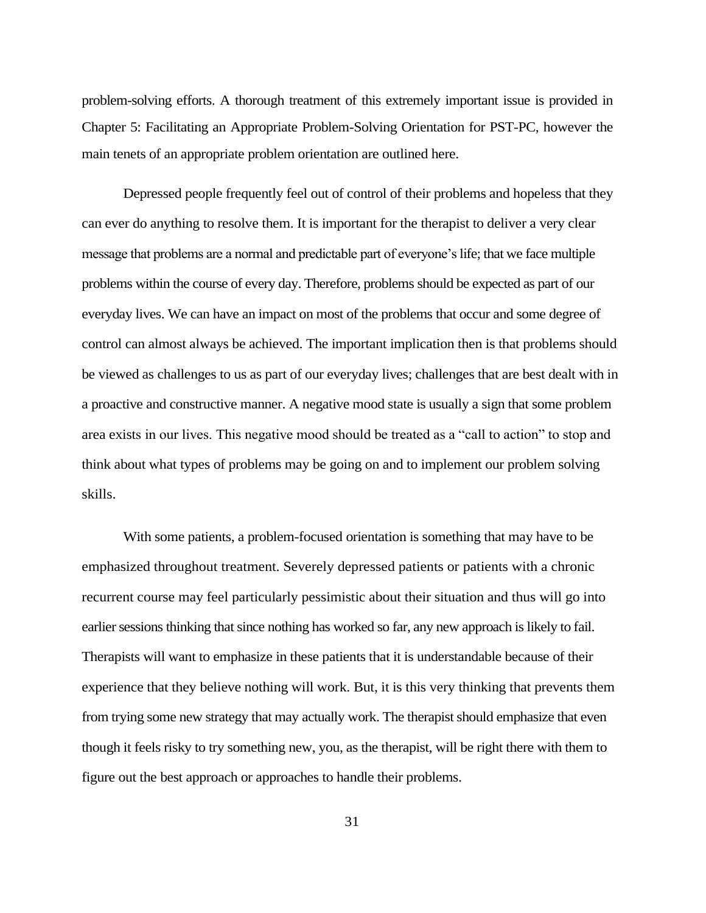problem-solving efforts. A thorough treatment of this extremely important issue is provided in Chapter 5: Facilitating an Appropriate Problem-Solving Orientation for PST-PC, however the main tenets of an appropriate problem orientation are outlined here.

Depressed people frequently feel out of control of their problems and hopeless that they can ever do anything to resolve them. It is important for the therapist to deliver a very clear message that problems are a normal and predictable part of everyone's life; that we face multiple problems within the course of every day. Therefore, problems should be expected as part of our everyday lives. We can have an impact on most of the problems that occur and some degree of control can almost always be achieved. The important implication then is that problems should be viewed as challenges to us as part of our everyday lives; challenges that are best dealt with in a proactive and constructive manner. A negative mood state is usually a sign that some problem area exists in our lives. This negative mood should be treated as a "call to action" to stop and think about what types of problems may be going on and to implement our problem solving skills.

With some patients, a problem-focused orientation is something that may have to be emphasized throughout treatment. Severely depressed patients or patients with a chronic recurrent course may feel particularly pessimistic about their situation and thus will go into earlier sessions thinking that since nothing has worked so far, any new approach is likely to fail. Therapists will want to emphasize in these patients that it is understandable because of their experience that they believe nothing will work. But, it is this very thinking that prevents them from trying some new strategy that may actually work. The therapist should emphasize that even though it feels risky to try something new, you, as the therapist, will be right there with them to figure out the best approach or approaches to handle their problems.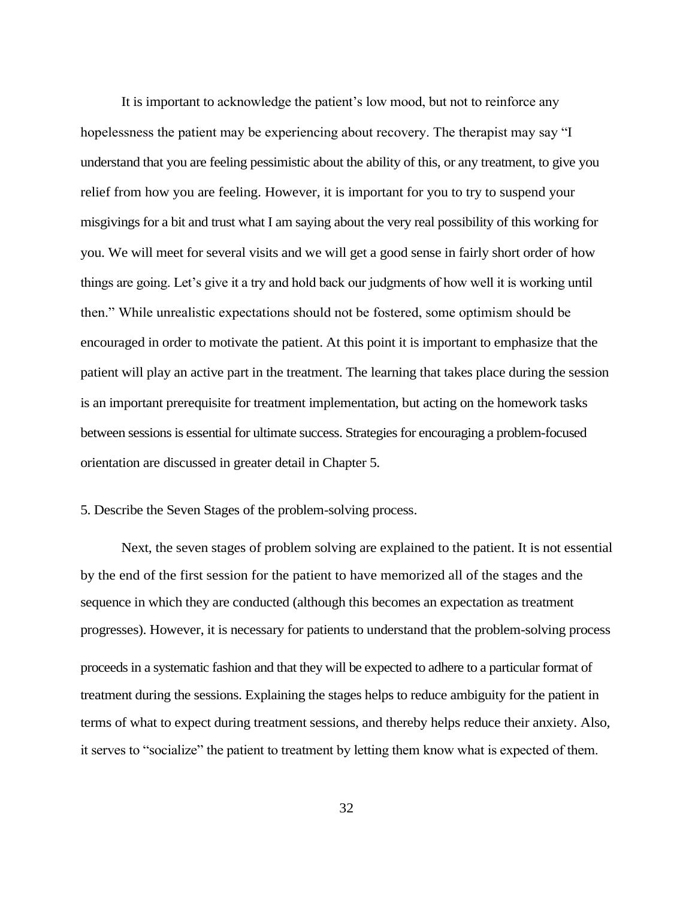It is important to acknowledge the patient's low mood, but not to reinforce any hopelessness the patient may be experiencing about recovery. The therapist may say "I understand that you are feeling pessimistic about the ability of this, or any treatment, to give you relief from how you are feeling. However, it is important for you to try to suspend your misgivings for a bit and trust what I am saying about the very real possibility of this working for you. We will meet for several visits and we will get a good sense in fairly short order of how things are going. Let's give it a try and hold back our judgments of how well it is working until then." While unrealistic expectations should not be fostered, some optimism should be encouraged in order to motivate the patient. At this point it is important to emphasize that the patient will play an active part in the treatment. The learning that takes place during the session is an important prerequisite for treatment implementation, but acting on the homework tasks between sessions is essential for ultimate success. Strategies for encouraging a problem-focused orientation are discussed in greater detail in Chapter 5.

5. Describe the Seven Stages of the problem-solving process.

Next, the seven stages of problem solving are explained to the patient. It is not essential by the end of the first session for the patient to have memorized all of the stages and the sequence in which they are conducted (although this becomes an expectation as treatment progresses). However, it is necessary for patients to understand that the problem-solving process proceeds in a systematic fashion and that they will be expected to adhere to a particular format of treatment during the sessions. Explaining the stages helps to reduce ambiguity for the patient in terms of what to expect during treatment sessions, and thereby helps reduce their anxiety. Also, it serves to "socialize" the patient to treatment by letting them know what is expected of them.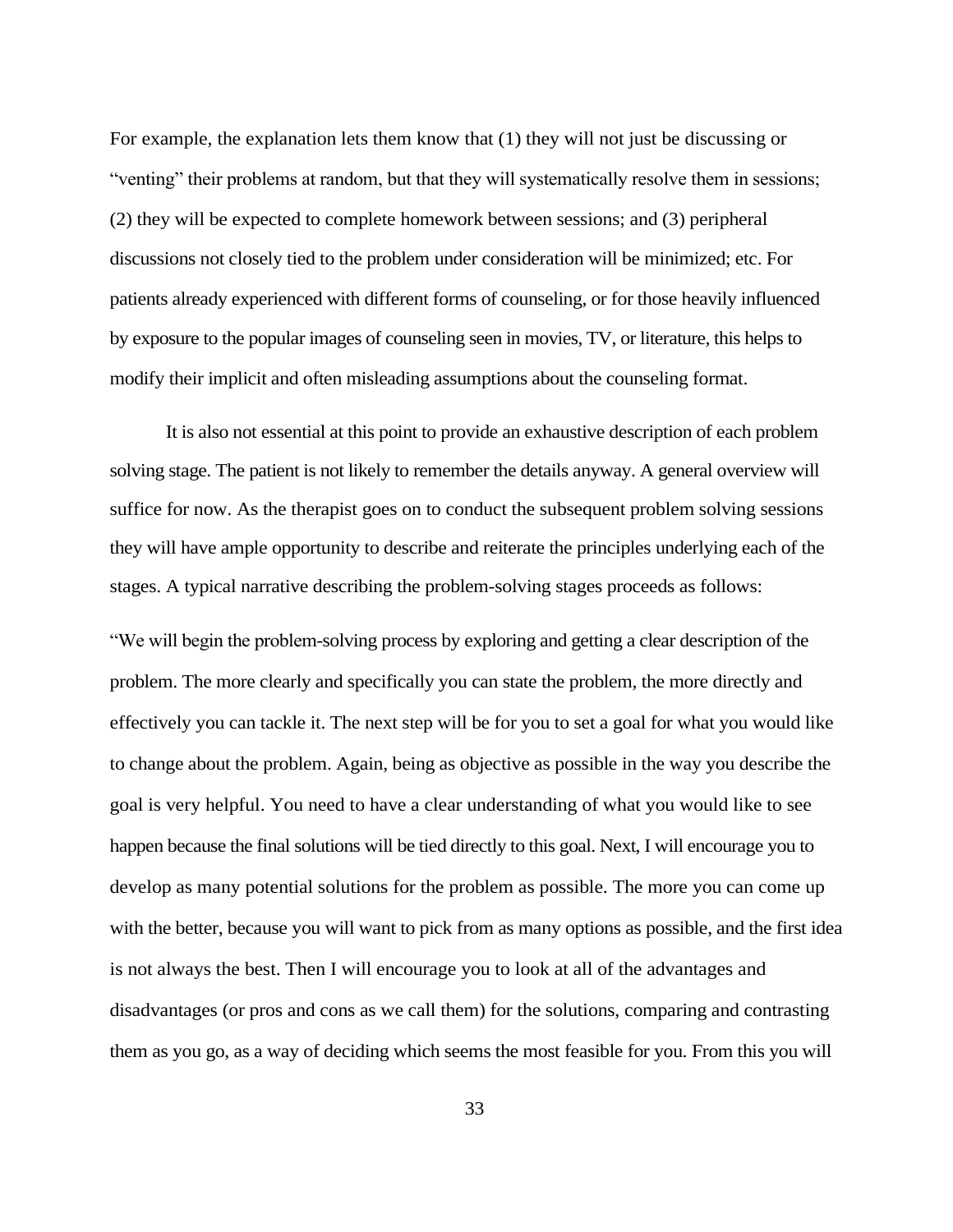For example, the explanation lets them know that (1) they will not just be discussing or "venting" their problems at random, but that they will systematically resolve them in sessions; (2) they will be expected to complete homework between sessions; and (3) peripheral discussions not closely tied to the problem under consideration will be minimized; etc. For patients already experienced with different forms of counseling, or for those heavily influenced by exposure to the popular images of counseling seen in movies, TV, or literature, this helps to modify their implicit and often misleading assumptions about the counseling format.

It is also not essential at this point to provide an exhaustive description of each problem solving stage. The patient is not likely to remember the details anyway. A general overview will suffice for now. As the therapist goes on to conduct the subsequent problem solving sessions they will have ample opportunity to describe and reiterate the principles underlying each of the stages. A typical narrative describing the problem-solving stages proceeds as follows:

"We will begin the problem-solving process by exploring and getting a clear description of the problem. The more clearly and specifically you can state the problem, the more directly and effectively you can tackle it. The next step will be for you to set a goal for what you would like to change about the problem. Again, being as objective as possible in the way you describe the goal is very helpful. You need to have a clear understanding of what you would like to see happen because the final solutions will be tied directly to this goal. Next, I will encourage you to develop as many potential solutions for the problem as possible. The more you can come up with the better, because you will want to pick from as many options as possible, and the first idea is not always the best. Then I will encourage you to look at all of the advantages and disadvantages (or pros and cons as we call them) for the solutions, comparing and contrasting them as you go, as a way of deciding which seems the most feasible for you. From this you will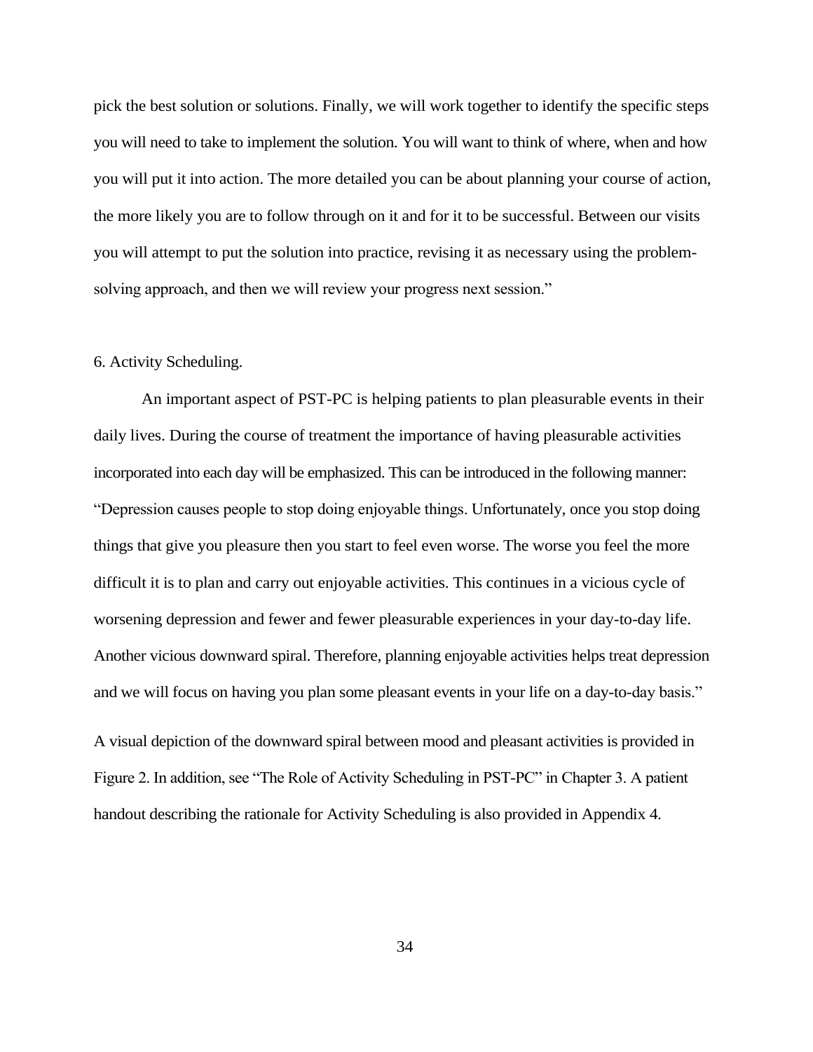pick the best solution or solutions. Finally, we will work together to identify the specific steps you will need to take to implement the solution. You will want to think of where, when and how you will put it into action. The more detailed you can be about planning your course of action, the more likely you are to follow through on it and for it to be successful. Between our visits you will attempt to put the solution into practice, revising it as necessary using the problem-solving approach, and then we will review your progress next session."

6. Activity Scheduling.

An important aspect of PST-PC is helping patients to plan pleasurable events in their daily lives. During the course of treatment the importance of having pleasurable activities incorporated into each day will be emphasized. This can be introduced in the following manner: "Depression causes people to stop doing enjoyable things. Unfortunately, once you stop doing things that give you pleasure then you start to feel even worse. The worse you feel the more difficult it is to plan and carry out enjoyable activities. This continues in a vicious cycle of worsening depression and fewer and fewer pleasurable experiences in your day-to-day life. Another vicious downward spiral. Therefore, planning enjoyable activities helps treat depression and we will focus on having you plan some pleasant events in your life on a day-to-day basis."

A visual depiction of the downward spiral between mood and pleasant activities is provided in Figure 2. In addition, see "The Role of Activity Scheduling in PST-PC" in Chapter 3. A patient handout describing the rationale for Activity Scheduling is also provided in Appendix 4.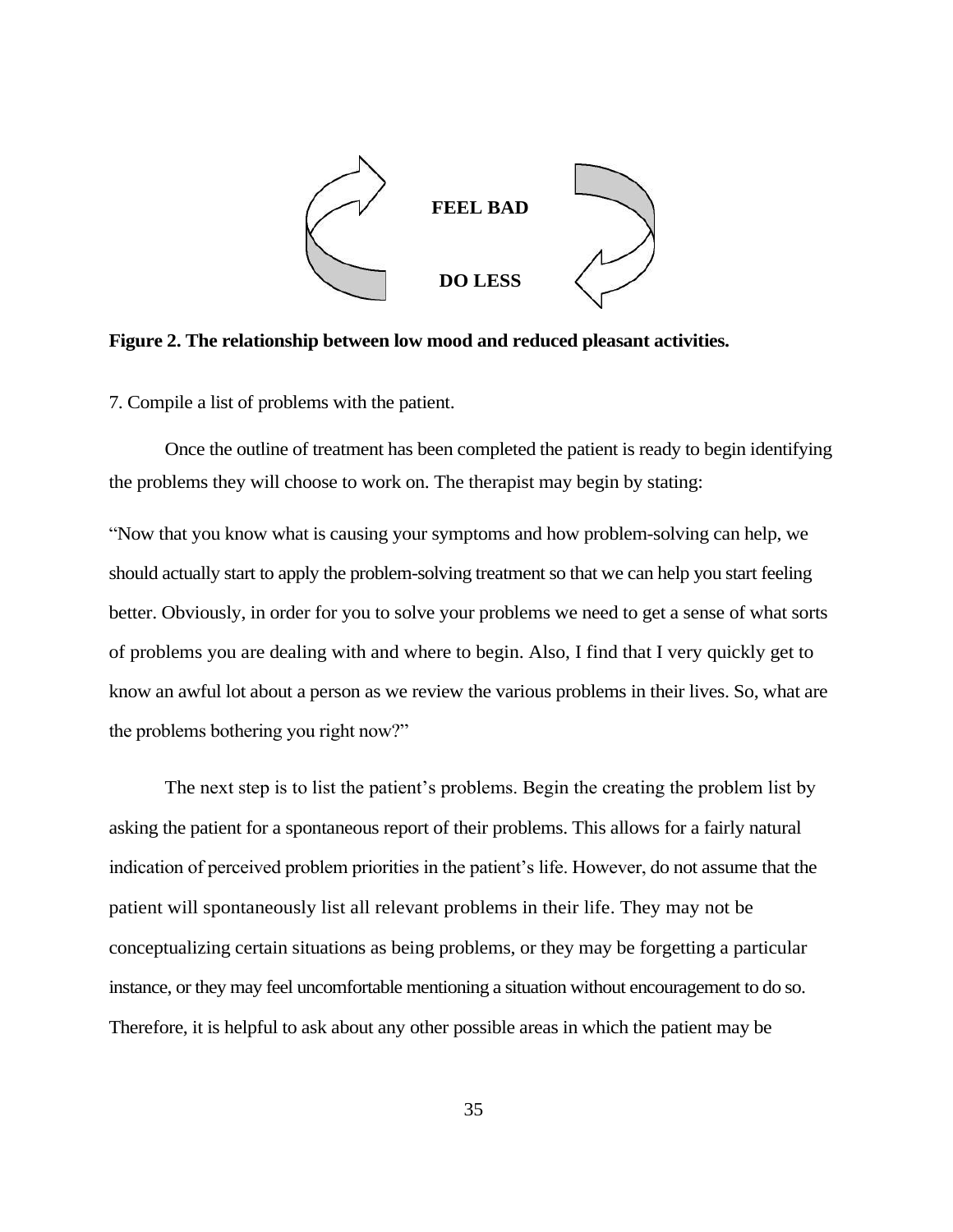FEEL BAD

DO LESS

**Figure 2. The relationship between low mood and reduced pleasant activities.**

7. Compile a list of problems with the patient.

Once the outline of treatment has been completed the patient is ready to begin identifying the problems they will choose to work on. The therapist may begin by stating:

"Now that you know what is causing your symptoms and how problem-solving can help, we should actually start to apply the problem-solving treatment so that we can help you start feeling better. Obviously, in order for you to solve your problems we need to get a sense of what sorts of problems you are dealing with and where to begin. Also, I find that I very quickly get to know an awful lot about a person as we review the various problems in their lives. So, what are the problems bothering you right now?"

The next step is to list the patient's problems. Begin the creating the problem list by asking the patient for a spontaneous report of their problems. This allows for a fairly natural indication of perceived problem priorities in the patient's life. However, do not assume that the patient will spontaneously list all relevant problems in their life. They may not be conceptualizing certain situations as being problems, or they may be forgetting a particular instance, or they may feel uncomfortable mentioning a situation without encouragement to do so. Therefore, it is helpful to ask about any other possible areas in which the patient may be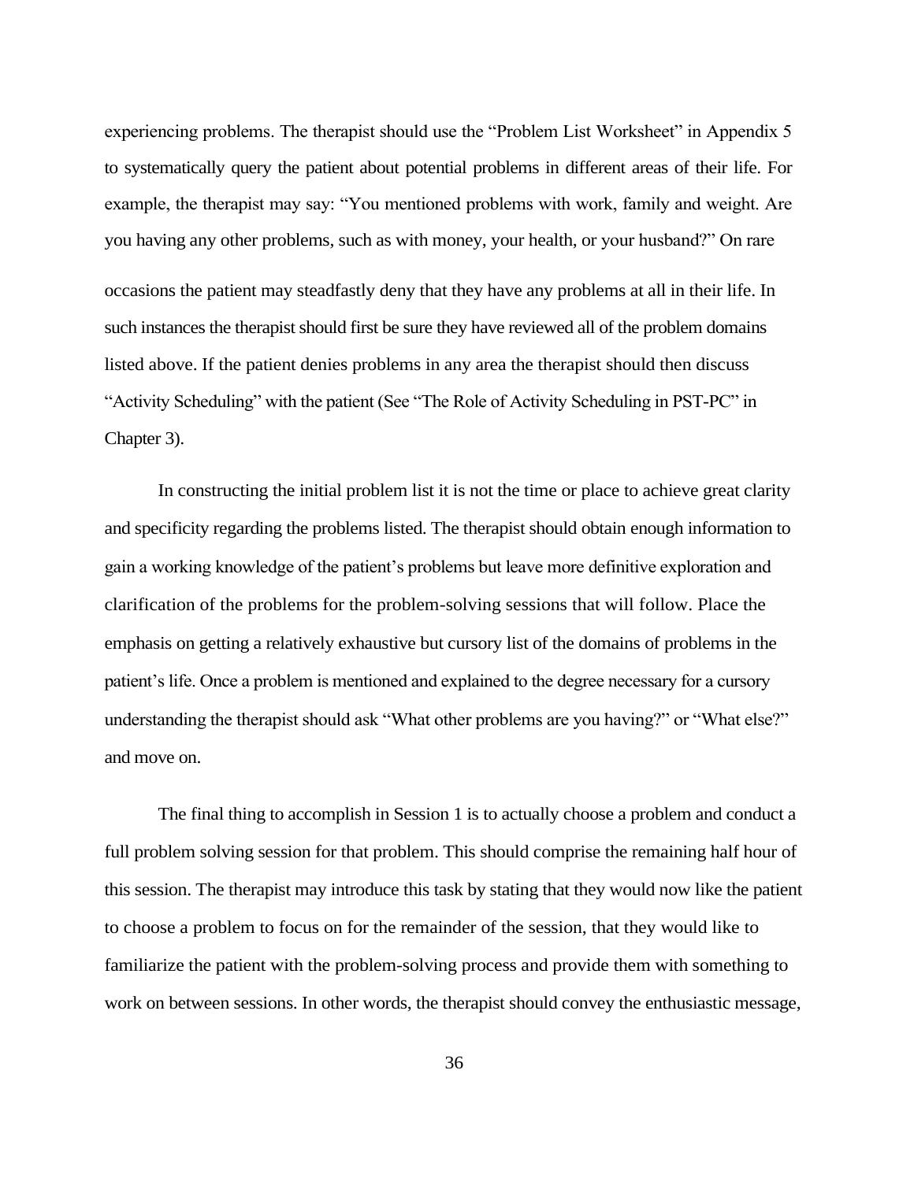experiencing problems. The therapist should use the "Problem List Worksheet" in Appendix 5 to systematically query the patient about potential problems in different areas of their life. For example, the therapist may say: "You mentioned problems with work, family and weight. Are you having any other problems, such as with money, your health, or your husband?" On rare occasions the patient may steadfastly deny that they have any problems at all in their life. In such instances the therapist should first be sure they have reviewed all of the problem domains listed above. If the patient denies problems in any area the therapist should then discuss "Activity Scheduling" with the patient (See "The Role of Activity Scheduling in PST-PC" in Chapter 3).

In constructing the initial problem list it is not the time or place to achieve great clarity and specificity regarding the problems listed. The therapist should obtain enough information to gain a working knowledge of the patient's problems but leave more definitive exploration and clarification of the problems for the problem-solving sessions that will follow. Place the emphasis on getting a relatively exhaustive but cursory list of the domains of problems in the patient's life. Once a problem is mentioned and explained to the degree necessary for a cursory understanding the therapist should ask "What other problems are you having?" or "What else?" and move on.

The final thing to accomplish in Session 1 is to actually choose a problem and conduct a full problem solving session for that problem. This should comprise the remaining half hour of this session. The therapist may introduce this task by stating that they would now like the patient to choose a problem to focus on for the remainder of the session, that they would like to familiarize the patient with the problem-solving process and provide them with something to work on between sessions. In other words, the therapist should convey the enthusiastic message,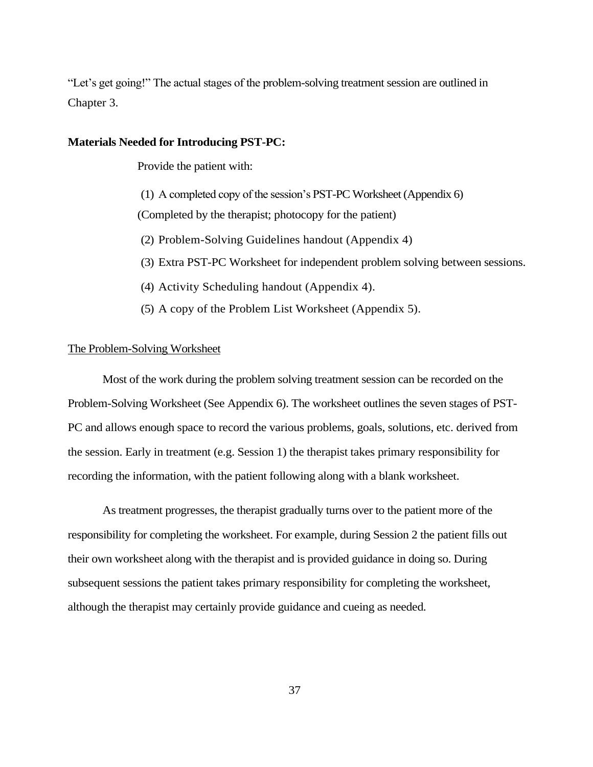"Let's get going!" The actual stages of the problem-solving treatment session are outlined in Chapter 3.

**Materials Needed for Introducing PST-PC:**

Provide the patient with:

(1) A completed copy of the session's PST-PC Worksheet (Appendix 6)
(Completed by the therapist; photocopy for the patient)

(2) Problem-Solving Guidelines handout (Appendix 4)

(3) Extra PST-PC Worksheet for independent problem solving between sessions.

(4) Activity Scheduling handout (Appendix 4).

(5) A copy of the Problem List Worksheet (Appendix 5).

<u>The Problem-Solving Worksheet</u>

Most of the work during the problem solving treatment session can be recorded on the Problem-Solving Worksheet (See Appendix 6). The worksheet outlines the seven stages of PST-PC and allows enough space to record the various problems, goals, solutions, etc. derived from the session. Early in treatment (e.g. Session 1) the therapist takes primary responsibility for recording the information, with the patient following along with a blank worksheet.

As treatment progresses, the therapist gradually turns over to the patient more of the responsibility for completing the worksheet. For example, during Session 2 the patient fills out their own worksheet along with the therapist and is provided guidance in doing so. During subsequent sessions the patient takes primary responsibility for completing the worksheet, although the therapist may certainly provide guidance and cueing as needed.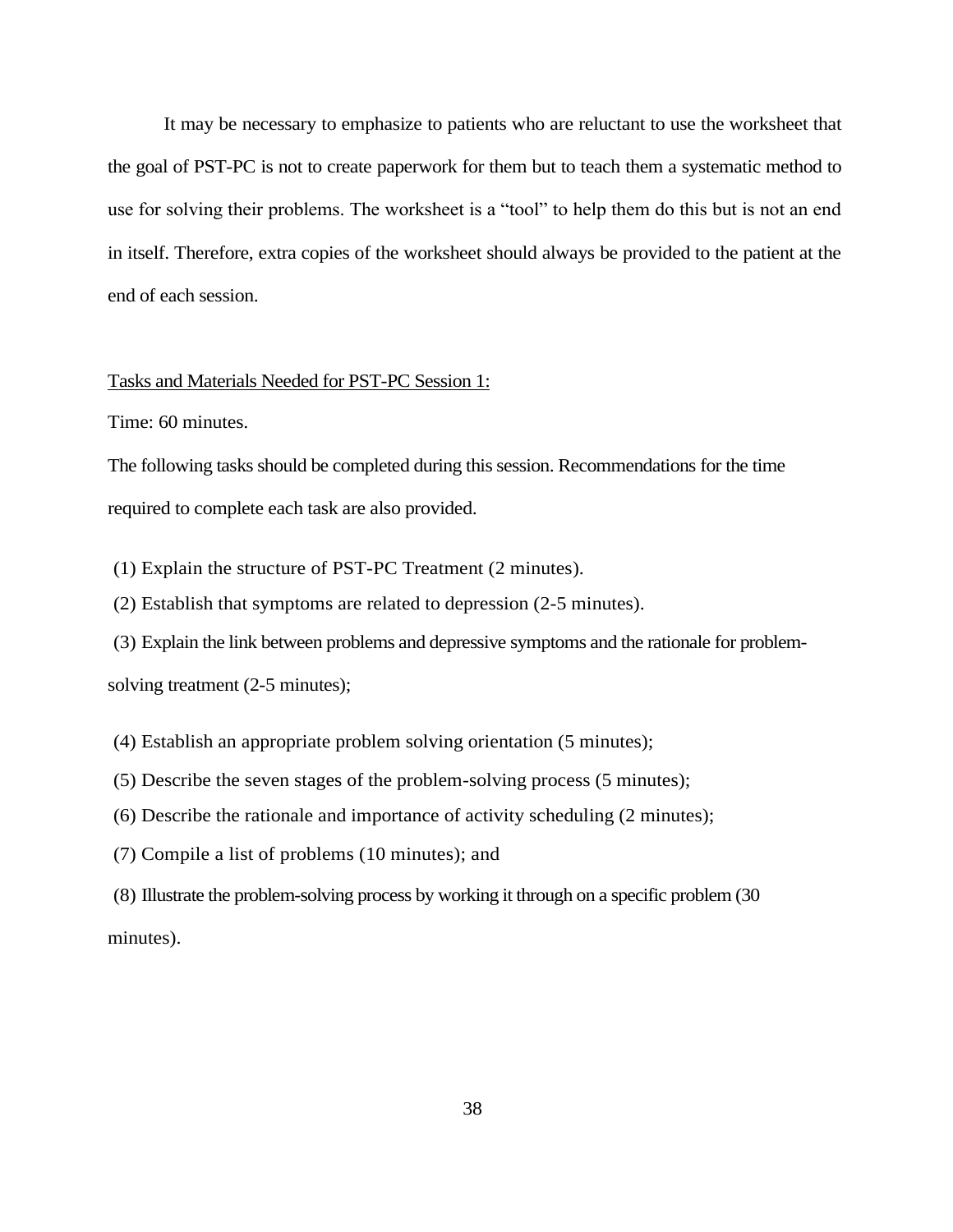It may be necessary to emphasize to patients who are reluctant to use the worksheet that the goal of PST-PC is not to create paperwork for them but to teach them a systematic method to use for solving their problems. The worksheet is a "tool" to help them do this but is not an end in itself. Therefore, extra copies of the worksheet should always be provided to the patient at the end of each session.

<u>Tasks and Materials Needed for PST-PC Session 1:</u>

Time: 60 minutes.

The following tasks should be completed during this session. Recommendations for the time required to complete each task are also provided.

(1) Explain the structure of PST-PC Treatment (2 minutes).

(2) Establish that symptoms are related to depression (2-5 minutes).

(3) Explain the link between problems and depressive symptoms and the rationale for problem-solving treatment (2-5 minutes);

(4) Establish an appropriate problem solving orientation (5 minutes);

(5) Describe the seven stages of the problem-solving process (5 minutes);

(6) Describe the rationale and importance of activity scheduling (2 minutes);

(7) Compile a list of problems (10 minutes); and

(8) Illustrate the problem-solving process by working it through on a specific problem (30 minutes).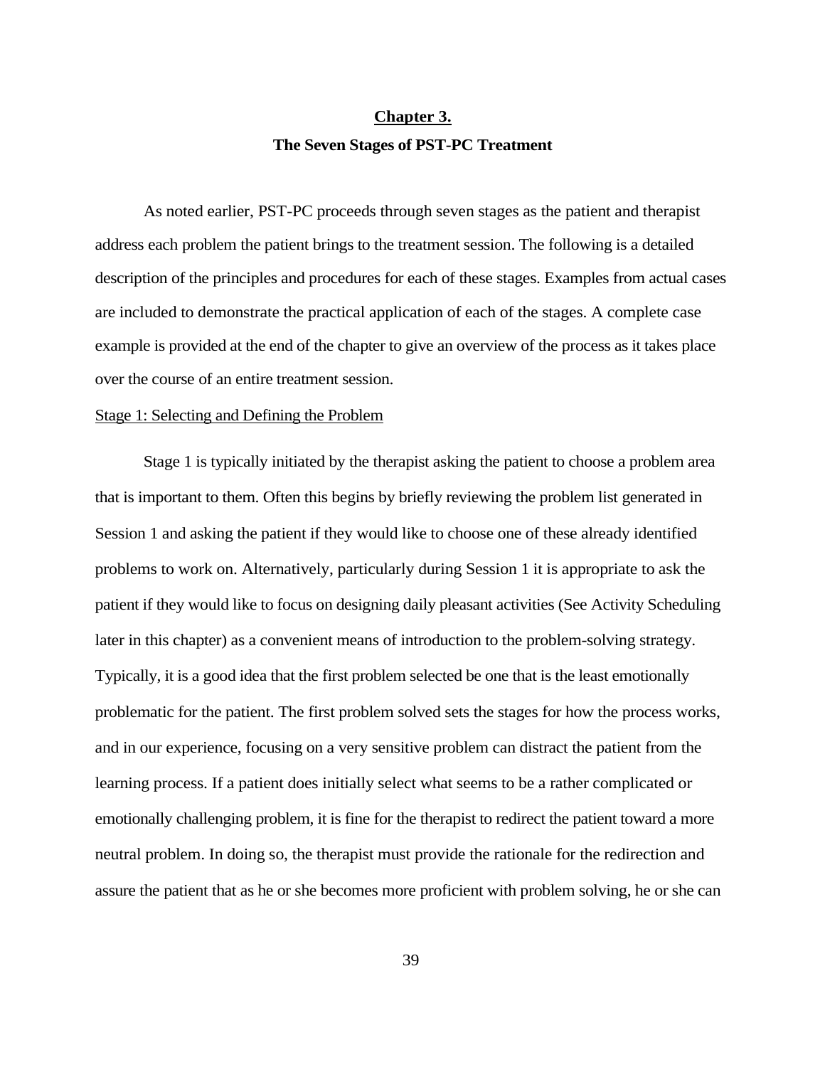# Chapter 3.

## The Seven Stages of PST-PC Treatment

As noted earlier, PST-PC proceeds through seven stages as the patient and therapist address each problem the patient brings to the treatment session. The following is a detailed description of the principles and procedures for each of these stages. Examples from actual cases are included to demonstrate the practical application of each of the stages. A complete case example is provided at the end of the chapter to give an overview of the process as it takes place over the course of an entire treatment session.

### Stage 1: Selecting and Defining the Problem

Stage 1 is typically initiated by the therapist asking the patient to choose a problem area that is important to them. Often this begins by briefly reviewing the problem list generated in Session 1 and asking the patient if they would like to choose one of these already identified problems to work on. Alternatively, particularly during Session 1 it is appropriate to ask the patient if they would like to focus on designing daily pleasant activities (See Activity Scheduling later in this chapter) as a convenient means of introduction to the problem-solving strategy. Typically, it is a good idea that the first problem selected be one that is the least emotionally problematic for the patient. The first problem solved sets the stages for how the process works, and in our experience, focusing on a very sensitive problem can distract the patient from the learning process. If a patient does initially select what seems to be a rather complicated or emotionally challenging problem, it is fine for the therapist to redirect the patient toward a more neutral problem. In doing so, the therapist must provide the rationale for the redirection and assure the patient that as he or she becomes more proficient with problem solving, he or she can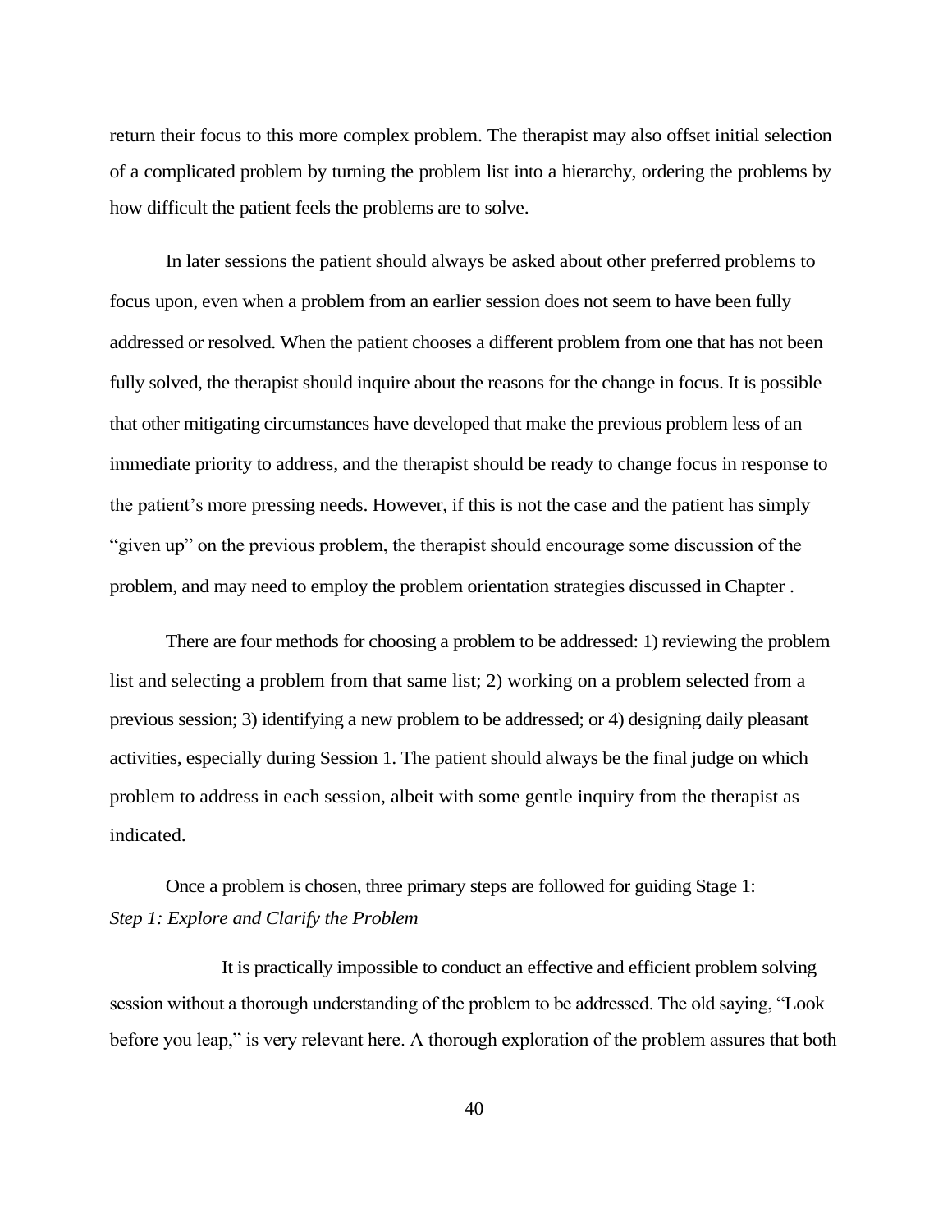return their focus to this more complex problem. The therapist may also offset initial selection of a complicated problem by turning the problem list into a hierarchy, ordering the problems by how difficult the patient feels the problems are to solve.

In later sessions the patient should always be asked about other preferred problems to focus upon, even when a problem from an earlier session does not seem to have been fully addressed or resolved. When the patient chooses a different problem from one that has not been fully solved, the therapist should inquire about the reasons for the change in focus. It is possible that other mitigating circumstances have developed that make the previous problem less of an immediate priority to address, and the therapist should be ready to change focus in response to the patient's more pressing needs. However, if this is not the case and the patient has simply "given up" on the previous problem, the therapist should encourage some discussion of the problem, and may need to employ the problem orientation strategies discussed in Chapter .

There are four methods for choosing a problem to be addressed: 1) reviewing the problem list and selecting a problem from that same list; 2) working on a problem selected from a previous session; 3) identifying a new problem to be addressed; or 4) designing daily pleasant activities, especially during Session 1. The patient should always be the final judge on which problem to address in each session, albeit with some gentle inquiry from the therapist as indicated.

Once a problem is chosen, three primary steps are followed for guiding Stage 1:

*Step 1: Explore and Clarify the Problem*

It is practically impossible to conduct an effective and efficient problem solving session without a thorough understanding of the problem to be addressed. The old saying, "Look before you leap," is very relevant here. A thorough exploration of the problem assures that both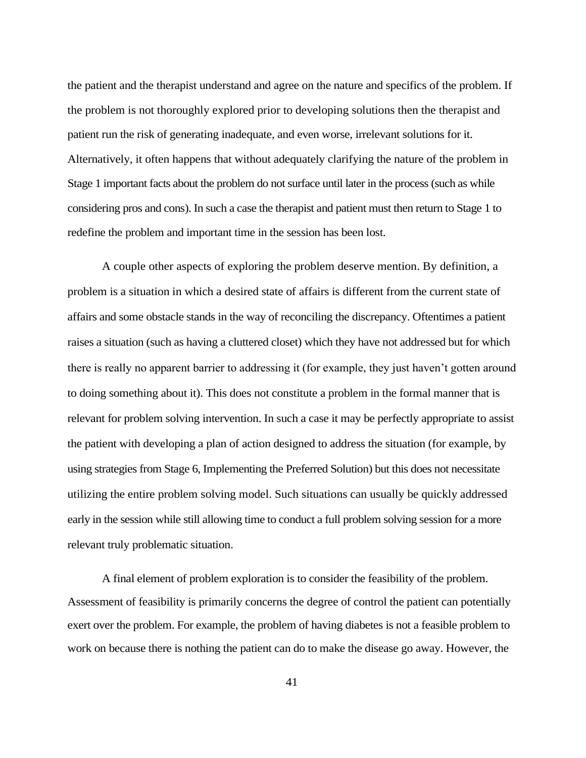the patient and the therapist understand and agree on the nature and specifics of the problem. If the problem is not thoroughly explored prior to developing solutions then the therapist and patient run the risk of generating inadequate, and even worse, irrelevant solutions for it. Alternatively, it often happens that without adequately clarifying the nature of the problem in Stage 1 important facts about the problem do not surface until later in the process (such as while considering pros and cons). In such a case the therapist and patient must then return to Stage 1 to redefine the problem and important time in the session has been lost.

A couple other aspects of exploring the problem deserve mention. By definition, a problem is a situation in which a desired state of affairs is different from the current state of affairs and some obstacle stands in the way of reconciling the discrepancy. Oftentimes a patient raises a situation (such as having a cluttered closet) which they have not addressed but for which there is really no apparent barrier to addressing it (for example, they just haven't gotten around to doing something about it). This does not constitute a problem in the formal manner that is relevant for problem solving intervention. In such a case it may be perfectly appropriate to assist the patient with developing a plan of action designed to address the situation (for example, by using strategies from Stage 6, Implementing the Preferred Solution) but this does not necessitate utilizing the entire problem solving model. Such situations can usually be quickly addressed early in the session while still allowing time to conduct a full problem solving session for a more relevant truly problematic situation.

A final element of problem exploration is to consider the feasibility of the problem. Assessment of feasibility is primarily concerns the degree of control the patient can potentially exert over the problem. For example, the problem of having diabetes is not a feasible problem to work on because there is nothing the patient can do to make the disease go away. However, the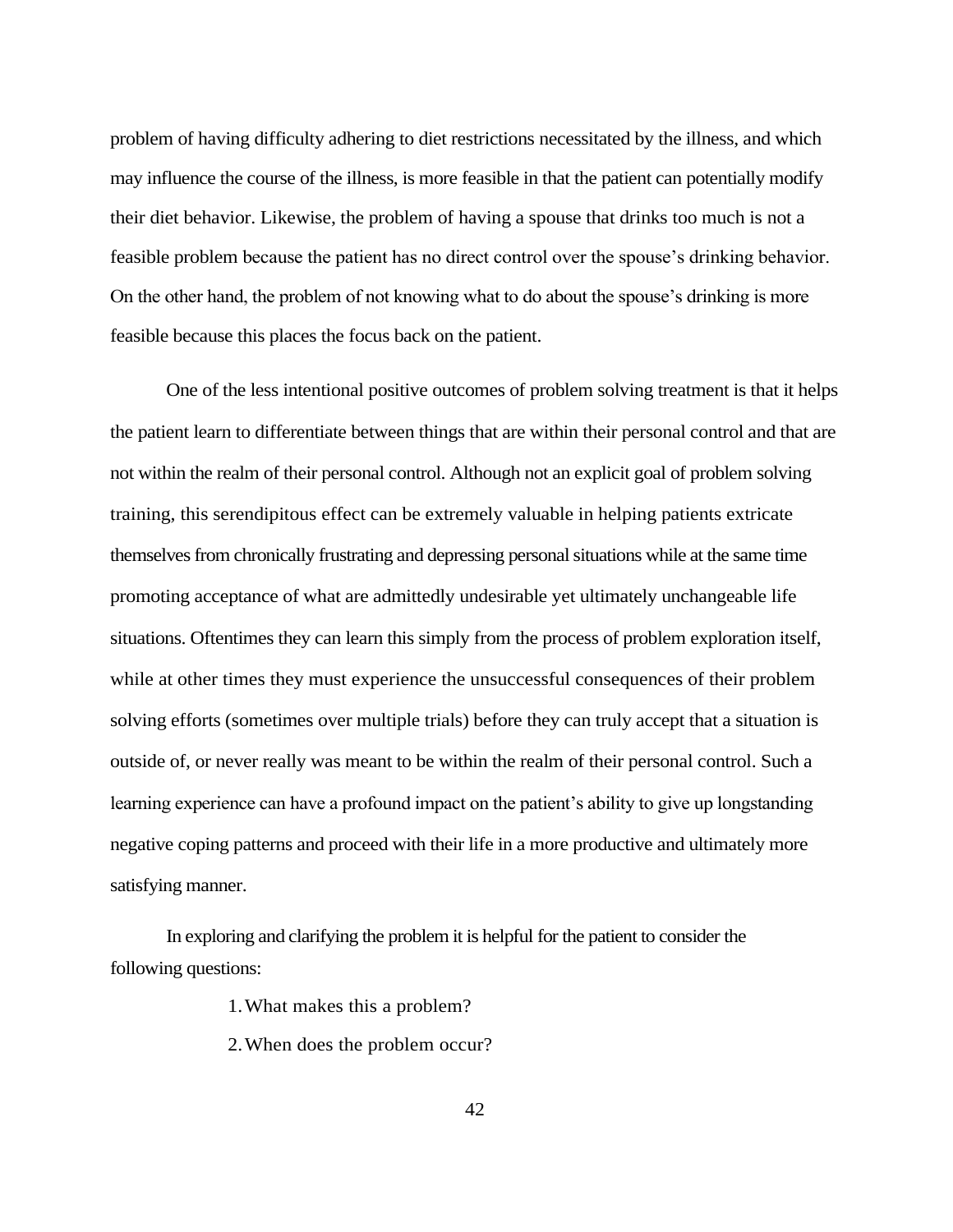problem of having difficulty adhering to diet restrictions necessitated by the illness, and which may influence the course of the illness, is more feasible in that the patient can potentially modify their diet behavior. Likewise, the problem of having a spouse that drinks too much is not a feasible problem because the patient has no direct control over the spouse's drinking behavior. On the other hand, the problem of not knowing what to do about the spouse's drinking is more feasible because this places the focus back on the patient.

One of the less intentional positive outcomes of problem solving treatment is that it helps the patient learn to differentiate between things that are within their personal control and that are not within the realm of their personal control. Although not an explicit goal of problem solving training, this serendipitous effect can be extremely valuable in helping patients extricate themselves from chronically frustrating and depressing personal situations while at the same time promoting acceptance of what are admittedly undesirable yet ultimately unchangeable life situations. Oftentimes they can learn this simply from the process of problem exploration itself, while at other times they must experience the unsuccessful consequences of their problem solving efforts (sometimes over multiple trials) before they can truly accept that a situation is outside of, or never really was meant to be within the realm of their personal control. Such a learning experience can have a profound impact on the patient's ability to give up longstanding negative coping patterns and proceed with their life in a more productive and ultimately more satisfying manner.

In exploring and clarifying the problem it is helpful for the patient to consider the following questions:

1. What makes this a problem?
2. When does the problem occur?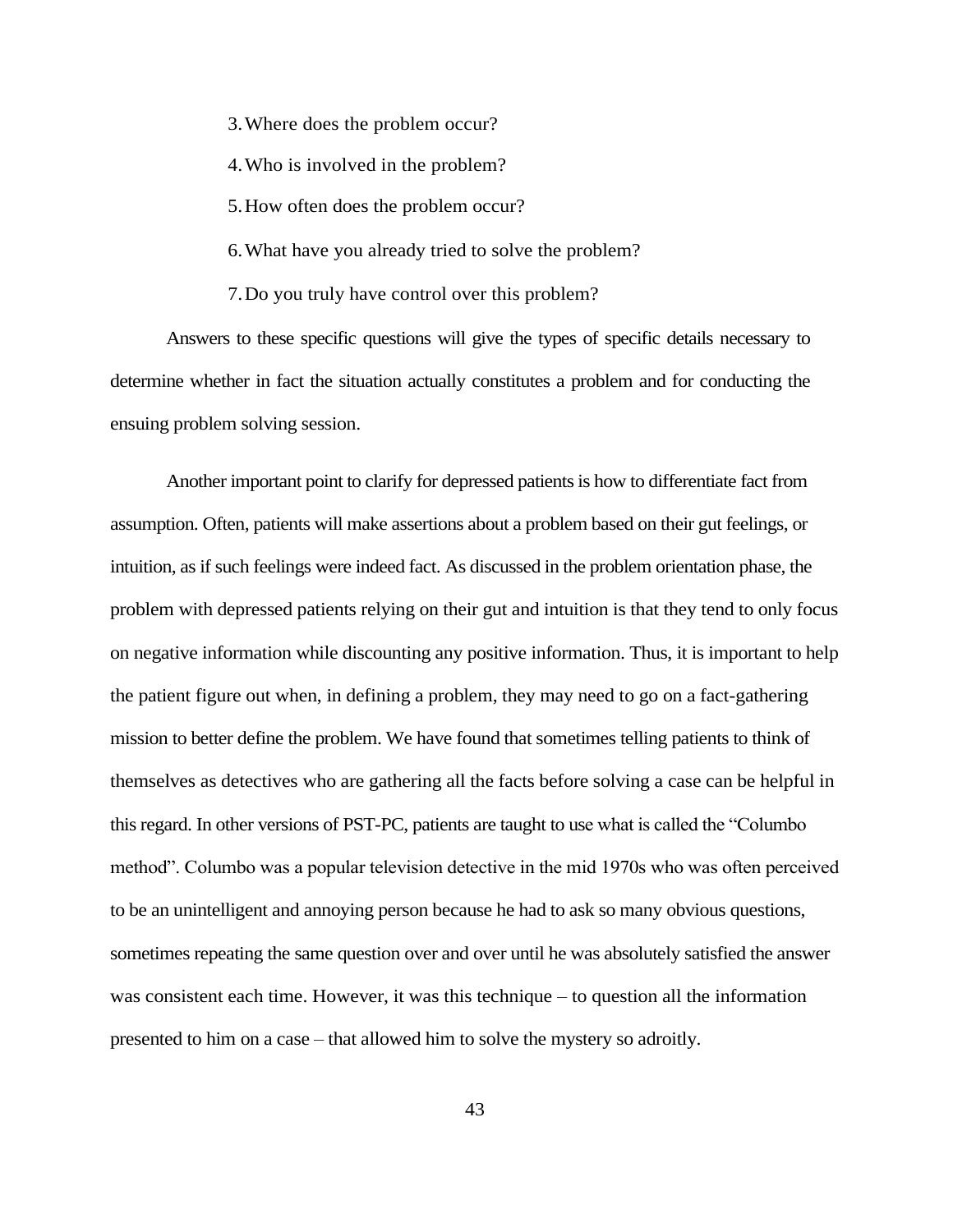3. Where does the problem occur?
4. Who is involved in the problem?
5. How often does the problem occur?
6. What have you already tried to solve the problem?
7. Do you truly have control over this problem?

Answers to these specific questions will give the types of specific details necessary to determine whether in fact the situation actually constitutes a problem and for conducting the ensuing problem solving session.

Another important point to clarify for depressed patients is how to differentiate fact from assumption. Often, patients will make assertions about a problem based on their gut feelings, or intuition, as if such feelings were indeed fact. As discussed in the problem orientation phase, the problem with depressed patients relying on their gut and intuition is that they tend to only focus on negative information while discounting any positive information. Thus, it is important to help the patient figure out when, in defining a problem, they may need to go on a fact-gathering mission to better define the problem. We have found that sometimes telling patients to think of themselves as detectives who are gathering all the facts before solving a case can be helpful in this regard. In other versions of PST-PC, patients are taught to use what is called the "Columbo method". Columbo was a popular television detective in the mid 1970s who was often perceived to be an unintelligent and annoying person because he had to ask so many obvious questions, sometimes repeating the same question over and over until he was absolutely satisfied the answer was consistent each time. However, it was this technique – to question all the information presented to him on a case – that allowed him to solve the mystery so adroitly.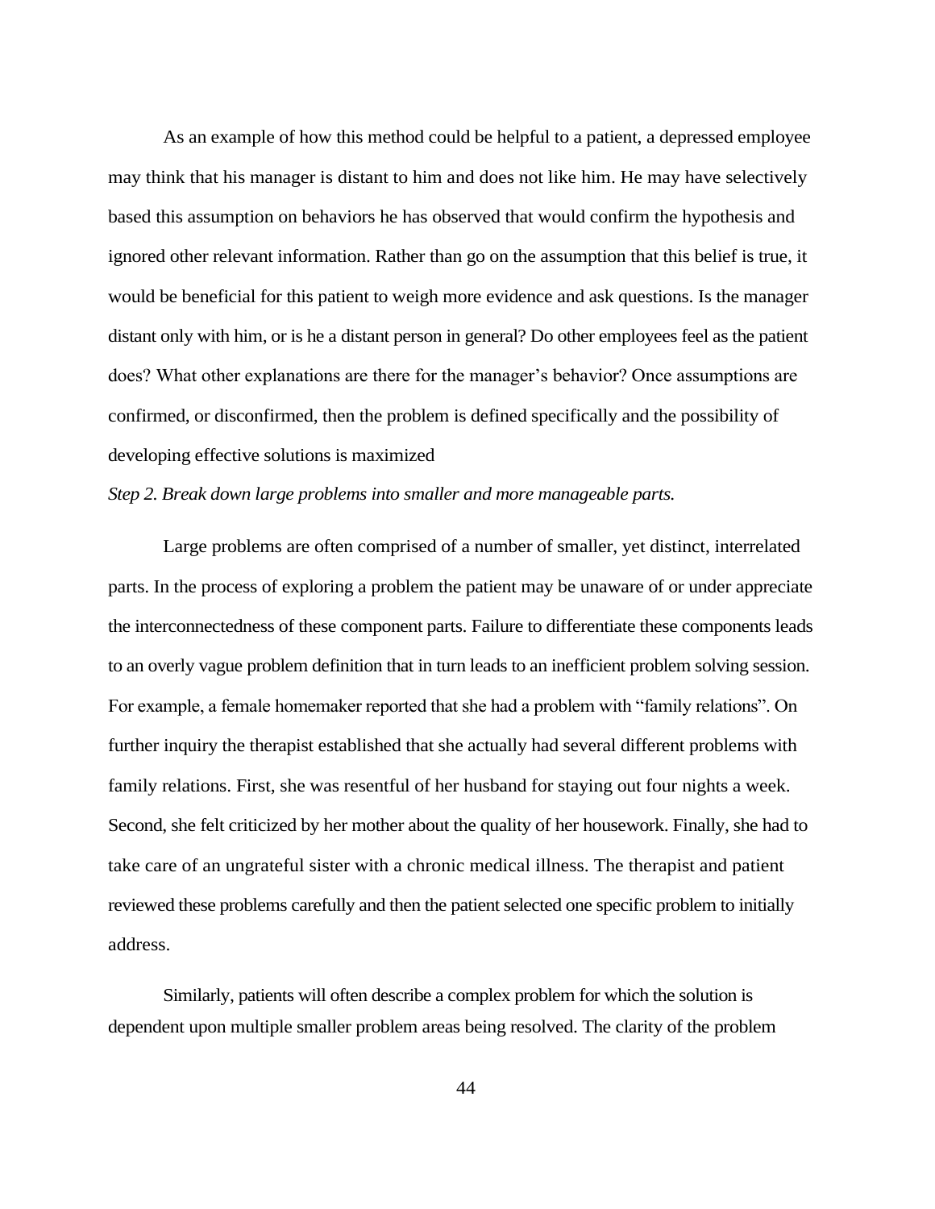As an example of how this method could be helpful to a patient, a depressed employee may think that his manager is distant to him and does not like him. He may have selectively based this assumption on behaviors he has observed that would confirm the hypothesis and ignored other relevant information. Rather than go on the assumption that this belief is true, it would be beneficial for this patient to weigh more evidence and ask questions. Is the manager distant only with him, or is he a distant person in general? Do other employees feel as the patient does? What other explanations are there for the manager's behavior? Once assumptions are confirmed, or disconfirmed, then the problem is defined specifically and the possibility of developing effective solutions is maximized

*Step 2. Break down large problems into smaller and more manageable parts.*

Large problems are often comprised of a number of smaller, yet distinct, interrelated parts. In the process of exploring a problem the patient may be unaware of or under appreciate the interconnectedness of these component parts. Failure to differentiate these components leads to an overly vague problem definition that in turn leads to an inefficient problem solving session. For example, a female homemaker reported that she had a problem with "family relations". On further inquiry the therapist established that she actually had several different problems with family relations. First, she was resentful of her husband for staying out four nights a week. Second, she felt criticized by her mother about the quality of her housework. Finally, she had to take care of an ungrateful sister with a chronic medical illness. The therapist and patient reviewed these problems carefully and then the patient selected one specific problem to initially address.

Similarly, patients will often describe a complex problem for which the solution is dependent upon multiple smaller problem areas being resolved. The clarity of the problem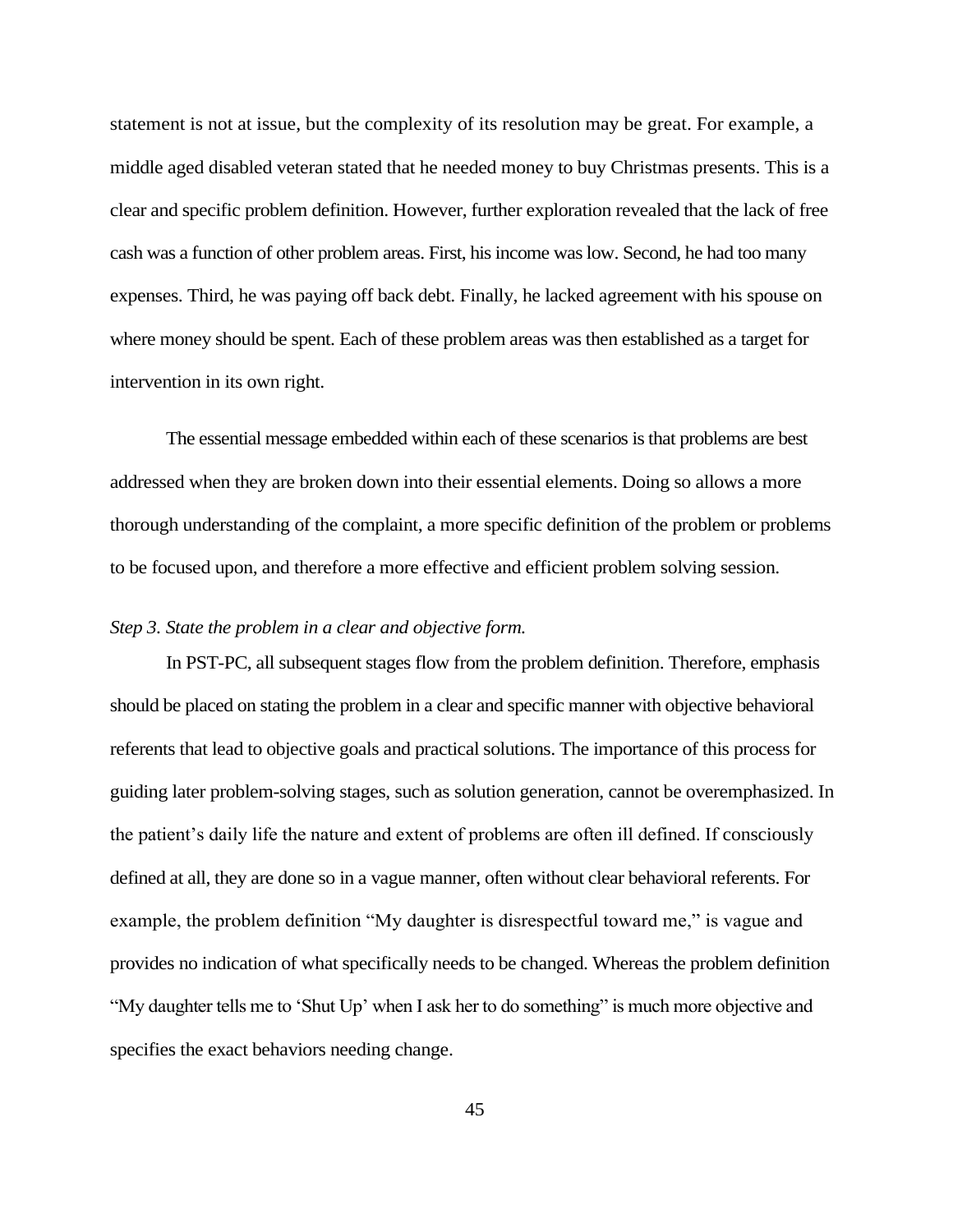statement is not at issue, but the complexity of its resolution may be great. For example, a middle aged disabled veteran stated that he needed money to buy Christmas presents. This is a clear and specific problem definition. However, further exploration revealed that the lack of free cash was a function of other problem areas. First, his income was low. Second, he had too many expenses. Third, he was paying off back debt. Finally, he lacked agreement with his spouse on where money should be spent. Each of these problem areas was then established as a target for intervention in its own right.

The essential message embedded within each of these scenarios is that problems are best addressed when they are broken down into their essential elements. Doing so allows a more thorough understanding of the complaint, a more specific definition of the problem or problems to be focused upon, and therefore a more effective and efficient problem solving session.

*Step 3. State the problem in a clear and objective form.*

In PST-PC, all subsequent stages flow from the problem definition. Therefore, emphasis should be placed on stating the problem in a clear and specific manner with objective behavioral referents that lead to objective goals and practical solutions. The importance of this process for guiding later problem-solving stages, such as solution generation, cannot be overemphasized. In the patient's daily life the nature and extent of problems are often ill defined. If consciously defined at all, they are done so in a vague manner, often without clear behavioral referents. For example, the problem definition "My daughter is disrespectful toward me," is vague and provides no indication of what specifically needs to be changed. Whereas the problem definition "My daughter tells me to 'Shut Up' when I ask her to do something" is much more objective and specifies the exact behaviors needing change.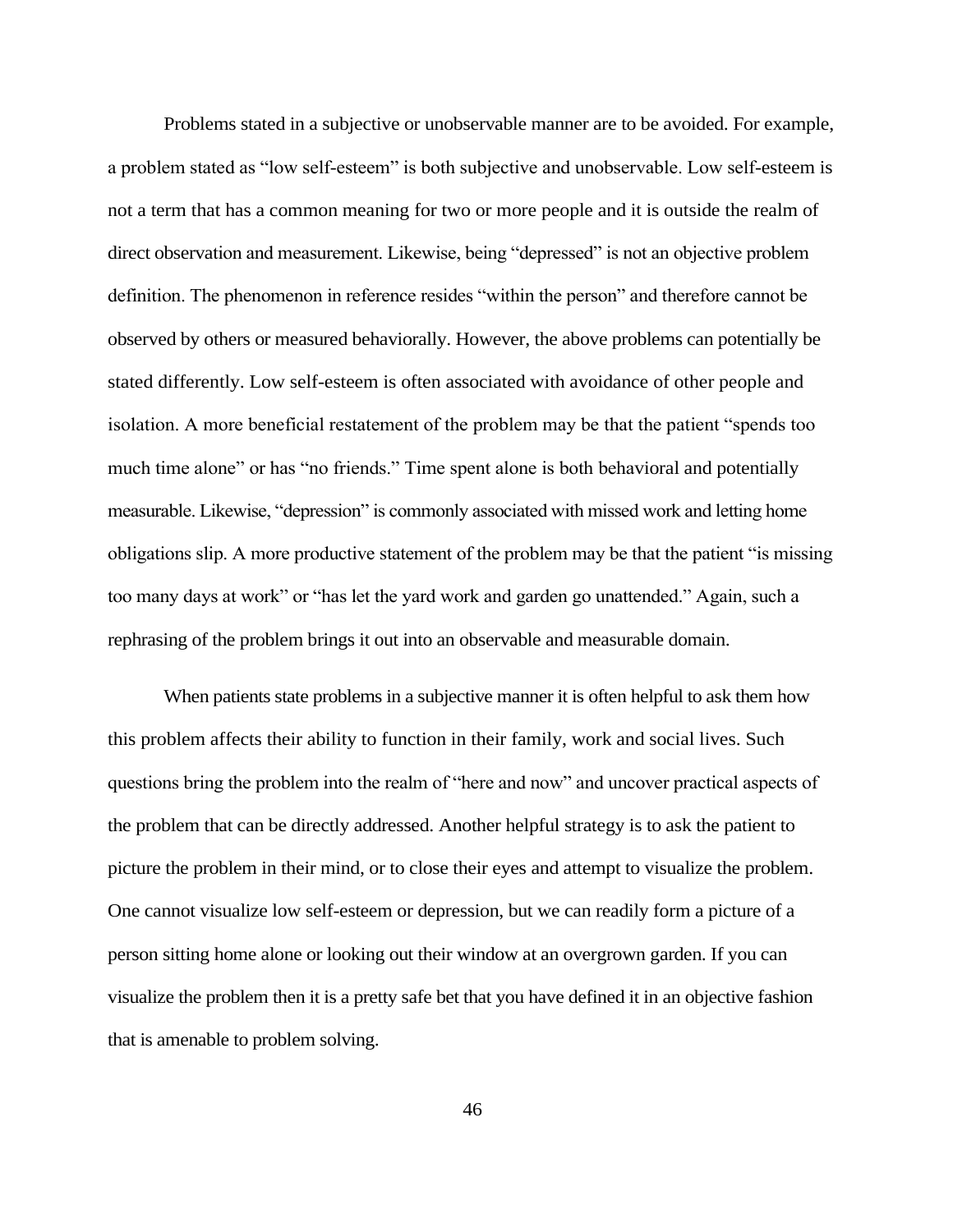Problems stated in a subjective or unobservable manner are to be avoided. For example, a problem stated as "low self-esteem" is both subjective and unobservable. Low self-esteem is not a term that has a common meaning for two or more people and it is outside the realm of direct observation and measurement. Likewise, being "depressed" is not an objective problem definition. The phenomenon in reference resides "within the person" and therefore cannot be observed by others or measured behaviorally. However, the above problems can potentially be stated differently. Low self-esteem is often associated with avoidance of other people and isolation. A more beneficial restatement of the problem may be that the patient "spends too much time alone" or has "no friends." Time spent alone is both behavioral and potentially measurable. Likewise, "depression" is commonly associated with missed work and letting home obligations slip. A more productive statement of the problem may be that the patient "is missing too many days at work" or "has let the yard work and garden go unattended." Again, such a rephrasing of the problem brings it out into an observable and measurable domain.

When patients state problems in a subjective manner it is often helpful to ask them how this problem affects their ability to function in their family, work and social lives. Such questions bring the problem into the realm of "here and now" and uncover practical aspects of the problem that can be directly addressed. Another helpful strategy is to ask the patient to picture the problem in their mind, or to close their eyes and attempt to visualize the problem. One cannot visualize low self-esteem or depression, but we can readily form a picture of a person sitting home alone or looking out their window at an overgrown garden. If you can visualize the problem then it is a pretty safe bet that you have defined it in an objective fashion that is amenable to problem solving.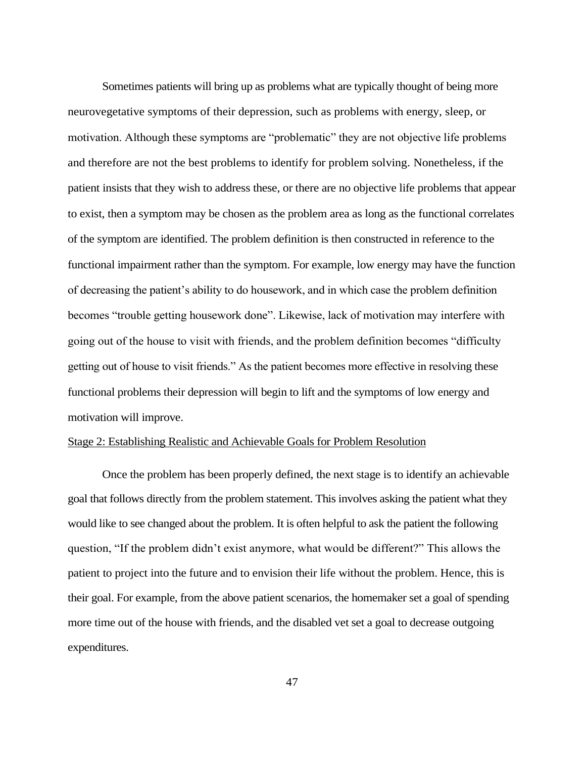Sometimes patients will bring up as problems what are typically thought of being more neurovegetative symptoms of their depression, such as problems with energy, sleep, or motivation. Although these symptoms are "problematic" they are not objective life problems and therefore are not the best problems to identify for problem solving. Nonetheless, if the patient insists that they wish to address these, or there are no objective life problems that appear to exist, then a symptom may be chosen as the problem area as long as the functional correlates of the symptom are identified. The problem definition is then constructed in reference to the functional impairment rather than the symptom. For example, low energy may have the function of decreasing the patient's ability to do housework, and in which case the problem definition becomes "trouble getting housework done". Likewise, lack of motivation may interfere with going out of the house to visit with friends, and the problem definition becomes "difficulty getting out of house to visit friends." As the patient becomes more effective in resolving these functional problems their depression will begin to lift and the symptoms of low energy and motivation will improve.

<u>Stage 2: Establishing Realistic and Achievable Goals for Problem Resolution</u>

Once the problem has been properly defined, the next stage is to identify an achievable goal that follows directly from the problem statement. This involves asking the patient what they would like to see changed about the problem. It is often helpful to ask the patient the following question, "If the problem didn't exist anymore, what would be different?" This allows the patient to project into the future and to envision their life without the problem. Hence, this is their goal. For example, from the above patient scenarios, the homemaker set a goal of spending more time out of the house with friends, and the disabled vet set a goal to decrease outgoing expenditures.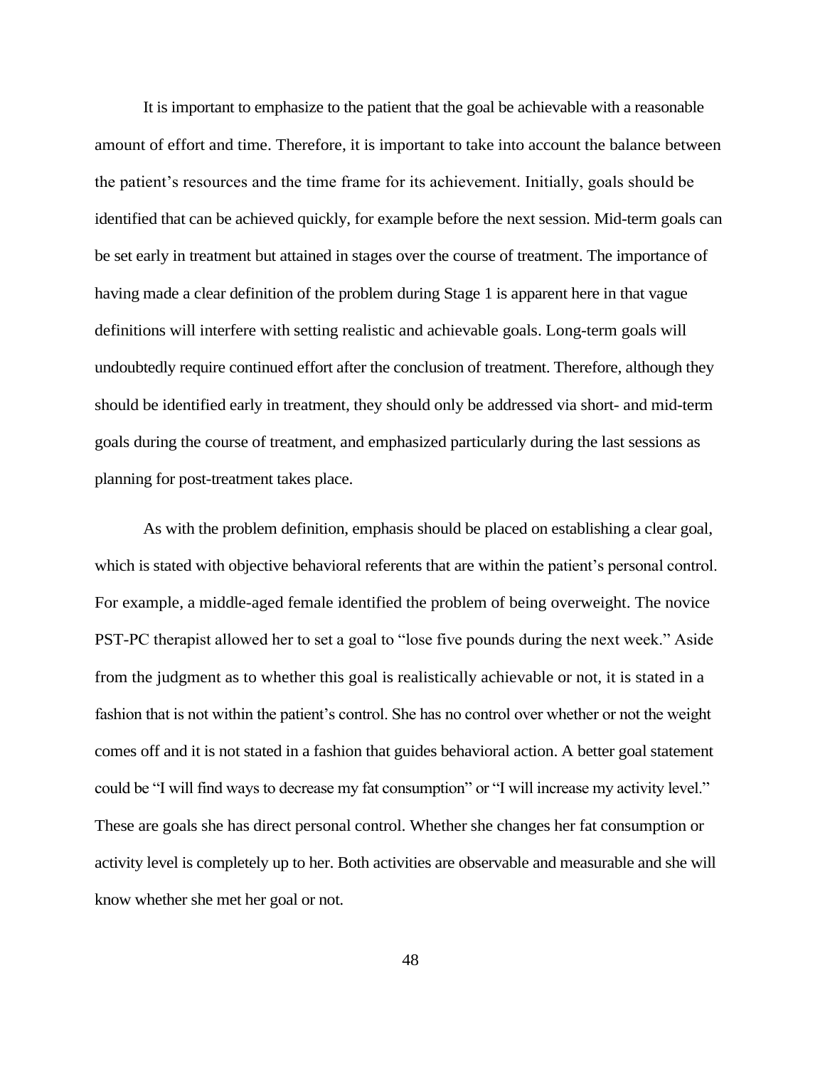It is important to emphasize to the patient that the goal be achievable with a reasonable amount of effort and time. Therefore, it is important to take into account the balance between the patient's resources and the time frame for its achievement. Initially, goals should be identified that can be achieved quickly, for example before the next session. Mid-term goals can be set early in treatment but attained in stages over the course of treatment. The importance of having made a clear definition of the problem during Stage 1 is apparent here in that vague definitions will interfere with setting realistic and achievable goals. Long-term goals will undoubtedly require continued effort after the conclusion of treatment. Therefore, although they should be identified early in treatment, they should only be addressed via short- and mid-term goals during the course of treatment, and emphasized particularly during the last sessions as planning for post-treatment takes place.

As with the problem definition, emphasis should be placed on establishing a clear goal, which is stated with objective behavioral referents that are within the patient's personal control. For example, a middle-aged female identified the problem of being overweight. The novice PST-PC therapist allowed her to set a goal to "lose five pounds during the next week." Aside from the judgment as to whether this goal is realistically achievable or not, it is stated in a fashion that is not within the patient's control. She has no control over whether or not the weight comes off and it is not stated in a fashion that guides behavioral action. A better goal statement could be "I will find ways to decrease my fat consumption" or "I will increase my activity level." These are goals she has direct personal control. Whether she changes her fat consumption or activity level is completely up to her. Both activities are observable and measurable and she will know whether she met her goal or not.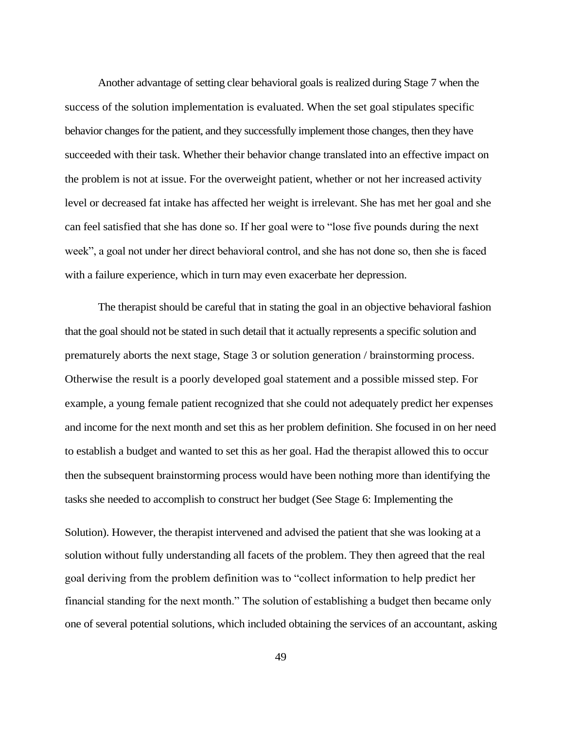Another advantage of setting clear behavioral goals is realized during Stage 7 when the success of the solution implementation is evaluated. When the set goal stipulates specific behavior changes for the patient, and they successfully implement those changes, then they have succeeded with their task. Whether their behavior change translated into an effective impact on the problem is not at issue. For the overweight patient, whether or not her increased activity level or decreased fat intake has affected her weight is irrelevant. She has met her goal and she can feel satisfied that she has done so. If her goal were to "lose five pounds during the next week", a goal not under her direct behavioral control, and she has not done so, then she is faced with a failure experience, which in turn may even exacerbate her depression.

The therapist should be careful that in stating the goal in an objective behavioral fashion that the goal should not be stated in such detail that it actually represents a specific solution and prematurely aborts the next stage, Stage 3 or solution generation / brainstorming process. Otherwise the result is a poorly developed goal statement and a possible missed step. For example, a young female patient recognized that she could not adequately predict her expenses and income for the next month and set this as her problem definition. She focused in on her need to establish a budget and wanted to set this as her goal. Had the therapist allowed this to occur then the subsequent brainstorming process would have been nothing more than identifying the tasks she needed to accomplish to construct her budget (See Stage 6: Implementing the Solution). However, the therapist intervened and advised the patient that she was looking at a solution without fully understanding all facets of the problem. They then agreed that the real goal deriving from the problem definition was to "collect information to help predict her financial standing for the next month." The solution of establishing a budget then became only one of several potential solutions, which included obtaining the services of an accountant, asking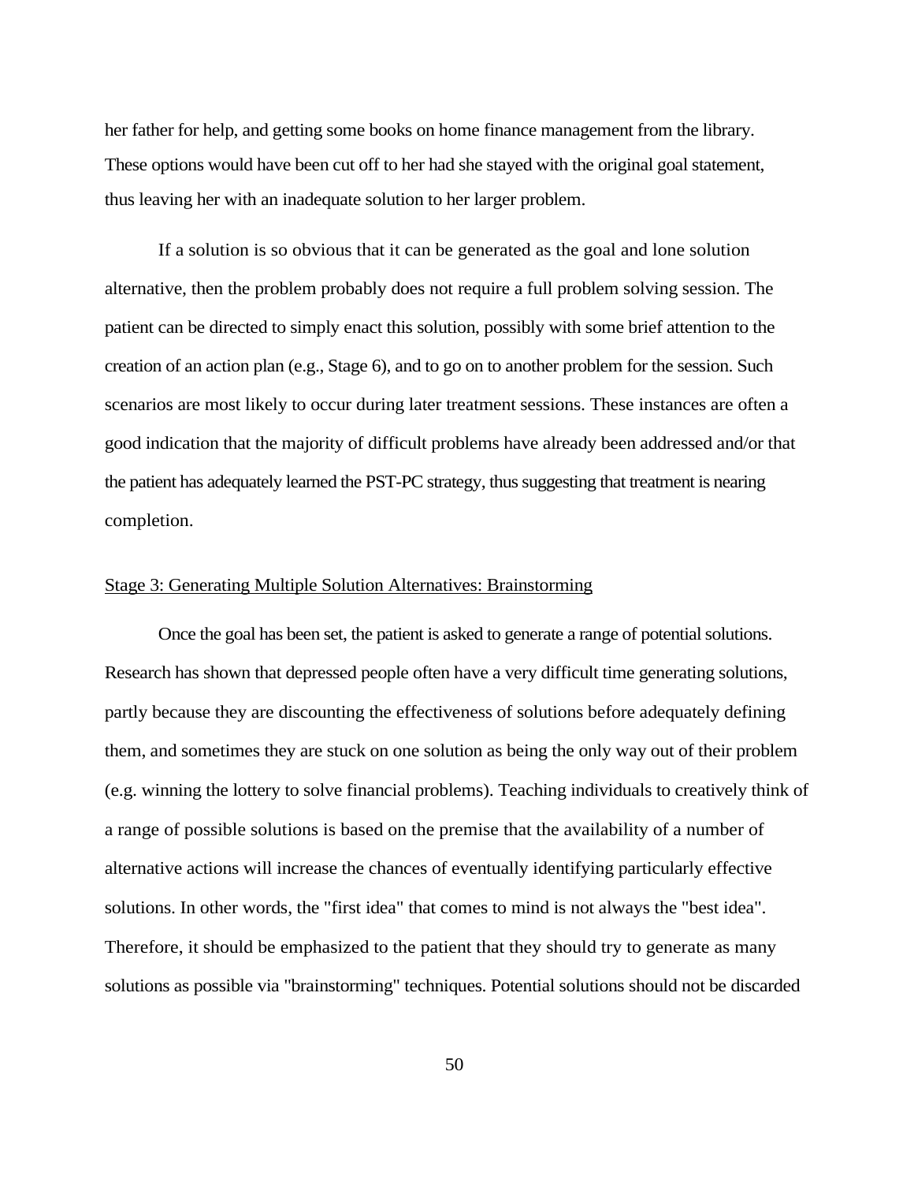her father for help, and getting some books on home finance management from the library. These options would have been cut off to her had she stayed with the original goal statement, thus leaving her with an inadequate solution to her larger problem.

If a solution is so obvious that it can be generated as the goal and lone solution alternative, then the problem probably does not require a full problem solving session. The patient can be directed to simply enact this solution, possibly with some brief attention to the creation of an action plan (e.g., Stage 6), and to go on to another problem for the session. Such scenarios are most likely to occur during later treatment sessions. These instances are often a good indication that the majority of difficult problems have already been addressed and/or that the patient has adequately learned the PST-PC strategy, thus suggesting that treatment is nearing completion.

### Stage 3: Generating Multiple Solution Alternatives: Brainstorming

Once the goal has been set, the patient is asked to generate a range of potential solutions. Research has shown that depressed people often have a very difficult time generating solutions, partly because they are discounting the effectiveness of solutions before adequately defining them, and sometimes they are stuck on one solution as being the only way out of their problem (e.g. winning the lottery to solve financial problems). Teaching individuals to creatively think of a range of possible solutions is based on the premise that the availability of a number of alternative actions will increase the chances of eventually identifying particularly effective solutions. In other words, the "first idea" that comes to mind is not always the "best idea". Therefore, it should be emphasized to the patient that they should try to generate as many solutions as possible via "brainstorming" techniques. Potential solutions should not be discarded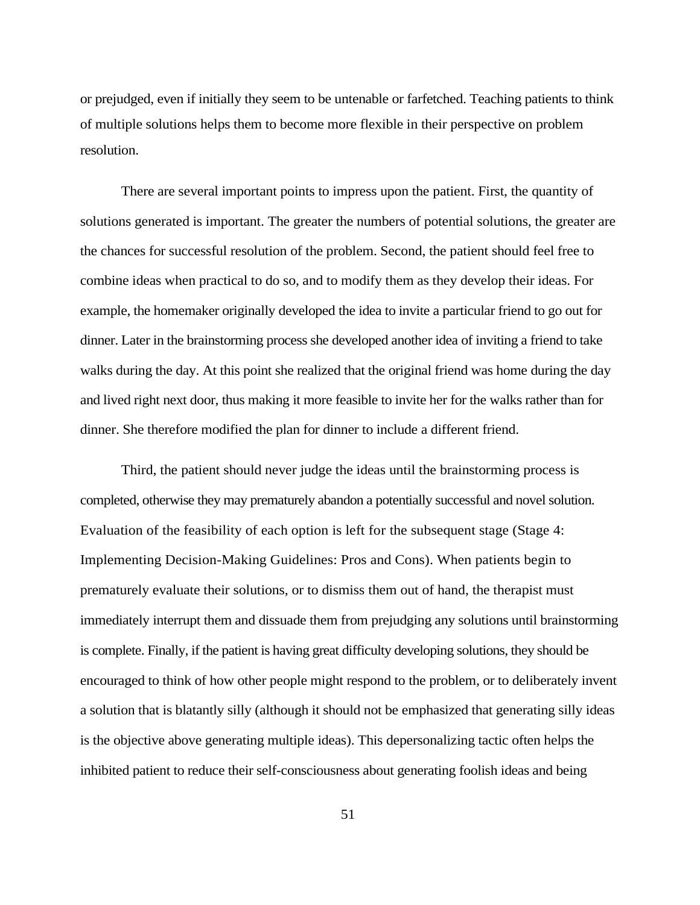or prejudged, even if initially they seem to be untenable or farfetched. Teaching patients to think of multiple solutions helps them to become more flexible in their perspective on problem resolution.

There are several important points to impress upon the patient. First, the quantity of solutions generated is important. The greater the numbers of potential solutions, the greater are the chances for successful resolution of the problem. Second, the patient should feel free to combine ideas when practical to do so, and to modify them as they develop their ideas. For example, the homemaker originally developed the idea to invite a particular friend to go out for dinner. Later in the brainstorming process she developed another idea of inviting a friend to take walks during the day. At this point she realized that the original friend was home during the day and lived right next door, thus making it more feasible to invite her for the walks rather than for dinner. She therefore modified the plan for dinner to include a different friend.

Third, the patient should never judge the ideas until the brainstorming process is completed, otherwise they may prematurely abandon a potentially successful and novel solution. Evaluation of the feasibility of each option is left for the subsequent stage (Stage 4: Implementing Decision-Making Guidelines: Pros and Cons). When patients begin to prematurely evaluate their solutions, or to dismiss them out of hand, the therapist must immediately interrupt them and dissuade them from prejudging any solutions until brainstorming is complete. Finally, if the patient is having great difficulty developing solutions, they should be encouraged to think of how other people might respond to the problem, or to deliberately invent a solution that is blatantly silly (although it should not be emphasized that generating silly ideas is the objective above generating multiple ideas). This depersonalizing tactic often helps the inhibited patient to reduce their self-consciousness about generating foolish ideas and being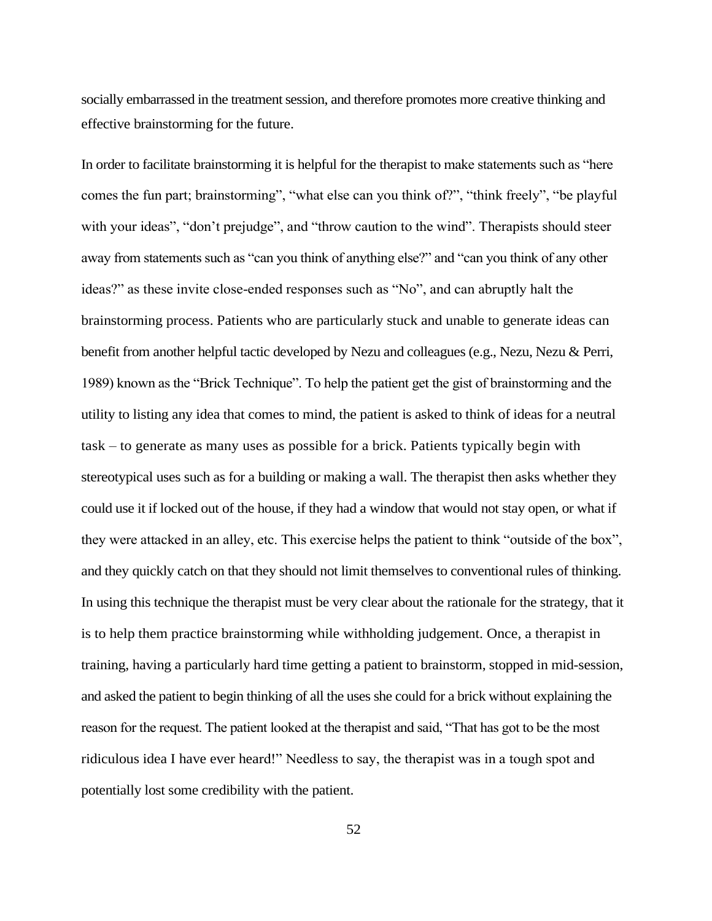socially embarrassed in the treatment session, and therefore promotes more creative thinking and effective brainstorming for the future.

In order to facilitate brainstorming it is helpful for the therapist to make statements such as "here comes the fun part; brainstorming", "what else can you think of?", "think freely", "be playful with your ideas", "don't prejudge", and "throw caution to the wind". Therapists should steer away from statements such as "can you think of anything else?" and "can you think of any other ideas?" as these invite close-ended responses such as "No", and can abruptly halt the brainstorming process. Patients who are particularly stuck and unable to generate ideas can benefit from another helpful tactic developed by Nezu and colleagues (e.g., Nezu, Nezu & Perri, 1989) known as the "Brick Technique". To help the patient get the gist of brainstorming and the utility to listing any idea that comes to mind, the patient is asked to think of ideas for a neutral task – to generate as many uses as possible for a brick. Patients typically begin with stereotypical uses such as for a building or making a wall. The therapist then asks whether they could use it if locked out of the house, if they had a window that would not stay open, or what if they were attacked in an alley, etc. This exercise helps the patient to think "outside of the box", and they quickly catch on that they should not limit themselves to conventional rules of thinking. In using this technique the therapist must be very clear about the rationale for the strategy, that it is to help them practice brainstorming while withholding judgement. Once, a therapist in training, having a particularly hard time getting a patient to brainstorm, stopped in mid-session, and asked the patient to begin thinking of all the uses she could for a brick without explaining the reason for the request. The patient looked at the therapist and said, "That has got to be the most ridiculous idea I have ever heard!" Needless to say, the therapist was in a tough spot and potentially lost some credibility with the patient.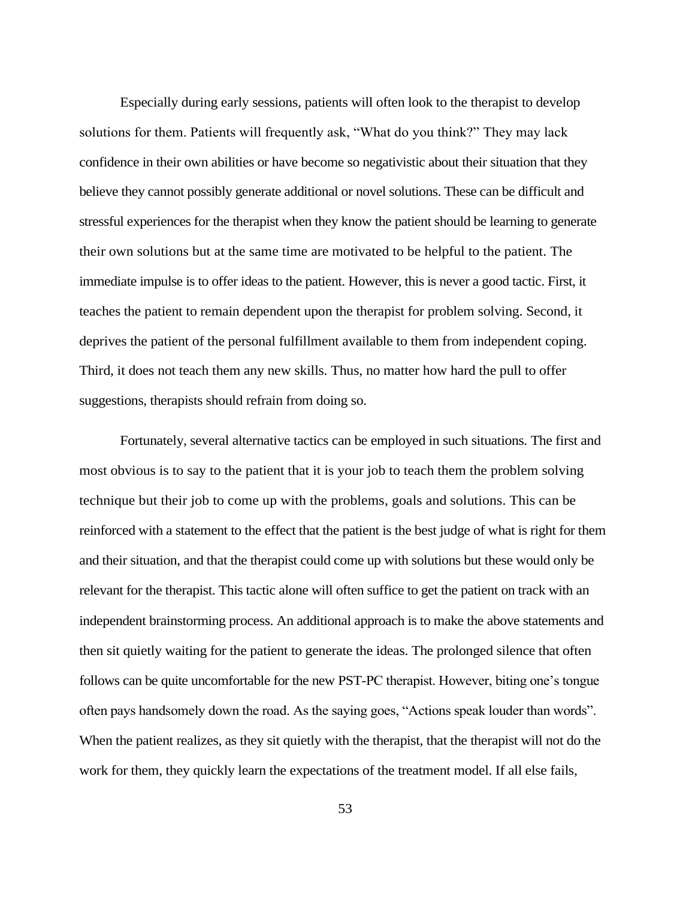Especially during early sessions, patients will often look to the therapist to develop solutions for them. Patients will frequently ask, "What do you think?" They may lack confidence in their own abilities or have become so negativistic about their situation that they believe they cannot possibly generate additional or novel solutions. These can be difficult and stressful experiences for the therapist when they know the patient should be learning to generate their own solutions but at the same time are motivated to be helpful to the patient. The immediate impulse is to offer ideas to the patient. However, this is never a good tactic. First, it teaches the patient to remain dependent upon the therapist for problem solving. Second, it deprives the patient of the personal fulfillment available to them from independent coping. Third, it does not teach them any new skills. Thus, no matter how hard the pull to offer suggestions, therapists should refrain from doing so.

Fortunately, several alternative tactics can be employed in such situations. The first and most obvious is to say to the patient that it is your job to teach them the problem solving technique but their job to come up with the problems, goals and solutions. This can be reinforced with a statement to the effect that the patient is the best judge of what is right for them and their situation, and that the therapist could come up with solutions but these would only be relevant for the therapist. This tactic alone will often suffice to get the patient on track with an independent brainstorming process. An additional approach is to make the above statements and then sit quietly waiting for the patient to generate the ideas. The prolonged silence that often follows can be quite uncomfortable for the new PST-PC therapist. However, biting one's tongue often pays handsomely down the road. As the saying goes, "Actions speak louder than words". When the patient realizes, as they sit quietly with the therapist, that the therapist will not do the work for them, they quickly learn the expectations of the treatment model. If all else fails,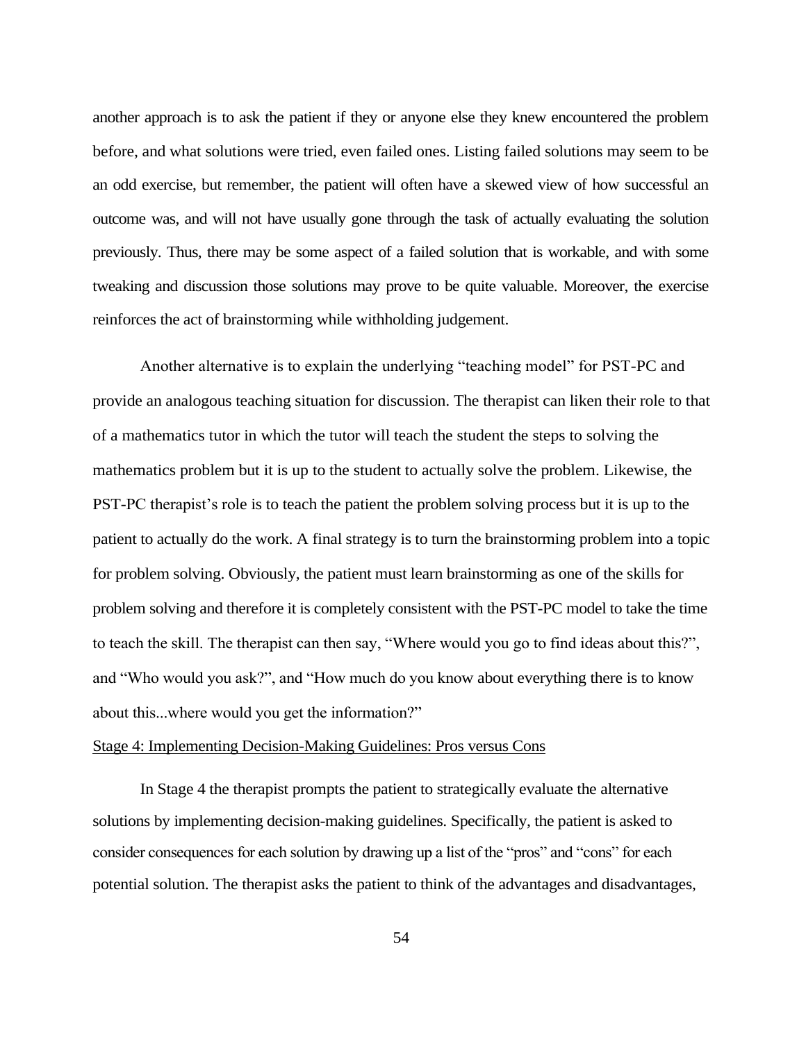another approach is to ask the patient if they or anyone else they knew encountered the problem before, and what solutions were tried, even failed ones. Listing failed solutions may seem to be an odd exercise, but remember, the patient will often have a skewed view of how successful an outcome was, and will not have usually gone through the task of actually evaluating the solution previously. Thus, there may be some aspect of a failed solution that is workable, and with some tweaking and discussion those solutions may prove to be quite valuable. Moreover, the exercise reinforces the act of brainstorming while withholding judgement.

Another alternative is to explain the underlying "teaching model" for PST-PC and provide an analogous teaching situation for discussion. The therapist can liken their role to that of a mathematics tutor in which the tutor will teach the student the steps to solving the mathematics problem but it is up to the student to actually solve the problem. Likewise, the PST-PC therapist's role is to teach the patient the problem solving process but it is up to the patient to actually do the work. A final strategy is to turn the brainstorming problem into a topic for problem solving. Obviously, the patient must learn brainstorming as one of the skills for problem solving and therefore it is completely consistent with the PST-PC model to take the time to teach the skill. The therapist can then say, "Where would you go to find ideas about this?", and "Who would you ask?", and "How much do you know about everything there is to know about this...where would you get the information?"

<u>Stage 4: Implementing Decision-Making Guidelines: Pros versus Cons</u>

In Stage 4 the therapist prompts the patient to strategically evaluate the alternative solutions by implementing decision-making guidelines. Specifically, the patient is asked to consider consequences for each solution by drawing up a list of the "pros" and "cons" for each potential solution. The therapist asks the patient to think of the advantages and disadvantages,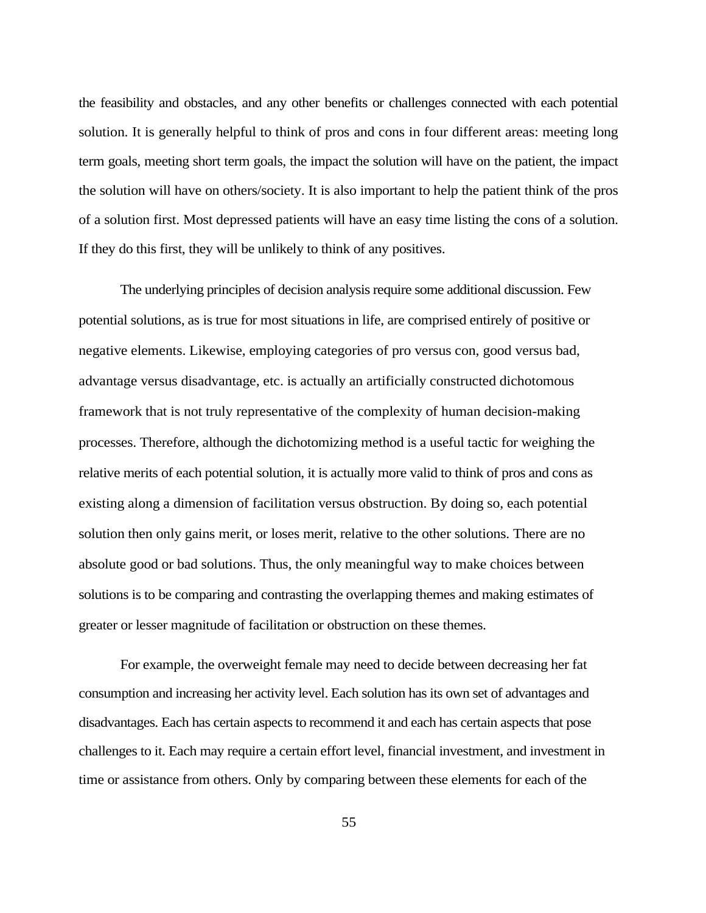the feasibility and obstacles, and any other benefits or challenges connected with each potential solution. It is generally helpful to think of pros and cons in four different areas: meeting long term goals, meeting short term goals, the impact the solution will have on the patient, the impact the solution will have on others/society. It is also important to help the patient think of the pros of a solution first. Most depressed patients will have an easy time listing the cons of a solution. If they do this first, they will be unlikely to think of any positives.

The underlying principles of decision analysis require some additional discussion. Few potential solutions, as is true for most situations in life, are comprised entirely of positive or negative elements. Likewise, employing categories of pro versus con, good versus bad, advantage versus disadvantage, etc. is actually an artificially constructed dichotomous framework that is not truly representative of the complexity of human decision-making processes. Therefore, although the dichotomizing method is a useful tactic for weighing the relative merits of each potential solution, it is actually more valid to think of pros and cons as existing along a dimension of facilitation versus obstruction. By doing so, each potential solution then only gains merit, or loses merit, relative to the other solutions. There are no absolute good or bad solutions. Thus, the only meaningful way to make choices between solutions is to be comparing and contrasting the overlapping themes and making estimates of greater or lesser magnitude of facilitation or obstruction on these themes.

For example, the overweight female may need to decide between decreasing her fat consumption and increasing her activity level. Each solution has its own set of advantages and disadvantages. Each has certain aspects to recommend it and each has certain aspects that pose challenges to it. Each may require a certain effort level, financial investment, and investment in time or assistance from others. Only by comparing between these elements for each of the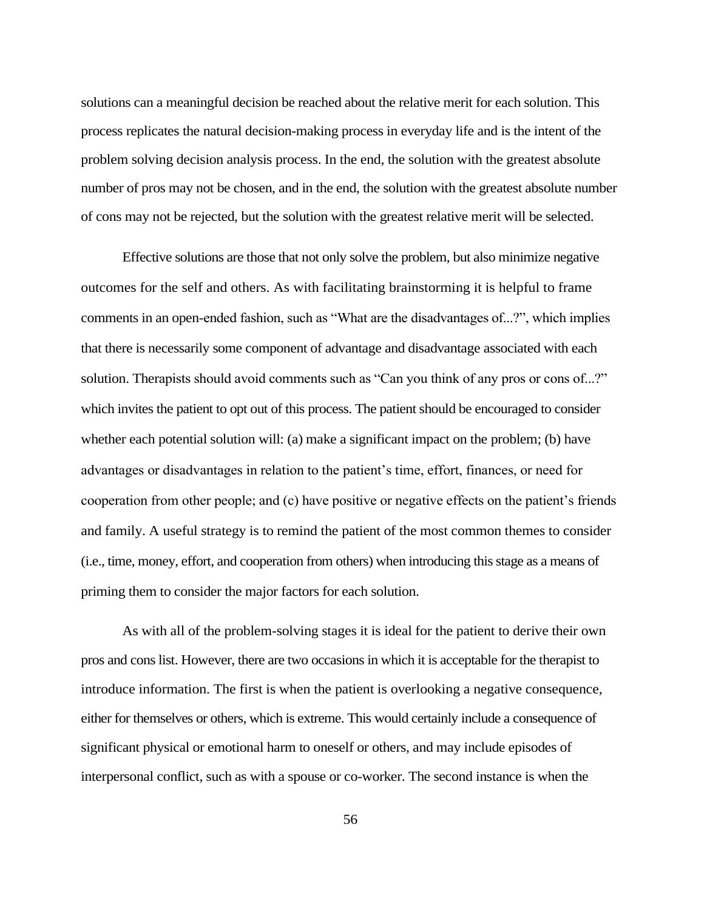solutions can a meaningful decision be reached about the relative merit for each solution. This process replicates the natural decision-making process in everyday life and is the intent of the problem solving decision analysis process. In the end, the solution with the greatest absolute number of pros may not be chosen, and in the end, the solution with the greatest absolute number of cons may not be rejected, but the solution with the greatest relative merit will be selected.

Effective solutions are those that not only solve the problem, but also minimize negative outcomes for the self and others. As with facilitating brainstorming it is helpful to frame comments in an open-ended fashion, such as "What are the disadvantages of...?", which implies that there is necessarily some component of advantage and disadvantage associated with each solution. Therapists should avoid comments such as "Can you think of any pros or cons of...?" which invites the patient to opt out of this process. The patient should be encouraged to consider whether each potential solution will: (a) make a significant impact on the problem; (b) have advantages or disadvantages in relation to the patient's time, effort, finances, or need for cooperation from other people; and (c) have positive or negative effects on the patient's friends and family. A useful strategy is to remind the patient of the most common themes to consider (i.e., time, money, effort, and cooperation from others) when introducing this stage as a means of priming them to consider the major factors for each solution.

As with all of the problem-solving stages it is ideal for the patient to derive their own pros and cons list. However, there are two occasions in which it is acceptable for the therapist to introduce information. The first is when the patient is overlooking a negative consequence, either for themselves or others, which is extreme. This would certainly include a consequence of significant physical or emotional harm to oneself or others, and may include episodes of interpersonal conflict, such as with a spouse or co-worker. The second instance is when the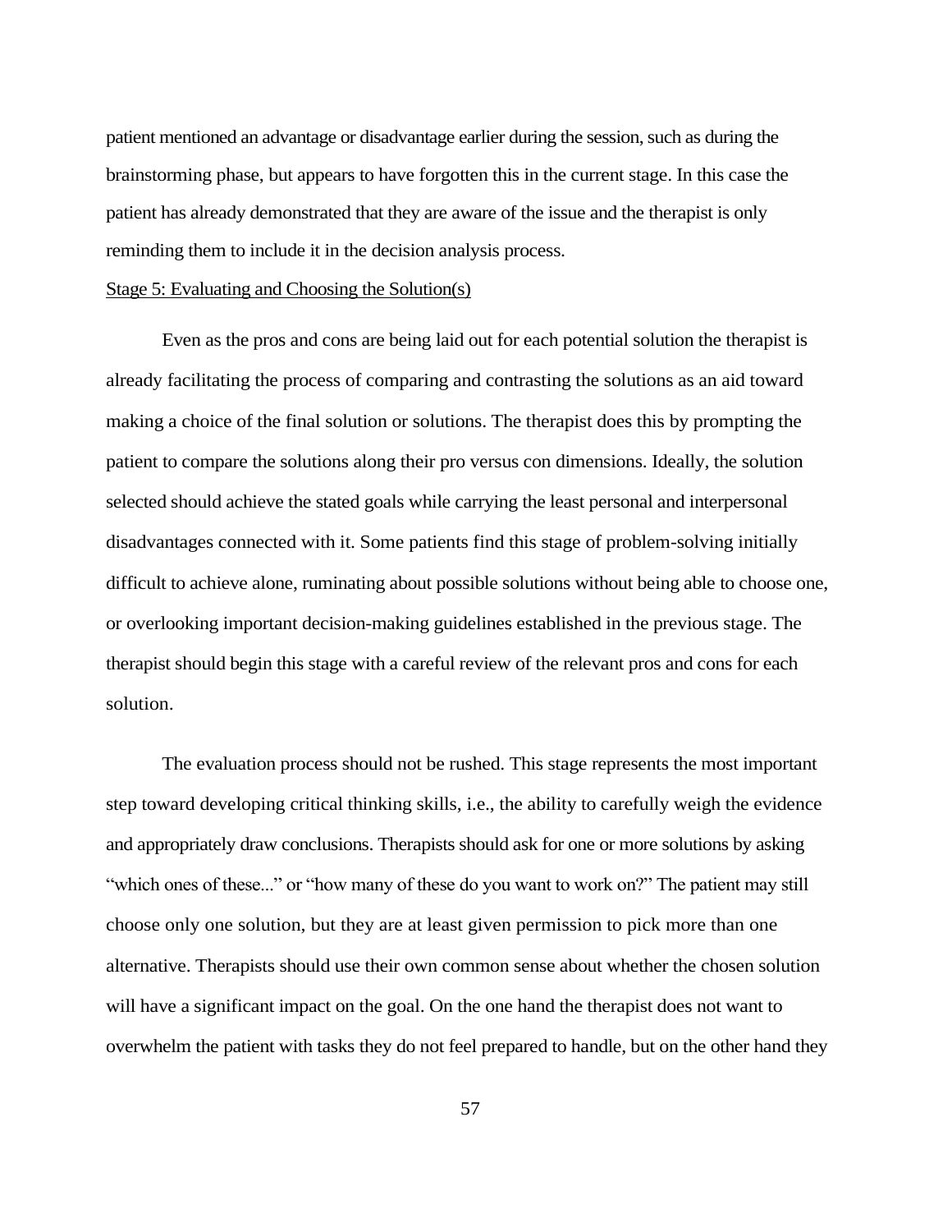patient mentioned an advantage or disadvantage earlier during the session, such as during the brainstorming phase, but appears to have forgotten this in the current stage. In this case the patient has already demonstrated that they are aware of the issue and the therapist is only reminding them to include it in the decision analysis process.

<u>Stage 5: Evaluating and Choosing the Solution(s)</u>

Even as the pros and cons are being laid out for each potential solution the therapist is already facilitating the process of comparing and contrasting the solutions as an aid toward making a choice of the final solution or solutions. The therapist does this by prompting the patient to compare the solutions along their pro versus con dimensions. Ideally, the solution selected should achieve the stated goals while carrying the least personal and interpersonal disadvantages connected with it. Some patients find this stage of problem-solving initially difficult to achieve alone, ruminating about possible solutions without being able to choose one, or overlooking important decision-making guidelines established in the previous stage. The therapist should begin this stage with a careful review of the relevant pros and cons for each solution.

The evaluation process should not be rushed. This stage represents the most important step toward developing critical thinking skills, i.e., the ability to carefully weigh the evidence and appropriately draw conclusions. Therapists should ask for one or more solutions by asking "which ones of these..." or "how many of these do you want to work on?" The patient may still choose only one solution, but they are at least given permission to pick more than one alternative. Therapists should use their own common sense about whether the chosen solution will have a significant impact on the goal. On the one hand the therapist does not want to overwhelm the patient with tasks they do not feel prepared to handle, but on the other hand they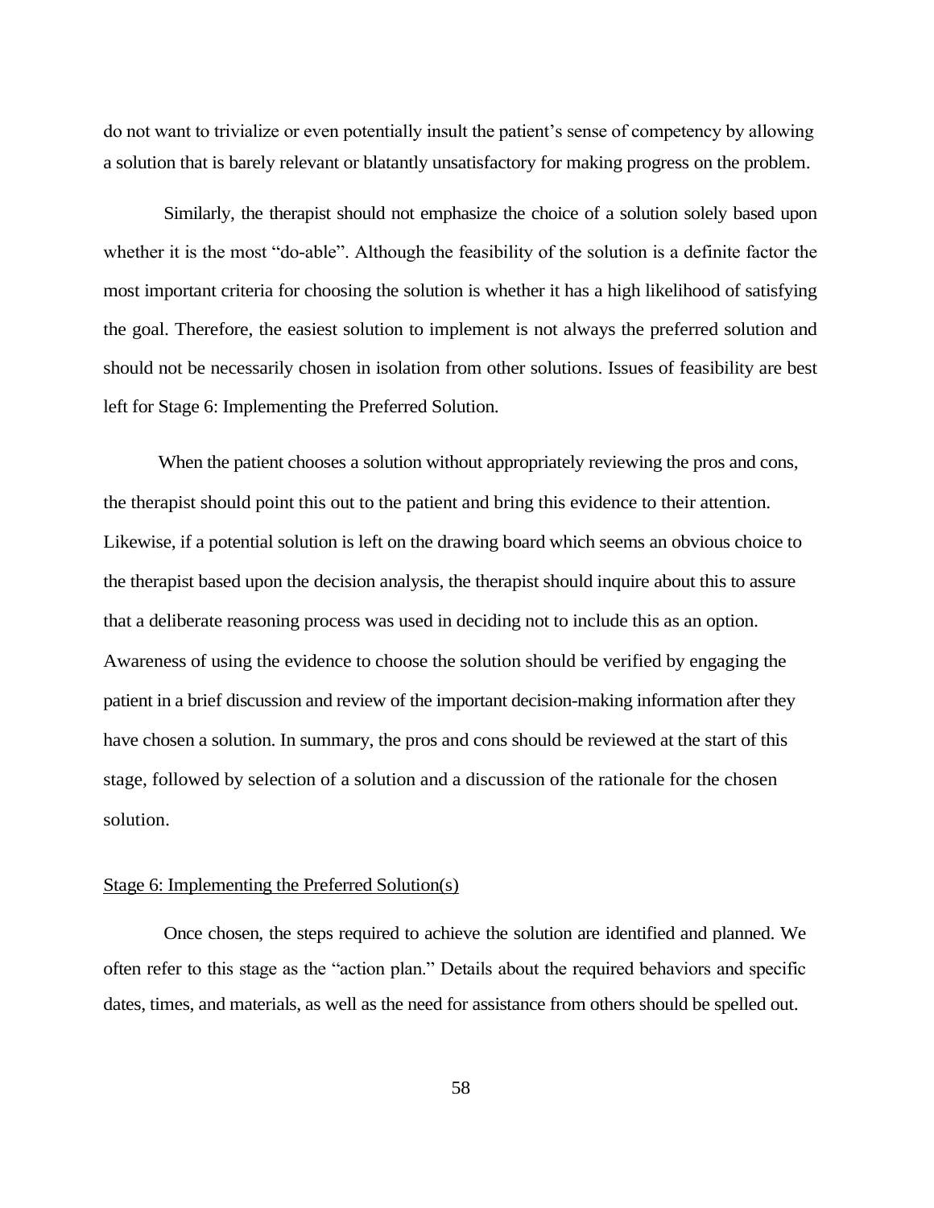do not want to trivialize or even potentially insult the patient's sense of competency by allowing a solution that is barely relevant or blatantly unsatisfactory for making progress on the problem.

Similarly, the therapist should not emphasize the choice of a solution solely based upon whether it is the most "do-able". Although the feasibility of the solution is a definite factor the most important criteria for choosing the solution is whether it has a high likelihood of satisfying the goal. Therefore, the easiest solution to implement is not always the preferred solution and should not be necessarily chosen in isolation from other solutions. Issues of feasibility are best left for Stage 6: Implementing the Preferred Solution.

When the patient chooses a solution without appropriately reviewing the pros and cons, the therapist should point this out to the patient and bring this evidence to their attention. Likewise, if a potential solution is left on the drawing board which seems an obvious choice to the therapist based upon the decision analysis, the therapist should inquire about this to assure that a deliberate reasoning process was used in deciding not to include this as an option. Awareness of using the evidence to choose the solution should be verified by engaging the patient in a brief discussion and review of the important decision-making information after they have chosen a solution. In summary, the pros and cons should be reviewed at the start of this stage, followed by selection of a solution and a discussion of the rationale for the chosen solution.

## Stage 6: Implementing the Preferred Solution(s)

Once chosen, the steps required to achieve the solution are identified and planned. We often refer to this stage as the "action plan." Details about the required behaviors and specific dates, times, and materials, as well as the need for assistance from others should be spelled out.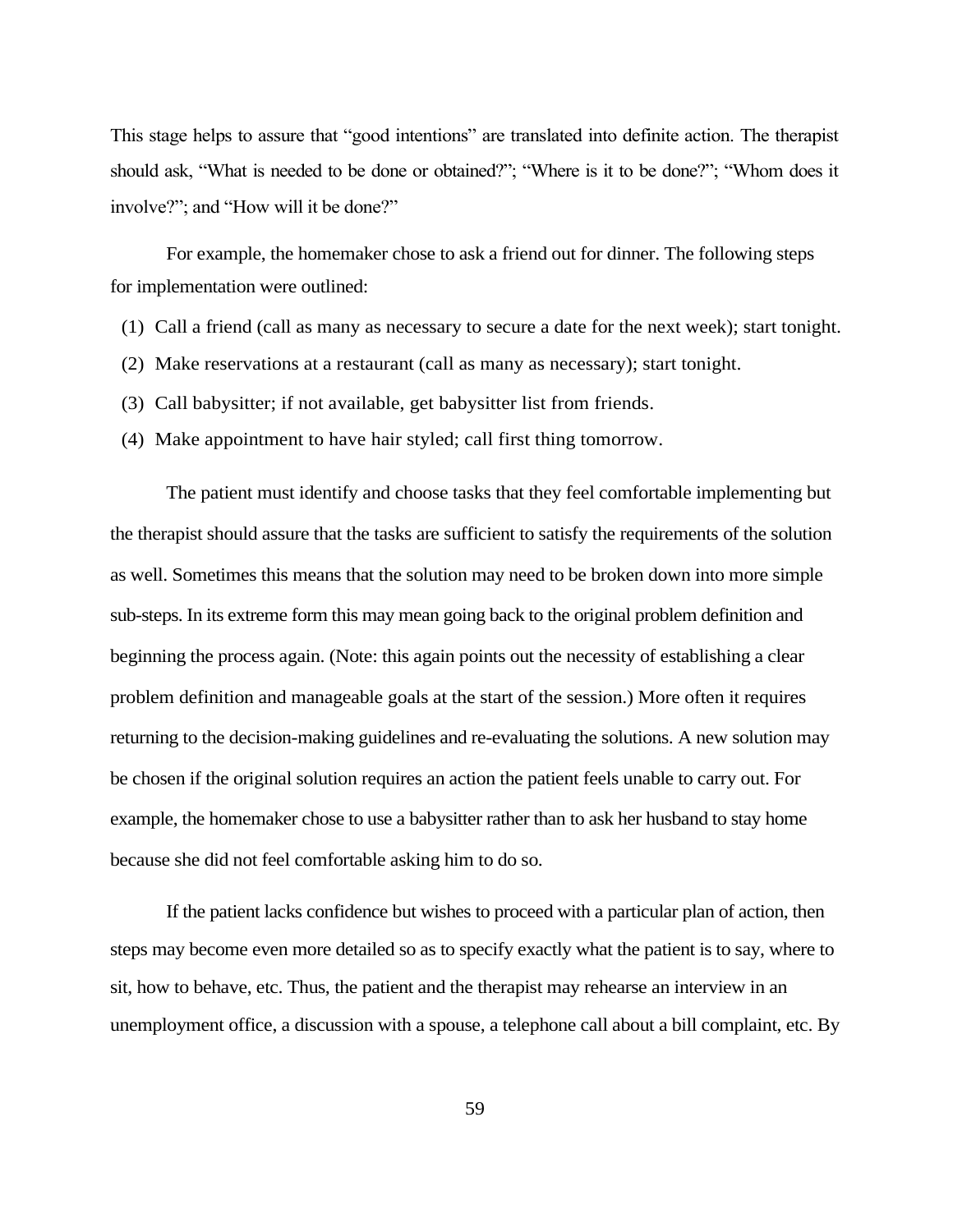This stage helps to assure that "good intentions" are translated into definite action. The therapist should ask, "What is needed to be done or obtained?"; "Where is it to be done?"; "Whom does it involve?"; and "How will it be done?"

For example, the homemaker chose to ask a friend out for dinner. The following steps for implementation were outlined:

(1) Call a friend (call as many as necessary to secure a date for the next week); start tonight.

(2) Make reservations at a restaurant (call as many as necessary); start tonight.

(3) Call babysitter; if not available, get babysitter list from friends.

(4) Make appointment to have hair styled; call first thing tomorrow.

The patient must identify and choose tasks that they feel comfortable implementing but the therapist should assure that the tasks are sufficient to satisfy the requirements of the solution as well. Sometimes this means that the solution may need to be broken down into more simple sub-steps. In its extreme form this may mean going back to the original problem definition and beginning the process again. (Note: this again points out the necessity of establishing a clear problem definition and manageable goals at the start of the session.) More often it requires returning to the decision-making guidelines and re-evaluating the solutions. A new solution may be chosen if the original solution requires an action the patient feels unable to carry out. For example, the homemaker chose to use a babysitter rather than to ask her husband to stay home because she did not feel comfortable asking him to do so.

If the patient lacks confidence but wishes to proceed with a particular plan of action, then steps may become even more detailed so as to specify exactly what the patient is to say, where to sit, how to behave, etc. Thus, the patient and the therapist may rehearse an interview in an unemployment office, a discussion with a spouse, a telephone call about a bill complaint, etc. By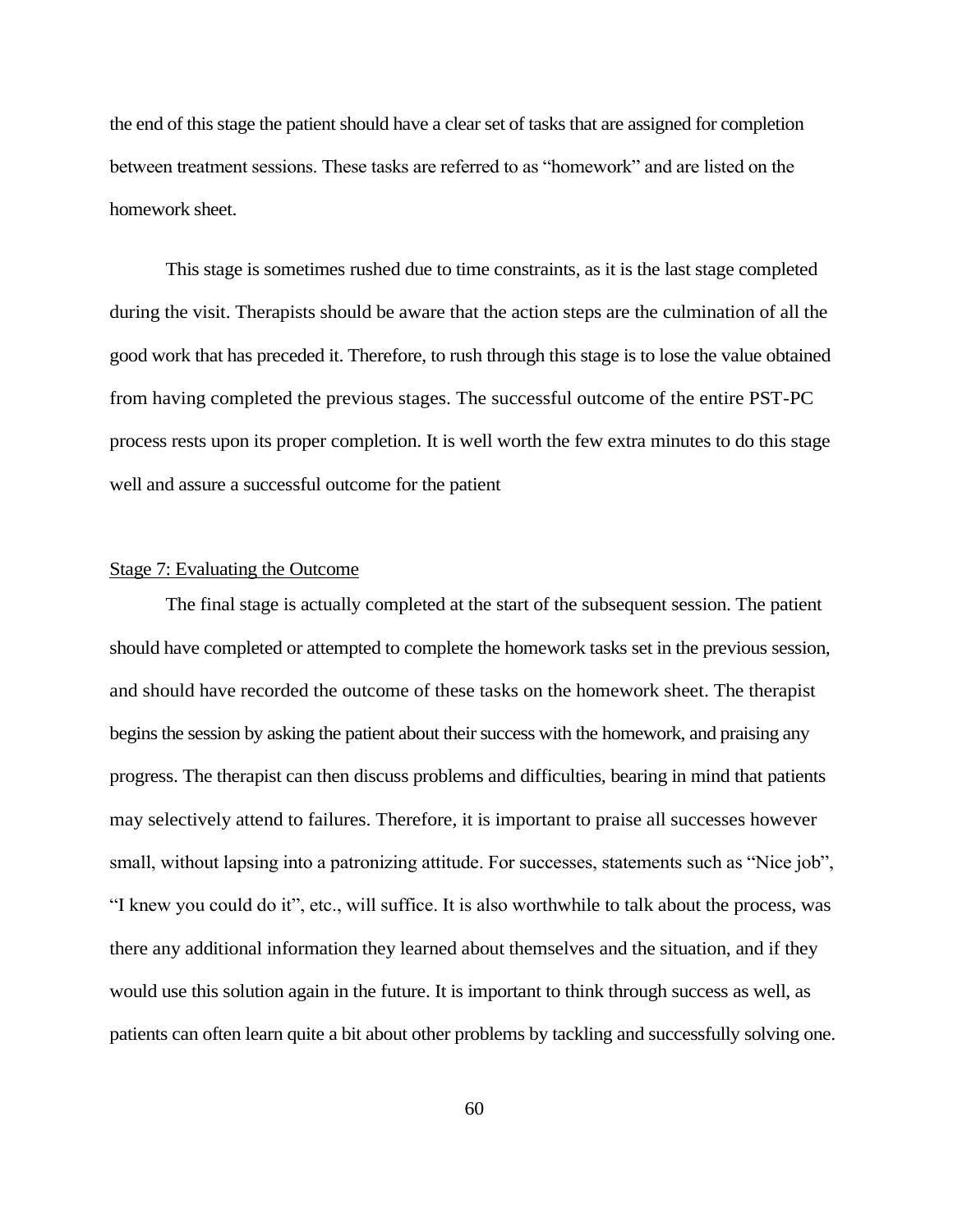the end of this stage the patient should have a clear set of tasks that are assigned for completion between treatment sessions. These tasks are referred to as "homework" and are listed on the homework sheet.

This stage is sometimes rushed due to time constraints, as it is the last stage completed during the visit. Therapists should be aware that the action steps are the culmination of all the good work that has preceded it. Therefore, to rush through this stage is to lose the value obtained from having completed the previous stages. The successful outcome of the entire PST-PC process rests upon its proper completion. It is well worth the few extra minutes to do this stage well and assure a successful outcome for the patient

Stage 7: Evaluating the Outcome

The final stage is actually completed at the start of the subsequent session. The patient should have completed or attempted to complete the homework tasks set in the previous session, and should have recorded the outcome of these tasks on the homework sheet. The therapist begins the session by asking the patient about their success with the homework, and praising any progress. The therapist can then discuss problems and difficulties, bearing in mind that patients may selectively attend to failures. Therefore, it is important to praise all successes however small, without lapsing into a patronizing attitude. For successes, statements such as "Nice job", "I knew you could do it", etc., will suffice. It is also worthwhile to talk about the process, was there any additional information they learned about themselves and the situation, and if they would use this solution again in the future. It is important to think through success as well, as patients can often learn quite a bit about other problems by tackling and successfully solving one.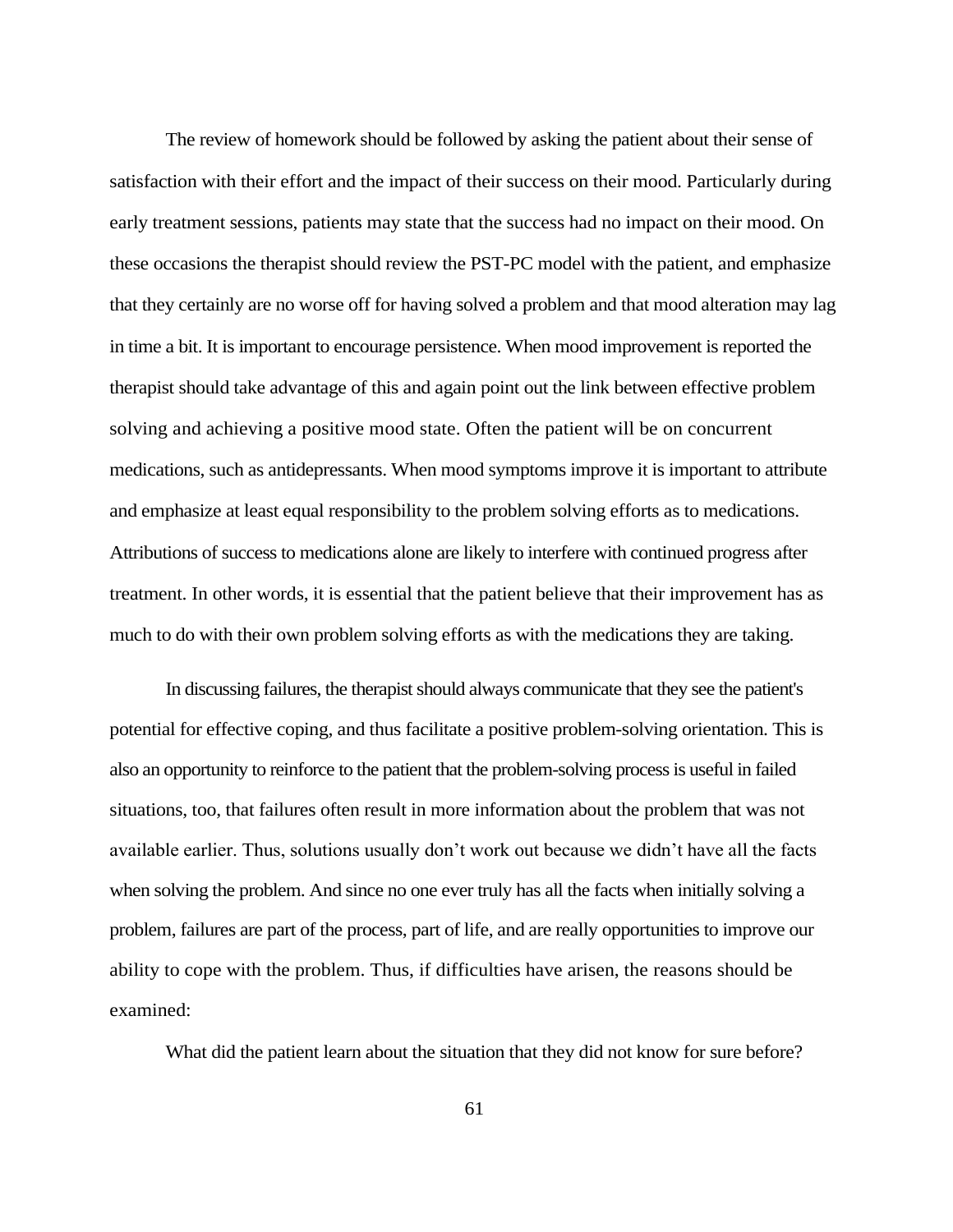The review of homework should be followed by asking the patient about their sense of satisfaction with their effort and the impact of their success on their mood. Particularly during early treatment sessions, patients may state that the success had no impact on their mood. On these occasions the therapist should review the PST-PC model with the patient, and emphasize that they certainly are no worse off for having solved a problem and that mood alteration may lag in time a bit. It is important to encourage persistence. When mood improvement is reported the therapist should take advantage of this and again point out the link between effective problem solving and achieving a positive mood state. Often the patient will be on concurrent medications, such as antidepressants. When mood symptoms improve it is important to attribute and emphasize at least equal responsibility to the problem solving efforts as to medications. Attributions of success to medications alone are likely to interfere with continued progress after treatment. In other words, it is essential that the patient believe that their improvement has as much to do with their own problem solving efforts as with the medications they are taking.

In discussing failures, the therapist should always communicate that they see the patient's potential for effective coping, and thus facilitate a positive problem-solving orientation. This is also an opportunity to reinforce to the patient that the problem-solving process is useful in failed situations, too, that failures often result in more information about the problem that was not available earlier. Thus, solutions usually don't work out because we didn't have all the facts when solving the problem. And since no one ever truly has all the facts when initially solving a problem, failures are part of the process, part of life, and are really opportunities to improve our ability to cope with the problem. Thus, if difficulties have arisen, the reasons should be examined:

What did the patient learn about the situation that they did not know for sure before?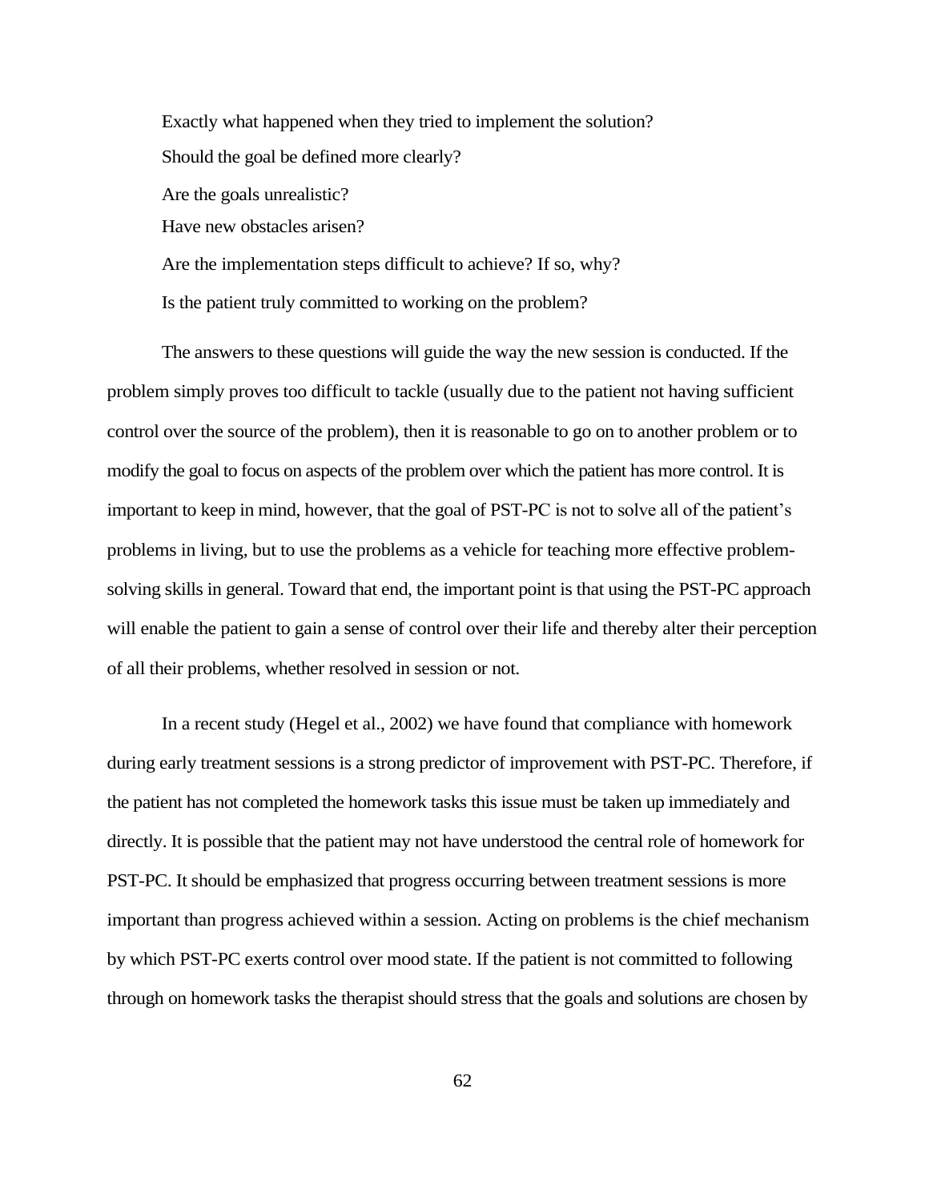Exactly what happened when they tried to implement the solution?

Should the goal be defined more clearly?

Are the goals unrealistic?

Have new obstacles arisen?

Are the implementation steps difficult to achieve? If so, why?

Is the patient truly committed to working on the problem?

The answers to these questions will guide the way the new session is conducted. If the problem simply proves too difficult to tackle (usually due to the patient not having sufficient control over the source of the problem), then it is reasonable to go on to another problem or to modify the goal to focus on aspects of the problem over which the patient has more control. It is important to keep in mind, however, that the goal of PST-PC is not to solve all of the patient's problems in living, but to use the problems as a vehicle for teaching more effective problem-solving skills in general. Toward that end, the important point is that using the PST-PC approach will enable the patient to gain a sense of control over their life and thereby alter their perception of all their problems, whether resolved in session or not.

In a recent study (Hegel et al., 2002) we have found that compliance with homework during early treatment sessions is a strong predictor of improvement with PST-PC. Therefore, if the patient has not completed the homework tasks this issue must be taken up immediately and directly. It is possible that the patient may not have understood the central role of homework for PST-PC. It should be emphasized that progress occurring between treatment sessions is more important than progress achieved within a session. Acting on problems is the chief mechanism by which PST-PC exerts control over mood state. If the patient is not committed to following through on homework tasks the therapist should stress that the goals and solutions are chosen by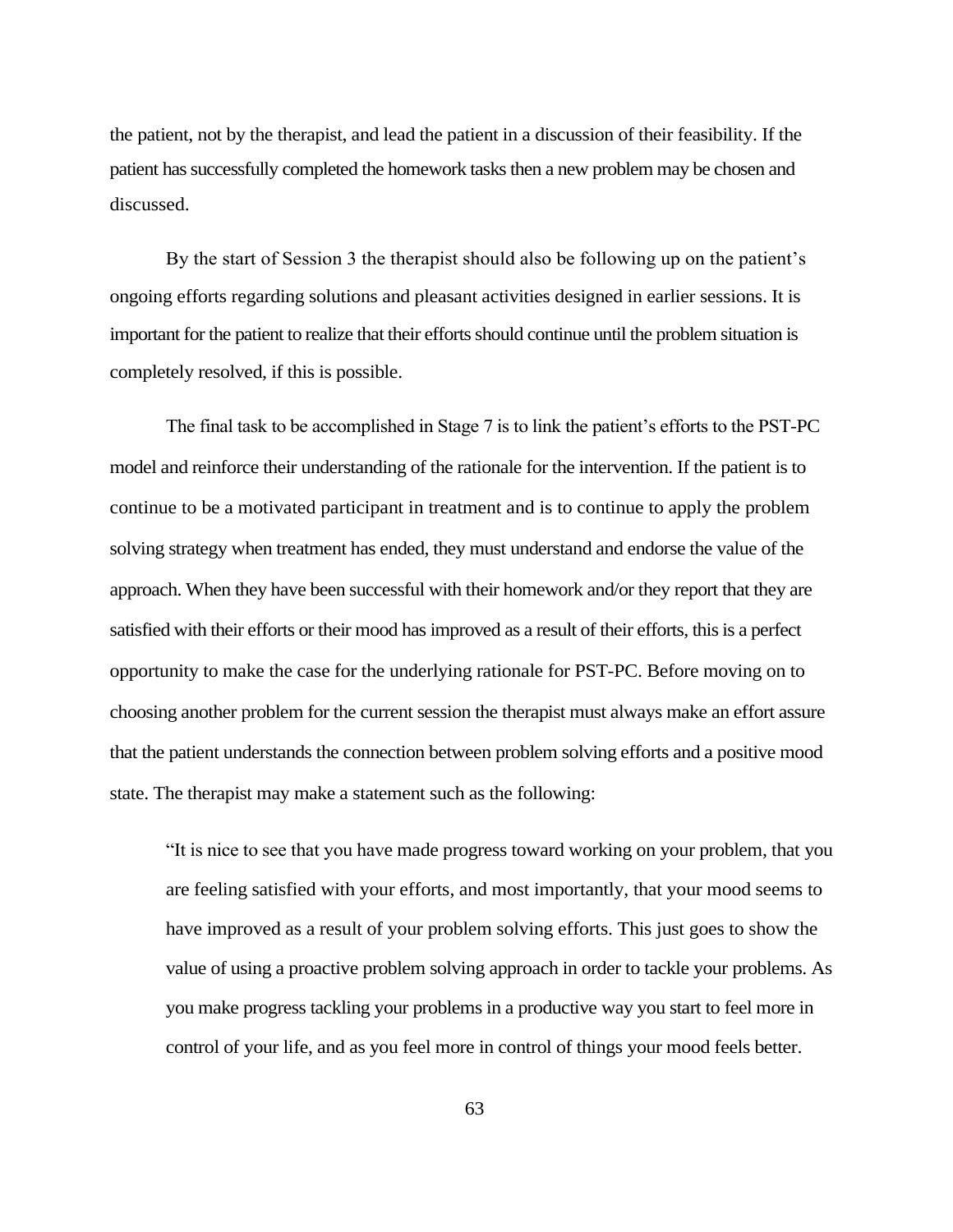the patient, not by the therapist, and lead the patient in a discussion of their feasibility. If the patient has successfully completed the homework tasks then a new problem may be chosen and discussed.

By the start of Session 3 the therapist should also be following up on the patient's ongoing efforts regarding solutions and pleasant activities designed in earlier sessions. It is important for the patient to realize that their efforts should continue until the problem situation is completely resolved, if this is possible.

The final task to be accomplished in Stage 7 is to link the patient's efforts to the PST-PC model and reinforce their understanding of the rationale for the intervention. If the patient is to continue to be a motivated participant in treatment and is to continue to apply the problem solving strategy when treatment has ended, they must understand and endorse the value of the approach. When they have been successful with their homework and/or they report that they are satisfied with their efforts or their mood has improved as a result of their efforts, this is a perfect opportunity to make the case for the underlying rationale for PST-PC. Before moving on to choosing another problem for the current session the therapist must always make an effort assure that the patient understands the connection between problem solving efforts and a positive mood state. The therapist may make a statement such as the following:

> "It is nice to see that you have made progress toward working on your problem, that you are feeling satisfied with your efforts, and most importantly, that your mood seems to have improved as a result of your problem solving efforts. This just goes to show the value of using a proactive problem solving approach in order to tackle your problems. As you make progress tackling your problems in a productive way you start to feel more in control of your life, and as you feel more in control of things your mood feels better.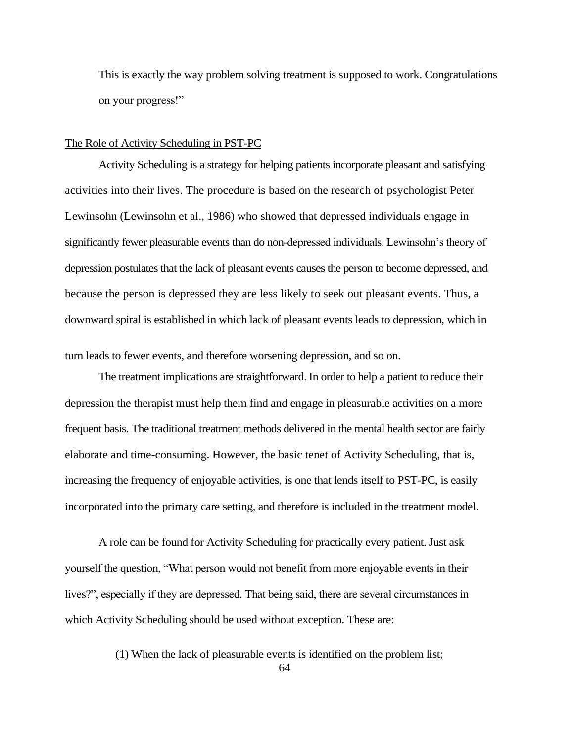This is exactly the way problem solving treatment is supposed to work. Congratulations on your progress!"

## The Role of Activity Scheduling in PST-PC

Activity Scheduling is a strategy for helping patients incorporate pleasant and satisfying activities into their lives. The procedure is based on the research of psychologist Peter Lewinsohn (Lewinsohn et al., 1986) who showed that depressed individuals engage in significantly fewer pleasurable events than do non-depressed individuals. Lewinsohn's theory of depression postulates that the lack of pleasant events causes the person to become depressed, and because the person is depressed they are less likely to seek out pleasant events. Thus, a downward spiral is established in which lack of pleasant events leads to depression, which in turn leads to fewer events, and therefore worsening depression, and so on.

The treatment implications are straightforward. In order to help a patient to reduce their depression the therapist must help them find and engage in pleasurable activities on a more frequent basis. The traditional treatment methods delivered in the mental health sector are fairly elaborate and time-consuming. However, the basic tenet of Activity Scheduling, that is, increasing the frequency of enjoyable activities, is one that lends itself to PST-PC, is easily incorporated into the primary care setting, and therefore is included in the treatment model.

A role can be found for Activity Scheduling for practically every patient. Just ask yourself the question, "What person would not benefit from more enjoyable events in their lives?", especially if they are depressed. That being said, there are several circumstances in which Activity Scheduling should be used without exception. These are:

(1) When the lack of pleasurable events is identified on the problem list;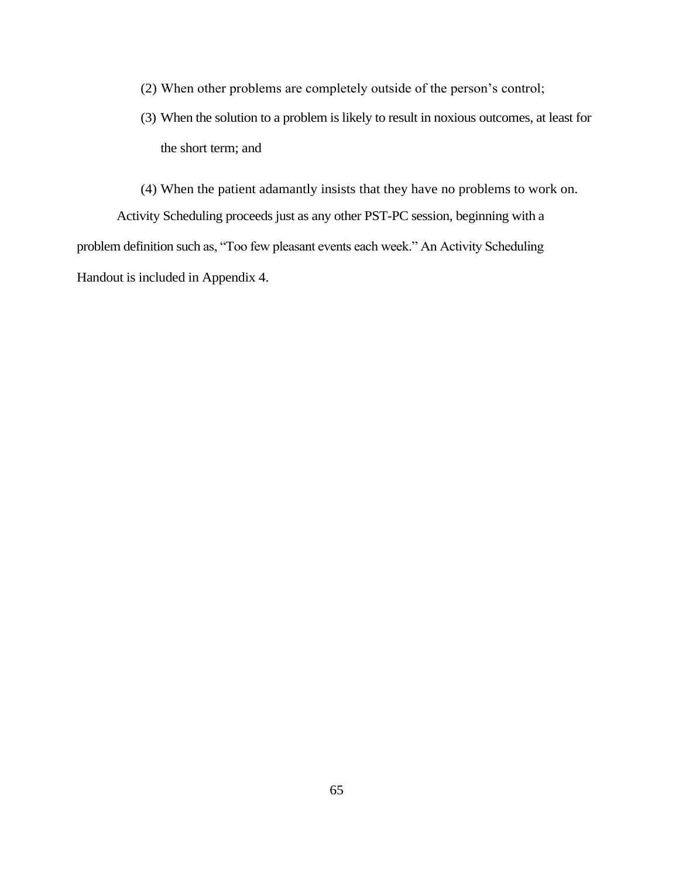(2) When other problems are completely outside of the person's control;

(3) When the solution to a problem is likely to result in noxious outcomes, at least for the short term; and

(4) When the patient adamantly insists that they have no problems to work on.

Activity Scheduling proceeds just as any other PST-PC session, beginning with a problem definition such as, "Too few pleasant events each week." An Activity Scheduling Handout is included in Appendix 4.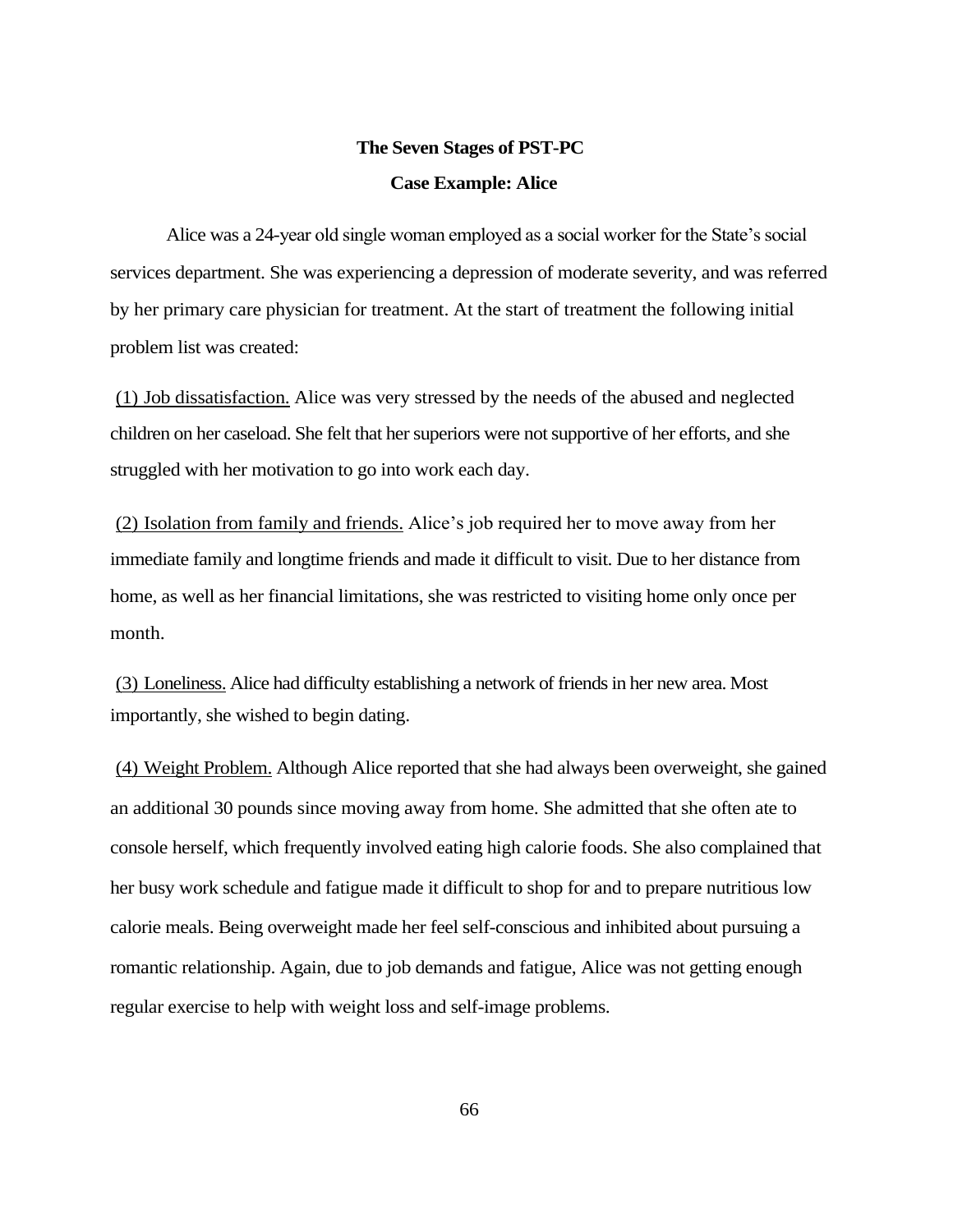**The Seven Stages of PST-PC**

**Case Example: Alice**

Alice was a 24-year old single woman employed as a social worker for the State's social services department. She was experiencing a depression of moderate severity, and was referred by her primary care physician for treatment. At the start of treatment the following initial problem list was created:

<u>(1) Job dissatisfaction.</u> Alice was very stressed by the needs of the abused and neglected children on her caseload. She felt that her superiors were not supportive of her efforts, and she struggled with her motivation to go into work each day.

<u>(2) Isolation from family and friends.</u> Alice's job required her to move away from her immediate family and longtime friends and made it difficult to visit. Due to her distance from home, as well as her financial limitations, she was restricted to visiting home only once per month.

<u>(3) Loneliness.</u> Alice had difficulty establishing a network of friends in her new area. Most importantly, she wished to begin dating.

<u>(4) Weight Problem.</u> Although Alice reported that she had always been overweight, she gained an additional 30 pounds since moving away from home. She admitted that she often ate to console herself, which frequently involved eating high calorie foods. She also complained that her busy work schedule and fatigue made it difficult to shop for and to prepare nutritious low calorie meals. Being overweight made her feel self-conscious and inhibited about pursuing a romantic relationship. Again, due to job demands and fatigue, Alice was not getting enough regular exercise to help with weight loss and self-image problems.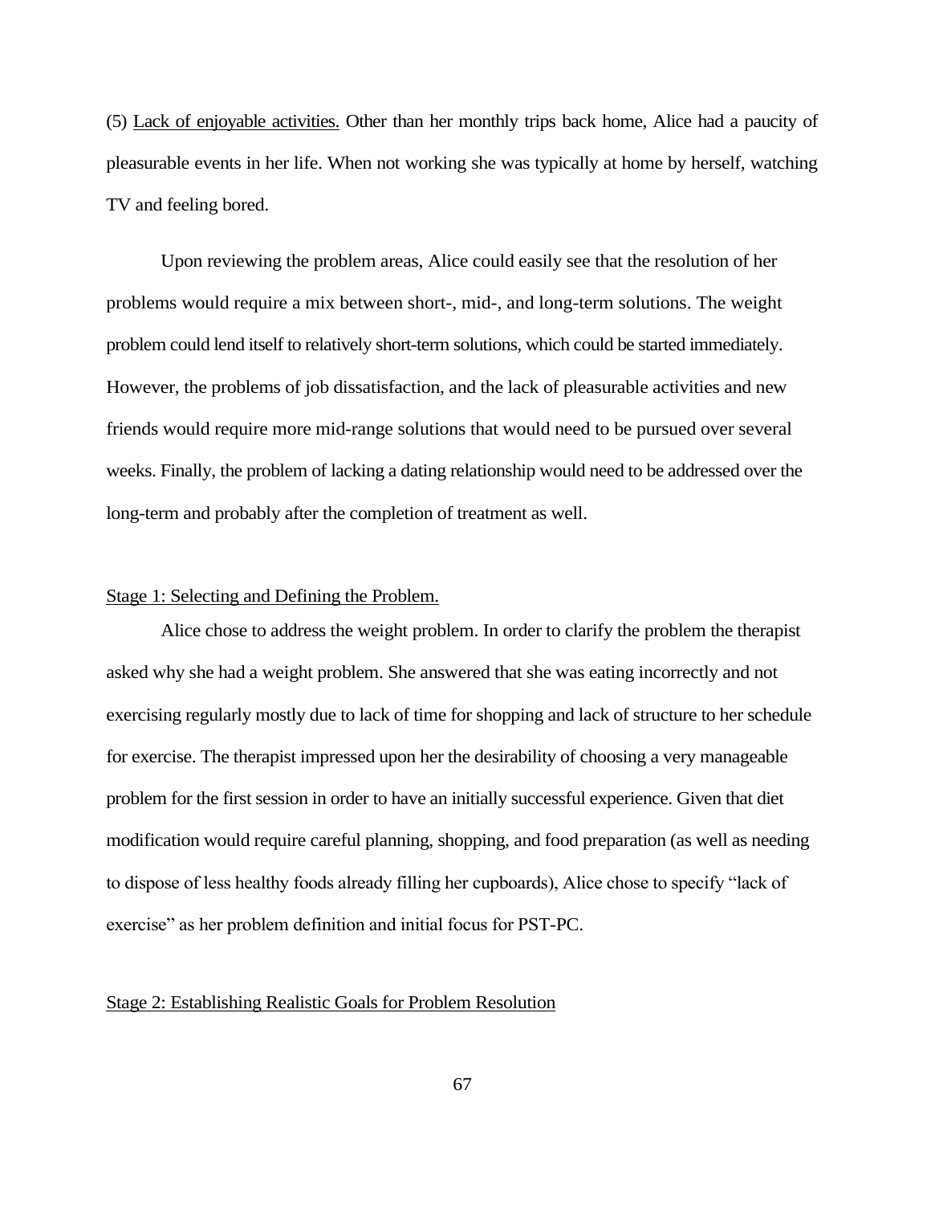(5) <u>Lack of enjoyable activities.</u> Other than her monthly trips back home, Alice had a paucity of pleasurable events in her life. When not working she was typically at home by herself, watching TV and feeling bored.

Upon reviewing the problem areas, Alice could easily see that the resolution of her problems would require a mix between short-, mid-, and long-term solutions. The weight problem could lend itself to relatively short-term solutions, which could be started immediately. However, the problems of job dissatisfaction, and the lack of pleasurable activities and new friends would require more mid-range solutions that would need to be pursued over several weeks. Finally, the problem of lacking a dating relationship would need to be addressed over the long-term and probably after the completion of treatment as well.

<u>Stage 1: Selecting and Defining the Problem.</u>

Alice chose to address the weight problem. In order to clarify the problem the therapist asked why she had a weight problem. She answered that she was eating incorrectly and not exercising regularly mostly due to lack of time for shopping and lack of structure to her schedule for exercise. The therapist impressed upon her the desirability of choosing a very manageable problem for the first session in order to have an initially successful experience. Given that diet modification would require careful planning, shopping, and food preparation (as well as needing to dispose of less healthy foods already filling her cupboards), Alice chose to specify "lack of exercise" as her problem definition and initial focus for PST-PC.

<u>Stage 2: Establishing Realistic Goals for Problem Resolution</u>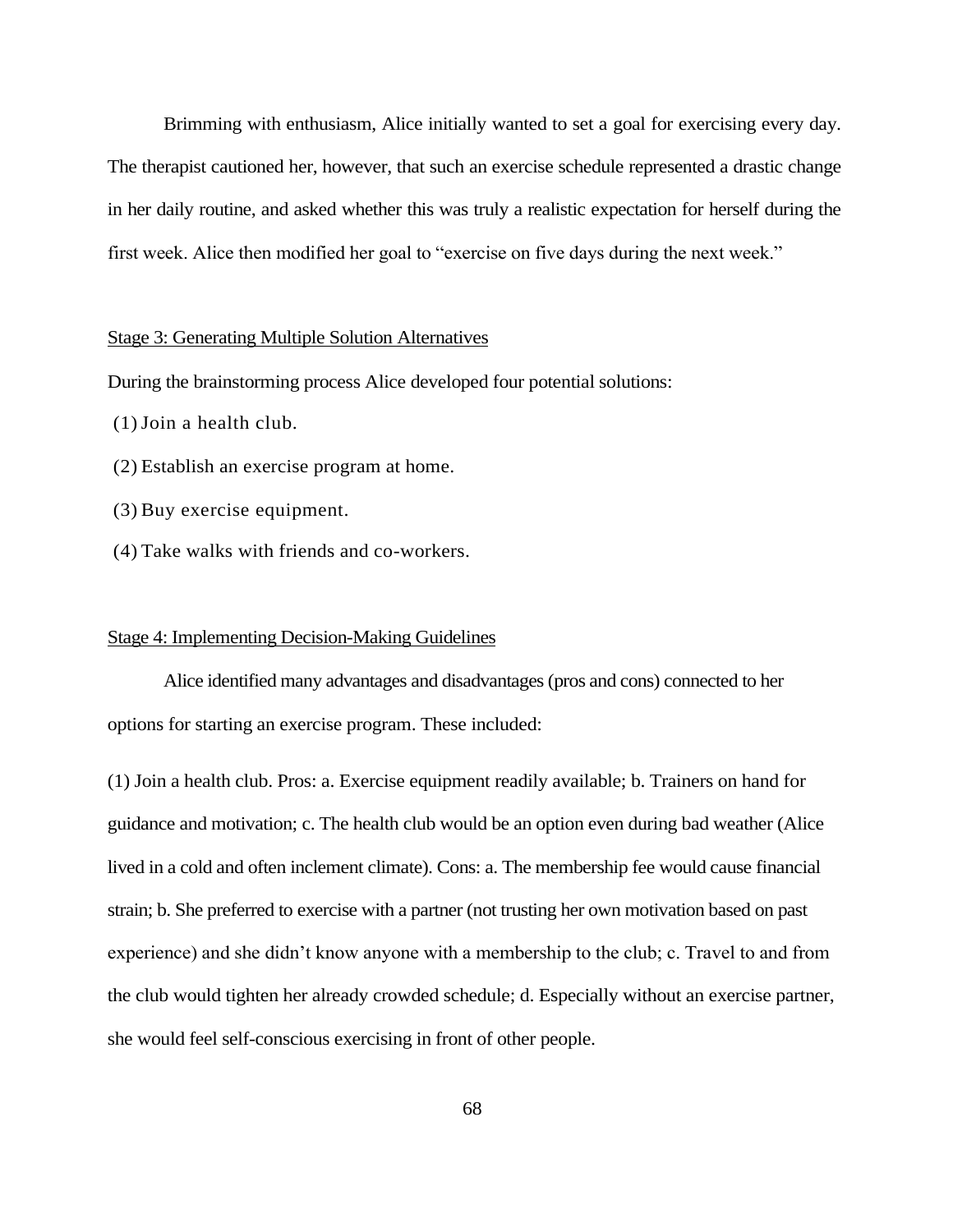Brimming with enthusiasm, Alice initially wanted to set a goal for exercising every day. The therapist cautioned her, however, that such an exercise schedule represented a drastic change in her daily routine, and asked whether this was truly a realistic expectation for herself during the first week. Alice then modified her goal to "exercise on five days during the next week."

### Stage 3: Generating Multiple Solution Alternatives

During the brainstorming process Alice developed four potential solutions:

(1) Join a health club.

(2) Establish an exercise program at home.

(3) Buy exercise equipment.

(4) Take walks with friends and co-workers.

### Stage 4: Implementing Decision-Making Guidelines

Alice identified many advantages and disadvantages (pros and cons) connected to her options for starting an exercise program. These included:

(1) Join a health club. Pros: a. Exercise equipment readily available; b. Trainers on hand for guidance and motivation; c. The health club would be an option even during bad weather (Alice lived in a cold and often inclement climate). Cons: a. The membership fee would cause financial strain; b. She preferred to exercise with a partner (not trusting her own motivation based on past experience) and she didn't know anyone with a membership to the club; c. Travel to and from the club would tighten her already crowded schedule; d. Especially without an exercise partner, she would feel self-conscious exercising in front of other people.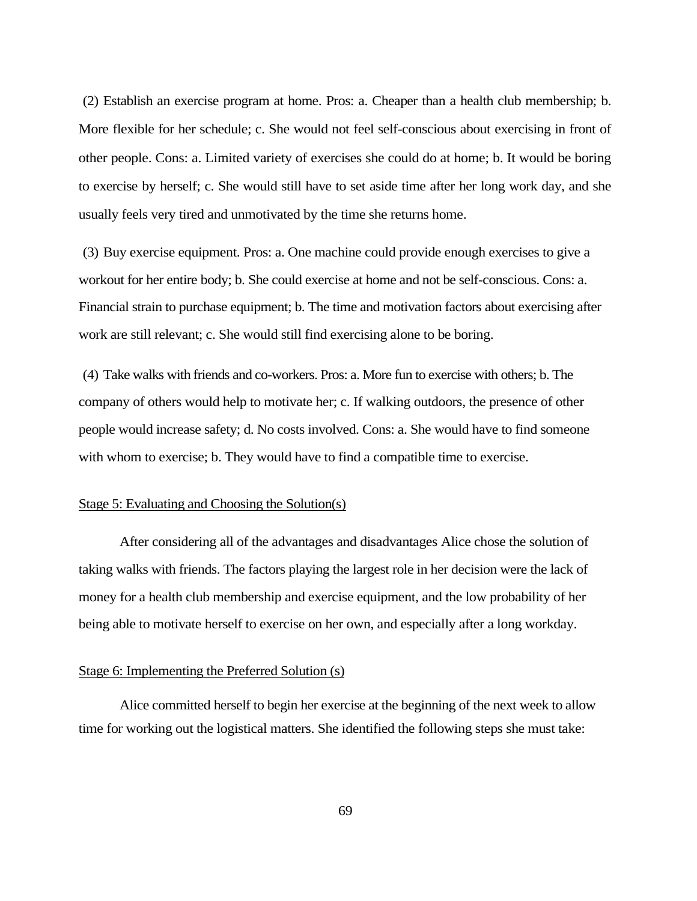(2) Establish an exercise program at home. Pros: a. Cheaper than a health club membership; b. More flexible for her schedule; c. She would not feel self-conscious about exercising in front of other people. Cons: a. Limited variety of exercises she could do at home; b. It would be boring to exercise by herself; c. She would still have to set aside time after her long work day, and she usually feels very tired and unmotivated by the time she returns home.

(3) Buy exercise equipment. Pros: a. One machine could provide enough exercises to give a workout for her entire body; b. She could exercise at home and not be self-conscious. Cons: a. Financial strain to purchase equipment; b. The time and motivation factors about exercising after work are still relevant; c. She would still find exercising alone to be boring.

(4) Take walks with friends and co-workers. Pros: a. More fun to exercise with others; b. The company of others would help to motivate her; c. If walking outdoors, the presence of other people would increase safety; d. No costs involved. Cons: a. She would have to find someone with whom to exercise; b. They would have to find a compatible time to exercise.

<u>Stage 5: Evaluating and Choosing the Solution(s)</u>

After considering all of the advantages and disadvantages Alice chose the solution of taking walks with friends. The factors playing the largest role in her decision were the lack of money for a health club membership and exercise equipment, and the low probability of her being able to motivate herself to exercise on her own, and especially after a long workday.

<u>Stage 6: Implementing the Preferred Solution (s)</u>

Alice committed herself to begin her exercise at the beginning of the next week to allow time for working out the logistical matters. She identified the following steps she must take: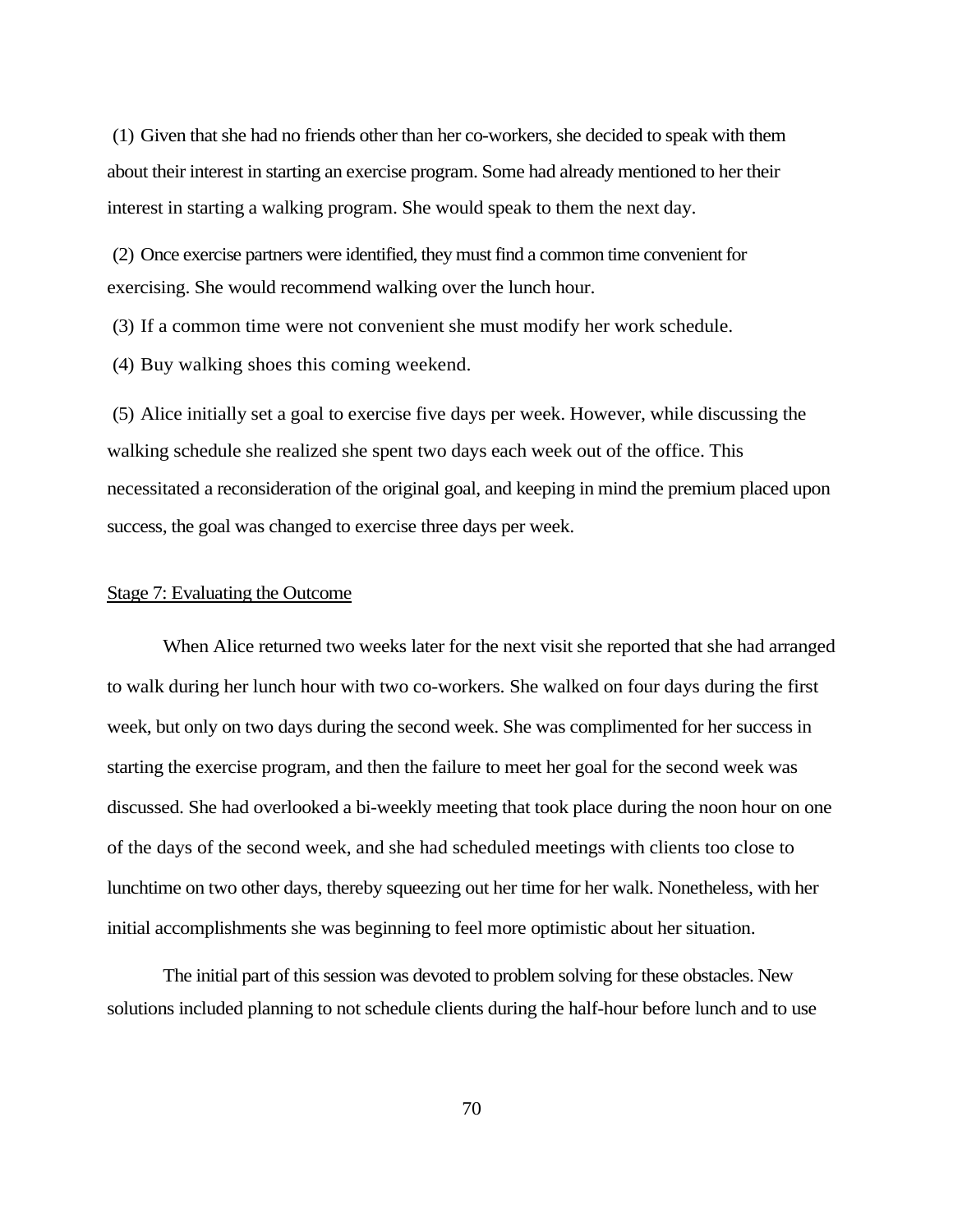(1) Given that she had no friends other than her co-workers, she decided to speak with them about their interest in starting an exercise program. Some had already mentioned to her their interest in starting a walking program. She would speak to them the next day.

(2) Once exercise partners were identified, they must find a common time convenient for exercising. She would recommend walking over the lunch hour.

(3) If a common time were not convenient she must modify her work schedule.

(4) Buy walking shoes this coming weekend.

(5) Alice initially set a goal to exercise five days per week. However, while discussing the walking schedule she realized she spent two days each week out of the office. This necessitated a reconsideration of the original goal, and keeping in mind the premium placed upon success, the goal was changed to exercise three days per week.

Stage 7: Evaluating the Outcome

When Alice returned two weeks later for the next visit she reported that she had arranged to walk during her lunch hour with two co-workers. She walked on four days during the first week, but only on two days during the second week. She was complimented for her success in starting the exercise program, and then the failure to meet her goal for the second week was discussed. She had overlooked a bi-weekly meeting that took place during the noon hour on one of the days of the second week, and she had scheduled meetings with clients too close to lunchtime on two other days, thereby squeezing out her time for her walk. Nonetheless, with her initial accomplishments she was beginning to feel more optimistic about her situation.

The initial part of this session was devoted to problem solving for these obstacles. New solutions included planning to not schedule clients during the half-hour before lunch and to use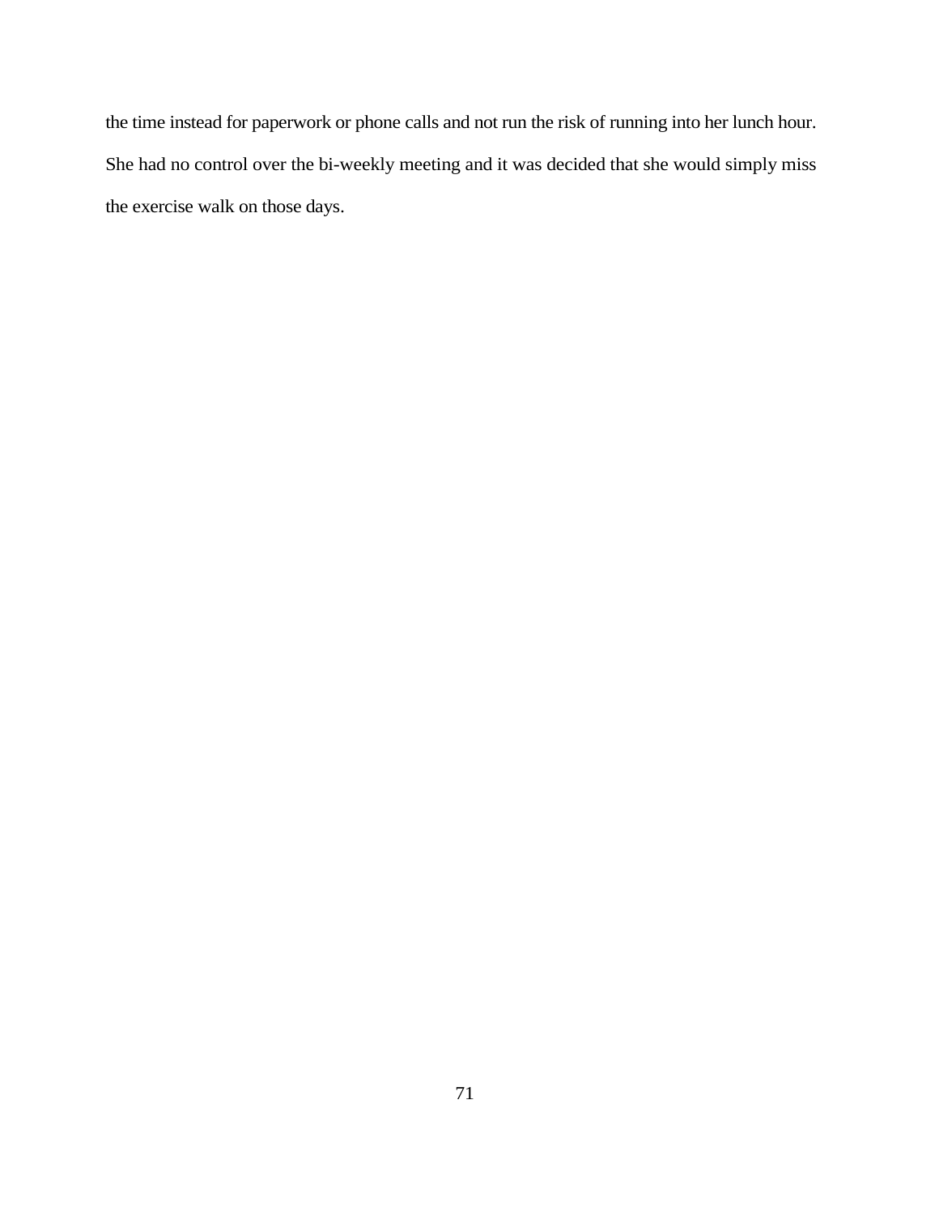the time instead for paperwork or phone calls and not run the risk of running into her lunch hour. She had no control over the bi-weekly meeting and it was decided that she would simply miss the exercise walk on those days.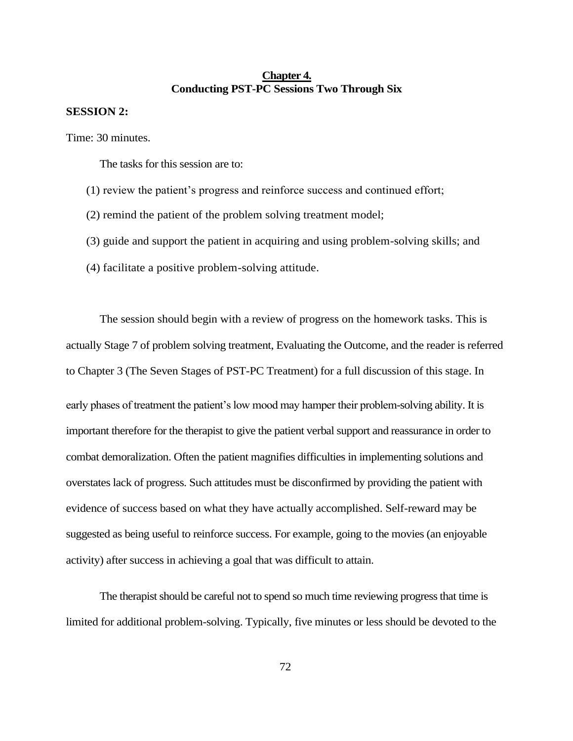# Chapter 4.
## Conducting PST-PC Sessions Two Through Six

**SESSION 2:**

Time: 30 minutes.

The tasks for this session are to:

(1) review the patient's progress and reinforce success and continued effort;

(2) remind the patient of the problem solving treatment model;

(3) guide and support the patient in acquiring and using problem-solving skills; and

(4) facilitate a positive problem-solving attitude.

The session should begin with a review of progress on the homework tasks. This is actually Stage 7 of problem solving treatment, Evaluating the Outcome, and the reader is referred to Chapter 3 (The Seven Stages of PST-PC Treatment) for a full discussion of this stage. In early phases of treatment the patient's low mood may hamper their problem-solving ability. It is important therefore for the therapist to give the patient verbal support and reassurance in order to combat demoralization. Often the patient magnifies difficulties in implementing solutions and overstates lack of progress. Such attitudes must be disconfirmed by providing the patient with evidence of success based on what they have actually accomplished. Self-reward may be suggested as being useful to reinforce success. For example, going to the movies (an enjoyable activity) after success in achieving a goal that was difficult to attain.

The therapist should be careful not to spend so much time reviewing progress that time is limited for additional problem-solving. Typically, five minutes or less should be devoted to the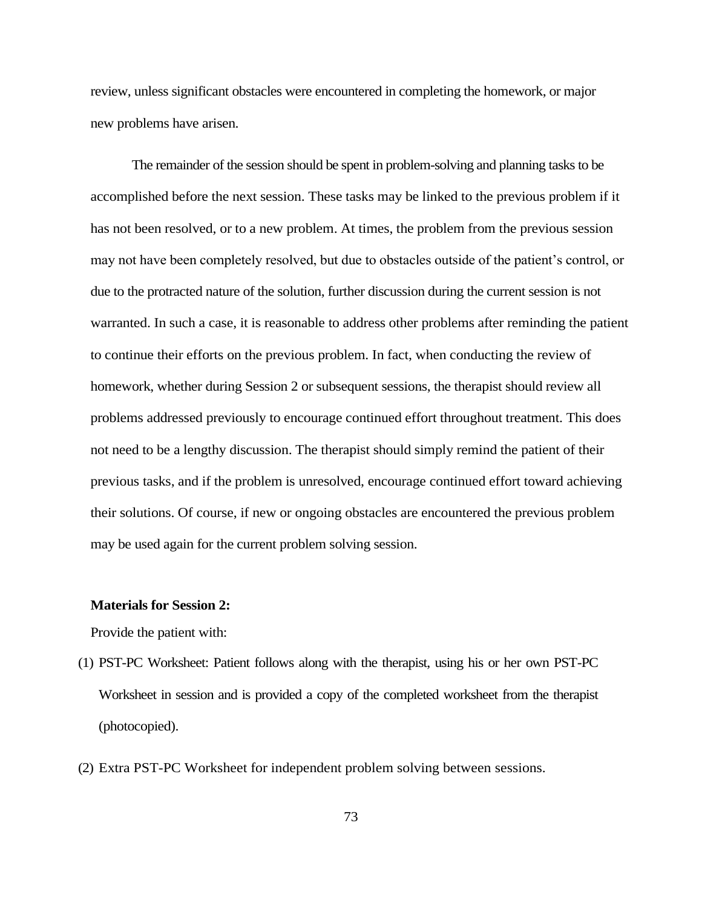review, unless significant obstacles were encountered in completing the homework, or major new problems have arisen.

The remainder of the session should be spent in problem-solving and planning tasks to be accomplished before the next session. These tasks may be linked to the previous problem if it has not been resolved, or to a new problem. At times, the problem from the previous session may not have been completely resolved, but due to obstacles outside of the patient's control, or due to the protracted nature of the solution, further discussion during the current session is not warranted. In such a case, it is reasonable to address other problems after reminding the patient to continue their efforts on the previous problem. In fact, when conducting the review of homework, whether during Session 2 or subsequent sessions, the therapist should review all problems addressed previously to encourage continued effort throughout treatment. This does not need to be a lengthy discussion. The therapist should simply remind the patient of their previous tasks, and if the problem is unresolved, encourage continued effort toward achieving their solutions. Of course, if new or ongoing obstacles are encountered the previous problem may be used again for the current problem solving session.

**Materials for Session 2:**

Provide the patient with:

(1) PST-PC Worksheet: Patient follows along with the therapist, using his or her own PST-PC Worksheet in session and is provided a copy of the completed worksheet from the therapist (photocopied).

(2) Extra PST-PC Worksheet for independent problem solving between sessions.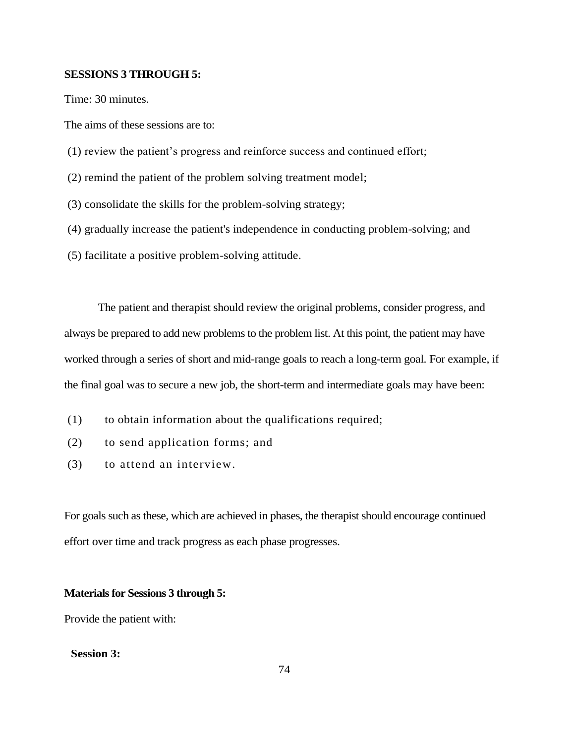**SESSIONS 3 THROUGH 5:**

Time: 30 minutes.

The aims of these sessions are to:

(1) review the patient's progress and reinforce success and continued effort;

(2) remind the patient of the problem solving treatment model;

(3) consolidate the skills for the problem-solving strategy;

(4) gradually increase the patient's independence in conducting problem-solving; and

(5) facilitate a positive problem-solving attitude.

The patient and therapist should review the original problems, consider progress, and always be prepared to add new problems to the problem list. At this point, the patient may have worked through a series of short and mid-range goals to reach a long-term goal. For example, if the final goal was to secure a new job, the short-term and intermediate goals may have been:

(1) to obtain information about the qualifications required;

(2) to send application forms; and

(3) to attend an interview.

For goals such as these, which are achieved in phases, the therapist should encourage continued effort over time and track progress as each phase progresses.

**Materials for Sessions 3 through 5:**

Provide the patient with:

**Session 3:**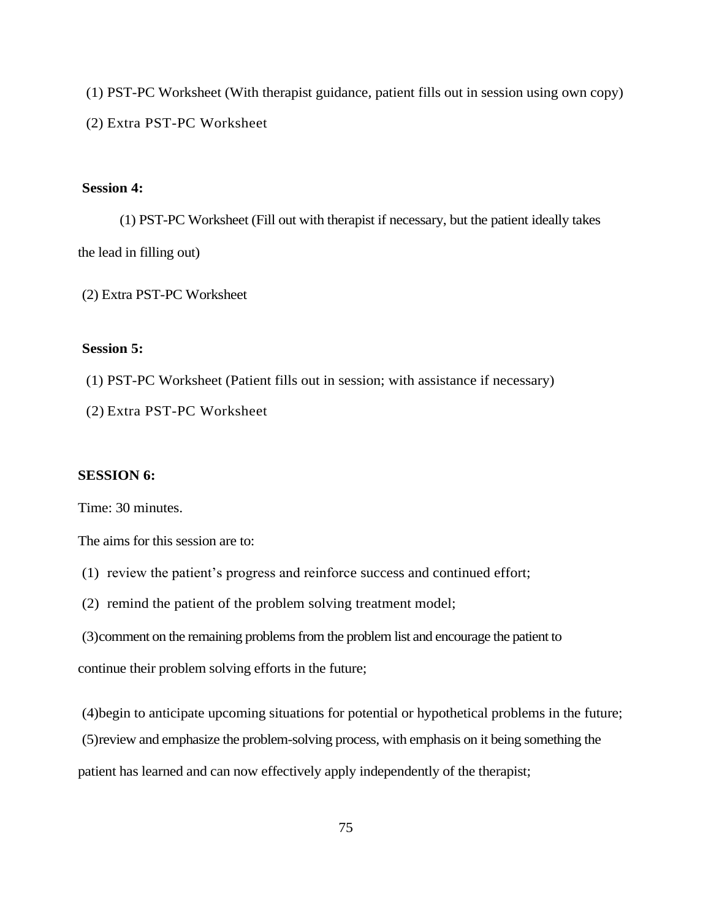(1) PST-PC Worksheet (With therapist guidance, patient fills out in session using own copy)

(2) Extra PST-PC Worksheet

**Session 4:**

(1) PST-PC Worksheet (Fill out with therapist if necessary, but the patient ideally takes the lead in filling out)

(2) Extra PST-PC Worksheet

**Session 5:**

(1) PST-PC Worksheet (Patient fills out in session; with assistance if necessary)

(2) Extra PST-PC Worksheet

**SESSION 6:**

Time: 30 minutes.

The aims for this session are to:

(1) review the patient's progress and reinforce success and continued effort;

(2) remind the patient of the problem solving treatment model;

(3)comment on the remaining problems from the problem list and encourage the patient to continue their problem solving efforts in the future;

(4)begin to anticipate upcoming situations for potential or hypothetical problems in the future;

(5)review and emphasize the problem-solving process, with emphasis on it being something the patient has learned and can now effectively apply independently of the therapist;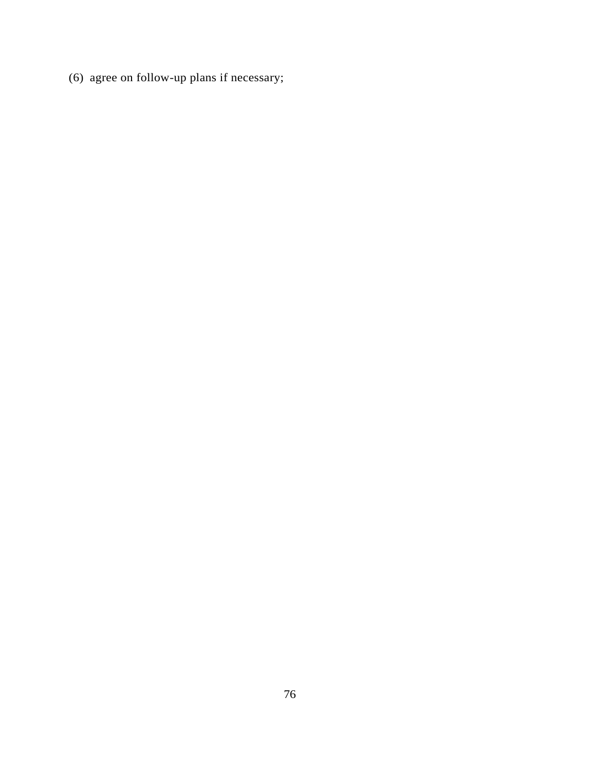(6) agree on follow-up plans if necessary;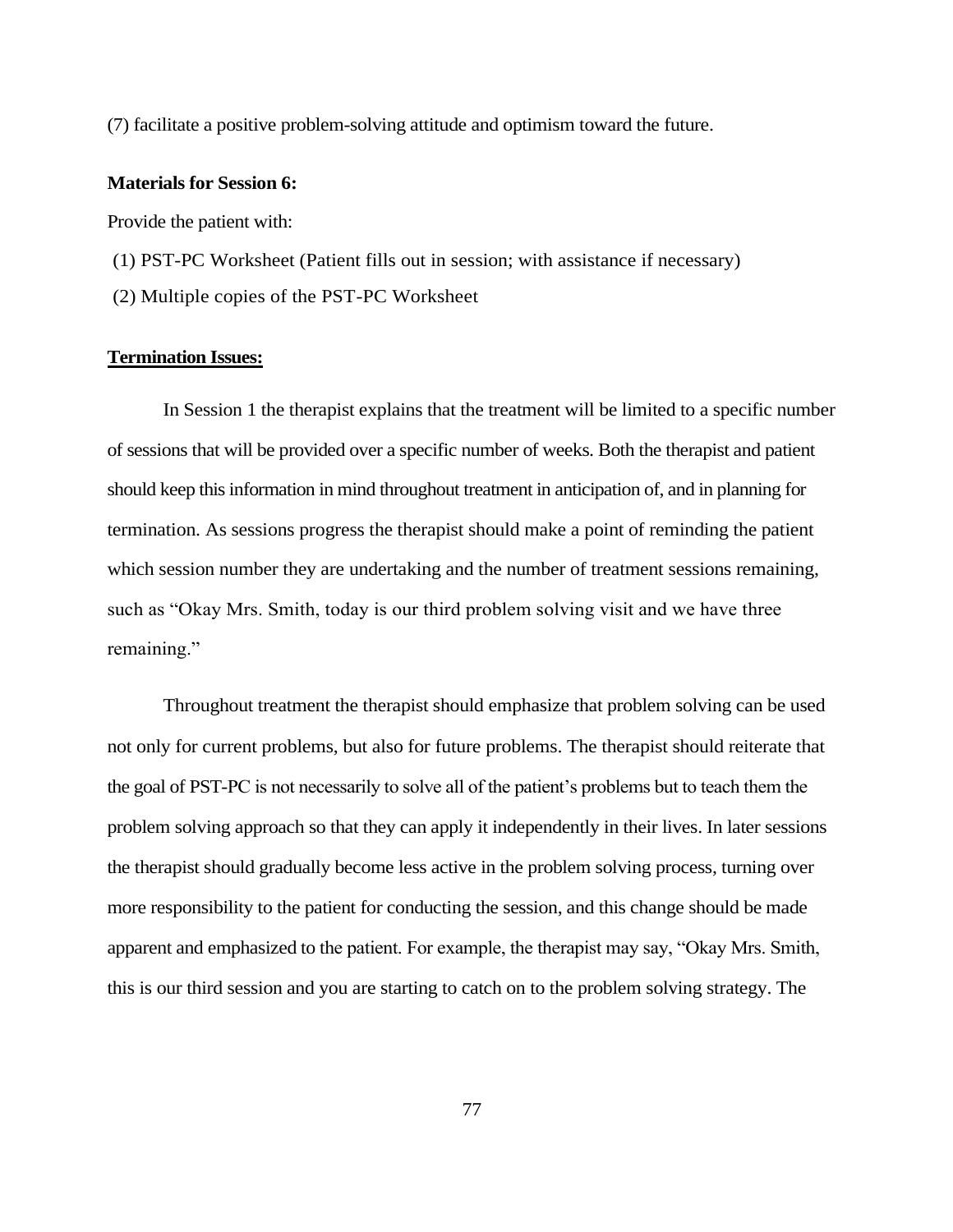(7) facilitate a positive problem-solving attitude and optimism toward the future.

**Materials for Session 6:**

Provide the patient with:

(1) PST-PC Worksheet (Patient fills out in session; with assistance if necessary)

(2) Multiple copies of the PST-PC Worksheet

**Termination Issues:**

In Session 1 the therapist explains that the treatment will be limited to a specific number of sessions that will be provided over a specific number of weeks. Both the therapist and patient should keep this information in mind throughout treatment in anticipation of, and in planning for termination. As sessions progress the therapist should make a point of reminding the patient which session number they are undertaking and the number of treatment sessions remaining, such as "Okay Mrs. Smith, today is our third problem solving visit and we have three remaining."

Throughout treatment the therapist should emphasize that problem solving can be used not only for current problems, but also for future problems. The therapist should reiterate that the goal of PST-PC is not necessarily to solve all of the patient's problems but to teach them the problem solving approach so that they can apply it independently in their lives. In later sessions the therapist should gradually become less active in the problem solving process, turning over more responsibility to the patient for conducting the session, and this change should be made apparent and emphasized to the patient. For example, the therapist may say, "Okay Mrs. Smith, this is our third session and you are starting to catch on to the problem solving strategy. The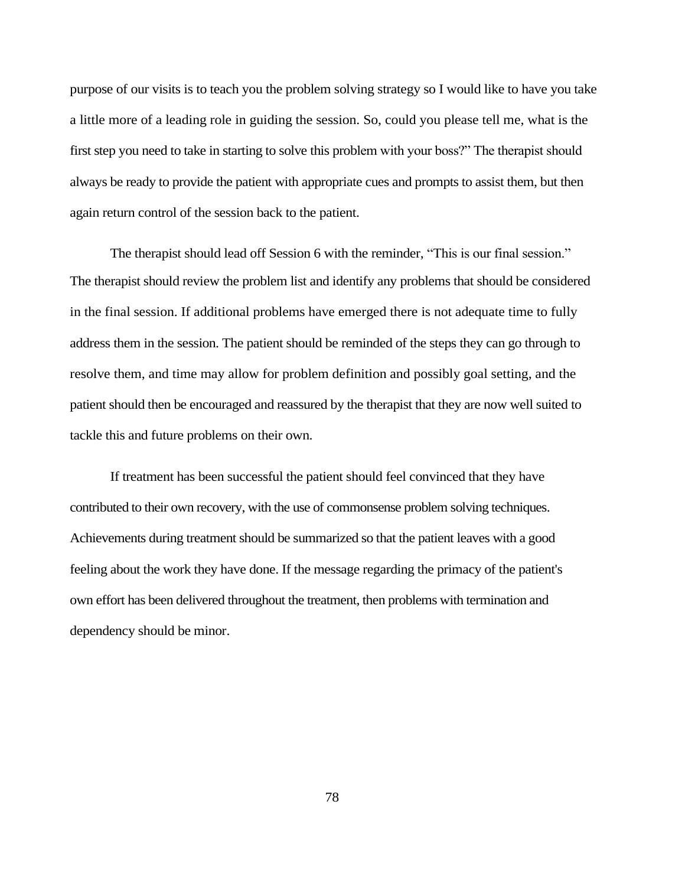purpose of our visits is to teach you the problem solving strategy so I would like to have you take a little more of a leading role in guiding the session. So, could you please tell me, what is the first step you need to take in starting to solve this problem with your boss?" The therapist should always be ready to provide the patient with appropriate cues and prompts to assist them, but then again return control of the session back to the patient.

The therapist should lead off Session 6 with the reminder, "This is our final session." The therapist should review the problem list and identify any problems that should be considered in the final session. If additional problems have emerged there is not adequate time to fully address them in the session. The patient should be reminded of the steps they can go through to resolve them, and time may allow for problem definition and possibly goal setting, and the patient should then be encouraged and reassured by the therapist that they are now well suited to tackle this and future problems on their own.

If treatment has been successful the patient should feel convinced that they have contributed to their own recovery, with the use of commonsense problem solving techniques. Achievements during treatment should be summarized so that the patient leaves with a good feeling about the work they have done. If the message regarding the primacy of the patient's own effort has been delivered throughout the treatment, then problems with termination and dependency should be minor.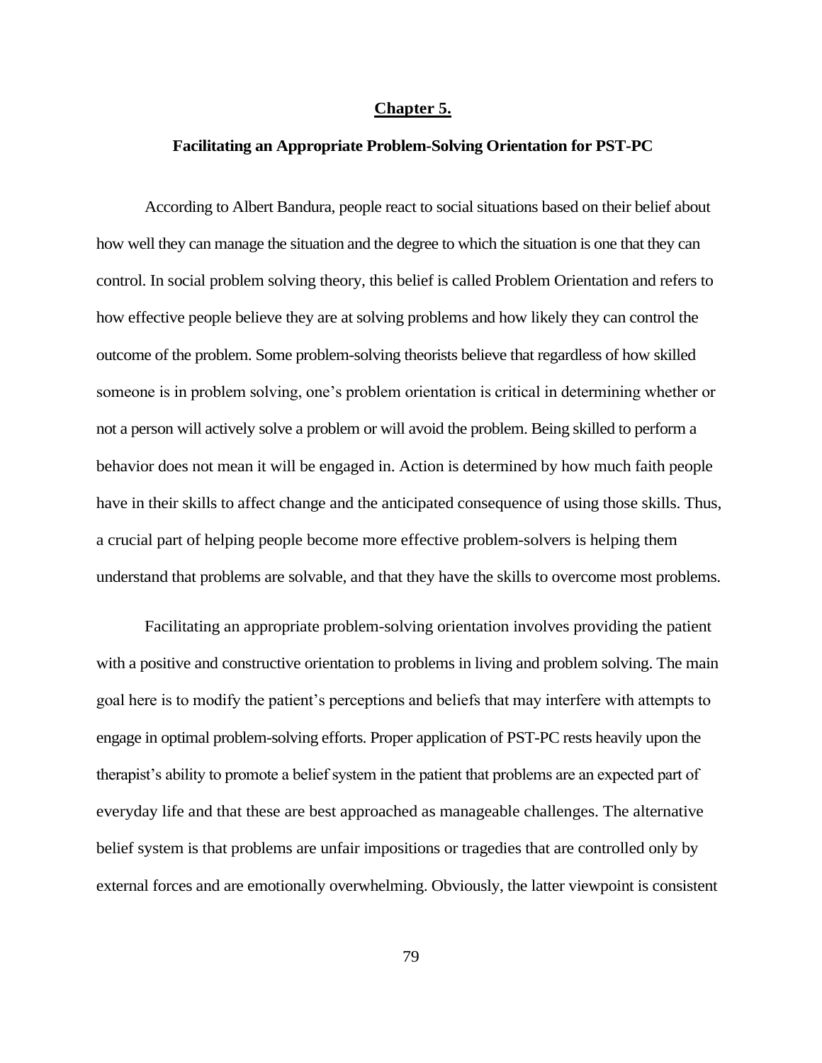# Chapter 5.

## Facilitating an Appropriate Problem-Solving Orientation for PST-PC

According to Albert Bandura, people react to social situations based on their belief about how well they can manage the situation and the degree to which the situation is one that they can control. In social problem solving theory, this belief is called Problem Orientation and refers to how effective people believe they are at solving problems and how likely they can control the outcome of the problem. Some problem-solving theorists believe that regardless of how skilled someone is in problem solving, one's problem orientation is critical in determining whether or not a person will actively solve a problem or will avoid the problem. Being skilled to perform a behavior does not mean it will be engaged in. Action is determined by how much faith people have in their skills to affect change and the anticipated consequence of using those skills. Thus, a crucial part of helping people become more effective problem-solvers is helping them understand that problems are solvable, and that they have the skills to overcome most problems.

Facilitating an appropriate problem-solving orientation involves providing the patient with a positive and constructive orientation to problems in living and problem solving. The main goal here is to modify the patient's perceptions and beliefs that may interfere with attempts to engage in optimal problem-solving efforts. Proper application of PST-PC rests heavily upon the therapist's ability to promote a belief system in the patient that problems are an expected part of everyday life and that these are best approached as manageable challenges. The alternative belief system is that problems are unfair impositions or tragedies that are controlled only by external forces and are emotionally overwhelming. Obviously, the latter viewpoint is consistent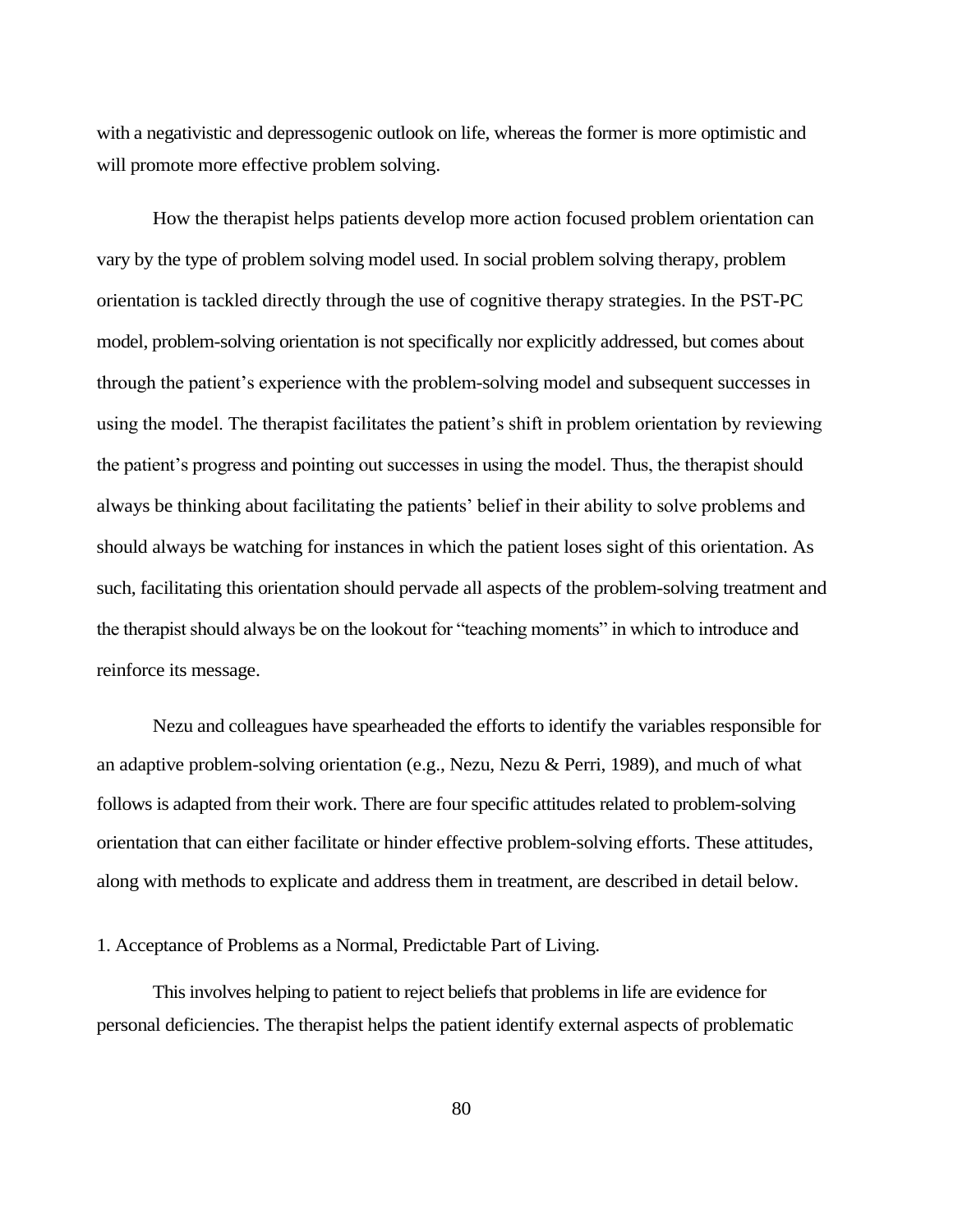with a negativistic and depressogenic outlook on life, whereas the former is more optimistic and will promote more effective problem solving.

How the therapist helps patients develop more action focused problem orientation can vary by the type of problem solving model used. In social problem solving therapy, problem orientation is tackled directly through the use of cognitive therapy strategies. In the PST-PC model, problem-solving orientation is not specifically nor explicitly addressed, but comes about through the patient's experience with the problem-solving model and subsequent successes in using the model. The therapist facilitates the patient's shift in problem orientation by reviewing the patient's progress and pointing out successes in using the model. Thus, the therapist should always be thinking about facilitating the patients' belief in their ability to solve problems and should always be watching for instances in which the patient loses sight of this orientation. As such, facilitating this orientation should pervade all aspects of the problem-solving treatment and the therapist should always be on the lookout for "teaching moments" in which to introduce and reinforce its message.

Nezu and colleagues have spearheaded the efforts to identify the variables responsible for an adaptive problem-solving orientation (e.g., Nezu, Nezu & Perri, 1989), and much of what follows is adapted from their work. There are four specific attitudes related to problem-solving orientation that can either facilitate or hinder effective problem-solving efforts. These attitudes, along with methods to explicate and address them in treatment, are described in detail below.

1. Acceptance of Problems as a Normal, Predictable Part of Living.

This involves helping to patient to reject beliefs that problems in life are evidence for personal deficiencies. The therapist helps the patient identify external aspects of problematic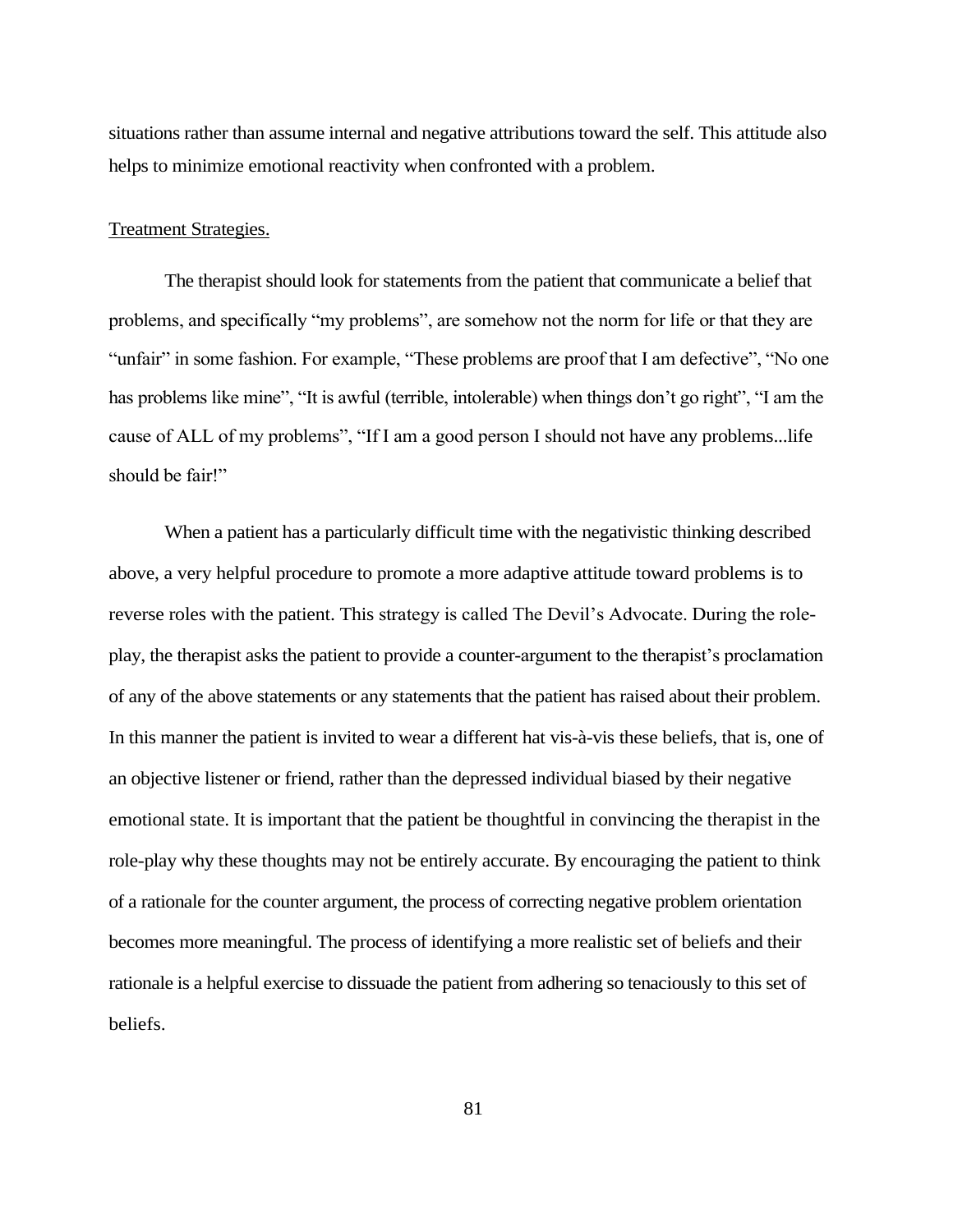situations rather than assume internal and negative attributions toward the self. This attitude also helps to minimize emotional reactivity when confronted with a problem.

<u>Treatment Strategies.</u>

The therapist should look for statements from the patient that communicate a belief that problems, and specifically "my problems", are somehow not the norm for life or that they are "unfair" in some fashion. For example, "These problems are proof that I am defective", "No one has problems like mine", "It is awful (terrible, intolerable) when things don't go right", "I am the cause of ALL of my problems", "If I am a good person I should not have any problems...life should be fair!"

When a patient has a particularly difficult time with the negativistic thinking described above, a very helpful procedure to promote a more adaptive attitude toward problems is to reverse roles with the patient. This strategy is called The Devil's Advocate. During the role-play, the therapist asks the patient to provide a counter-argument to the therapist's proclamation of any of the above statements or any statements that the patient has raised about their problem. In this manner the patient is invited to wear a different hat vis-à-vis these beliefs, that is, one of an objective listener or friend, rather than the depressed individual biased by their negative emotional state. It is important that the patient be thoughtful in convincing the therapist in the role-play why these thoughts may not be entirely accurate. By encouraging the patient to think of a rationale for the counter argument, the process of correcting negative problem orientation becomes more meaningful. The process of identifying a more realistic set of beliefs and their rationale is a helpful exercise to dissuade the patient from adhering so tenaciously to this set of beliefs.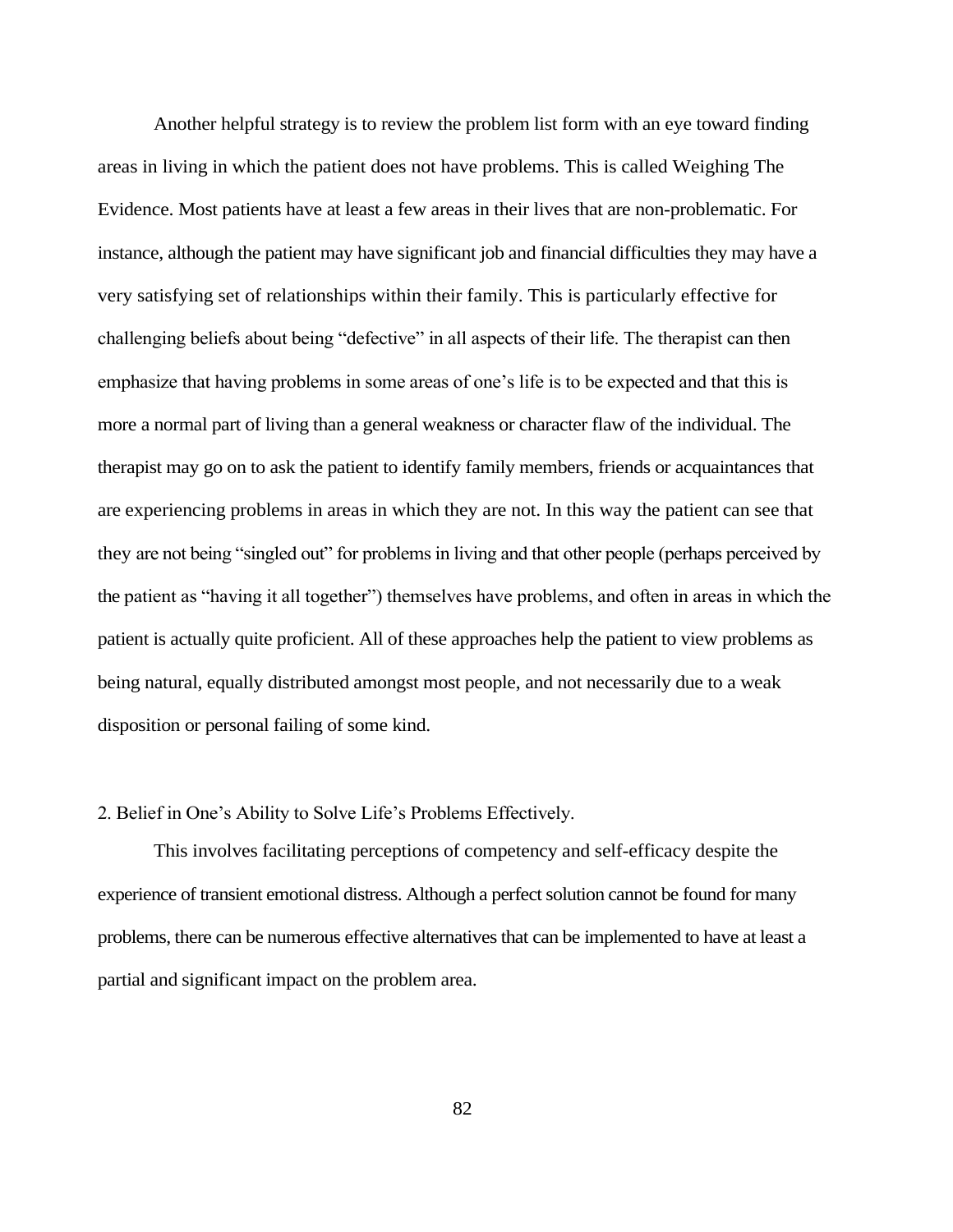Another helpful strategy is to review the problem list form with an eye toward finding areas in living in which the patient does not have problems. This is called Weighing The Evidence. Most patients have at least a few areas in their lives that are non-problematic. For instance, although the patient may have significant job and financial difficulties they may have a very satisfying set of relationships within their family. This is particularly effective for challenging beliefs about being "defective" in all aspects of their life. The therapist can then emphasize that having problems in some areas of one's life is to be expected and that this is more a normal part of living than a general weakness or character flaw of the individual. The therapist may go on to ask the patient to identify family members, friends or acquaintances that are experiencing problems in areas in which they are not. In this way the patient can see that they are not being "singled out" for problems in living and that other people (perhaps perceived by the patient as "having it all together") themselves have problems, and often in areas in which the patient is actually quite proficient. All of these approaches help the patient to view problems as being natural, equally distributed amongst most people, and not necessarily due to a weak disposition or personal failing of some kind.

2. Belief in One's Ability to Solve Life's Problems Effectively.

This involves facilitating perceptions of competency and self-efficacy despite the experience of transient emotional distress. Although a perfect solution cannot be found for many problems, there can be numerous effective alternatives that can be implemented to have at least a partial and significant impact on the problem area.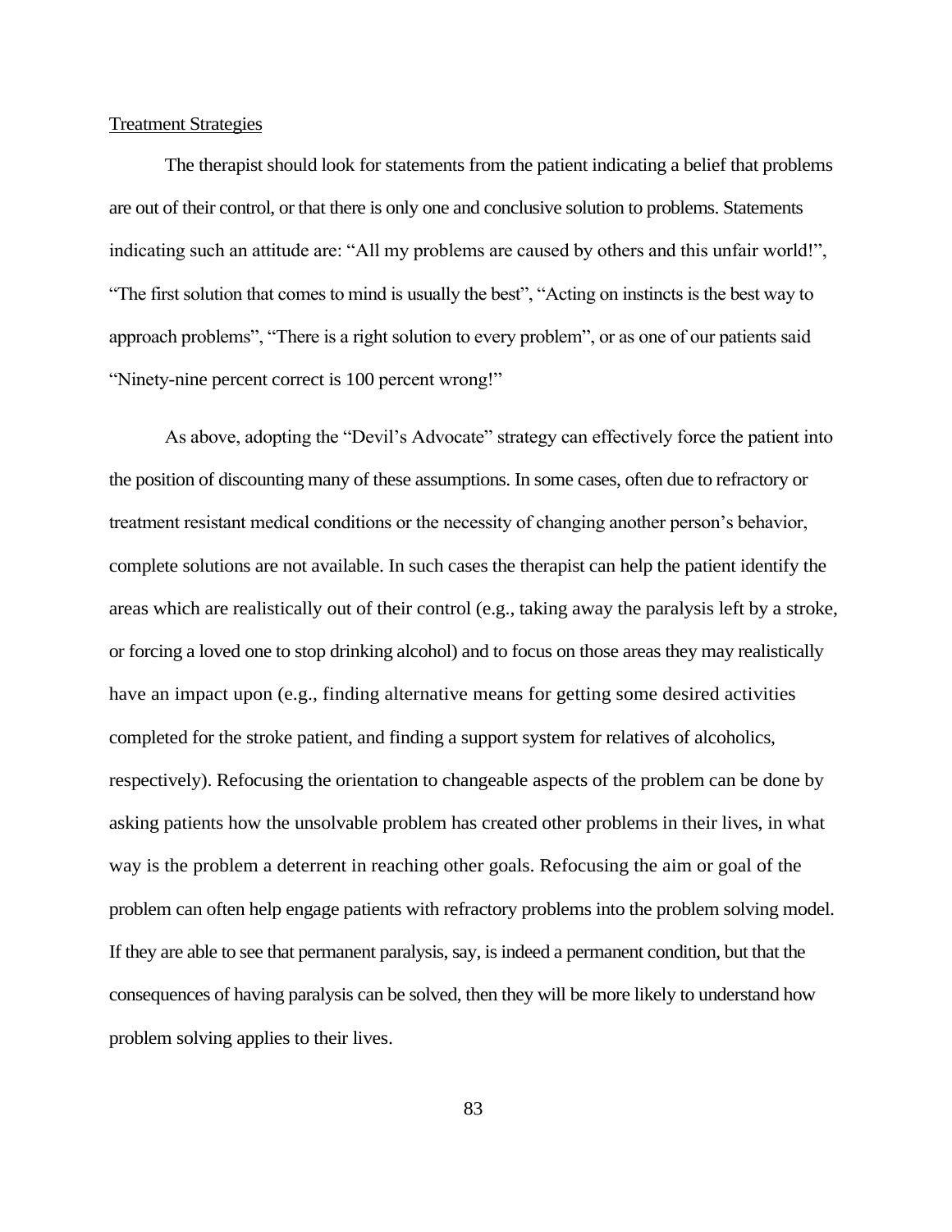Treatment Strategies

The therapist should look for statements from the patient indicating a belief that problems are out of their control, or that there is only one and conclusive solution to problems. Statements indicating such an attitude are: “All my problems are caused by others and this unfair world!”, “The first solution that comes to mind is usually the best”, “Acting on instincts is the best way to approach problems”, “There is a right solution to every problem”, or as one of our patients said “Ninety-nine percent correct is 100 percent wrong!”

As above, adopting the “Devil’s Advocate” strategy can effectively force the patient into the position of discounting many of these assumptions. In some cases, often due to refractory or treatment resistant medical conditions or the necessity of changing another person’s behavior, complete solutions are not available. In such cases the therapist can help the patient identify the areas which are realistically out of their control (e.g., taking away the paralysis left by a stroke, or forcing a loved one to stop drinking alcohol) and to focus on those areas they may realistically have an impact upon (e.g., finding alternative means for getting some desired activities completed for the stroke patient, and finding a support system for relatives of alcoholics, respectively). Refocusing the orientation to changeable aspects of the problem can be done by asking patients how the unsolvable problem has created other problems in their lives, in what way is the problem a deterrent in reaching other goals. Refocusing the aim or goal of the problem can often help engage patients with refractory problems into the problem solving model. If they are able to see that permanent paralysis, say, is indeed a permanent condition, but that the consequences of having paralysis can be solved, then they will be more likely to understand how problem solving applies to their lives.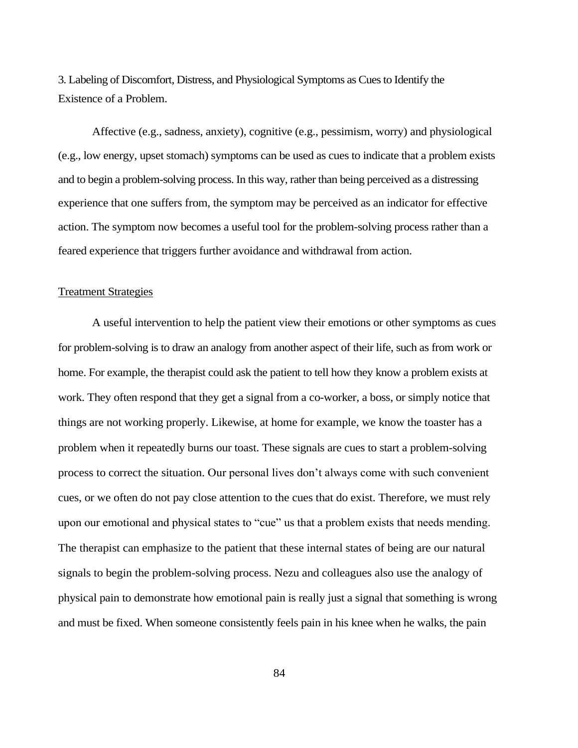3. Labeling of Discomfort, Distress, and Physiological Symptoms as Cues to Identify the Existence of a Problem.

Affective (e.g., sadness, anxiety), cognitive (e.g., pessimism, worry) and physiological (e.g., low energy, upset stomach) symptoms can be used as cues to indicate that a problem exists and to begin a problem-solving process. In this way, rather than being perceived as a distressing experience that one suffers from, the symptom may be perceived as an indicator for effective action. The symptom now becomes a useful tool for the problem-solving process rather than a feared experience that triggers further avoidance and withdrawal from action.

<u>Treatment Strategies</u>

A useful intervention to help the patient view their emotions or other symptoms as cues for problem-solving is to draw an analogy from another aspect of their life, such as from work or home. For example, the therapist could ask the patient to tell how they know a problem exists at work. They often respond that they get a signal from a co-worker, a boss, or simply notice that things are not working properly. Likewise, at home for example, we know the toaster has a problem when it repeatedly burns our toast. These signals are cues to start a problem-solving process to correct the situation. Our personal lives don't always come with such convenient cues, or we often do not pay close attention to the cues that do exist. Therefore, we must rely upon our emotional and physical states to "cue" us that a problem exists that needs mending. The therapist can emphasize to the patient that these internal states of being are our natural signals to begin the problem-solving process. Nezu and colleagues also use the analogy of physical pain to demonstrate how emotional pain is really just a signal that something is wrong and must be fixed. When someone consistently feels pain in his knee when he walks, the pain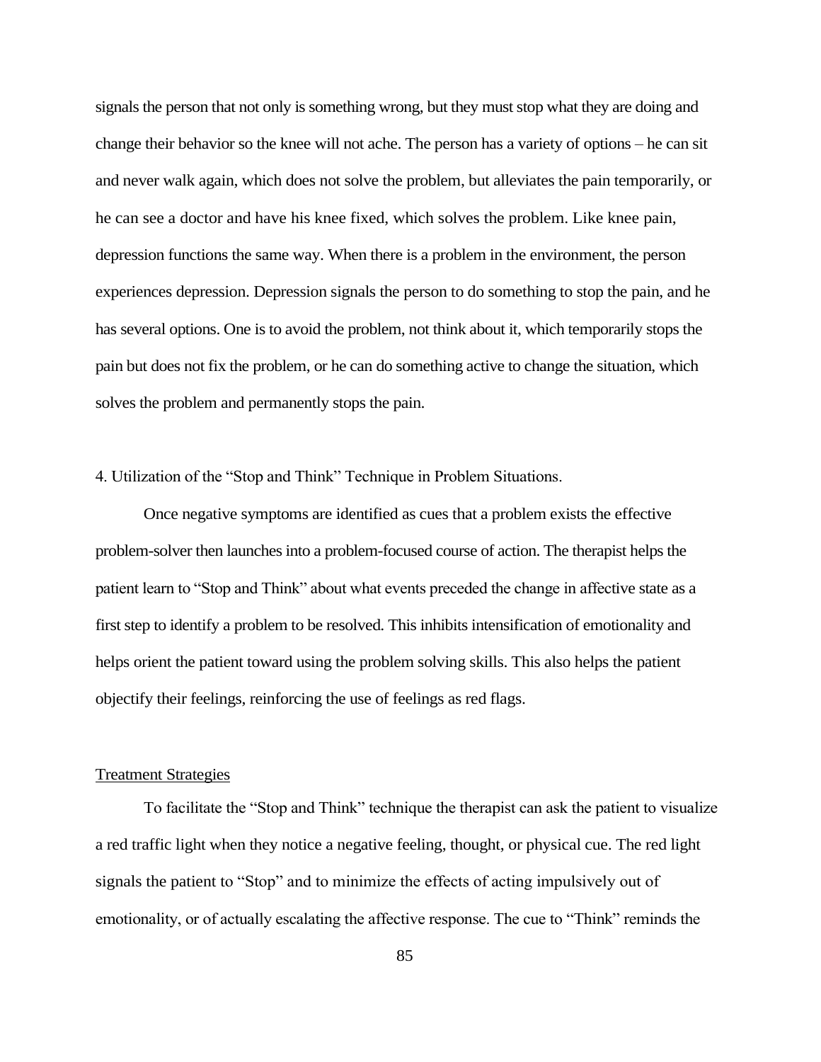signals the person that not only is something wrong, but they must stop what they are doing and change their behavior so the knee will not ache. The person has a variety of options – he can sit and never walk again, which does not solve the problem, but alleviates the pain temporarily, or he can see a doctor and have his knee fixed, which solves the problem. Like knee pain, depression functions the same way. When there is a problem in the environment, the person experiences depression. Depression signals the person to do something to stop the pain, and he has several options. One is to avoid the problem, not think about it, which temporarily stops the pain but does not fix the problem, or he can do something active to change the situation, which solves the problem and permanently stops the pain.

4. Utilization of the "Stop and Think" Technique in Problem Situations.

Once negative symptoms are identified as cues that a problem exists the effective problem-solver then launches into a problem-focused course of action. The therapist helps the patient learn to "Stop and Think" about what events preceded the change in affective state as a first step to identify a problem to be resolved. This inhibits intensification of emotionality and helps orient the patient toward using the problem solving skills. This also helps the patient objectify their feelings, reinforcing the use of feelings as red flags.

<u>Treatment Strategies</u>

To facilitate the "Stop and Think" technique the therapist can ask the patient to visualize a red traffic light when they notice a negative feeling, thought, or physical cue. The red light signals the patient to "Stop" and to minimize the effects of acting impulsively out of emotionality, or of actually escalating the affective response. The cue to "Think" reminds the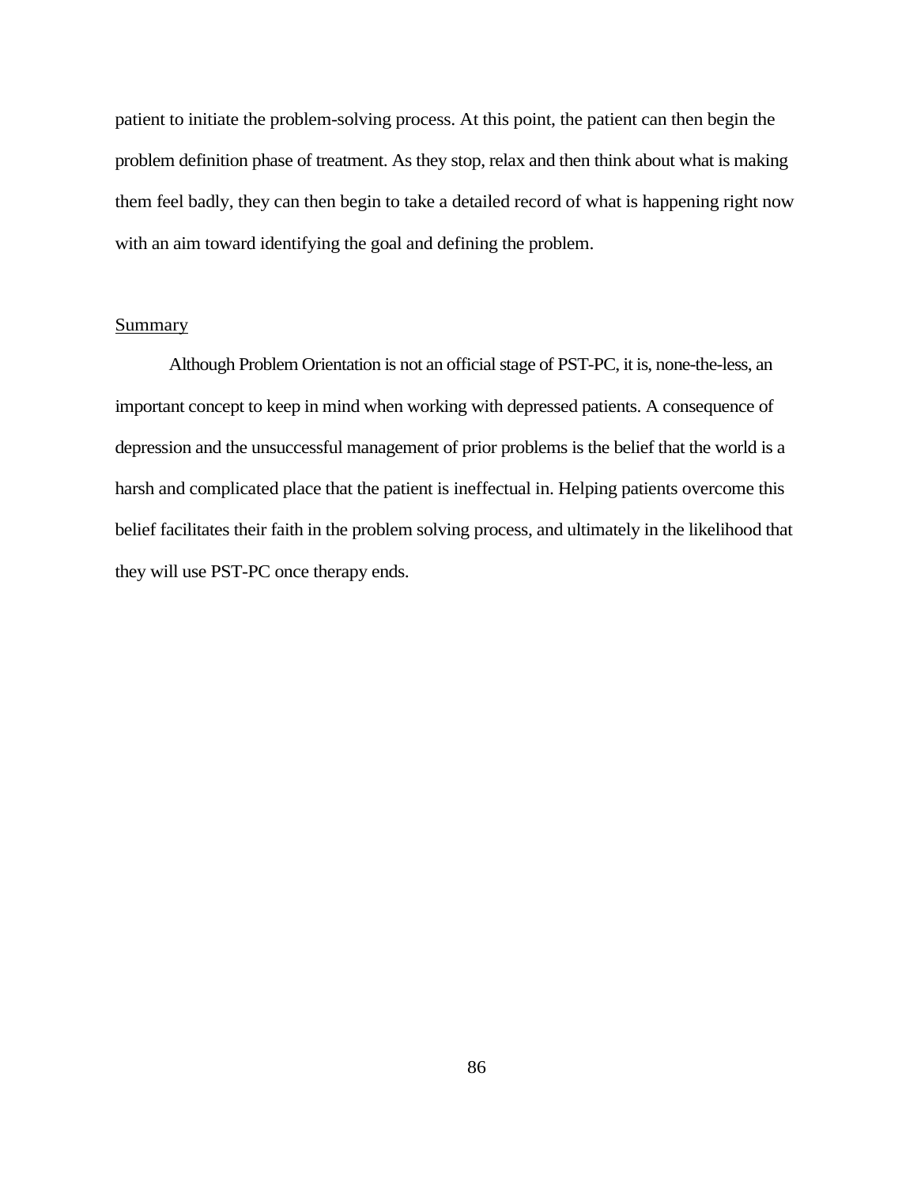patient to initiate the problem-solving process. At this point, the patient can then begin the problem definition phase of treatment. As they stop, relax and then think about what is making them feel badly, they can then begin to take a detailed record of what is happening right now with an aim toward identifying the goal and defining the problem.

<u>Summary</u>

Although Problem Orientation is not an official stage of PST-PC, it is, none-the-less, an important concept to keep in mind when working with depressed patients. A consequence of depression and the unsuccessful management of prior problems is the belief that the world is a harsh and complicated place that the patient is ineffectual in. Helping patients overcome this belief facilitates their faith in the problem solving process, and ultimately in the likelihood that they will use PST-PC once therapy ends.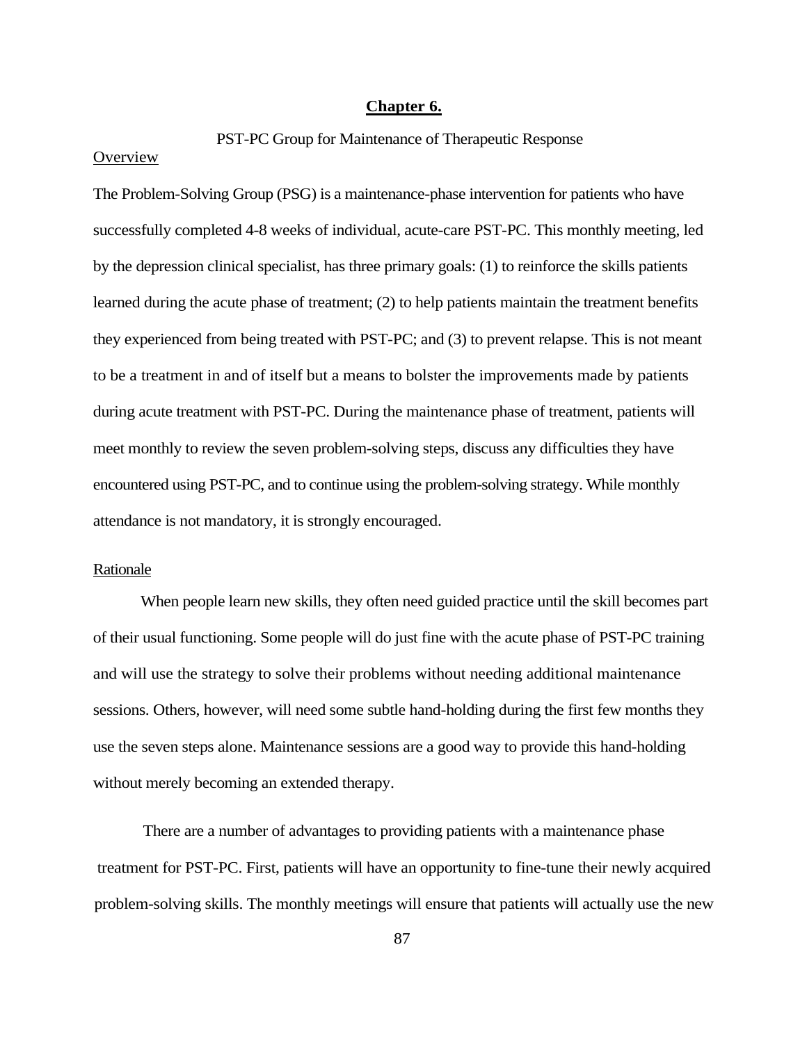# Chapter 6.

## PST-PC Group for Maintenance of Therapeutic Response

### Overview

The Problem-Solving Group (PSG) is a maintenance-phase intervention for patients who have successfully completed 4-8 weeks of individual, acute-care PST-PC. This monthly meeting, led by the depression clinical specialist, has three primary goals: (1) to reinforce the skills patients learned during the acute phase of treatment; (2) to help patients maintain the treatment benefits they experienced from being treated with PST-PC; and (3) to prevent relapse. This is not meant to be a treatment in and of itself but a means to bolster the improvements made by patients during acute treatment with PST-PC. During the maintenance phase of treatment, patients will meet monthly to review the seven problem-solving steps, discuss any difficulties they have encountered using PST-PC, and to continue using the problem-solving strategy. While monthly attendance is not mandatory, it is strongly encouraged.

### Rationale

When people learn new skills, they often need guided practice until the skill becomes part of their usual functioning. Some people will do just fine with the acute phase of PST-PC training and will use the strategy to solve their problems without needing additional maintenance sessions. Others, however, will need some subtle hand-holding during the first few months they use the seven steps alone. Maintenance sessions are a good way to provide this hand-holding without merely becoming an extended therapy.

There are a number of advantages to providing patients with a maintenance phase treatment for PST-PC. First, patients will have an opportunity to fine-tune their newly acquired problem-solving skills. The monthly meetings will ensure that patients will actually use the new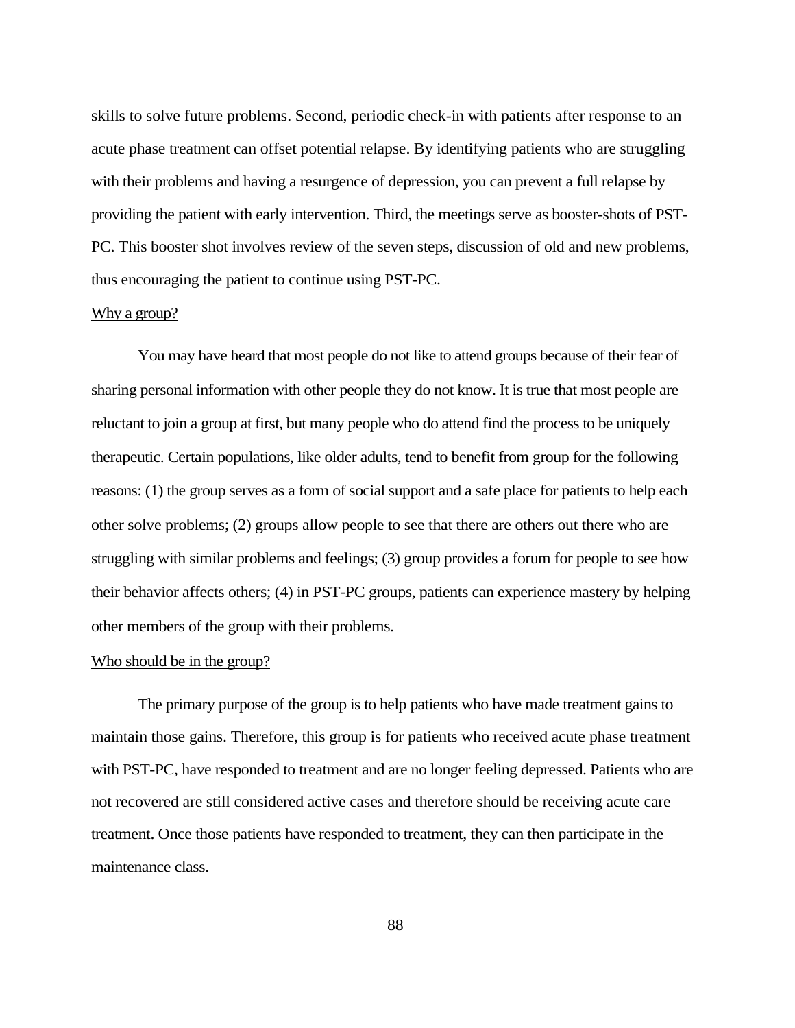skills to solve future problems. Second, periodic check-in with patients after response to an acute phase treatment can offset potential relapse. By identifying patients who are struggling with their problems and having a resurgence of depression, you can prevent a full relapse by providing the patient with early intervention. Third, the meetings serve as booster-shots of PST-PC. This booster shot involves review of the seven steps, discussion of old and new problems, thus encouraging the patient to continue using PST-PC.

<u>Why a group?</u>

You may have heard that most people do not like to attend groups because of their fear of sharing personal information with other people they do not know. It is true that most people are reluctant to join a group at first, but many people who do attend find the process to be uniquely therapeutic. Certain populations, like older adults, tend to benefit from group for the following reasons: (1) the group serves as a form of social support and a safe place for patients to help each other solve problems; (2) groups allow people to see that there are others out there who are struggling with similar problems and feelings; (3) group provides a forum for people to see how their behavior affects others; (4) in PST-PC groups, patients can experience mastery by helping other members of the group with their problems.

<u>Who should be in the group?</u>

The primary purpose of the group is to help patients who have made treatment gains to maintain those gains. Therefore, this group is for patients who received acute phase treatment with PST-PC, have responded to treatment and are no longer feeling depressed. Patients who are not recovered are still considered active cases and therefore should be receiving acute care treatment. Once those patients have responded to treatment, they can then participate in the maintenance class.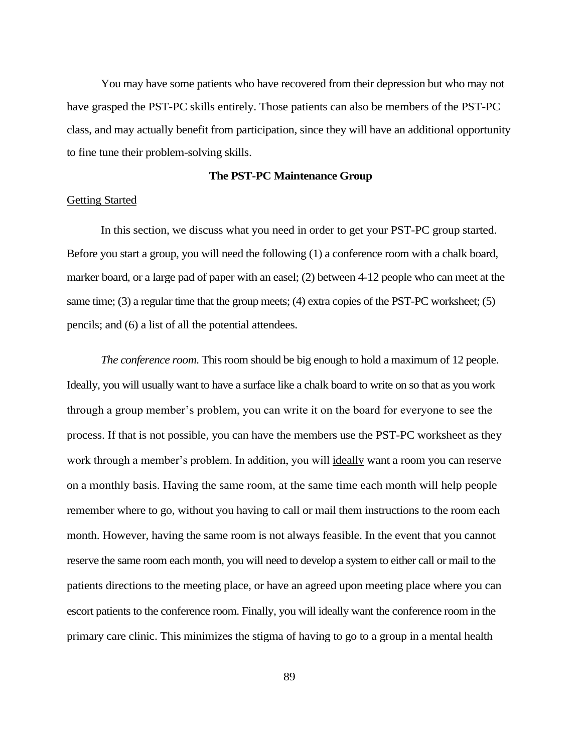You may have some patients who have recovered from their depression but who may not have grasped the PST-PC skills entirely. Those patients can also be members of the PST-PC class, and may actually benefit from participation, since they will have an additional opportunity to fine tune their problem-solving skills.

## The PST-PC Maintenance Group

### Getting Started

In this section, we discuss what you need in order to get your PST-PC group started. Before you start a group, you will need the following (1) a conference room with a chalk board, marker board, or a large pad of paper with an easel; (2) between 4-12 people who can meet at the same time; (3) a regular time that the group meets; (4) extra copies of the PST-PC worksheet; (5) pencils; and (6) a list of all the potential attendees.

*The conference room.* This room should be big enough to hold a maximum of 12 people. Ideally, you will usually want to have a surface like a chalk board to write on so that as you work through a group member's problem, you can write it on the board for everyone to see the process. If that is not possible, you can have the members use the PST-PC worksheet as they work through a member's problem. In addition, you will ideally want a room you can reserve on a monthly basis. Having the same room, at the same time each month will help people remember where to go, without you having to call or mail them instructions to the room each month. However, having the same room is not always feasible. In the event that you cannot reserve the same room each month, you will need to develop a system to either call or mail to the patients directions to the meeting place, or have an agreed upon meeting place where you can escort patients to the conference room. Finally, you will ideally want the conference room in the primary care clinic. This minimizes the stigma of having to go to a group in a mental health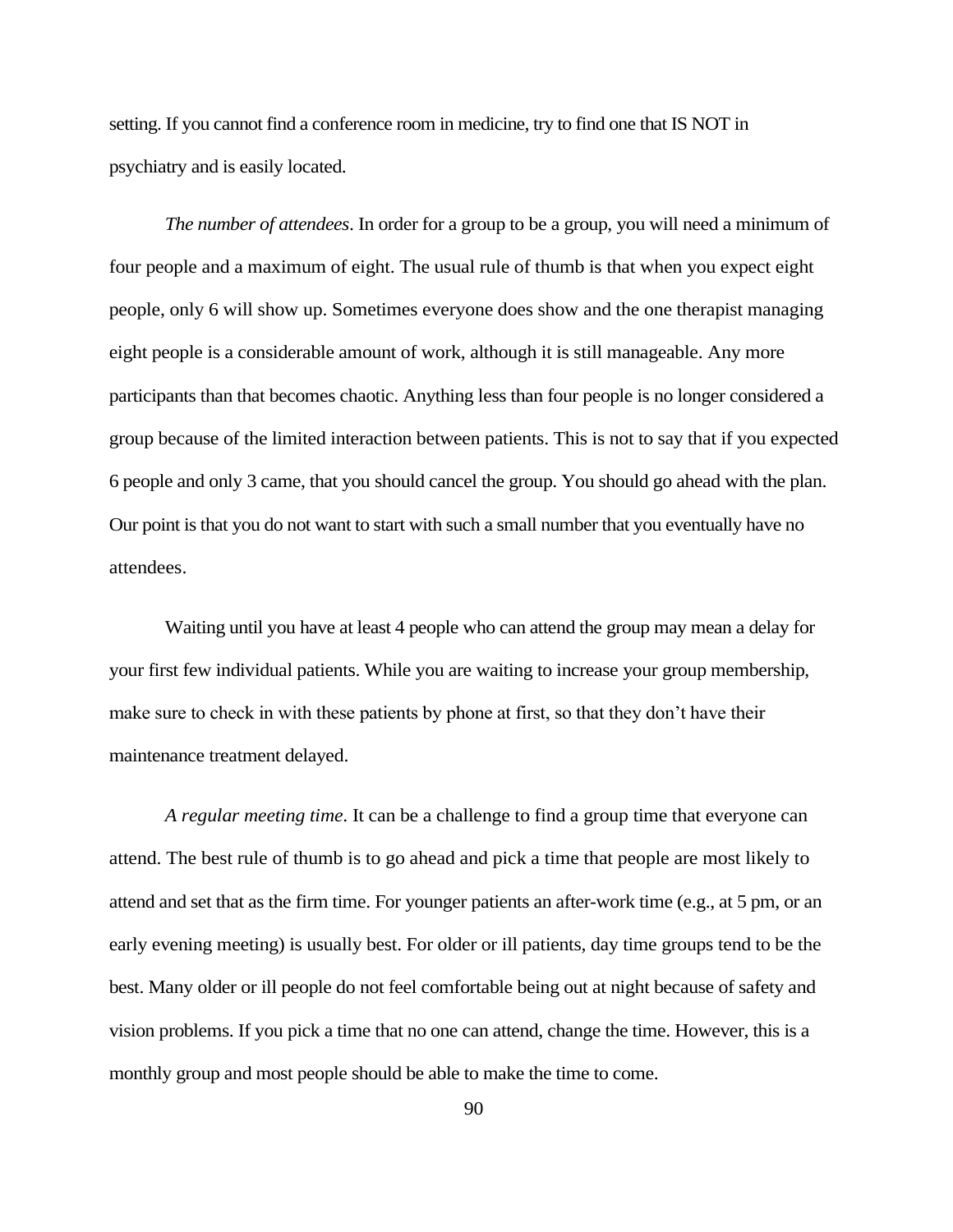setting. If you cannot find a conference room in medicine, try to find one that IS NOT in psychiatry and is easily located.

*The number of attendees*. In order for a group to be a group, you will need a minimum of four people and a maximum of eight. The usual rule of thumb is that when you expect eight people, only 6 will show up. Sometimes everyone does show and the one therapist managing eight people is a considerable amount of work, although it is still manageable. Any more participants than that becomes chaotic. Anything less than four people is no longer considered a group because of the limited interaction between patients. This is not to say that if you expected 6 people and only 3 came, that you should cancel the group. You should go ahead with the plan. Our point is that you do not want to start with such a small number that you eventually have no attendees.

Waiting until you have at least 4 people who can attend the group may mean a delay for your first few individual patients. While you are waiting to increase your group membership, make sure to check in with these patients by phone at first, so that they don't have their maintenance treatment delayed.

*A regular meeting time*. It can be a challenge to find a group time that everyone can attend. The best rule of thumb is to go ahead and pick a time that people are most likely to attend and set that as the firm time. For younger patients an after-work time (e.g., at 5 pm, or an early evening meeting) is usually best. For older or ill patients, day time groups tend to be the best. Many older or ill people do not feel comfortable being out at night because of safety and vision problems. If you pick a time that no one can attend, change the time. However, this is a monthly group and most people should be able to make the time to come.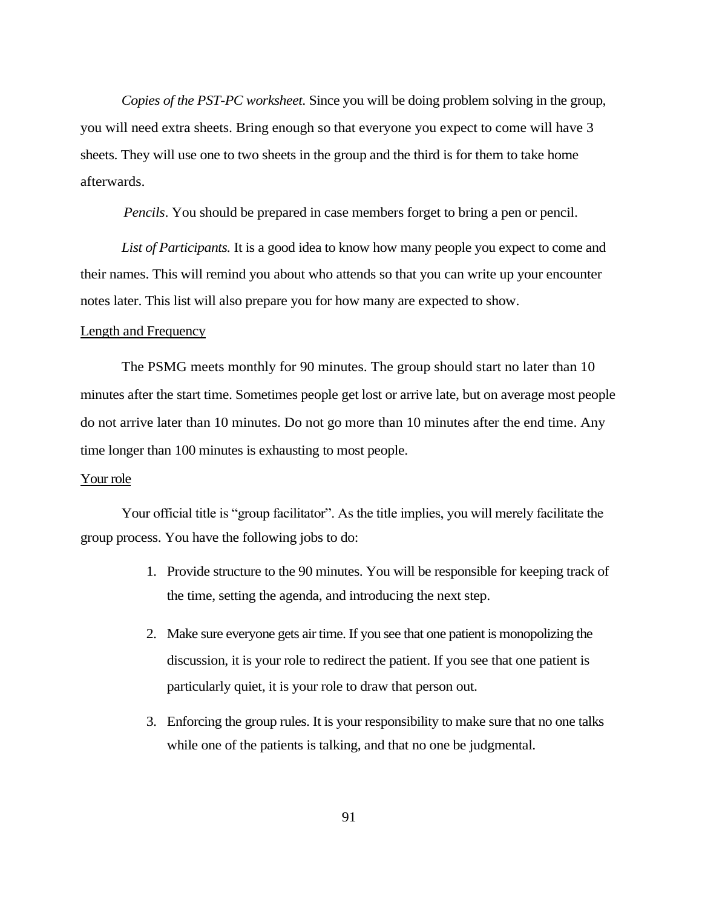*Copies of the PST-PC worksheet.* Since you will be doing problem solving in the group, you will need extra sheets. Bring enough so that everyone you expect to come will have 3 sheets. They will use one to two sheets in the group and the third is for them to take home afterwards.

*Pencils*. You should be prepared in case members forget to bring a pen or pencil.

*List of Participants.* It is a good idea to know how many people you expect to come and their names. This will remind you about who attends so that you can write up your encounter notes later. This list will also prepare you for how many are expected to show.

<u>Length and Frequency</u>

The PSMG meets monthly for 90 minutes. The group should start no later than 10 minutes after the start time. Sometimes people get lost or arrive late, but on average most people do not arrive later than 10 minutes. Do not go more than 10 minutes after the end time. Any time longer than 100 minutes is exhausting to most people.

<u>Your role</u>

Your official title is "group facilitator". As the title implies, you will merely facilitate the group process. You have the following jobs to do:

1. Provide structure to the 90 minutes. You will be responsible for keeping track of the time, setting the agenda, and introducing the next step.

2. Make sure everyone gets air time. If you see that one patient is monopolizing the discussion, it is your role to redirect the patient. If you see that one patient is particularly quiet, it is your role to draw that person out.

3. Enforcing the group rules. It is your responsibility to make sure that no one talks while one of the patients is talking, and that no one be judgmental.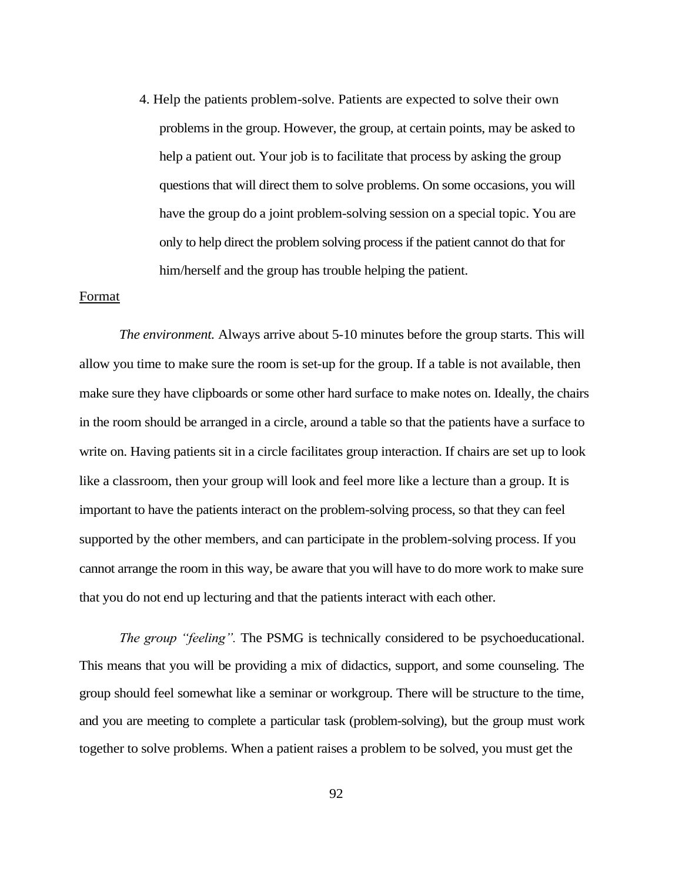4. Help the patients problem-solve. Patients are expected to solve their own problems in the group. However, the group, at certain points, may be asked to help a patient out. Your job is to facilitate that process by asking the group questions that will direct them to solve problems. On some occasions, you will have the group do a joint problem-solving session on a special topic. You are only to help direct the problem solving process if the patient cannot do that for him/herself and the group has trouble helping the patient.

<u>Format</u>

*The environment.* Always arrive about 5-10 minutes before the group starts. This will allow you time to make sure the room is set-up for the group. If a table is not available, then make sure they have clipboards or some other hard surface to make notes on. Ideally, the chairs in the room should be arranged in a circle, around a table so that the patients have a surface to write on. Having patients sit in a circle facilitates group interaction. If chairs are set up to look like a classroom, then your group will look and feel more like a lecture than a group. It is important to have the patients interact on the problem-solving process, so that they can feel supported by the other members, and can participate in the problem-solving process. If you cannot arrange the room in this way, be aware that you will have to do more work to make sure that you do not end up lecturing and that the patients interact with each other.

*The group "feeling".* The PSMG is technically considered to be psychoeducational. This means that you will be providing a mix of didactics, support, and some counseling. The group should feel somewhat like a seminar or workgroup. There will be structure to the time, and you are meeting to complete a particular task (problem-solving), but the group must work together to solve problems. When a patient raises a problem to be solved, you must get the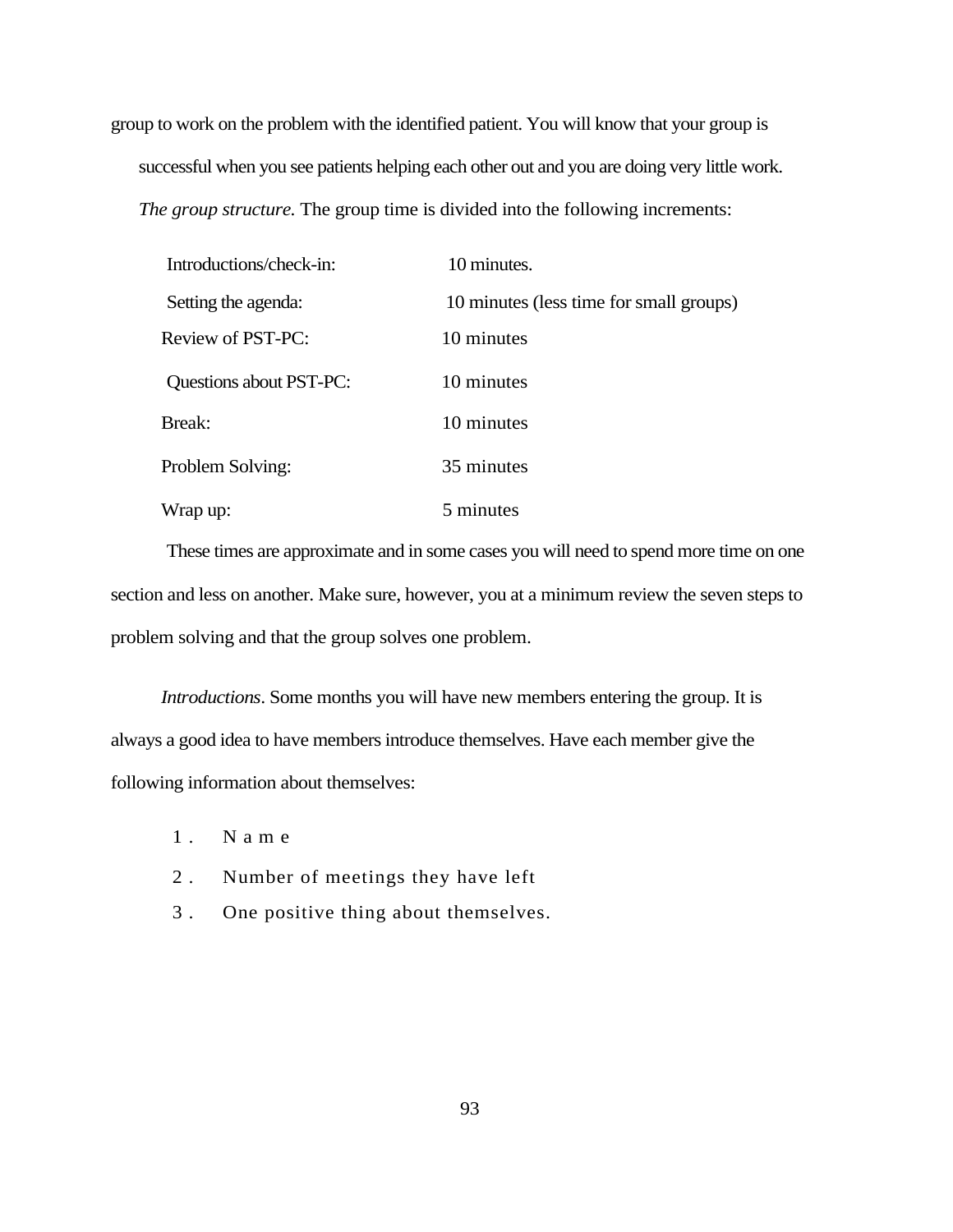group to work on the problem with the identified patient. You will know that your group is successful when you see patients helping each other out and you are doing very little work.

*The group structure.* The group time is divided into the following increments:

| | |
|---|---|
| Introductions/check-in: | 10 minutes. |
| Setting the agenda: | 10 minutes (less time for small groups) |
| Review of PST-PC: | 10 minutes |
| Questions about PST-PC: | 10 minutes |
| Break: | 10 minutes |
| Problem Solving: | 35 minutes |
| Wrap up: | 5 minutes |

These times are approximate and in some cases you will need to spend more time on one section and less on another. Make sure, however, you at a minimum review the seven steps to problem solving and that the group solves one problem.

*Introductions*. Some months you will have new members entering the group. It is always a good idea to have members introduce themselves. Have each member give the following information about themselves:

1. Name
2. Number of meetings they have left
3. One positive thing about themselves.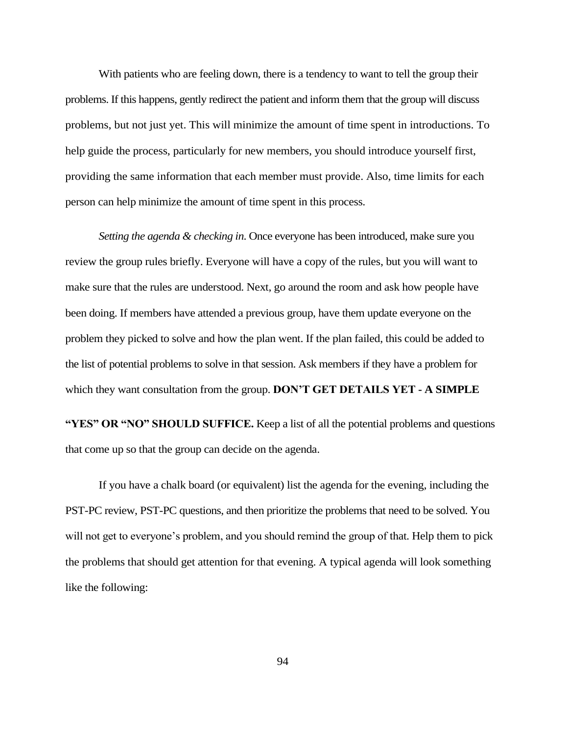With patients who are feeling down, there is a tendency to want to tell the group their problems. If this happens, gently redirect the patient and inform them that the group will discuss problems, but not just yet. This will minimize the amount of time spent in introductions. To help guide the process, particularly for new members, you should introduce yourself first, providing the same information that each member must provide. Also, time limits for each person can help minimize the amount of time spent in this process.

*Setting the agenda & checking in*. Once everyone has been introduced, make sure you review the group rules briefly. Everyone will have a copy of the rules, but you will want to make sure that the rules are understood. Next, go around the room and ask how people have been doing. If members have attended a previous group, have them update everyone on the problem they picked to solve and how the plan went. If the plan failed, this could be added to the list of potential problems to solve in that session. Ask members if they have a problem for which they want consultation from the group. **DON'T GET DETAILS YET - A SIMPLE "YES" OR "NO" SHOULD SUFFICE.** Keep a list of all the potential problems and questions that come up so that the group can decide on the agenda.

If you have a chalk board (or equivalent) list the agenda for the evening, including the PST-PC review, PST-PC questions, and then prioritize the problems that need to be solved. You will not get to everyone's problem, and you should remind the group of that. Help them to pick the problems that should get attention for that evening. A typical agenda will look something like the following: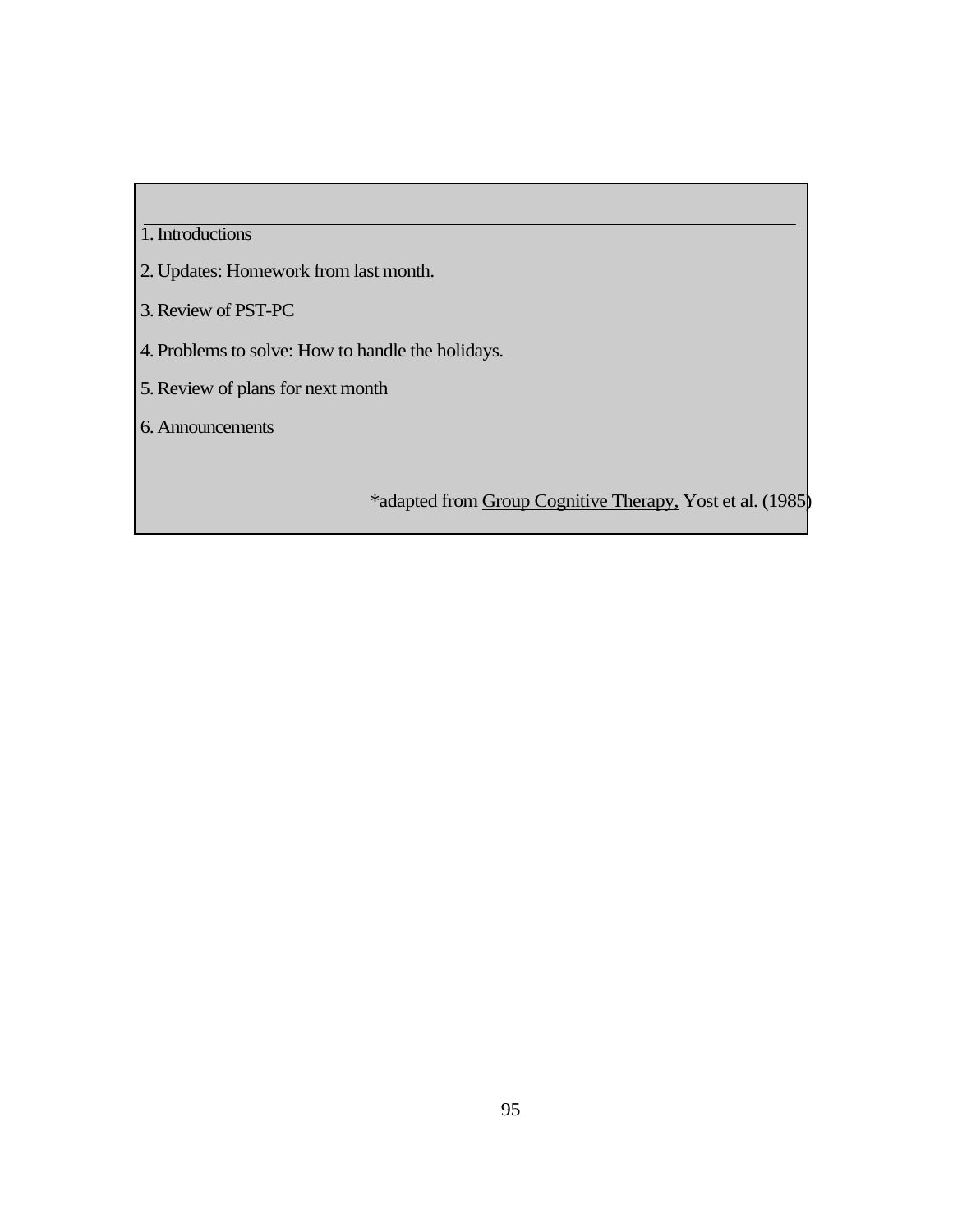1. Introductions

2. Updates: Homework from last month.

3. Review of PST-PC

4. Problems to solve: How to handle the holidays.

5. Review of plans for next month

6. Announcements

*adapted from Group Cognitive Therapy, Yost et al. (1985)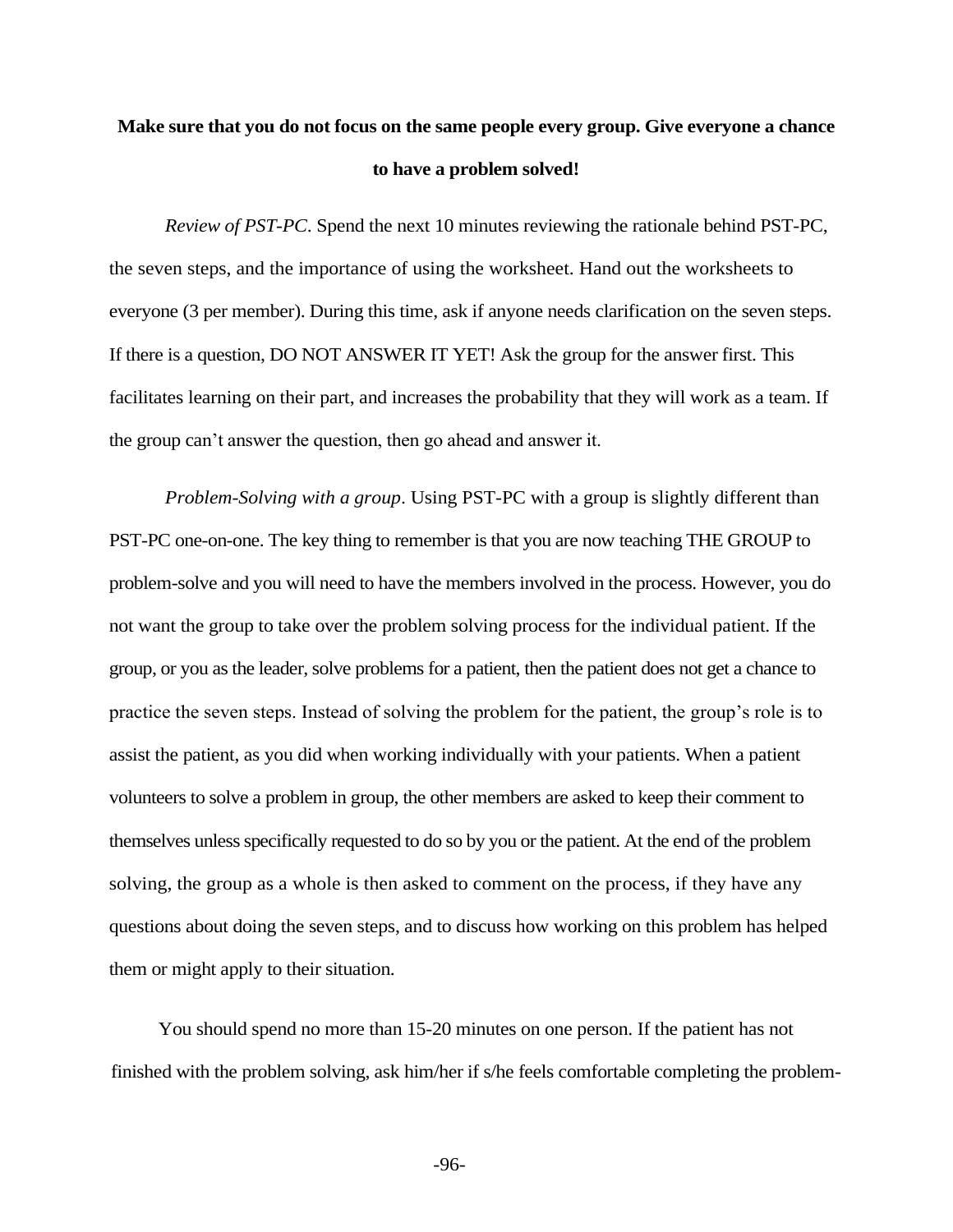**Make sure that you do not focus on the same people every group. Give everyone a chance to have a problem solved!**

*Review of PST-PC*. Spend the next 10 minutes reviewing the rationale behind PST-PC, the seven steps, and the importance of using the worksheet. Hand out the worksheets to everyone (3 per member). During this time, ask if anyone needs clarification on the seven steps. If there is a question, DO NOT ANSWER IT YET! Ask the group for the answer first. This facilitates learning on their part, and increases the probability that they will work as a team. If the group can't answer the question, then go ahead and answer it.

*Problem-Solving with a group*. Using PST-PC with a group is slightly different than PST-PC one-on-one. The key thing to remember is that you are now teaching THE GROUP to problem-solve and you will need to have the members involved in the process. However, you do not want the group to take over the problem solving process for the individual patient. If the group, or you as the leader, solve problems for a patient, then the patient does not get a chance to practice the seven steps. Instead of solving the problem for the patient, the group's role is to assist the patient, as you did when working individually with your patients. When a patient volunteers to solve a problem in group, the other members are asked to keep their comment to themselves unless specifically requested to do so by you or the patient. At the end of the problem solving, the group as a whole is then asked to comment on the process, if they have any questions about doing the seven steps, and to discuss how working on this problem has helped them or might apply to their situation.

You should spend no more than 15-20 minutes on one person. If the patient has not finished with the problem solving, ask him/her if s/he feels comfortable completing the problem-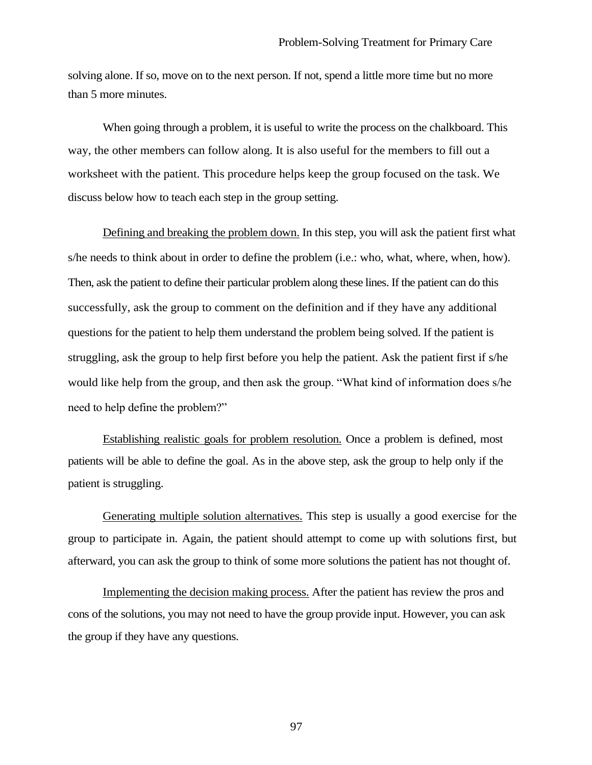solving alone. If so, move on to the next person. If not, spend a little more time but no more than 5 more minutes.

When going through a problem, it is useful to write the process on the chalkboard. This way, the other members can follow along. It is also useful for the members to fill out a worksheet with the patient. This procedure helps keep the group focused on the task. We discuss below how to teach each step in the group setting.

Defining and breaking the problem down. In this step, you will ask the patient first what s/he needs to think about in order to define the problem (i.e.: who, what, where, when, how). Then, ask the patient to define their particular problem along these lines. If the patient can do this successfully, ask the group to comment on the definition and if they have any additional questions for the patient to help them understand the problem being solved. If the patient is struggling, ask the group to help first before you help the patient. Ask the patient first if s/he would like help from the group, and then ask the group. "What kind of information does s/he need to help define the problem?"

Establishing realistic goals for problem resolution. Once a problem is defined, most patients will be able to define the goal. As in the above step, ask the group to help only if the patient is struggling.

Generating multiple solution alternatives. This step is usually a good exercise for the group to participate in. Again, the patient should attempt to come up with solutions first, but afterward, you can ask the group to think of some more solutions the patient has not thought of.

Implementing the decision making process. After the patient has review the pros and cons of the solutions, you may not need to have the group provide input. However, you can ask the group if they have any questions.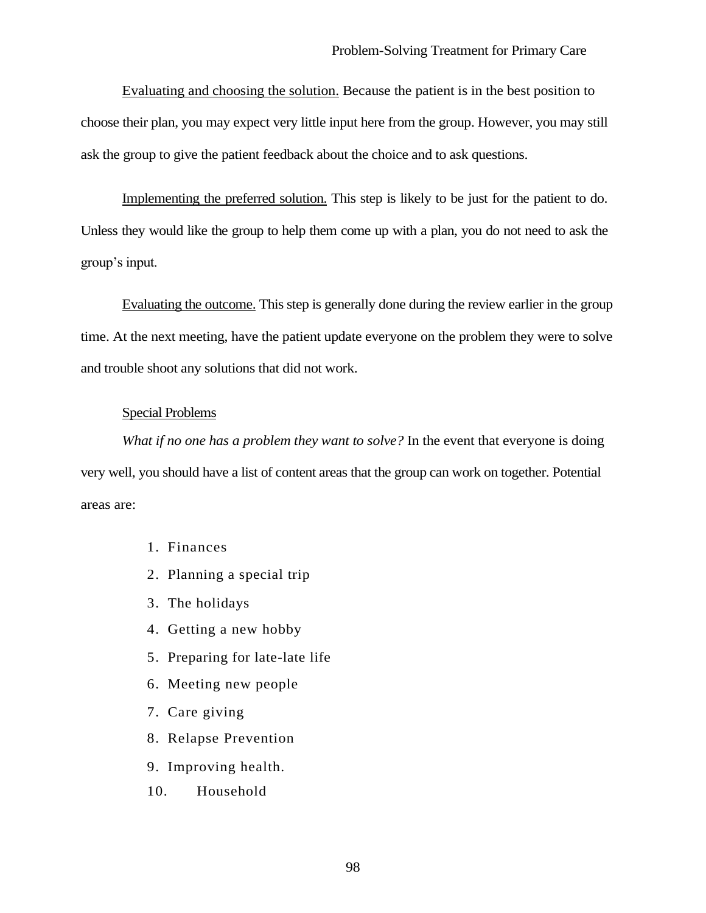Evaluating and choosing the solution. Because the patient is in the best position to choose their plan, you may expect very little input here from the group. However, you may still ask the group to give the patient feedback about the choice and to ask questions.

Implementing the preferred solution. This step is likely to be just for the patient to do. Unless they would like the group to help them come up with a plan, you do not need to ask the group's input.

Evaluating the outcome. This step is generally done during the review earlier in the group time. At the next meeting, have the patient update everyone on the problem they were to solve and trouble shoot any solutions that did not work.

### Special Problems

*What if no one has a problem they want to solve?* In the event that everyone is doing very well, you should have a list of content areas that the group can work on together. Potential areas are:

1. Finances
2. Planning a special trip
3. The holidays
4. Getting a new hobby
5. Preparing for late-late life
6. Meeting new people
7. Care giving
8. Relapse Prevention
9. Improving health.
10. Household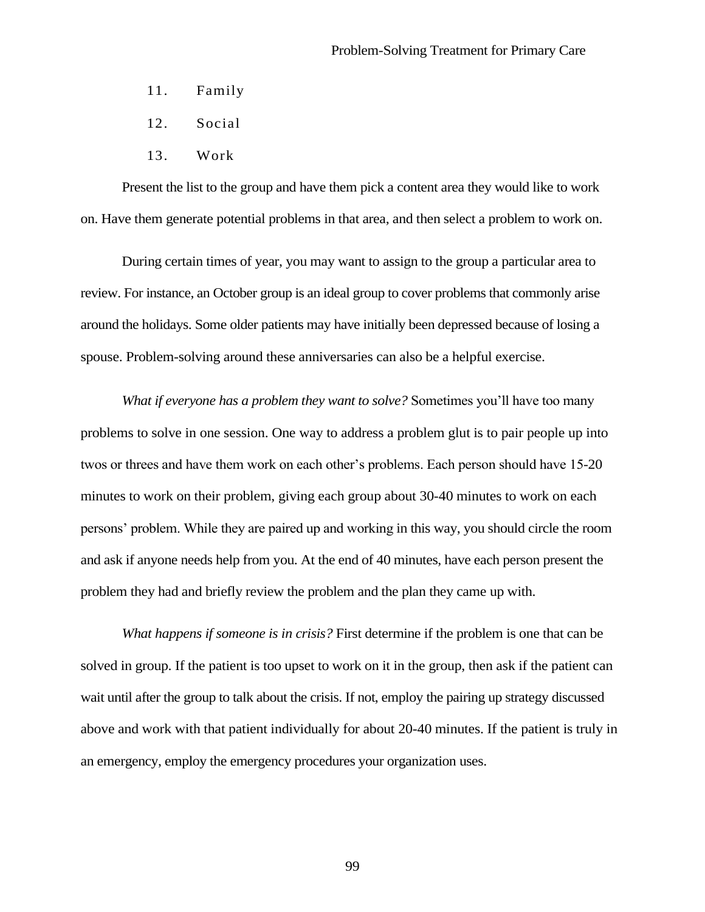11. Family
12. Social
13. Work

Present the list to the group and have them pick a content area they would like to work on. Have them generate potential problems in that area, and then select a problem to work on.

During certain times of year, you may want to assign to the group a particular area to review. For instance, an October group is an ideal group to cover problems that commonly arise around the holidays. Some older patients may have initially been depressed because of losing a spouse. Problem-solving around these anniversaries can also be a helpful exercise.

*What if everyone has a problem they want to solve?* Sometimes you'll have too many problems to solve in one session. One way to address a problem glut is to pair people up into twos or threes and have them work on each other's problems. Each person should have 15-20 minutes to work on their problem, giving each group about 30-40 minutes to work on each persons' problem. While they are paired up and working in this way, you should circle the room and ask if anyone needs help from you. At the end of 40 minutes, have each person present the problem they had and briefly review the problem and the plan they came up with.

*What happens if someone is in crisis?* First determine if the problem is one that can be solved in group. If the patient is too upset to work on it in the group, then ask if the patient can wait until after the group to talk about the crisis. If not, employ the pairing up strategy discussed above and work with that patient individually for about 20-40 minutes. If the patient is truly in an emergency, employ the emergency procedures your organization uses.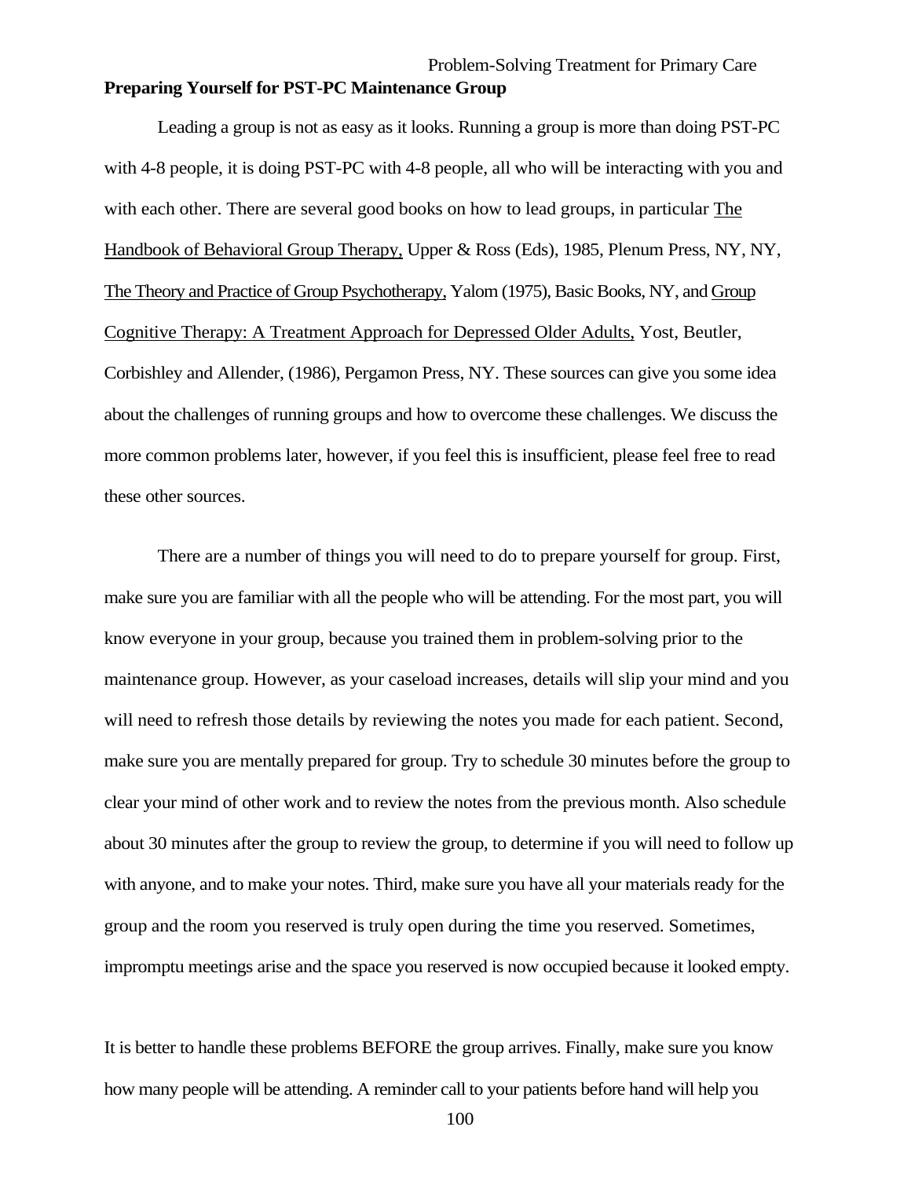## Preparing Yourself for PST-PC Maintenance Group

Leading a group is not as easy as it looks. Running a group is more than doing PST-PC with 4-8 people, it is doing PST-PC with 4-8 people, all who will be interacting with you and with each other. There are several good books on how to lead groups, in particular The Handbook of Behavioral Group Therapy, Upper & Ross (Eds), 1985, Plenum Press, NY, NY, The Theory and Practice of Group Psychotherapy, Yalom (1975), Basic Books, NY, and Group Cognitive Therapy: A Treatment Approach for Depressed Older Adults, Yost, Beutler, Corbishley and Allender, (1986), Pergamon Press, NY. These sources can give you some idea about the challenges of running groups and how to overcome these challenges. We discuss the more common problems later, however, if you feel this is insufficient, please feel free to read these other sources.

There are a number of things you will need to do to prepare yourself for group. First, make sure you are familiar with all the people who will be attending. For the most part, you will know everyone in your group, because you trained them in problem-solving prior to the maintenance group. However, as your caseload increases, details will slip your mind and you will need to refresh those details by reviewing the notes you made for each patient. Second, make sure you are mentally prepared for group. Try to schedule 30 minutes before the group to clear your mind of other work and to review the notes from the previous month. Also schedule about 30 minutes after the group to review the group, to determine if you will need to follow up with anyone, and to make your notes. Third, make sure you have all your materials ready for the group and the room you reserved is truly open during the time you reserved. Sometimes, impromptu meetings arise and the space you reserved is now occupied because it looked empty.

It is better to handle these problems BEFORE the group arrives. Finally, make sure you know how many people will be attending. A reminder call to your patients before hand will help you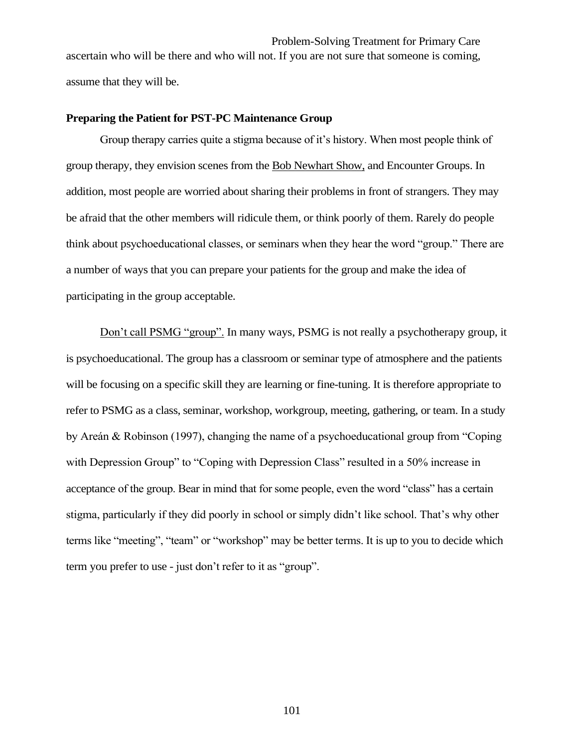ascertain who will be there and who will not. If you are not sure that someone is coming, assume that they will be.

**Preparing the Patient for PST-PC Maintenance Group**

Group therapy carries quite a stigma because of it's history. When most people think of group therapy, they envision scenes from the <u>Bob Newhart Show,</u> and Encounter Groups. In addition, most people are worried about sharing their problems in front of strangers. They may be afraid that the other members will ridicule them, or think poorly of them. Rarely do people think about psychoeducational classes, or seminars when they hear the word "group." There are a number of ways that you can prepare your patients for the group and make the idea of participating in the group acceptable.

<u>Don't call PSMG "group".</u> In many ways, PSMG is not really a psychotherapy group, it is psychoeducational. The group has a classroom or seminar type of atmosphere and the patients will be focusing on a specific skill they are learning or fine-tuning. It is therefore appropriate to refer to PSMG as a class, seminar, workshop, workgroup, meeting, gathering, or team. In a study by Areán & Robinson (1997), changing the name of a psychoeducational group from "Coping with Depression Group" to "Coping with Depression Class" resulted in a 50% increase in acceptance of the group. Bear in mind that for some people, even the word "class" has a certain stigma, particularly if they did poorly in school or simply didn't like school. That's why other terms like "meeting", "team" or "workshop" may be better terms. It is up to you to decide which term you prefer to use - just don't refer to it as "group".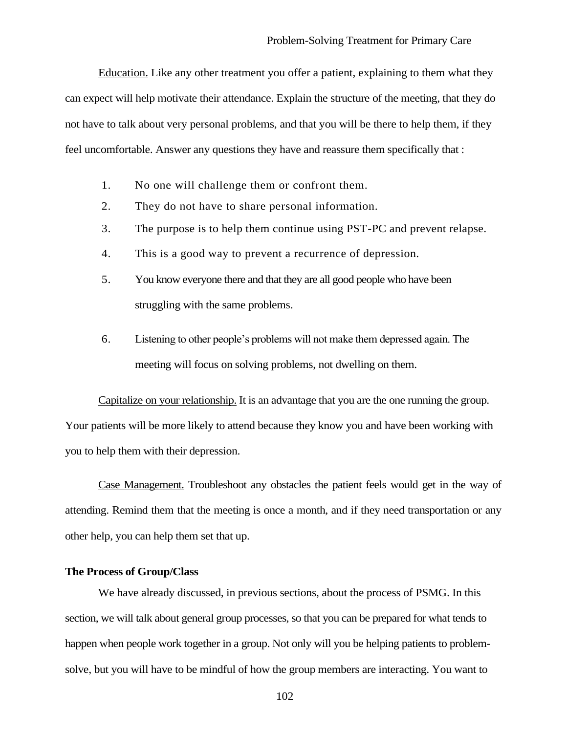Education. Like any other treatment you offer a patient, explaining to them what they can expect will help motivate their attendance. Explain the structure of the meeting, that they do not have to talk about very personal problems, and that you will be there to help them, if they feel uncomfortable. Answer any questions they have and reassure them specifically that :

1. No one will challenge them or confront them.
2. They do not have to share personal information.
3. The purpose is to help them continue using PST-PC and prevent relapse.
4. This is a good way to prevent a recurrence of depression.
5. You know everyone there and that they are all good people who have been struggling with the same problems.
6. Listening to other people's problems will not make them depressed again. The meeting will focus on solving problems, not dwelling on them.

Capitalize on your relationship. It is an advantage that you are the one running the group. Your patients will be more likely to attend because they know you and have been working with you to help them with their depression.

Case Management. Troubleshoot any obstacles the patient feels would get in the way of attending. Remind them that the meeting is once a month, and if they need transportation or any other help, you can help them set that up.

**The Process of Group/Class**

We have already discussed, in previous sections, about the process of PSMG. In this section, we will talk about general group processes, so that you can be prepared for what tends to happen when people work together in a group. Not only will you be helping patients to problem-solve, but you will have to be mindful of how the group members are interacting. You want to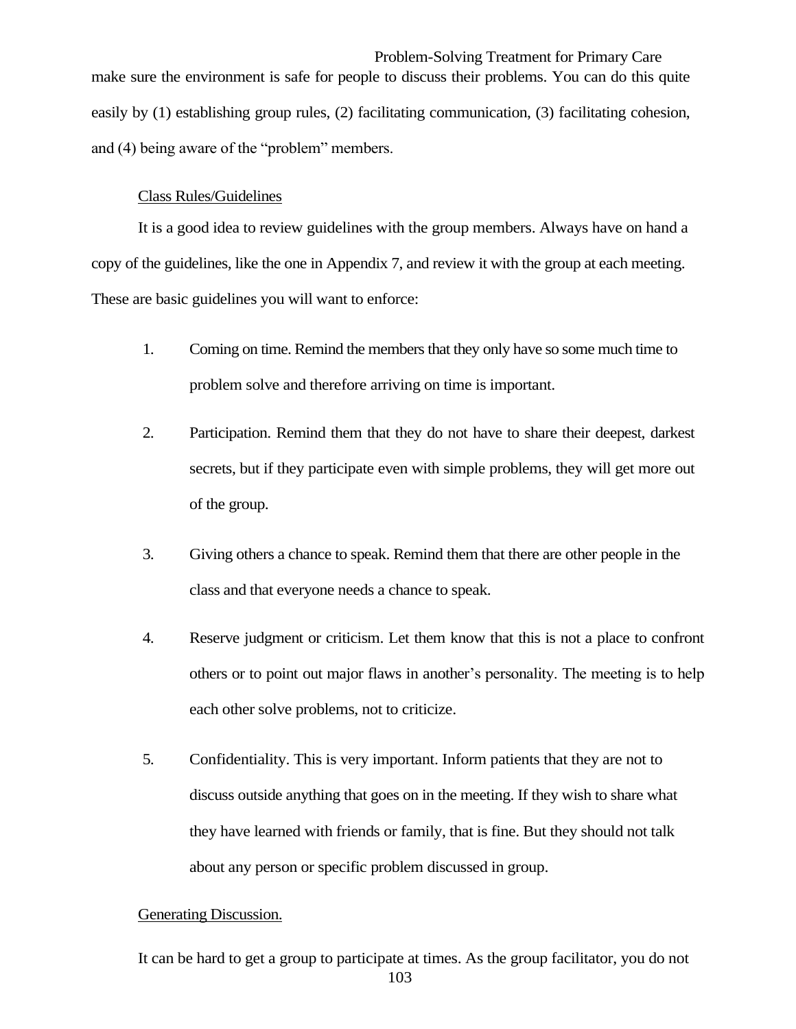make sure the environment is safe for people to discuss their problems. You can do this quite easily by (1) establishing group rules, (2) facilitating communication, (3) facilitating cohesion, and (4) being aware of the "problem" members.

Class Rules/Guidelines

It is a good idea to review guidelines with the group members. Always have on hand a copy of the guidelines, like the one in Appendix 7, and review it with the group at each meeting. These are basic guidelines you will want to enforce:

1. Coming on time. Remind the members that they only have so some much time to problem solve and therefore arriving on time is important.

2. Participation. Remind them that they do not have to share their deepest, darkest secrets, but if they participate even with simple problems, they will get more out of the group.

3. Giving others a chance to speak. Remind them that there are other people in the class and that everyone needs a chance to speak.

4. Reserve judgment or criticism. Let them know that this is not a place to confront others or to point out major flaws in another's personality. The meeting is to help each other solve problems, not to criticize.

5. Confidentiality. This is very important. Inform patients that they are not to discuss outside anything that goes on in the meeting. If they wish to share what they have learned with friends or family, that is fine. But they should not talk about any person or specific problem discussed in group.

Generating Discussion.

It can be hard to get a group to participate at times. As the group facilitator, you do not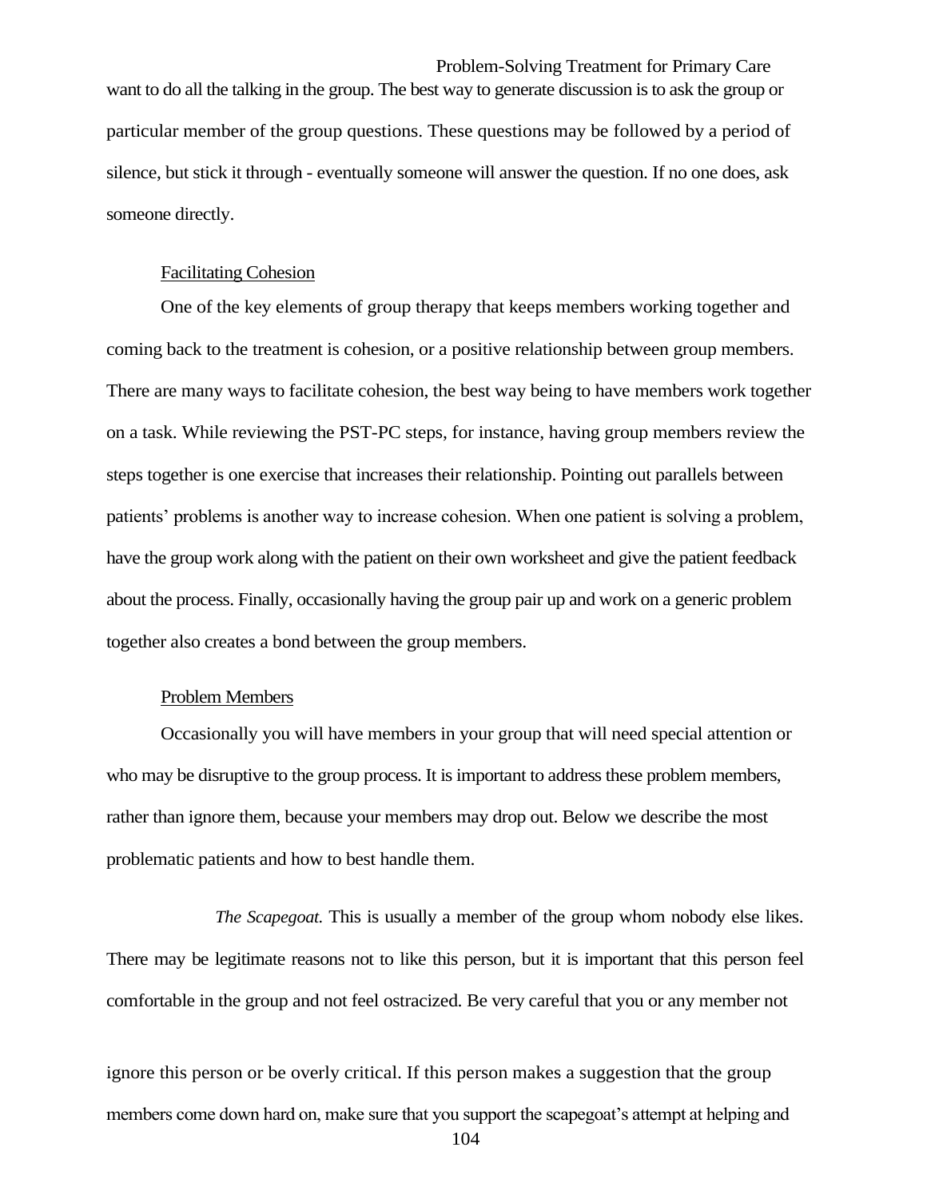want to do all the talking in the group. The best way to generate discussion is to ask the group or particular member of the group questions. These questions may be followed by a period of silence, but stick it through - eventually someone will answer the question. If no one does, ask someone directly.

Facilitating Cohesion

One of the key elements of group therapy that keeps members working together and coming back to the treatment is cohesion, or a positive relationship between group members. There are many ways to facilitate cohesion, the best way being to have members work together on a task. While reviewing the PST-PC steps, for instance, having group members review the steps together is one exercise that increases their relationship. Pointing out parallels between patients' problems is another way to increase cohesion. When one patient is solving a problem, have the group work along with the patient on their own worksheet and give the patient feedback about the process. Finally, occasionally having the group pair up and work on a generic problem together also creates a bond between the group members.

Problem Members

Occasionally you will have members in your group that will need special attention or who may be disruptive to the group process. It is important to address these problem members, rather than ignore them, because your members may drop out. Below we describe the most problematic patients and how to best handle them.

*The Scapegoat.* This is usually a member of the group whom nobody else likes. There may be legitimate reasons not to like this person, but it is important that this person feel comfortable in the group and not feel ostracized. Be very careful that you or any member not ignore this person or be overly critical. If this person makes a suggestion that the group members come down hard on, make sure that you support the scapegoat's attempt at helping and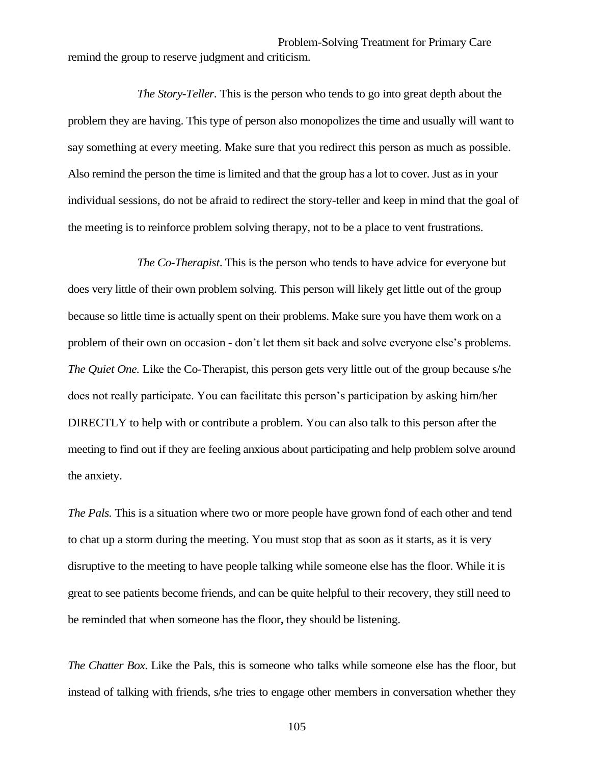remind the group to reserve judgment and criticism.

*The Story-Teller.* This is the person who tends to go into great depth about the problem they are having. This type of person also monopolizes the time and usually will want to say something at every meeting. Make sure that you redirect this person as much as possible. Also remind the person the time is limited and that the group has a lot to cover. Just as in your individual sessions, do not be afraid to redirect the story-teller and keep in mind that the goal of the meeting is to reinforce problem solving therapy, not to be a place to vent frustrations.

*The Co-Therapist*. This is the person who tends to have advice for everyone but does very little of their own problem solving. This person will likely get little out of the group because so little time is actually spent on their problems. Make sure you have them work on a problem of their own on occasion - don't let them sit back and solve everyone else's problems. *The Quiet One.* Like the Co-Therapist, this person gets very little out of the group because s/he does not really participate. You can facilitate this person's participation by asking him/her DIRECTLY to help with or contribute a problem. You can also talk to this person after the meeting to find out if they are feeling anxious about participating and help problem solve around the anxiety.

*The Pals.* This is a situation where two or more people have grown fond of each other and tend to chat up a storm during the meeting. You must stop that as soon as it starts, as it is very disruptive to the meeting to have people talking while someone else has the floor. While it is great to see patients become friends, and can be quite helpful to their recovery, they still need to be reminded that when someone has the floor, they should be listening.

*The Chatter Box*. Like the Pals, this is someone who talks while someone else has the floor, but instead of talking with friends, s/he tries to engage other members in conversation whether they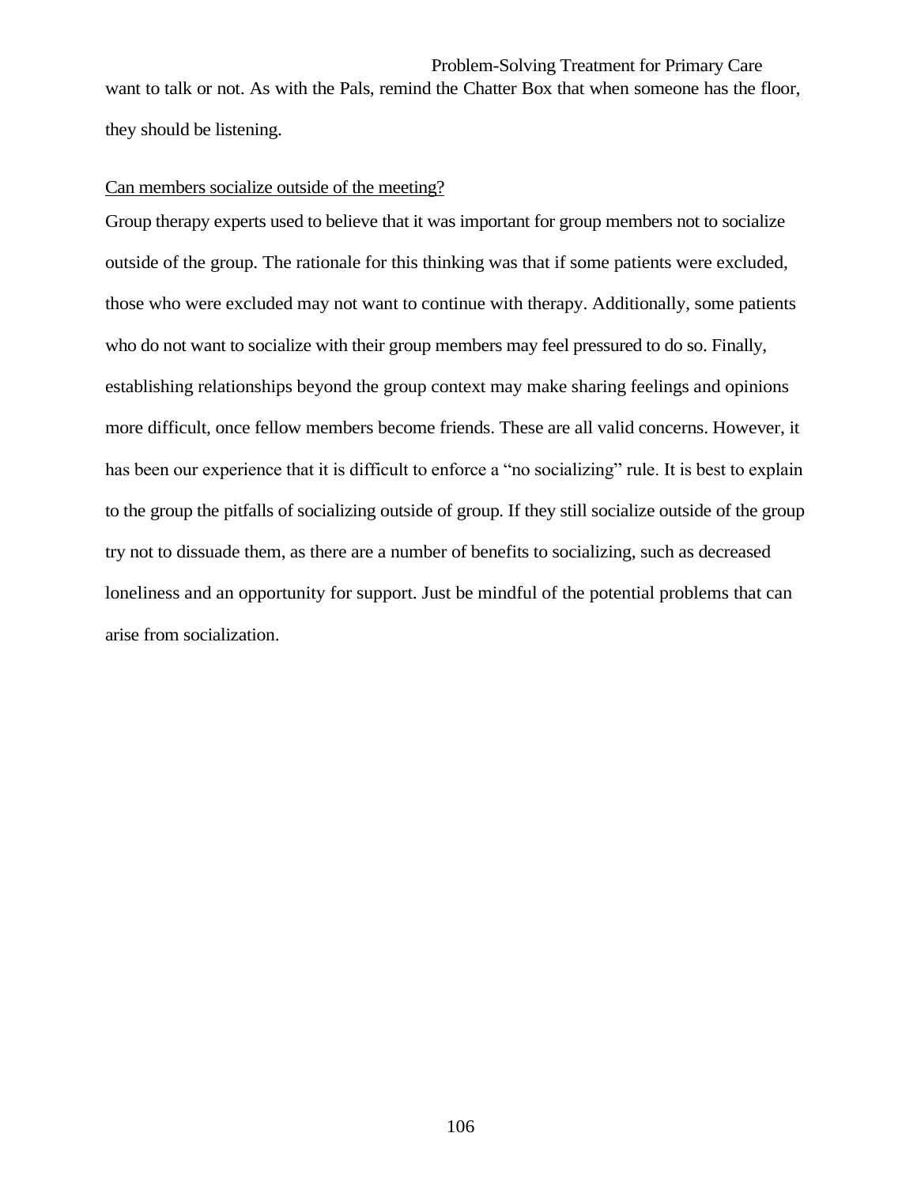want to talk or not. As with the Pals, remind the Chatter Box that when someone has the floor, they should be listening.

<u>Can members socialize outside of the meeting?</u>

Group therapy experts used to believe that it was important for group members not to socialize outside of the group. The rationale for this thinking was that if some patients were excluded, those who were excluded may not want to continue with therapy. Additionally, some patients who do not want to socialize with their group members may feel pressured to do so. Finally, establishing relationships beyond the group context may make sharing feelings and opinions more difficult, once fellow members become friends. These are all valid concerns. However, it has been our experience that it is difficult to enforce a "no socializing" rule. It is best to explain to the group the pitfalls of socializing outside of group. If they still socialize outside of the group try not to dissuade them, as there are a number of benefits to socializing, such as decreased loneliness and an opportunity for support. Just be mindful of the potential problems that can arise from socialization.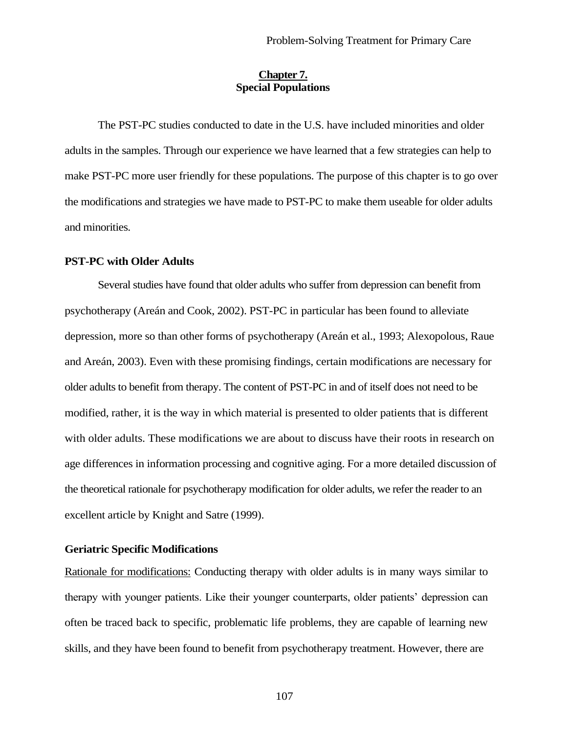# Chapter 7.
# Special Populations

The PST-PC studies conducted to date in the U.S. have included minorities and older adults in the samples. Through our experience we have learned that a few strategies can help to make PST-PC more user friendly for these populations. The purpose of this chapter is to go over the modifications and strategies we have made to PST-PC to make them useable for older adults and minorities.

## PST-PC with Older Adults

Several studies have found that older adults who suffer from depression can benefit from psychotherapy (Areán and Cook, 2002). PST-PC in particular has been found to alleviate depression, more so than other forms of psychotherapy (Areán et al., 1993; Alexopolous, Raue and Areán, 2003). Even with these promising findings, certain modifications are necessary for older adults to benefit from therapy. The content of PST-PC in and of itself does not need to be modified, rather, it is the way in which material is presented to older patients that is different with older adults. These modifications we are about to discuss have their roots in research on age differences in information processing and cognitive aging. For a more detailed discussion of the theoretical rationale for psychotherapy modification for older adults, we refer the reader to an excellent article by Knight and Satre (1999).

## Geriatric Specific Modifications

Rationale for modifications: Conducting therapy with older adults is in many ways similar to therapy with younger patients. Like their younger counterparts, older patients' depression can often be traced back to specific, problematic life problems, they are capable of learning new skills, and they have been found to benefit from psychotherapy treatment. However, there are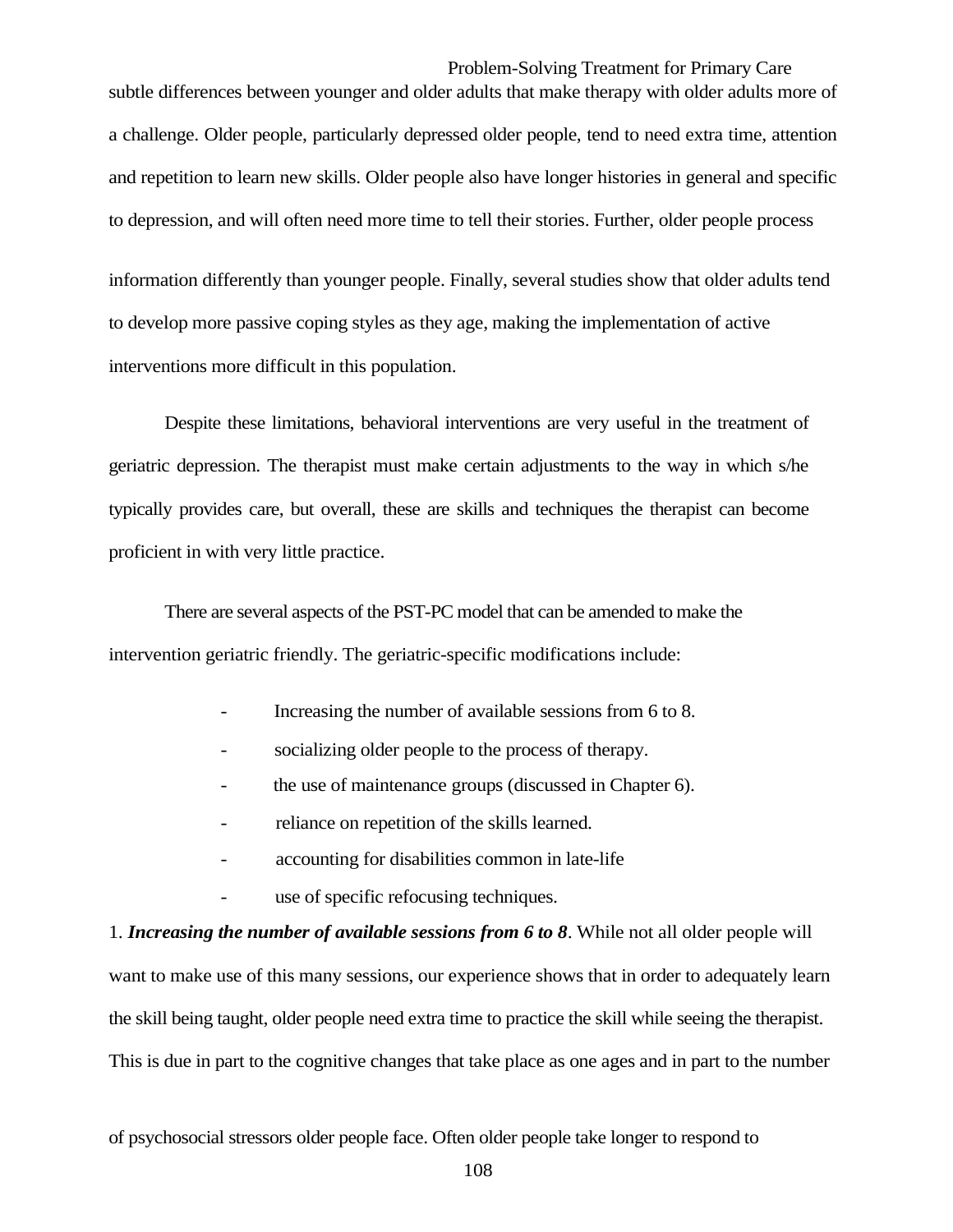subtle differences between younger and older adults that make therapy with older adults more of a challenge. Older people, particularly depressed older people, tend to need extra time, attention and repetition to learn new skills. Older people also have longer histories in general and specific to depression, and will often need more time to tell their stories. Further, older people process information differently than younger people. Finally, several studies show that older adults tend to develop more passive coping styles as they age, making the implementation of active interventions more difficult in this population.

Despite these limitations, behavioral interventions are very useful in the treatment of geriatric depression. The therapist must make certain adjustments to the way in which s/he typically provides care, but overall, these are skills and techniques the therapist can become proficient in with very little practice.

There are several aspects of the PST-PC model that can be amended to make the intervention geriatric friendly. The geriatric-specific modifications include:

- Increasing the number of available sessions from 6 to 8.
- socializing older people to the process of therapy.
- the use of maintenance groups (discussed in Chapter 6).
- reliance on repetition of the skills learned.
- accounting for disabilities common in late-life
- use of specific refocusing techniques.

1. ***Increasing the number of available sessions from 6 to 8***. While not all older people will want to make use of this many sessions, our experience shows that in order to adequately learn the skill being taught, older people need extra time to practice the skill while seeing the therapist. This is due in part to the cognitive changes that take place as one ages and in part to the number of psychosocial stressors older people face. Often older people take longer to respond to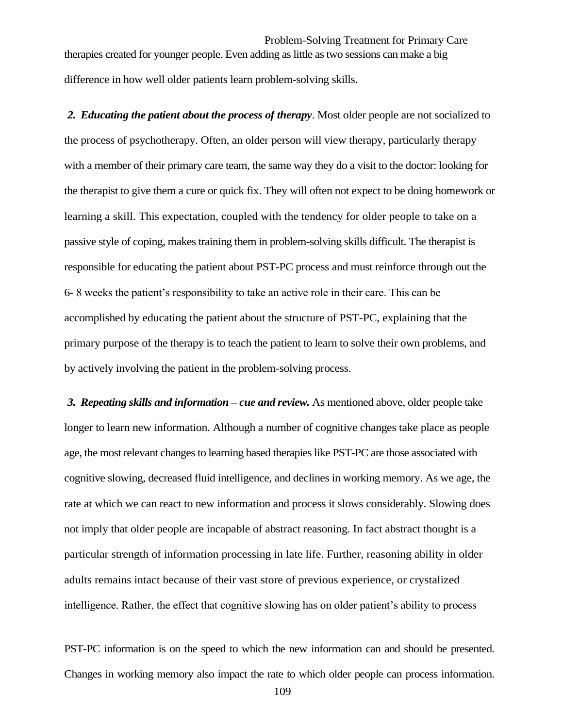therapies created for younger people. Even adding as little as two sessions can make a big difference in how well older patients learn problem-solving skills.

***2. Educating the patient about the process of therapy***. Most older people are not socialized to the process of psychotherapy. Often, an older person will view therapy, particularly therapy with a member of their primary care team, the same way they do a visit to the doctor: looking for the therapist to give them a cure or quick fix. They will often not expect to be doing homework or learning a skill. This expectation, coupled with the tendency for older people to take on a passive style of coping, makes training them in problem-solving skills difficult. The therapist is responsible for educating the patient about PST-PC process and must reinforce through out the 6- 8 weeks the patient's responsibility to take an active role in their care. This can be accomplished by educating the patient about the structure of PST-PC, explaining that the primary purpose of the therapy is to teach the patient to learn to solve their own problems, and by actively involving the patient in the problem-solving process.

***3. Repeating skills and information – cue and review.*** As mentioned above, older people take longer to learn new information. Although a number of cognitive changes take place as people age, the most relevant changes to learning based therapies like PST-PC are those associated with cognitive slowing, decreased fluid intelligence, and declines in working memory. As we age, the rate at which we can react to new information and process it slows considerably. Slowing does not imply that older people are incapable of abstract reasoning. In fact abstract thought is a particular strength of information processing in late life. Further, reasoning ability in older adults remains intact because of their vast store of previous experience, or crystalized intelligence. Rather, the effect that cognitive slowing has on older patient's ability to process PST-PC information is on the speed to which the new information can and should be presented. Changes in working memory also impact the rate to which older people can process information.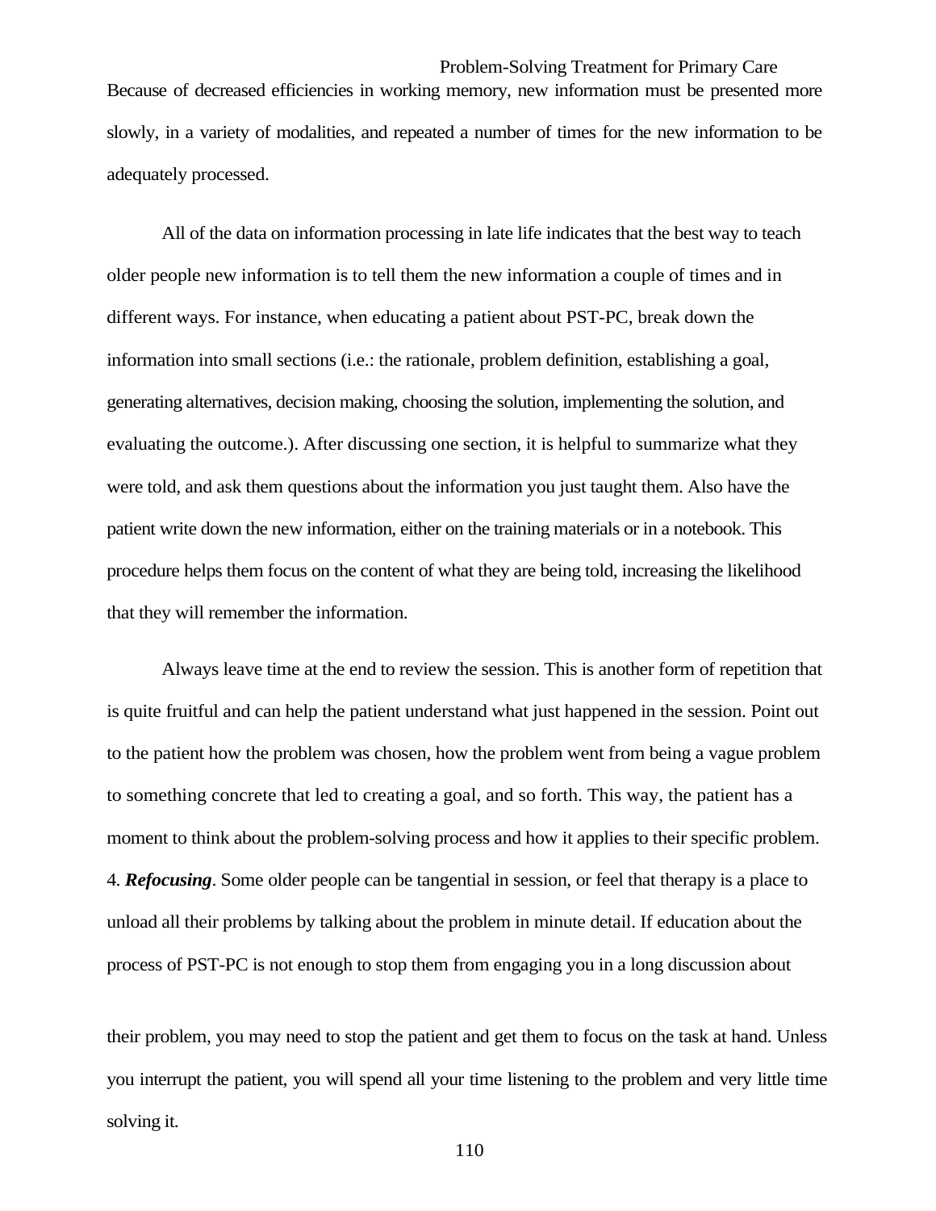Because of decreased efficiencies in working memory, new information must be presented more slowly, in a variety of modalities, and repeated a number of times for the new information to be adequately processed.

All of the data on information processing in late life indicates that the best way to teach older people new information is to tell them the new information a couple of times and in different ways. For instance, when educating a patient about PST-PC, break down the information into small sections (i.e.: the rationale, problem definition, establishing a goal, generating alternatives, decision making, choosing the solution, implementing the solution, and evaluating the outcome.). After discussing one section, it is helpful to summarize what they were told, and ask them questions about the information you just taught them. Also have the patient write down the new information, either on the training materials or in a notebook. This procedure helps them focus on the content of what they are being told, increasing the likelihood that they will remember the information.

Always leave time at the end to review the session. This is another form of repetition that is quite fruitful and can help the patient understand what just happened in the session. Point out to the patient how the problem was chosen, how the problem went from being a vague problem to something concrete that led to creating a goal, and so forth. This way, the patient has a moment to think about the problem-solving process and how it applies to their specific problem.

4. ***Refocusing***. Some older people can be tangential in session, or feel that therapy is a place to unload all their problems by talking about the problem in minute detail. If education about the process of PST-PC is not enough to stop them from engaging you in a long discussion about their problem, you may need to stop the patient and get them to focus on the task at hand. Unless you interrupt the patient, you will spend all your time listening to the problem and very little time solving it.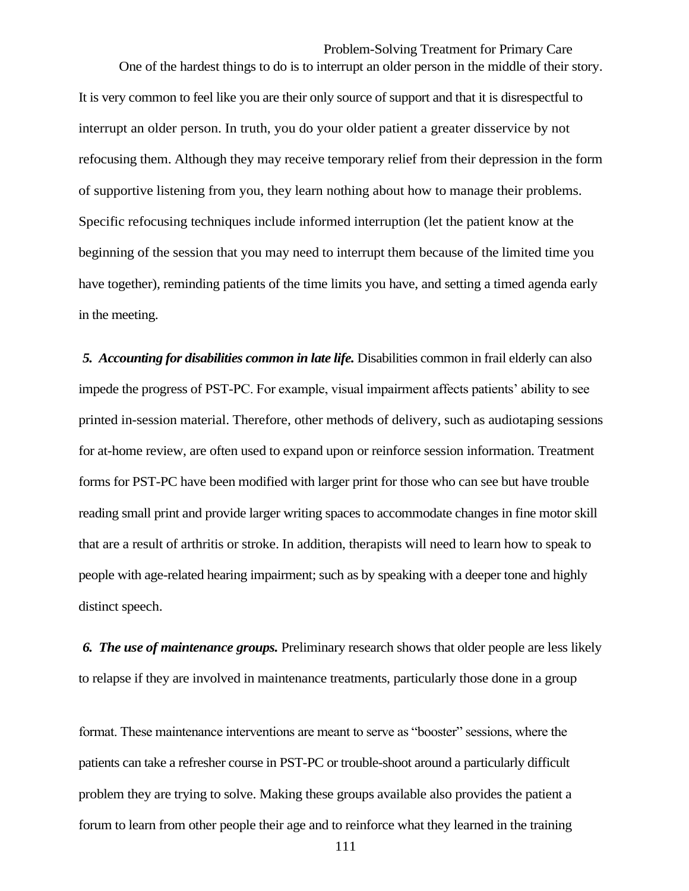One of the hardest things to do is to interrupt an older person in the middle of their story. It is very common to feel like you are their only source of support and that it is disrespectful to interrupt an older person. In truth, you do your older patient a greater disservice by not refocusing them. Although they may receive temporary relief from their depression in the form of supportive listening from you, they learn nothing about how to manage their problems. Specific refocusing techniques include informed interruption (let the patient know at the beginning of the session that you may need to interrupt them because of the limited time you have together), reminding patients of the time limits you have, and setting a timed agenda early in the meeting.

***5. Accounting for disabilities common in late life.*** Disabilities common in frail elderly can also impede the progress of PST-PC. For example, visual impairment affects patients' ability to see printed in-session material. Therefore, other methods of delivery, such as audiotaping sessions for at-home review, are often used to expand upon or reinforce session information. Treatment forms for PST-PC have been modified with larger print for those who can see but have trouble reading small print and provide larger writing spaces to accommodate changes in fine motor skill that are a result of arthritis or stroke. In addition, therapists will need to learn how to speak to people with age-related hearing impairment; such as by speaking with a deeper tone and highly distinct speech.

***6. The use of maintenance groups.*** Preliminary research shows that older people are less likely to relapse if they are involved in maintenance treatments, particularly those done in a group format. These maintenance interventions are meant to serve as "booster" sessions, where the patients can take a refresher course in PST-PC or trouble-shoot around a particularly difficult problem they are trying to solve. Making these groups available also provides the patient a forum to learn from other people their age and to reinforce what they learned in the training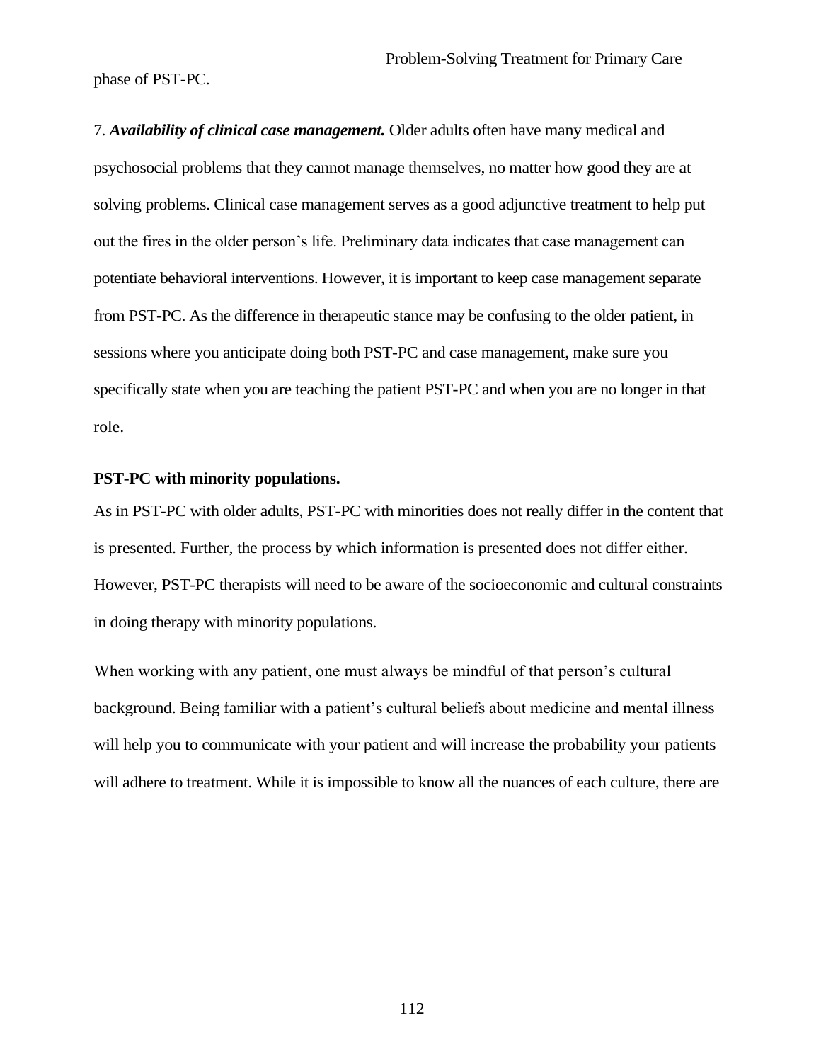phase of PST-PC.

7. ***Availability of clinical case management.*** Older adults often have many medical and psychosocial problems that they cannot manage themselves, no matter how good they are at solving problems. Clinical case management serves as a good adjunctive treatment to help put out the fires in the older person's life. Preliminary data indicates that case management can potentiate behavioral interventions. However, it is important to keep case management separate from PST-PC. As the difference in therapeutic stance may be confusing to the older patient, in sessions where you anticipate doing both PST-PC and case management, make sure you specifically state when you are teaching the patient PST-PC and when you are no longer in that role.

**PST-PC with minority populations.**

As in PST-PC with older adults, PST-PC with minorities does not really differ in the content that is presented. Further, the process by which information is presented does not differ either. However, PST-PC therapists will need to be aware of the socioeconomic and cultural constraints in doing therapy with minority populations.

When working with any patient, one must always be mindful of that person's cultural background. Being familiar with a patient's cultural beliefs about medicine and mental illness will help you to communicate with your patient and will increase the probability your patients will adhere to treatment. While it is impossible to know all the nuances of each culture, there are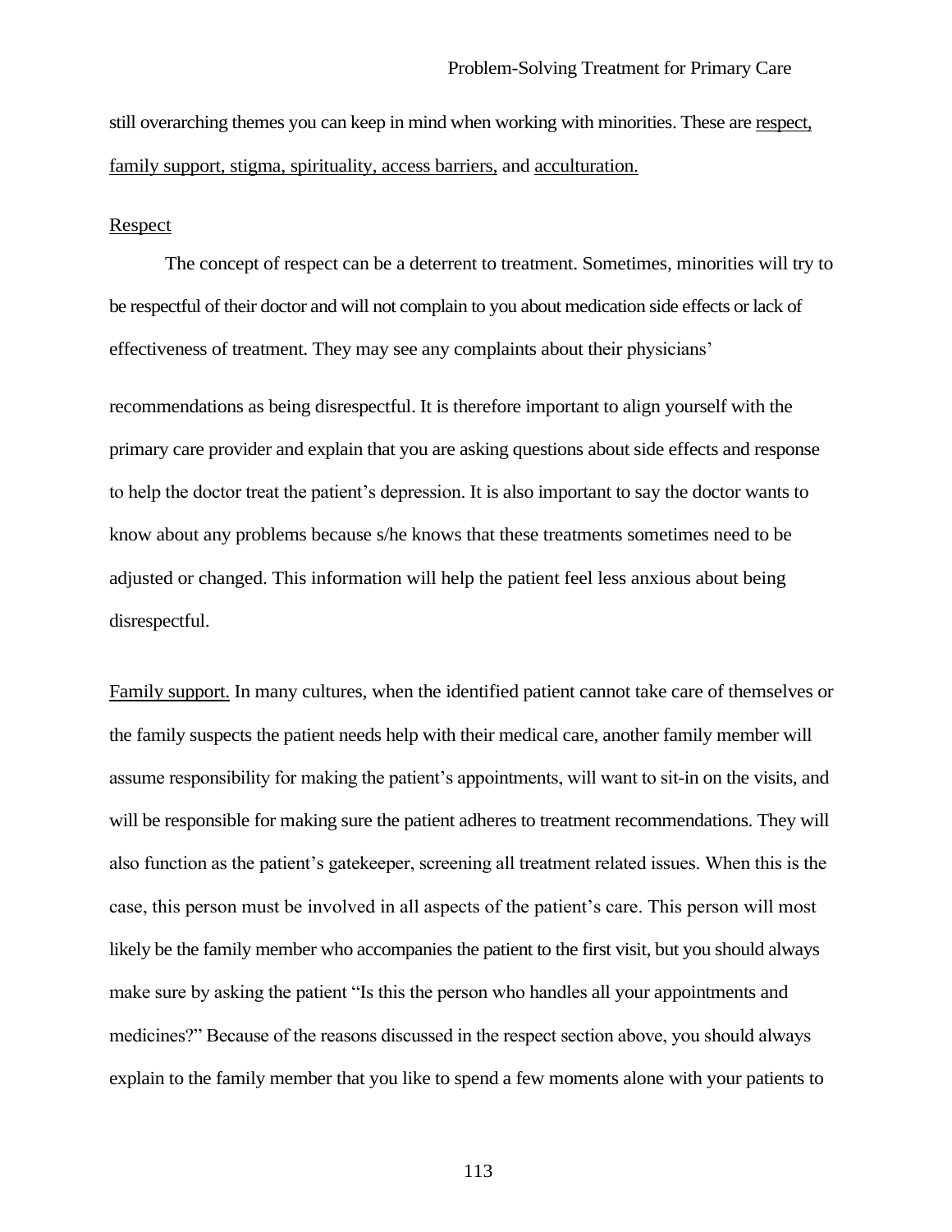still overarching themes you can keep in mind when working with minorities. These are <u>respect, family support, stigma, spirituality, access barriers,</u> and <u>acculturation.</u>

<u>Respect</u>

The concept of respect can be a deterrent to treatment. Sometimes, minorities will try to be respectful of their doctor and will not complain to you about medication side effects or lack of effectiveness of treatment. They may see any complaints about their physicians' recommendations as being disrespectful. It is therefore important to align yourself with the primary care provider and explain that you are asking questions about side effects and response to help the doctor treat the patient's depression. It is also important to say the doctor wants to know about any problems because s/he knows that these treatments sometimes need to be adjusted or changed. This information will help the patient feel less anxious about being disrespectful.

<u>Family support.</u> In many cultures, when the identified patient cannot take care of themselves or the family suspects the patient needs help with their medical care, another family member will assume responsibility for making the patient's appointments, will want to sit-in on the visits, and will be responsible for making sure the patient adheres to treatment recommendations. They will also function as the patient's gatekeeper, screening all treatment related issues. When this is the case, this person must be involved in all aspects of the patient's care. This person will most likely be the family member who accompanies the patient to the first visit, but you should always make sure by asking the patient "Is this the person who handles all your appointments and medicines?" Because of the reasons discussed in the respect section above, you should always explain to the family member that you like to spend a few moments alone with your patients to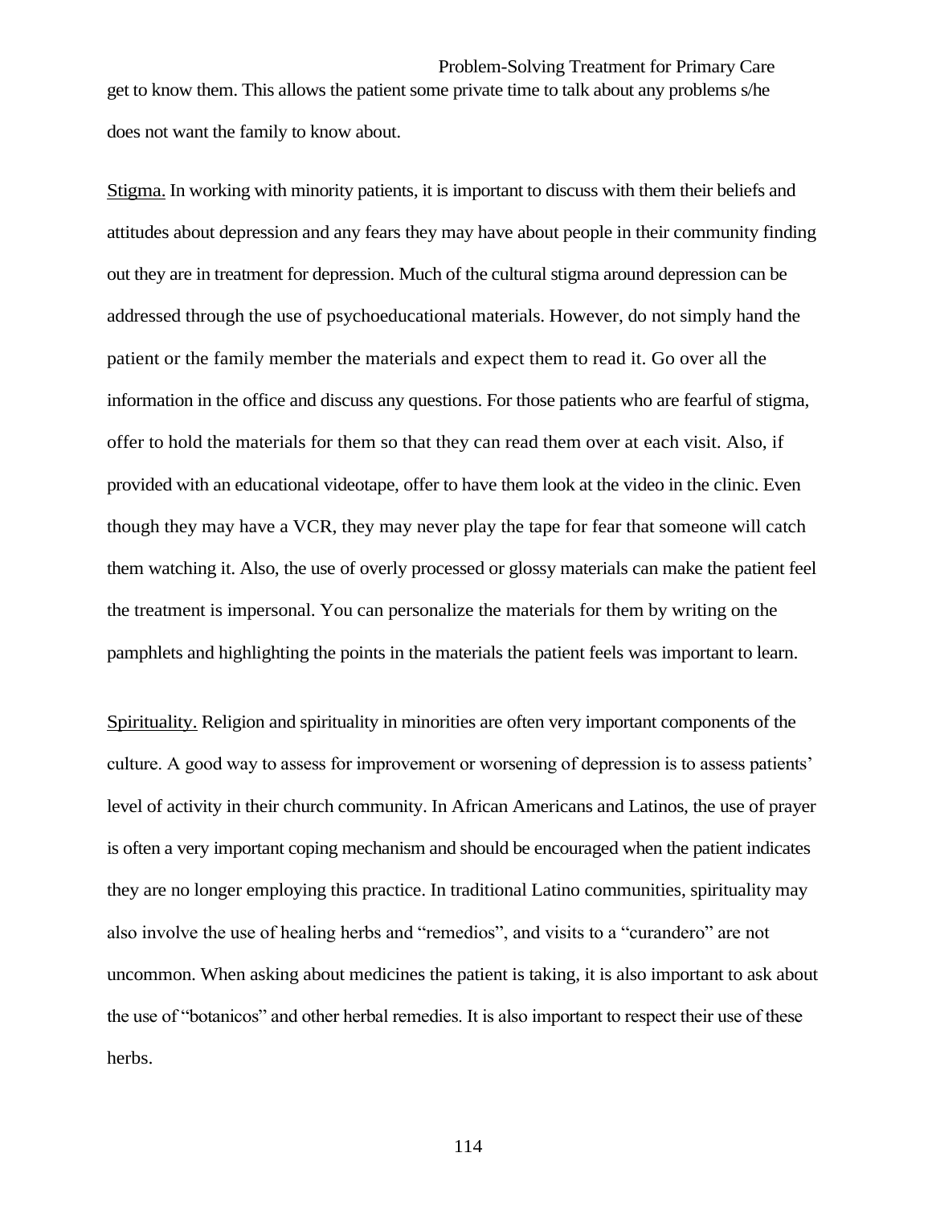get to know them. This allows the patient some private time to talk about any problems s/he does not want the family to know about.

<u>Stigma.</u> In working with minority patients, it is important to discuss with them their beliefs and attitudes about depression and any fears they may have about people in their community finding out they are in treatment for depression. Much of the cultural stigma around depression can be addressed through the use of psychoeducational materials. However, do not simply hand the patient or the family member the materials and expect them to read it. Go over all the information in the office and discuss any questions. For those patients who are fearful of stigma, offer to hold the materials for them so that they can read them over at each visit. Also, if provided with an educational videotape, offer to have them look at the video in the clinic. Even though they may have a VCR, they may never play the tape for fear that someone will catch them watching it. Also, the use of overly processed or glossy materials can make the patient feel the treatment is impersonal. You can personalize the materials for them by writing on the pamphlets and highlighting the points in the materials the patient feels was important to learn.

<u>Spirituality.</u> Religion and spirituality in minorities are often very important components of the culture. A good way to assess for improvement or worsening of depression is to assess patients' level of activity in their church community. In African Americans and Latinos, the use of prayer is often a very important coping mechanism and should be encouraged when the patient indicates they are no longer employing this practice. In traditional Latino communities, spirituality may also involve the use of healing herbs and "remedios", and visits to a "curandero" are not uncommon. When asking about medicines the patient is taking, it is also important to ask about the use of "botanicos" and other herbal remedies. It is also important to respect their use of these herbs.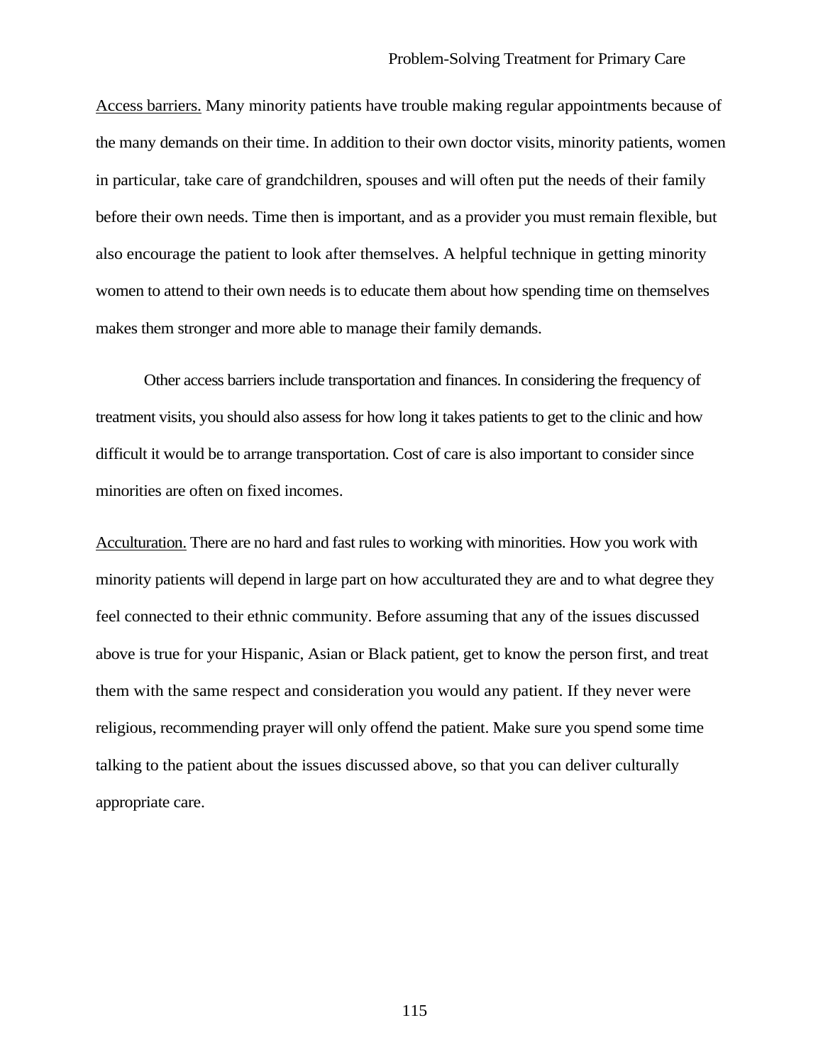<u>Access barriers.</u> Many minority patients have trouble making regular appointments because of the many demands on their time. In addition to their own doctor visits, minority patients, women in particular, take care of grandchildren, spouses and will often put the needs of their family before their own needs. Time then is important, and as a provider you must remain flexible, but also encourage the patient to look after themselves. A helpful technique in getting minority women to attend to their own needs is to educate them about how spending time on themselves makes them stronger and more able to manage their family demands.

Other access barriers include transportation and finances. In considering the frequency of treatment visits, you should also assess for how long it takes patients to get to the clinic and how difficult it would be to arrange transportation. Cost of care is also important to consider since minorities are often on fixed incomes.

<u>Acculturation.</u> There are no hard and fast rules to working with minorities. How you work with minority patients will depend in large part on how acculturated they are and to what degree they feel connected to their ethnic community. Before assuming that any of the issues discussed above is true for your Hispanic, Asian or Black patient, get to know the person first, and treat them with the same respect and consideration you would any patient. If they never were religious, recommending prayer will only offend the patient. Make sure you spend some time talking to the patient about the issues discussed above, so that you can deliver culturally appropriate care.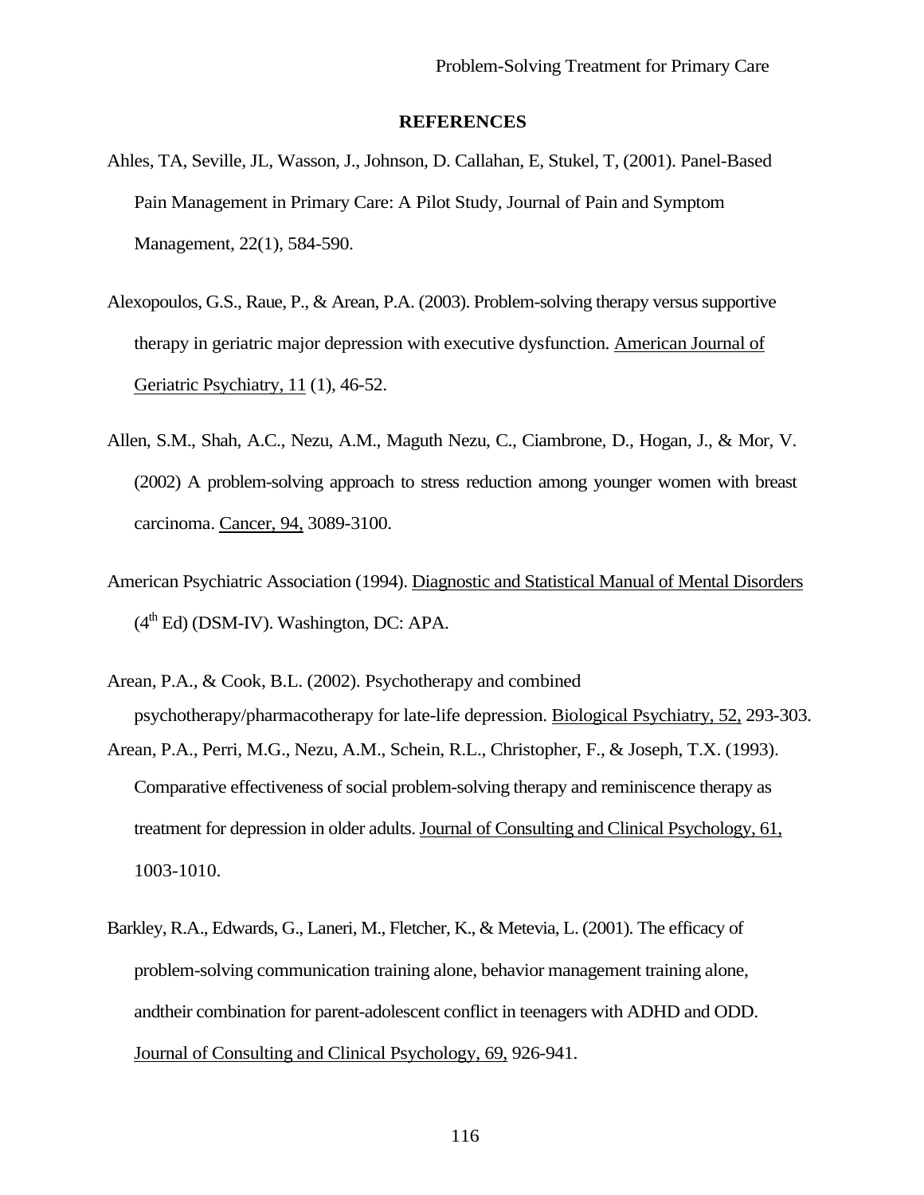## REFERENCES

Ahles, TA, Seville, JL, Wasson, J., Johnson, D. Callahan, E, Stukel, T, (2001). Panel-Based Pain Management in Primary Care: A Pilot Study, Journal of Pain and Symptom Management, 22(1), 584-590.

Alexopoulos, G.S., Raue, P., & Arean, P.A. (2003). Problem-solving therapy versus supportive therapy in geriatric major depression with executive dysfunction. American Journal of Geriatric Psychiatry, 11 (1), 46-52.

Allen, S.M., Shah, A.C., Nezu, A.M., Maguth Nezu, C., Ciambrone, D., Hogan, J., & Mor, V. (2002) A problem-solving approach to stress reduction among younger women with breast carcinoma. Cancer, 94, 3089-3100.

American Psychiatric Association (1994). Diagnostic and Statistical Manual of Mental Disorders (4th Ed) (DSM-IV). Washington, DC: APA.

Arean, P.A., & Cook, B.L. (2002). Psychotherapy and combined psychotherapy/pharmacotherapy for late-life depression. Biological Psychiatry, 52, 293-303.

Arean, P.A., Perri, M.G., Nezu, A.M., Schein, R.L., Christopher, F., & Joseph, T.X. (1993). Comparative effectiveness of social problem-solving therapy and reminiscence therapy as treatment for depression in older adults. Journal of Consulting and Clinical Psychology, 61, 1003-1010.

Barkley, R.A., Edwards, G., Laneri, M., Fletcher, K., & Metevia, L. (2001). The efficacy of problem-solving communication training alone, behavior management training alone, andtheir combination for parent-adolescent conflict in teenagers with ADHD and ODD. Journal of Consulting and Clinical Psychology, 69, 926-941.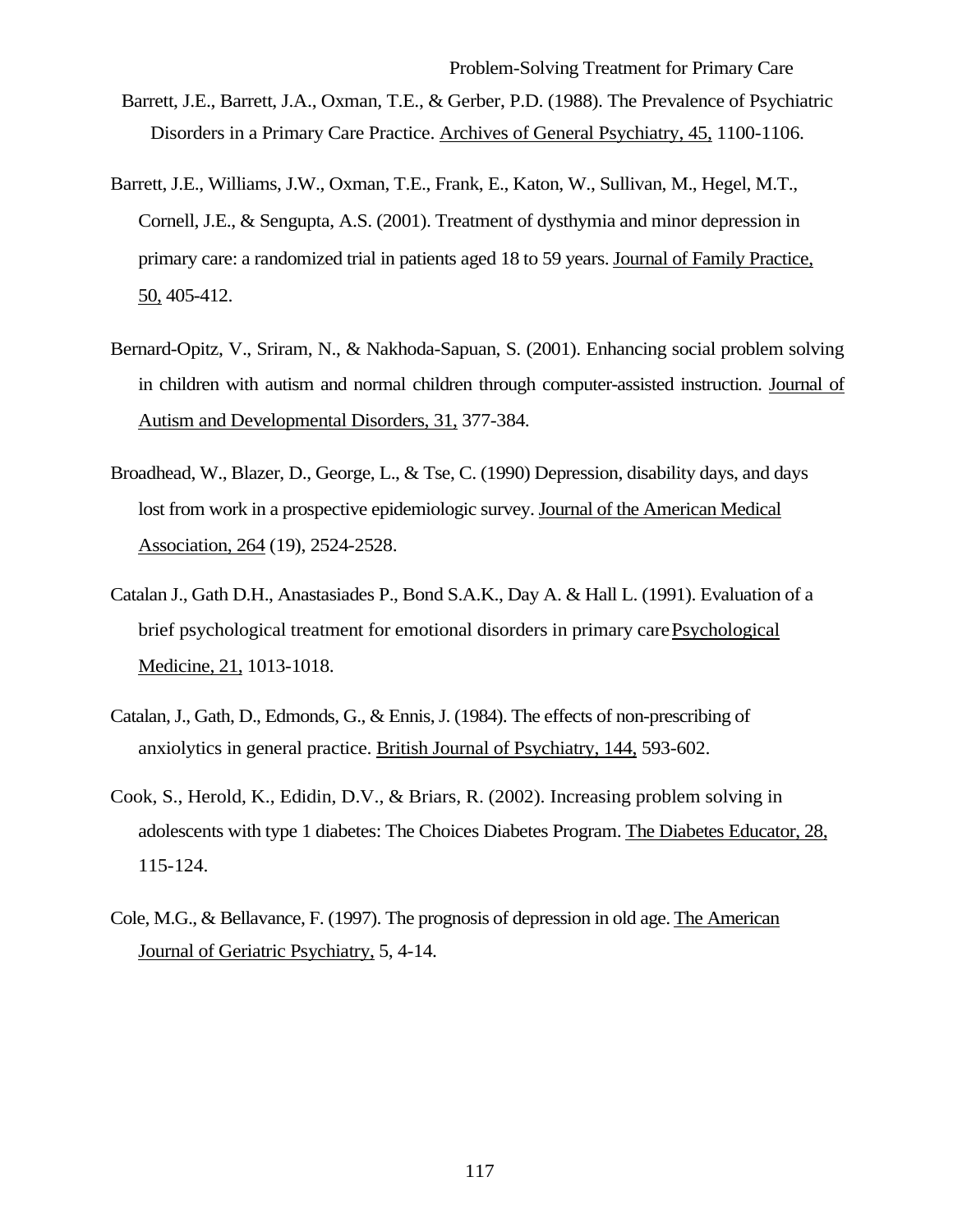Barrett, J.E., Barrett, J.A., Oxman, T.E., & Gerber, P.D. (1988). The Prevalence of Psychiatric Disorders in a Primary Care Practice. Archives of General Psychiatry, 45, 1100-1106.

Barrett, J.E., Williams, J.W., Oxman, T.E., Frank, E., Katon, W., Sullivan, M., Hegel, M.T., Cornell, J.E., & Sengupta, A.S. (2001). Treatment of dysthymia and minor depression in primary care: a randomized trial in patients aged 18 to 59 years. Journal of Family Practice, 50, 405-412.

Bernard-Opitz, V., Sriram, N., & Nakhoda-Sapuan, S. (2001). Enhancing social problem solving in children with autism and normal children through computer-assisted instruction. Journal of Autism and Developmental Disorders, 31, 377-384.

Broadhead, W., Blazer, D., George, L., & Tse, C. (1990) Depression, disability days, and days lost from work in a prospective epidemiologic survey. Journal of the American Medical Association, 264 (19), 2524-2528.

Catalan J., Gath D.H., Anastasiades P., Bond S.A.K., Day A. & Hall L. (1991). Evaluation of a brief psychological treatment for emotional disorders in primary care Psychological Medicine, 21, 1013-1018.

Catalan, J., Gath, D., Edmonds, G., & Ennis, J. (1984). The effects of non-prescribing of anxiolytics in general practice. British Journal of Psychiatry, 144, 593-602.

Cook, S., Herold, K., Edidin, D.V., & Briars, R. (2002). Increasing problem solving in adolescents with type 1 diabetes: The Choices Diabetes Program. The Diabetes Educator, 28, 115-124.

Cole, M.G., & Bellavance, F. (1997). The prognosis of depression in old age. The American Journal of Geriatric Psychiatry, 5, 4-14.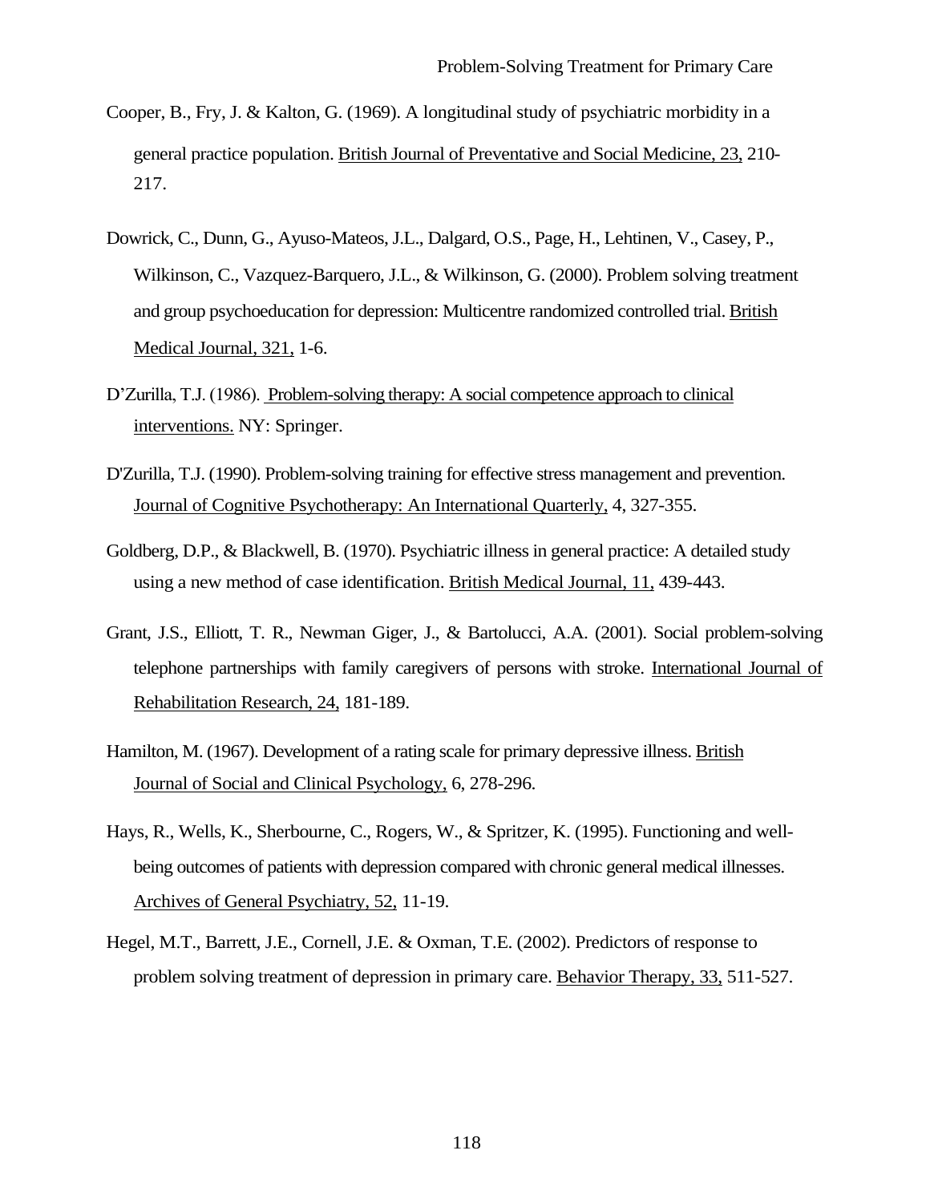Cooper, B., Fry, J. & Kalton, G. (1969). A longitudinal study of psychiatric morbidity in a general practice population. British Journal of Preventative and Social Medicine, 23, 210-217.

Dowrick, C., Dunn, G., Ayuso-Mateos, J.L., Dalgard, O.S., Page, H., Lehtinen, V., Casey, P., Wilkinson, C., Vazquez-Barquero, J.L., & Wilkinson, G. (2000). Problem solving treatment and group psychoeducation for depression: Multicentre randomized controlled trial. British Medical Journal, 321, 1-6.

D'Zurilla, T.J. (1986). Problem-solving therapy: A social competence approach to clinical interventions. NY: Springer.

D'Zurilla, T.J. (1990). Problem-solving training for effective stress management and prevention. Journal of Cognitive Psychotherapy: An International Quarterly, 4, 327-355.

Goldberg, D.P., & Blackwell, B. (1970). Psychiatric illness in general practice: A detailed study using a new method of case identification. British Medical Journal, 11, 439-443.

Grant, J.S., Elliott, T. R., Newman Giger, J., & Bartolucci, A.A. (2001). Social problem-solving telephone partnerships with family caregivers of persons with stroke. International Journal of Rehabilitation Research, 24, 181-189.

Hamilton, M. (1967). Development of a rating scale for primary depressive illness. British Journal of Social and Clinical Psychology, 6, 278-296.

Hays, R., Wells, K., Sherbourne, C., Rogers, W., & Spritzer, K. (1995). Functioning and well-being outcomes of patients with depression compared with chronic general medical illnesses. Archives of General Psychiatry, 52, 11-19.

Hegel, M.T., Barrett, J.E., Cornell, J.E. & Oxman, T.E. (2002). Predictors of response to problem solving treatment of depression in primary care. Behavior Therapy, 33, 511-527.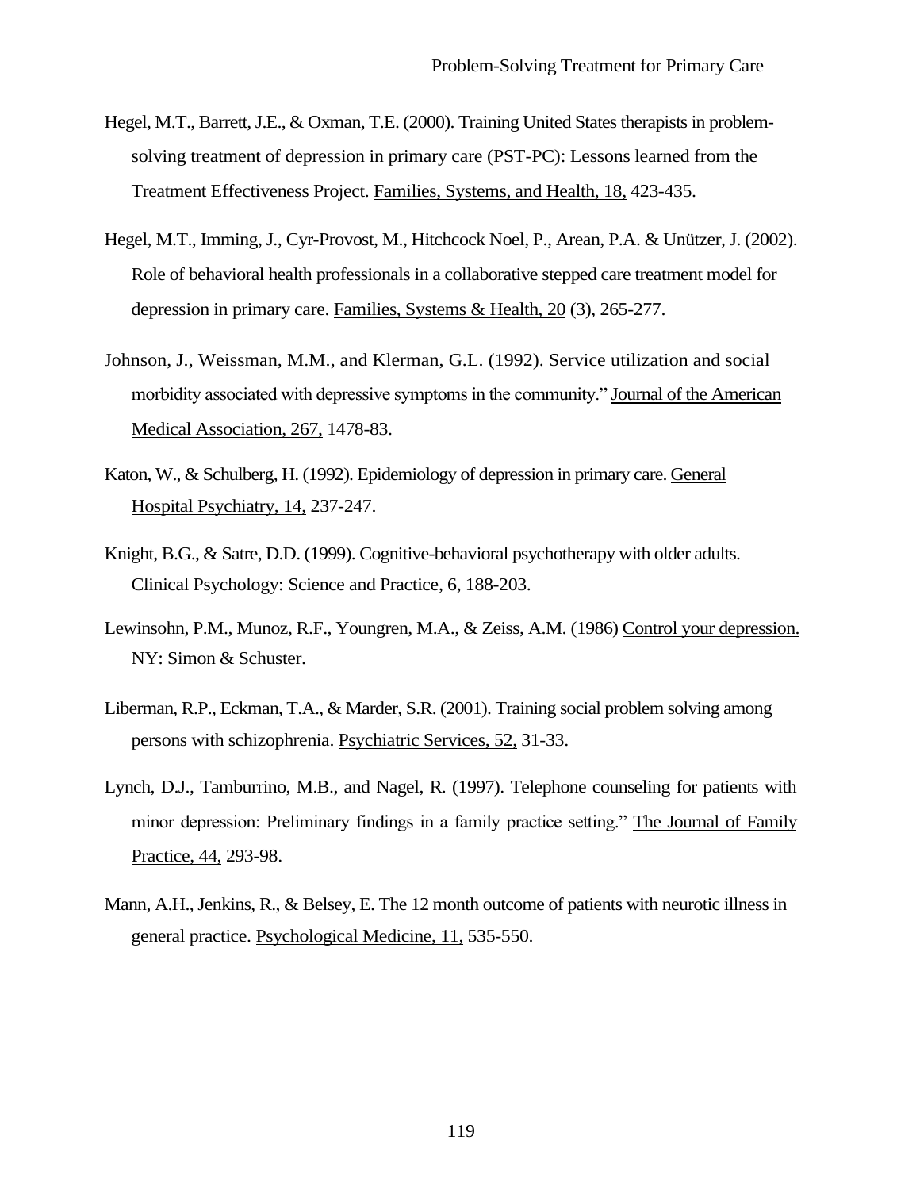Hegel, M.T., Barrett, J.E., & Oxman, T.E. (2000). Training United States therapists in problem-solving treatment of depression in primary care (PST-PC): Lessons learned from the Treatment Effectiveness Project. Families, Systems, and Health, 18, 423-435.

Hegel, M.T., Imming, J., Cyr-Provost, M., Hitchcock Noel, P., Arean, P.A. & Unützer, J. (2002). Role of behavioral health professionals in a collaborative stepped care treatment model for depression in primary care. Families, Systems & Health, 20 (3), 265-277.

Johnson, J., Weissman, M.M., and Klerman, G.L. (1992). Service utilization and social morbidity associated with depressive symptoms in the community." Journal of the American Medical Association, 267, 1478-83.

Katon, W., & Schulberg, H. (1992). Epidemiology of depression in primary care. General Hospital Psychiatry, 14, 237-247.

Knight, B.G., & Satre, D.D. (1999). Cognitive-behavioral psychotherapy with older adults. Clinical Psychology: Science and Practice, 6, 188-203.

Lewinsohn, P.M., Munoz, R.F., Youngren, M.A., & Zeiss, A.M. (1986) Control your depression. NY: Simon & Schuster.

Liberman, R.P., Eckman, T.A., & Marder, S.R. (2001). Training social problem solving among persons with schizophrenia. Psychiatric Services, 52, 31-33.

Lynch, D.J., Tamburrino, M.B., and Nagel, R. (1997). Telephone counseling for patients with minor depression: Preliminary findings in a family practice setting." The Journal of Family Practice, 44, 293-98.

Mann, A.H., Jenkins, R., & Belsey, E. The 12 month outcome of patients with neurotic illness in general practice. Psychological Medicine, 11, 535-550.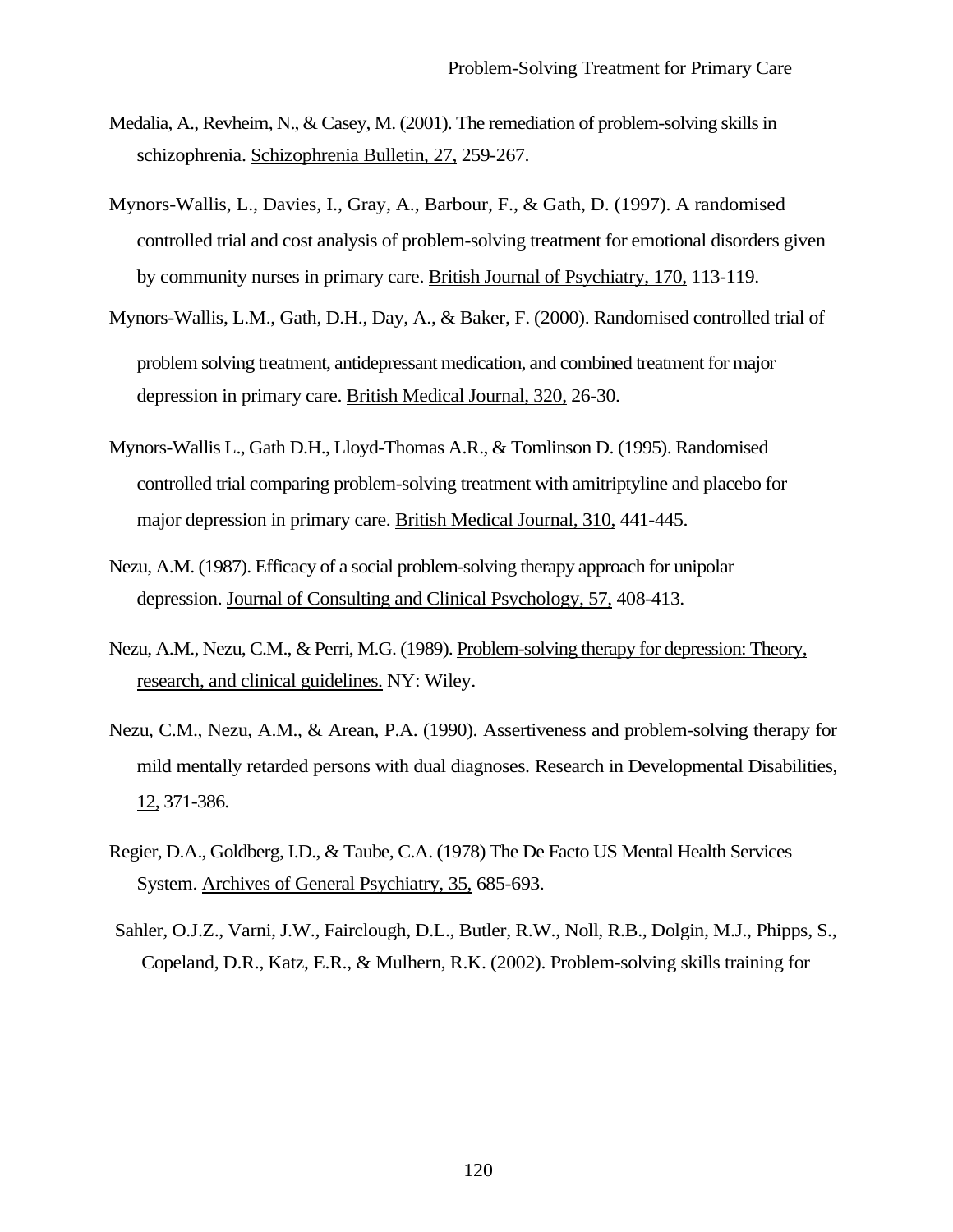Medalia, A., Revheim, N., & Casey, M. (2001). The remediation of problem-solving skills in schizophrenia. Schizophrenia Bulletin, 27, 259-267.

Mynors-Wallis, L., Davies, I., Gray, A., Barbour, F., & Gath, D. (1997). A randomised controlled trial and cost analysis of problem-solving treatment for emotional disorders given by community nurses in primary care. British Journal of Psychiatry, 170, 113-119.

Mynors-Wallis, L.M., Gath, D.H., Day, A., & Baker, F. (2000). Randomised controlled trial of problem solving treatment, antidepressant medication, and combined treatment for major depression in primary care. British Medical Journal, 320, 26-30.

Mynors-Wallis L., Gath D.H., Lloyd-Thomas A.R., & Tomlinson D. (1995). Randomised controlled trial comparing problem-solving treatment with amitriptyline and placebo for major depression in primary care. British Medical Journal, 310, 441-445.

Nezu, A.M. (1987). Efficacy of a social problem-solving therapy approach for unipolar depression. Journal of Consulting and Clinical Psychology, 57, 408-413.

Nezu, A.M., Nezu, C.M., & Perri, M.G. (1989). Problem-solving therapy for depression: Theory, research, and clinical guidelines. NY: Wiley.

Nezu, C.M., Nezu, A.M., & Arean, P.A. (1990). Assertiveness and problem-solving therapy for mild mentally retarded persons with dual diagnoses. Research in Developmental Disabilities, 12, 371-386.

Regier, D.A., Goldberg, I.D., & Taube, C.A. (1978) The De Facto US Mental Health Services System. Archives of General Psychiatry, 35, 685-693.

Sahler, O.J.Z., Varni, J.W., Fairclough, D.L., Butler, R.W., Noll, R.B., Dolgin, M.J., Phipps, S., Copeland, D.R., Katz, E.R., & Mulhern, R.K. (2002). Problem-solving skills training for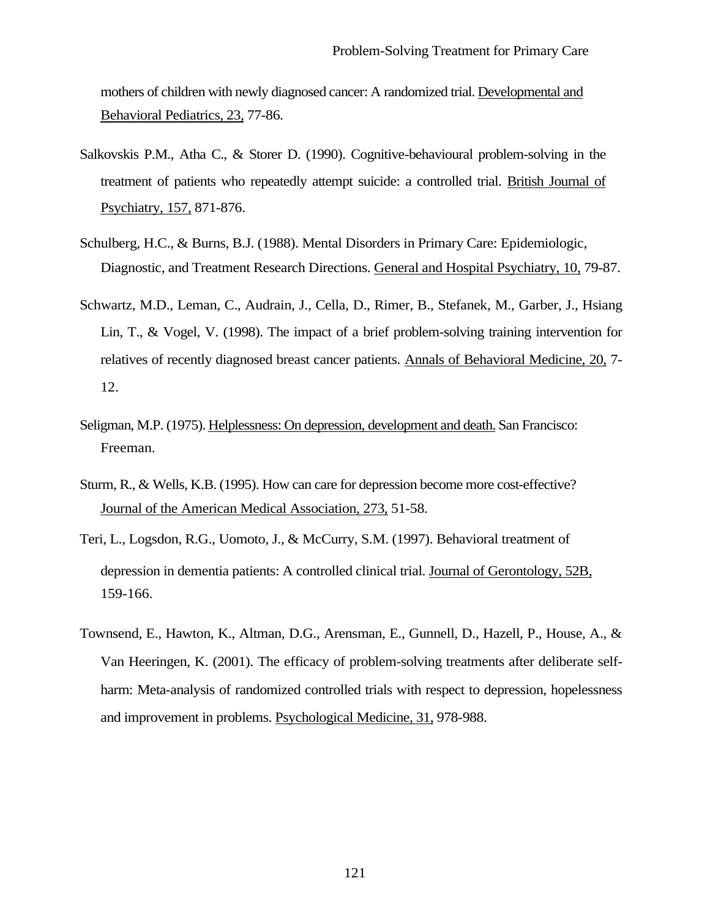mothers of children with newly diagnosed cancer: A randomized trial. Developmental and Behavioral Pediatrics, 23, 77-86.

Salkovskis P.M., Atha C., & Storer D. (1990). Cognitive-behavioural problem-solving in the treatment of patients who repeatedly attempt suicide: a controlled trial. British Journal of Psychiatry, 157, 871-876.

Schulberg, H.C., & Burns, B.J. (1988). Mental Disorders in Primary Care: Epidemiologic, Diagnostic, and Treatment Research Directions. General and Hospital Psychiatry, 10, 79-87.

Schwartz, M.D., Leman, C., Audrain, J., Cella, D., Rimer, B., Stefanek, M., Garber, J., Hsiang Lin, T., & Vogel, V. (1998). The impact of a brief problem-solving training intervention for relatives of recently diagnosed breast cancer patients. Annals of Behavioral Medicine, 20, 7-12.

Seligman, M.P. (1975). Helplessness: On depression, development and death. San Francisco: Freeman.

Sturm, R., & Wells, K.B. (1995). How can care for depression become more cost-effective? Journal of the American Medical Association, 273, 51-58.

Teri, L., Logsdon, R.G., Uomoto, J., & McCurry, S.M. (1997). Behavioral treatment of depression in dementia patients: A controlled clinical trial. Journal of Gerontology, 52B, 159-166.

Townsend, E., Hawton, K., Altman, D.G., Arensman, E., Gunnell, D., Hazell, P., House, A., & Van Heeringen, K. (2001). The efficacy of problem-solving treatments after deliberate self-harm: Meta-analysis of randomized controlled trials with respect to depression, hopelessness and improvement in problems. Psychological Medicine, 31, 978-988.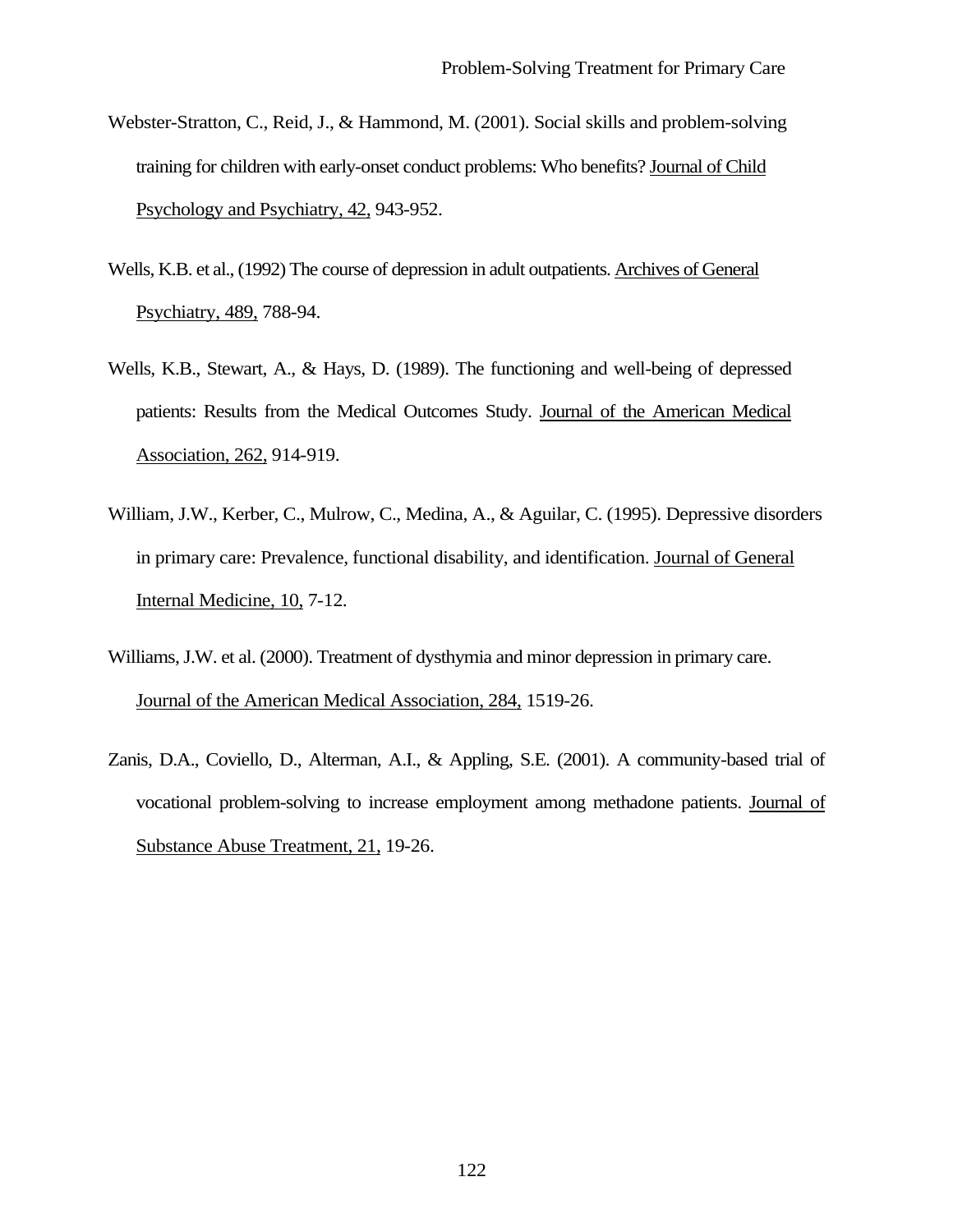Webster-Stratton, C., Reid, J., & Hammond, M. (2001). Social skills and problem-solving training for children with early-onset conduct problems: Who benefits? Journal of Child Psychology and Psychiatry, 42, 943-952.

Wells, K.B. et al., (1992) The course of depression in adult outpatients. Archives of General Psychiatry, 489, 788-94.

Wells, K.B., Stewart, A., & Hays, D. (1989). The functioning and well-being of depressed patients: Results from the Medical Outcomes Study. Journal of the American Medical Association, 262, 914-919.

William, J.W., Kerber, C., Mulrow, C., Medina, A., & Aguilar, C. (1995). Depressive disorders in primary care: Prevalence, functional disability, and identification. Journal of General Internal Medicine, 10, 7-12.

Williams, J.W. et al. (2000). Treatment of dysthymia and minor depression in primary care. Journal of the American Medical Association, 284, 1519-26.

Zanis, D.A., Coviello, D., Alterman, A.I., & Appling, S.E. (2001). A community-based trial of vocational problem-solving to increase employment among methadone patients. Journal of Substance Abuse Treatment, 21, 19-26.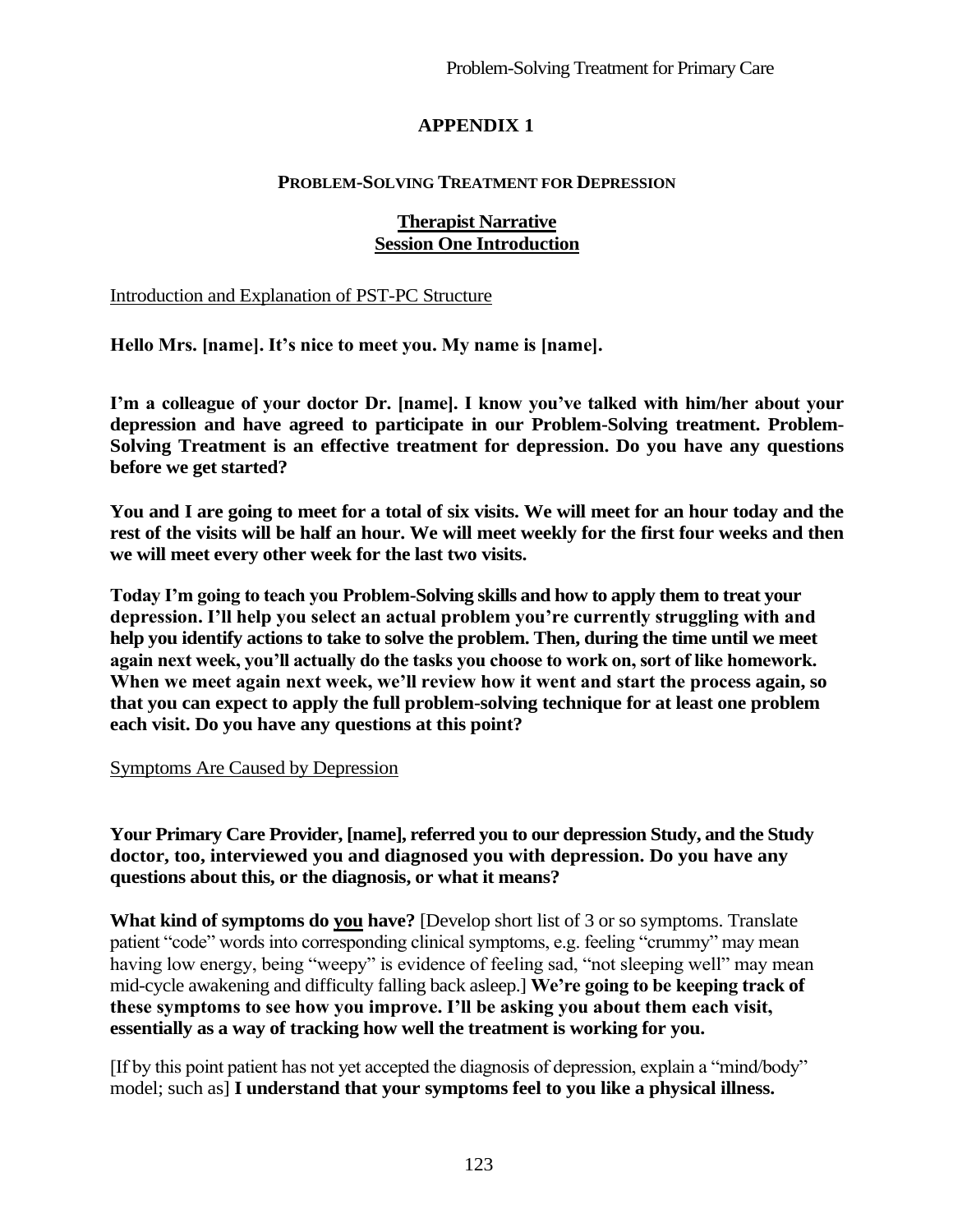# APPENDIX 1

## PROBLEM-SOLVING TREATMENT FOR DEPRESSION

### Therapist Narrative
### Session One Introduction

Introduction and Explanation of PST-PC Structure

**Hello Mrs. [name]. It's nice to meet you. My name is [name].**

**I'm a colleague of your doctor Dr. [name]. I know you've talked with him/her about your depression and have agreed to participate in our Problem-Solving treatment. Problem-Solving Treatment is an effective treatment for depression. Do you have any questions before we get started?**

**You and I are going to meet for a total of six visits. We will meet for an hour today and the rest of the visits will be half an hour. We will meet weekly for the first four weeks and then we will meet every other week for the last two visits.**

**Today I'm going to teach you Problem-Solving skills and how to apply them to treat your depression. I'll help you select an actual problem you're currently struggling with and help you identify actions to take to solve the problem. Then, during the time until we meet again next week, you'll actually do the tasks you choose to work on, sort of like homework. When we meet again next week, we'll review how it went and start the process again, so that you can expect to apply the full problem-solving technique for at least one problem each visit. Do you have any questions at this point?**

Symptoms Are Caused by Depression

**Your Primary Care Provider, [name], referred you to our depression Study, and the Study doctor, too, interviewed you and diagnosed you with depression. Do you have any questions about this, or the diagnosis, or what it means?**

**What kind of symptoms do <u>you</u> have?** [Develop short list of 3 or so symptoms. Translate patient "code" words into corresponding clinical symptoms, e.g. feeling "crummy" may mean having low energy, being "weepy" is evidence of feeling sad, "not sleeping well" may mean mid-cycle awakening and difficulty falling back asleep.] **We're going to be keeping track of these symptoms to see how you improve. I'll be asking you about them each visit, essentially as a way of tracking how well the treatment is working for you.**

[If by this point patient has not yet accepted the diagnosis of depression, explain a "mind/body" model; such as] **I understand that your symptoms feel to you like a physical illness.**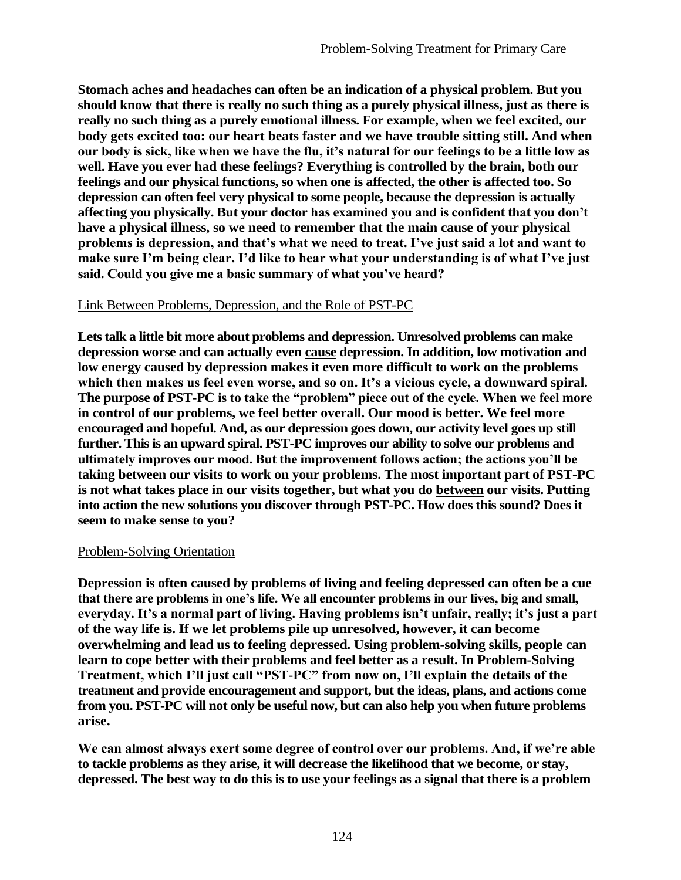**Stomach aches and headaches can often be an indication of a physical problem. But you should know that there is really no such thing as a purely physical illness, just as there is really no such thing as a purely emotional illness. For example, when we feel excited, our body gets excited too: our heart beats faster and we have trouble sitting still. And when our body is sick, like when we have the flu, it's natural for our feelings to be a little low as well. Have you ever had these feelings? Everything is controlled by the brain, both our feelings and our physical functions, so when one is affected, the other is affected too. So depression can often feel very physical to some people, because the depression is actually affecting you physically. But your doctor has examined you and is confident that you don't have a physical illness, so we need to remember that the main cause of your physical problems is depression, and that's what we need to treat. I've just said a lot and want to make sure I'm being clear. I'd like to hear what your understanding is of what I've just said. Could you give me a basic summary of what you've heard?**

<u>Link Between Problems, Depression, and the Role of PST-PC</u>

**Lets talk a little bit more about problems and depression. Unresolved problems can make depression worse and can actually even <u>cause</u> depression. In addition, low motivation and low energy caused by depression makes it even more difficult to work on the problems which then makes us feel even worse, and so on. It's a vicious cycle, a downward spiral. The purpose of PST-PC is to take the "problem" piece out of the cycle. When we feel more in control of our problems, we feel better overall. Our mood is better. We feel more encouraged and hopeful. And, as our depression goes down, our activity level goes up still further. This is an upward spiral. PST-PC improves our ability to solve our problems and ultimately improves our mood. But the improvement follows action; the actions you'll be taking between our visits to work on your problems. The most important part of PST-PC is not what takes place in our visits together, but what you do <u>between</u> our visits. Putting into action the new solutions you discover through PST-PC. How does this sound? Does it seem to make sense to you?**

<u>Problem-Solving Orientation</u>

**Depression is often caused by problems of living and feeling depressed can often be a cue that there are problems in one's life. We all encounter problems in our lives, big and small, everyday. It's a normal part of living. Having problems isn't unfair, really; it's just a part of the way life is. If we let problems pile up unresolved, however, it can become overwhelming and lead us to feeling depressed. Using problem-solving skills, people can learn to cope better with their problems and feel better as a result. In Problem-Solving Treatment, which I'll just call "PST-PC" from now on, I'll explain the details of the treatment and provide encouragement and support, but the ideas, plans, and actions come from you. PST-PC will not only be useful now, but can also help you when future problems arise.**

**We can almost always exert some degree of control over our problems. And, if we're able to tackle problems as they arise, it will decrease the likelihood that we become, or stay, depressed. The best way to do this is to use your feelings as a signal that there is a problem**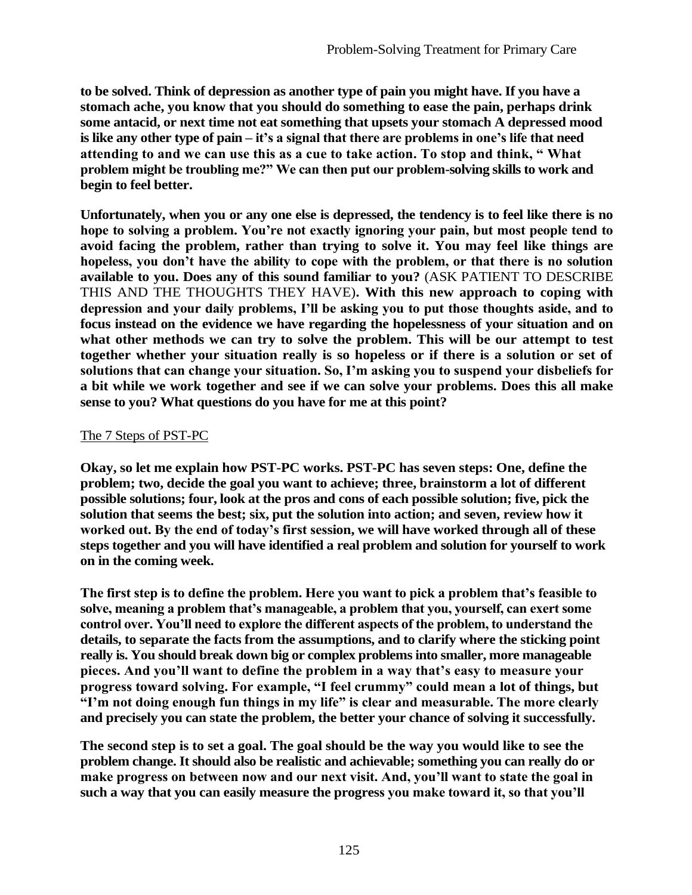**to be solved. Think of depression as another type of pain you might have. If you have a stomach ache, you know that you should do something to ease the pain, perhaps drink some antacid, or next time not eat something that upsets your stomach A depressed mood is like any other type of pain – it's a signal that there are problems in one's life that need attending to and we can use this as a cue to take action. To stop and think, " What problem might be troubling me?" We can then put our problem-solving skills to work and begin to feel better.**

**Unfortunately, when you or any one else is depressed, the tendency is to feel like there is no hope to solving a problem. You're not exactly ignoring your pain, but most people tend to avoid facing the problem, rather than trying to solve it. You may feel like things are hopeless, you don't have the ability to cope with the problem, or that there is no solution available to you. Does any of this sound familiar to you?** (ASK PATIENT TO DESCRIBE THIS AND THE THOUGHTS THEY HAVE)**. With this new approach to coping with depression and your daily problems, I'll be asking you to put those thoughts aside, and to focus instead on the evidence we have regarding the hopelessness of your situation and on what other methods we can try to solve the problem. This will be our attempt to test together whether your situation really is so hopeless or if there is a solution or set of solutions that can change your situation. So, I'm asking you to suspend your disbeliefs for a bit while we work together and see if we can solve your problems. Does this all make sense to you? What questions do you have for me at this point?**

<u>The 7 Steps of PST-PC</u>

**Okay, so let me explain how PST-PC works. PST-PC has seven steps: One, define the problem; two, decide the goal you want to achieve; three, brainstorm a lot of different possible solutions; four, look at the pros and cons of each possible solution; five, pick the solution that seems the best; six, put the solution into action; and seven, review how it worked out. By the end of today's first session, we will have worked through all of these steps together and you will have identified a real problem and solution for yourself to work on in the coming week.**

**The first step is to define the problem. Here you want to pick a problem that's feasible to solve, meaning a problem that's manageable, a problem that you, yourself, can exert some control over. You'll need to explore the different aspects of the problem, to understand the details, to separate the facts from the assumptions, and to clarify where the sticking point really is. You should break down big or complex problems into smaller, more manageable pieces. And you'll want to define the problem in a way that's easy to measure your progress toward solving. For example, "I feel crummy" could mean a lot of things, but "I'm not doing enough fun things in my life" is clear and measurable. The more clearly and precisely you can state the problem, the better your chance of solving it successfully.**

**The second step is to set a goal. The goal should be the way you would like to see the problem change. It should also be realistic and achievable; something you can really do or make progress on between now and our next visit. And, you'll want to state the goal in such a way that you can easily measure the progress you make toward it, so that you'll**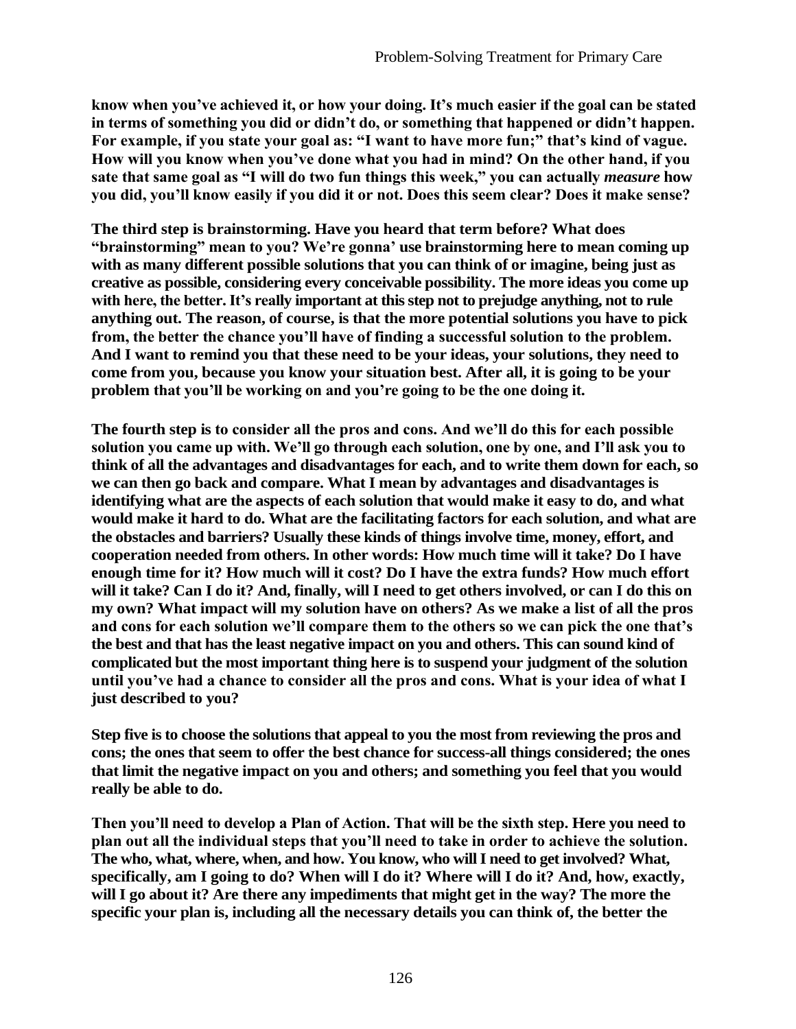**know when you've achieved it, or how your doing. It's much easier if the goal can be stated in terms of something you did or didn't do, or something that happened or didn't happen. For example, if you state your goal as: "I want to have more fun;" that's kind of vague. How will you know when you've done what you had in mind? On the other hand, if you sate that same goal as "I will do two fun things this week," you can actually *measure* how you did, you'll know easily if you did it or not. Does this seem clear? Does it make sense?**

**The third step is brainstorming. Have you heard that term before? What does "brainstorming" mean to you? We're gonna' use brainstorming here to mean coming up with as many different possible solutions that you can think of or imagine, being just as creative as possible, considering every conceivable possibility. The more ideas you come up with here, the better. It's really important at this step not to prejudge anything, not to rule anything out. The reason, of course, is that the more potential solutions you have to pick from, the better the chance you'll have of finding a successful solution to the problem. And I want to remind you that these need to be your ideas, your solutions, they need to come from you, because you know your situation best. After all, it is going to be your problem that you'll be working on and you're going to be the one doing it.**

**The fourth step is to consider all the pros and cons. And we'll do this for each possible solution you came up with. We'll go through each solution, one by one, and I'll ask you to think of all the advantages and disadvantages for each, and to write them down for each, so we can then go back and compare. What I mean by advantages and disadvantages is identifying what are the aspects of each solution that would make it easy to do, and what would make it hard to do. What are the facilitating factors for each solution, and what are the obstacles and barriers? Usually these kinds of things involve time, money, effort, and cooperation needed from others. In other words: How much time will it take? Do I have enough time for it? How much will it cost? Do I have the extra funds? How much effort will it take? Can I do it? And, finally, will I need to get others involved, or can I do this on my own? What impact will my solution have on others? As we make a list of all the pros and cons for each solution we'll compare them to the others so we can pick the one that's the best and that has the least negative impact on you and others. This can sound kind of complicated but the most important thing here is to suspend your judgment of the solution until you've had a chance to consider all the pros and cons. What is your idea of what I just described to you?**

**Step five is to choose the solutions that appeal to you the most from reviewing the pros and cons; the ones that seem to offer the best chance for success-all things considered; the ones that limit the negative impact on you and others; and something you feel that you would really be able to do.**

**Then you'll need to develop a Plan of Action. That will be the sixth step. Here you need to plan out all the individual steps that you'll need to take in order to achieve the solution. The who, what, where, when, and how. You know, who will I need to get involved? What, specifically, am I going to do? When will I do it? Where will I do it? And, how, exactly, will I go about it? Are there any impediments that might get in the way? The more the specific your plan is, including all the necessary details you can think of, the better the**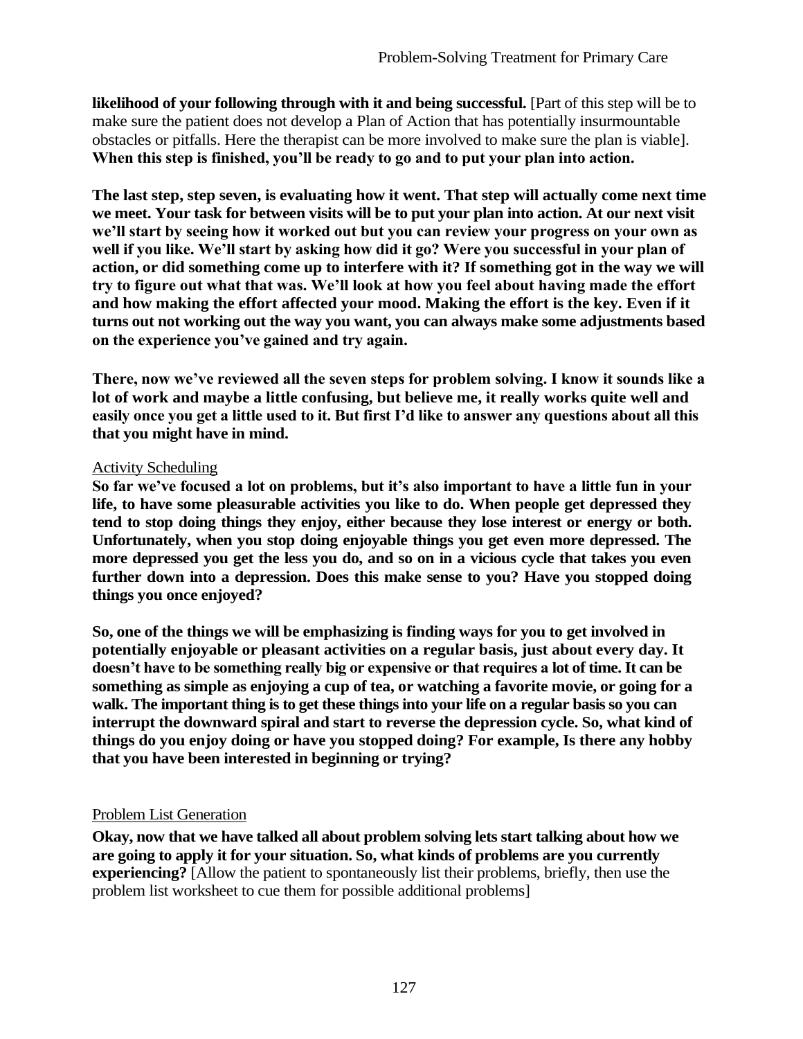**likelihood of your following through with it and being successful.** [Part of this step will be to make sure the patient does not develop a Plan of Action that has potentially insurmountable obstacles or pitfalls. Here the therapist can be more involved to make sure the plan is viable]. **When this step is finished, you'll be ready to go and to put your plan into action.**

**The last step, step seven, is evaluating how it went. That step will actually come next time we meet. Your task for between visits will be to put your plan into action. At our next visit we'll start by seeing how it worked out but you can review your progress on your own as well if you like. We'll start by asking how did it go? Were you successful in your plan of action, or did something come up to interfere with it? If something got in the way we will try to figure out what that was. We'll look at how you feel about having made the effort and how making the effort affected your mood. Making the effort is the key. Even if it turns out not working out the way you want, you can always make some adjustments based on the experience you've gained and try again.**

**There, now we've reviewed all the seven steps for problem solving. I know it sounds like a lot of work and maybe a little confusing, but believe me, it really works quite well and easily once you get a little used to it. But first I'd like to answer any questions about all this that you might have in mind.**

<u>Activity Scheduling</u>

**So far we've focused a lot on problems, but it's also important to have a little fun in your life, to have some pleasurable activities you like to do. When people get depressed they tend to stop doing things they enjoy, either because they lose interest or energy or both. Unfortunately, when you stop doing enjoyable things you get even more depressed. The more depressed you get the less you do, and so on in a vicious cycle that takes you even further down into a depression. Does this make sense to you? Have you stopped doing things you once enjoyed?**

**So, one of the things we will be emphasizing is finding ways for you to get involved in potentially enjoyable or pleasant activities on a regular basis, just about every day. It doesn't have to be something really big or expensive or that requires a lot of time. It can be something as simple as enjoying a cup of tea, or watching a favorite movie, or going for a walk. The important thing is to get these things into your life on a regular basis so you can interrupt the downward spiral and start to reverse the depression cycle. So, what kind of things do you enjoy doing or have you stopped doing? For example, Is there any hobby that you have been interested in beginning or trying?**

<u>Problem List Generation</u>

**Okay, now that we have talked all about problem solving lets start talking about how we are going to apply it for your situation. So, what kinds of problems are you currently experiencing?** [Allow the patient to spontaneously list their problems, briefly, then use the problem list worksheet to cue them for possible additional problems]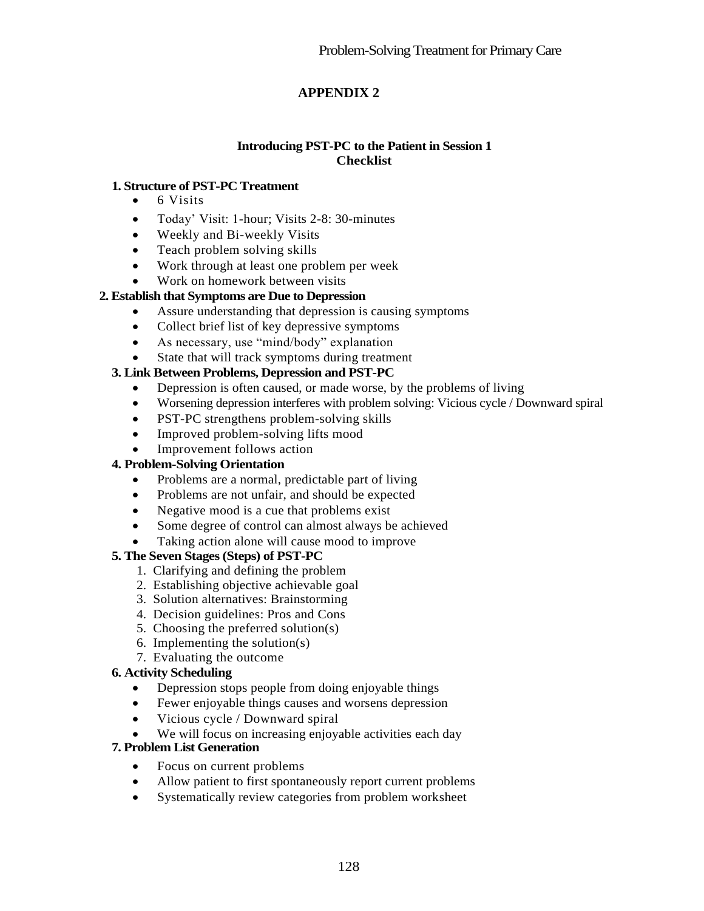# APPENDIX 2

### Introducing PST-PC to the Patient in Session 1
### Checklist

**1. Structure of PST-PC Treatment**

- 6 Visits
- Today' Visit: 1-hour; Visits 2-8: 30-minutes
- Weekly and Bi-weekly Visits
- Teach problem solving skills
- Work through at least one problem per week
- Work on homework between visits

**2. Establish that Symptoms are Due to Depression**

- Assure understanding that depression is causing symptoms
- Collect brief list of key depressive symptoms
- As necessary, use "mind/body" explanation
- State that will track symptoms during treatment

**3. Link Between Problems, Depression and PST-PC**

- Depression is often caused, or made worse, by the problems of living
- Worsening depression interferes with problem solving: Vicious cycle / Downward spiral
- PST-PC strengthens problem-solving skills
- Improved problem-solving lifts mood
- Improvement follows action

**4. Problem-Solving Orientation**

- Problems are a normal, predictable part of living
- Problems are not unfair, and should be expected
- Negative mood is a cue that problems exist
- Some degree of control can almost always be achieved
- Taking action alone will cause mood to improve

**5. The Seven Stages (Steps) of PST-PC**

1. Clarifying and defining the problem
2. Establishing objective achievable goal
3. Solution alternatives: Brainstorming
4. Decision guidelines: Pros and Cons
5. Choosing the preferred solution(s)
6. Implementing the solution(s)
7. Evaluating the outcome

**6. Activity Scheduling**

- Depression stops people from doing enjoyable things
- Fewer enjoyable things causes and worsens depression
- Vicious cycle / Downward spiral
- We will focus on increasing enjoyable activities each day

**7. Problem List Generation**

- Focus on current problems
- Allow patient to first spontaneously report current problems
- Systematically review categories from problem worksheet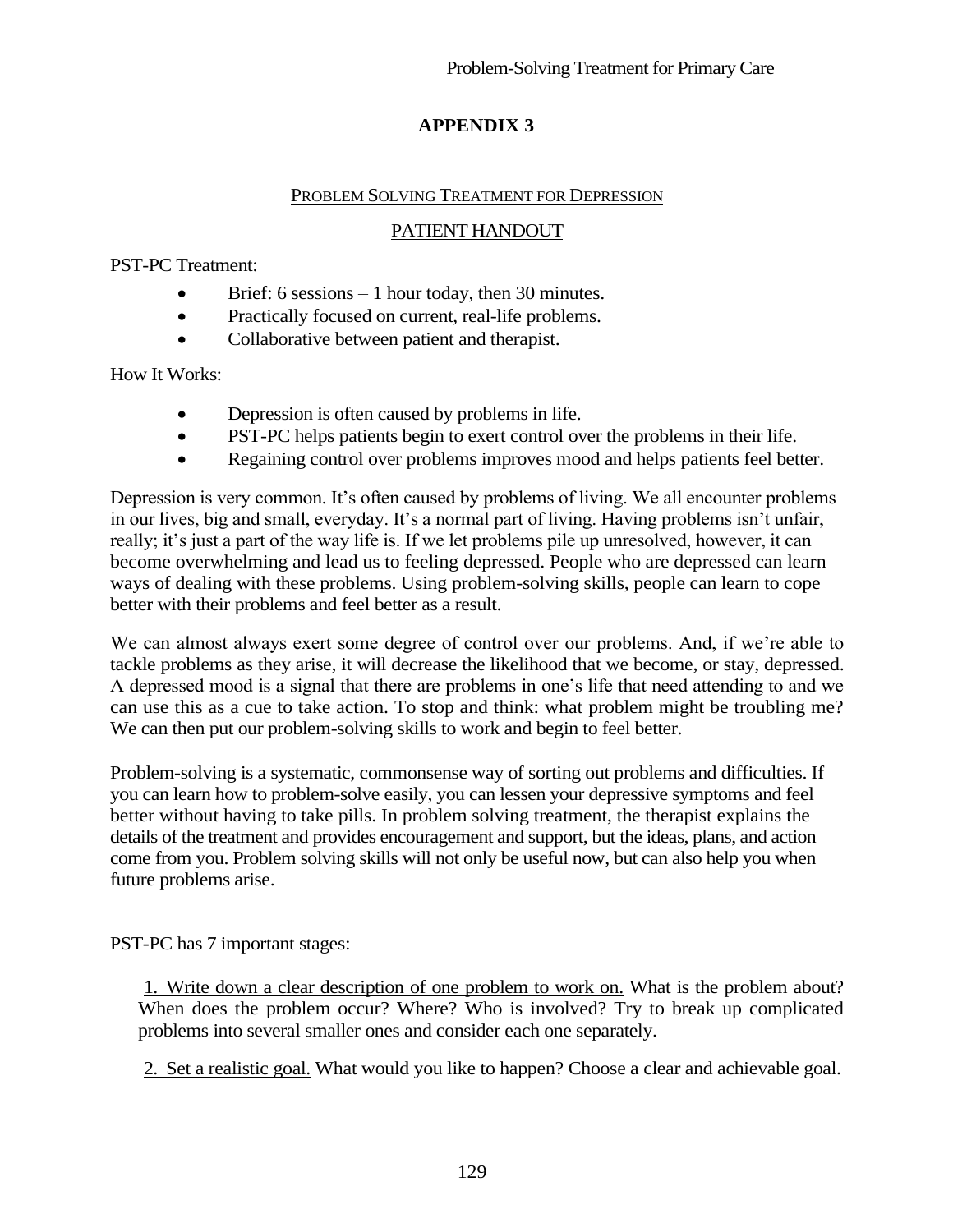## APPENDIX 3

### Problem Solving Treatment for Depression

### PATIENT HANDOUT

PST-PC Treatment:

- Brief: 6 sessions – 1 hour today, then 30 minutes.
- Practically focused on current, real-life problems.
- Collaborative between patient and therapist.

How It Works:

- Depression is often caused by problems in life.
- PST-PC helps patients begin to exert control over the problems in their life.
- Regaining control over problems improves mood and helps patients feel better.

Depression is very common. It's often caused by problems of living. We all encounter problems in our lives, big and small, everyday. It's a normal part of living. Having problems isn't unfair, really; it's just a part of the way life is. If we let problems pile up unresolved, however, it can become overwhelming and lead us to feeling depressed. People who are depressed can learn ways of dealing with these problems. Using problem-solving skills, people can learn to cope better with their problems and feel better as a result.

We can almost always exert some degree of control over our problems. And, if we're able to tackle problems as they arise, it will decrease the likelihood that we become, or stay, depressed. A depressed mood is a signal that there are problems in one's life that need attending to and we can use this as a cue to take action. To stop and think: what problem might be troubling me? We can then put our problem-solving skills to work and begin to feel better.

Problem-solving is a systematic, commonsense way of sorting out problems and difficulties. If you can learn how to problem-solve easily, you can lessen your depressive symptoms and feel better without having to take pills. In problem solving treatment, the therapist explains the details of the treatment and provides encouragement and support, but the ideas, plans, and action come from you. Problem solving skills will not only be useful now, but can also help you when future problems arise.

PST-PC has 7 important stages:

1. Write down a clear description of one problem to work on. What is the problem about? When does the problem occur? Where? Who is involved? Try to break up complicated problems into several smaller ones and consider each one separately.

2. Set a realistic goal. What would you like to happen? Choose a clear and achievable goal.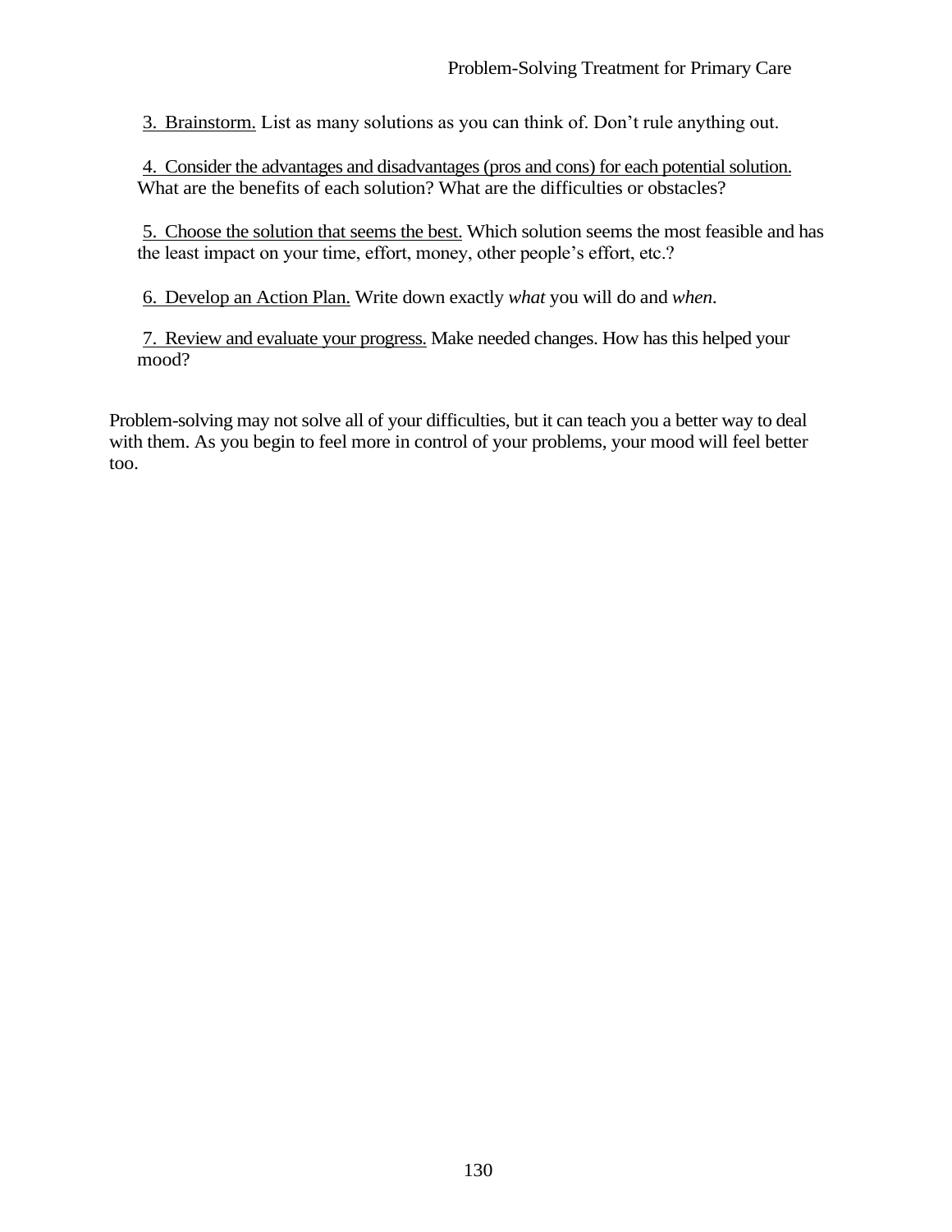3. <u>Brainstorm.</u> List as many solutions as you can think of. Don't rule anything out.

4. <u>Consider the advantages and disadvantages (pros and cons) for each potential solution.</u> What are the benefits of each solution? What are the difficulties or obstacles?

5. <u>Choose the solution that seems the best.</u> Which solution seems the most feasible and has the least impact on your time, effort, money, other people's effort, etc.?

6. <u>Develop an Action Plan.</u> Write down exactly *what* you will do and *when*.

7. <u>Review and evaluate your progress.</u> Make needed changes. How has this helped your mood?

Problem-solving may not solve all of your difficulties, but it can teach you a better way to deal with them. As you begin to feel more in control of your problems, your mood will feel better too.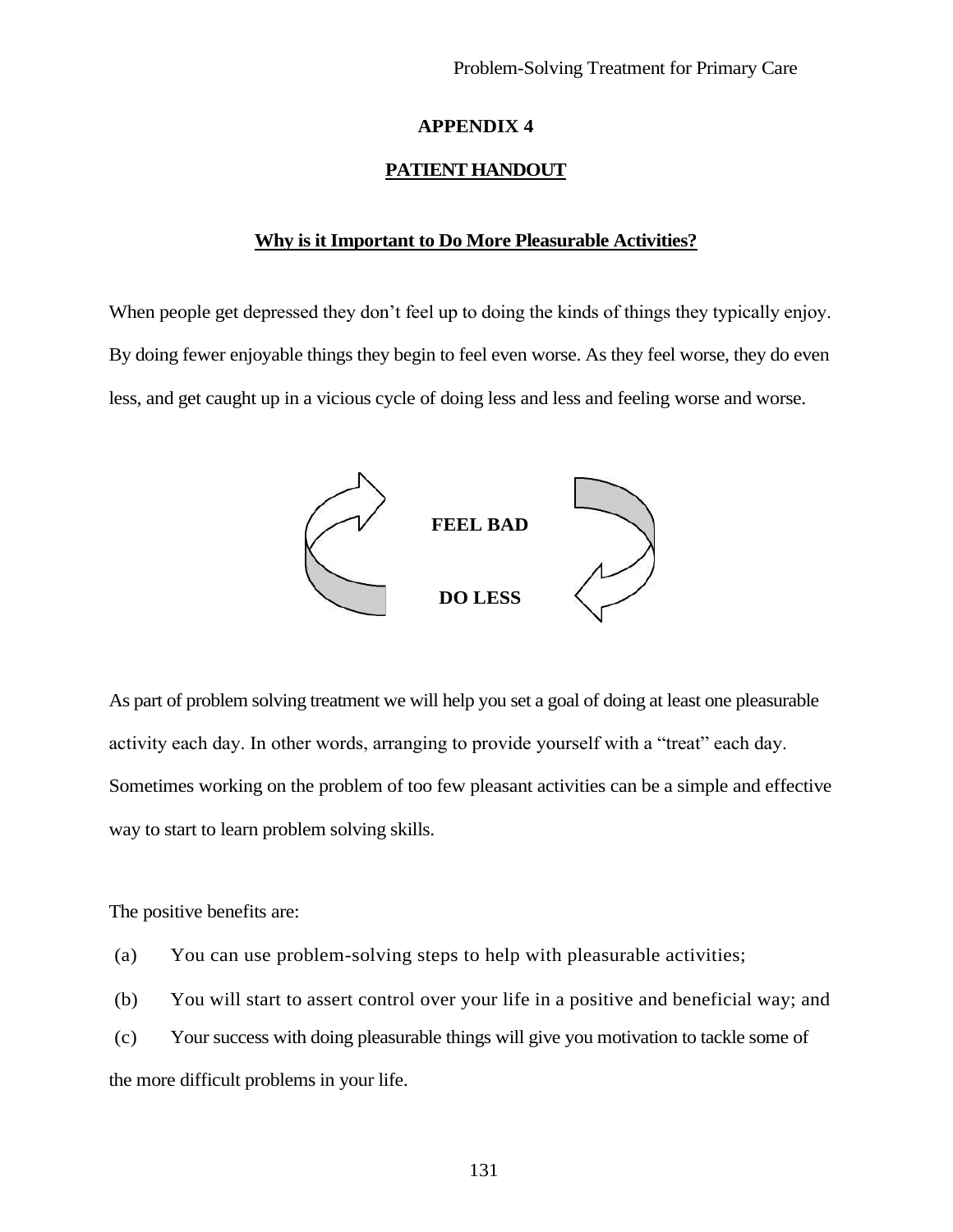## APPENDIX 4

## PATIENT HANDOUT

### Why is it Important to Do More Pleasurable Activities?

When people get depressed they don't feel up to doing the kinds of things they typically enjoy. By doing fewer enjoyable things they begin to feel even worse. As they feel worse, they do even less, and get caught up in a vicious cycle of doing less and less and feeling worse and worse.

**FEEL BAD**

**DO LESS**

As part of problem solving treatment we will help you set a goal of doing at least one pleasurable activity each day. In other words, arranging to provide yourself with a "treat" each day. Sometimes working on the problem of too few pleasant activities can be a simple and effective way to start to learn problem solving skills.

The positive benefits are:

(a) You can use problem-solving steps to help with pleasurable activities;

(b) You will start to assert control over your life in a positive and beneficial way; and

(c) Your success with doing pleasurable things will give you motivation to tackle some of the more difficult problems in your life.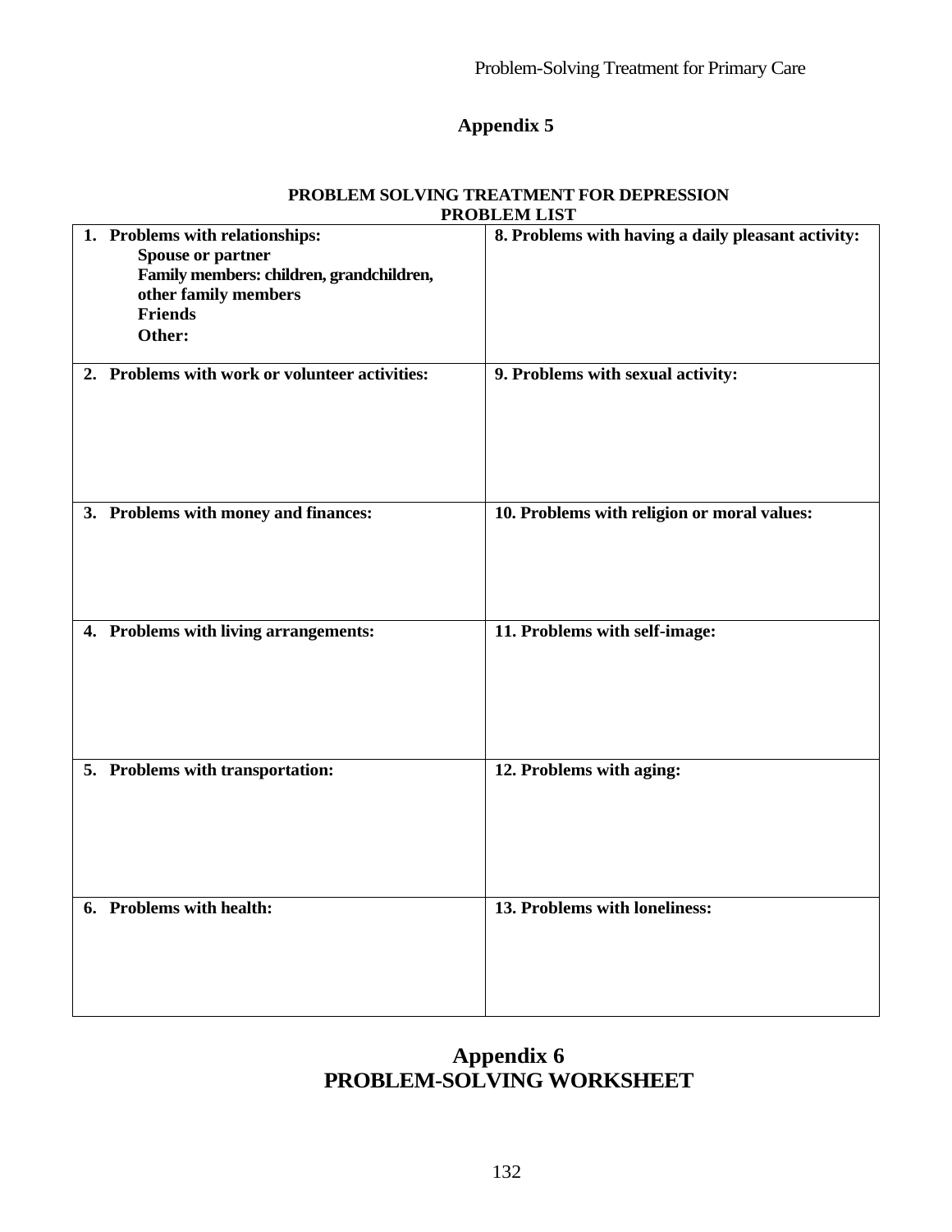# Appendix 5

**PROBLEM SOLVING TREATMENT FOR DEPRESSION**
**PROBLEM LIST**

| | |
|---|---|
| **1. Problems with relationships:**<br>**Spouse or partner**<br>**Family members: children, grandchildren, other family members**<br>**Friends**<br>**Other:** | **8. Problems with having a daily pleasant activity:** |
| **2. Problems with work or volunteer activities:** | **9. Problems with sexual activity:** |
| **3. Problems with money and finances:** | **10. Problems with religion or moral values:** |
| **4. Problems with living arrangements:** | **11. Problems with self-image:** |
| **5. Problems with transportation:** | **12. Problems with aging:** |
| **6. Problems with health:** | **13. Problems with loneliness:** |

# Appendix 6
# PROBLEM-SOLVING WORKSHEET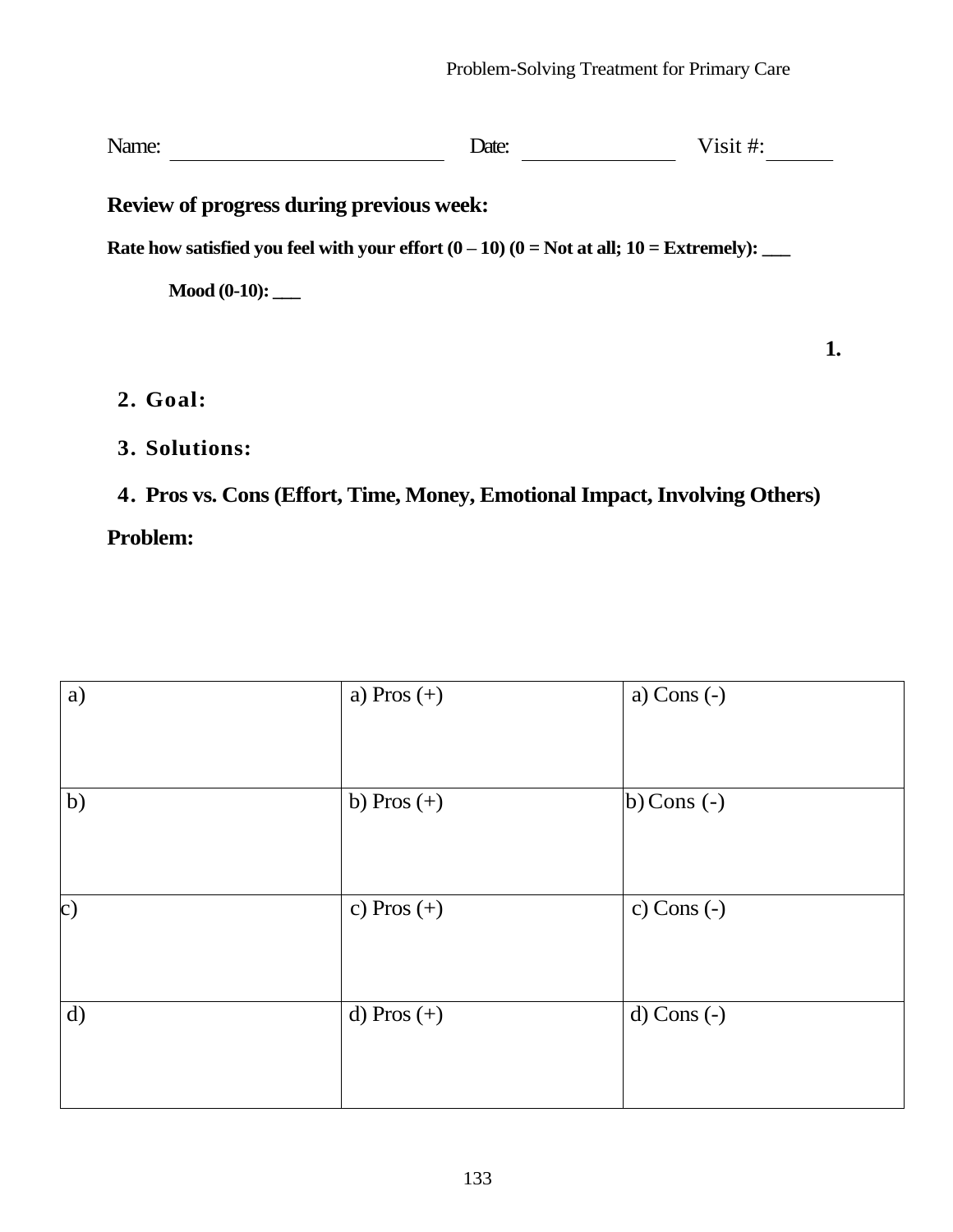Name: ______________________ Date: ______________ Visit #: _______

**Review of progress during previous week:**

**Rate how satisfied you feel with your effort (0 – 10) (0 = Not at all; 10 = Extremely): ___**

**Mood (0-10): ___**

**1.**

**2. Goal:**

**3. Solutions:**

**4. Pros vs. Cons (Effort, Time, Money, Emotional Impact, Involving Others)**

**Problem:**

| a) | a) Pros (+) | a) Cons (-) |
|---|---|---|
| b) | b) Pros (+) | b) Cons (-) |
| c) | c) Pros (+) | c) Cons (-) |
| d) | d) Pros (+) | d) Cons (-) |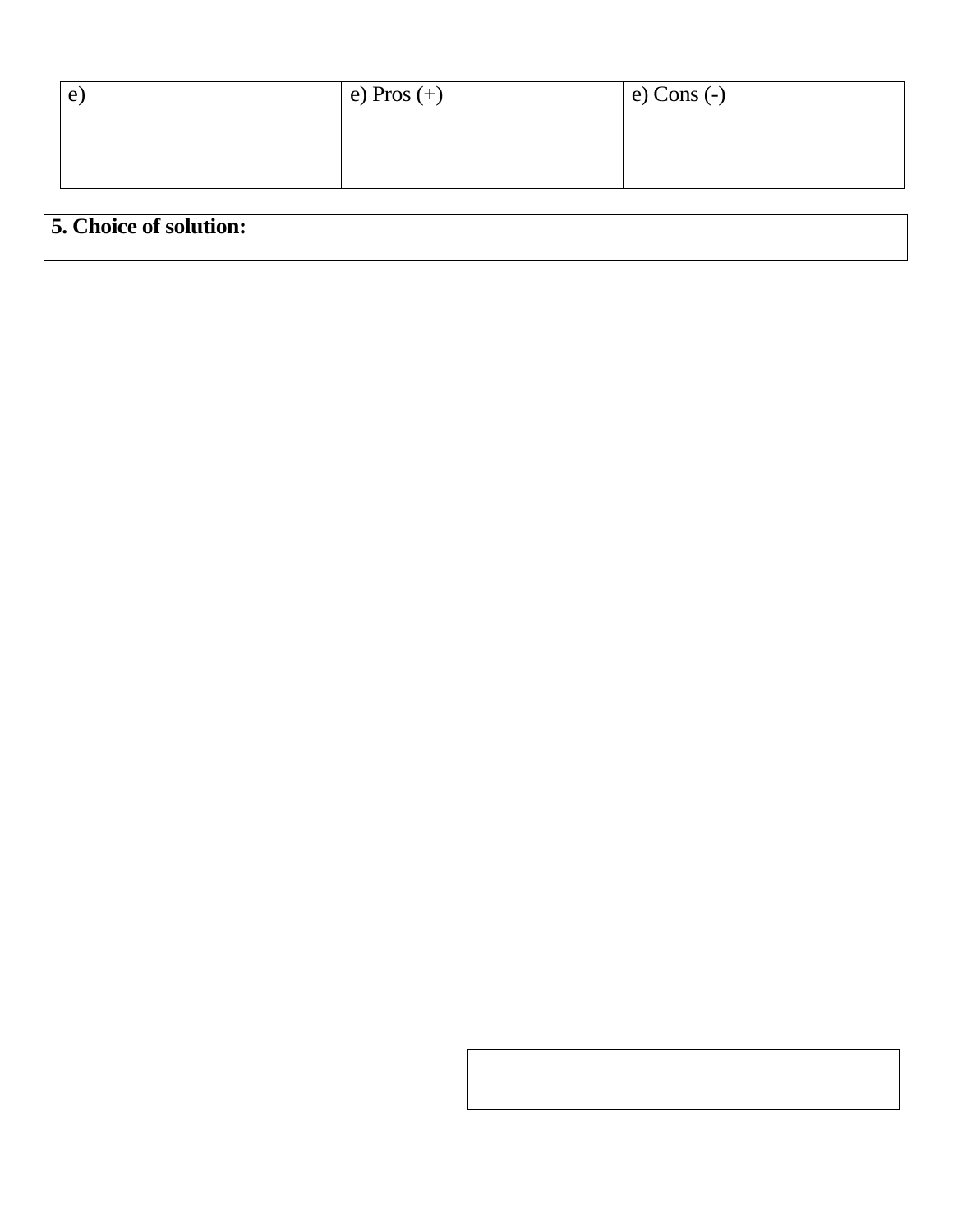| e) | e) Pros (+) | e) Cons (-) |
|---|---|---|
| | | |

| **5. Choice of solution:** |
|---|
| |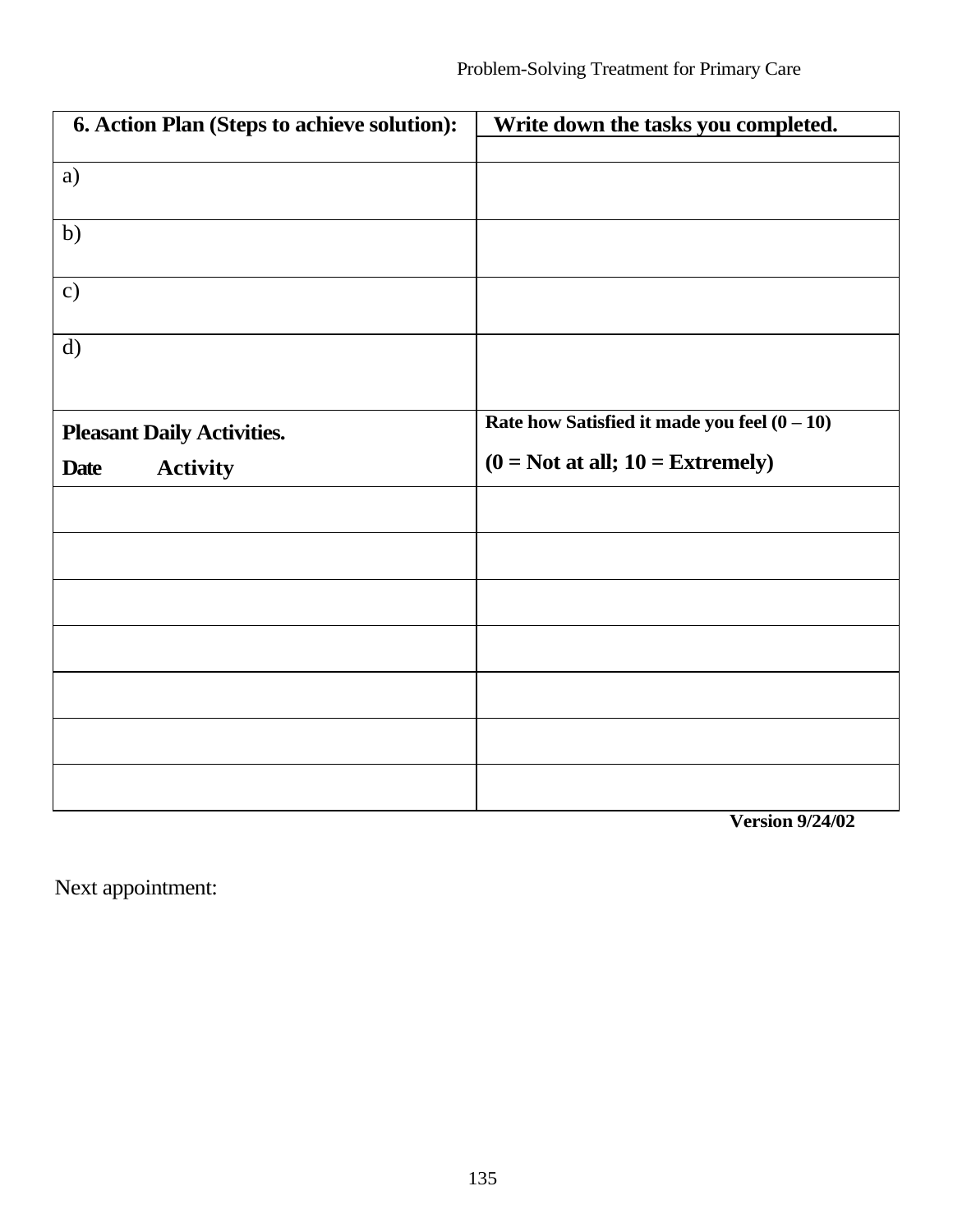| 6. Action Plan (Steps to achieve solution): | Write down the tasks you completed. |
|---|---|
| | |
| a) | |
| b) | |
| c) | |
| d) | |
| **Pleasant Daily Activities.**<br>**Date Activity** | **Rate how Satisfied it made you feel (0 – 10)**<br>**(0 = Not at all; 10 = Extremely)** |
| | |
| | |
| | |
| | |
| | |
| | |
| | |

**Version 9/24/02**

Next appointment: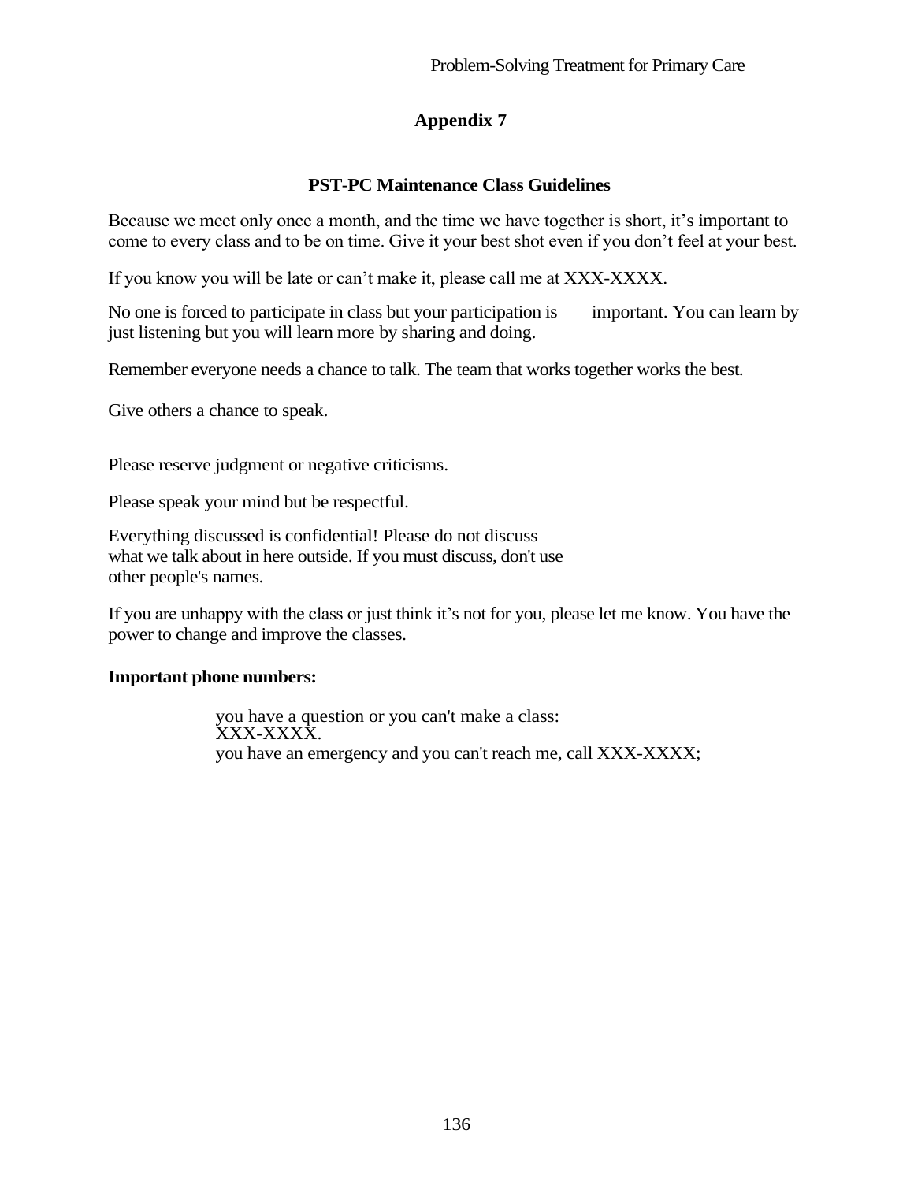# Appendix 7

## PST-PC Maintenance Class Guidelines

Because we meet only once a month, and the time we have together is short, it's important to come to every class and to be on time. Give it your best shot even if you don't feel at your best.

If you know you will be late or can't make it, please call me at XXX-XXXX.

No one is forced to participate in class but your participation is important. You can learn by just listening but you will learn more by sharing and doing.

Remember everyone needs a chance to talk. The team that works together works the best.

Give others a chance to speak.

Please reserve judgment or negative criticisms.

Please speak your mind but be respectful.

Everything discussed is confidential! Please do not discuss what we talk about in here outside. If you must discuss, don't use other people's names.

If you are unhappy with the class or just think it's not for you, please let me know. You have the power to change and improve the classes.

**Important phone numbers:**

you have a question or you can't make a class: XXX-XXXX.
you have an emergency and you can't reach me, call XXX-XXXX;